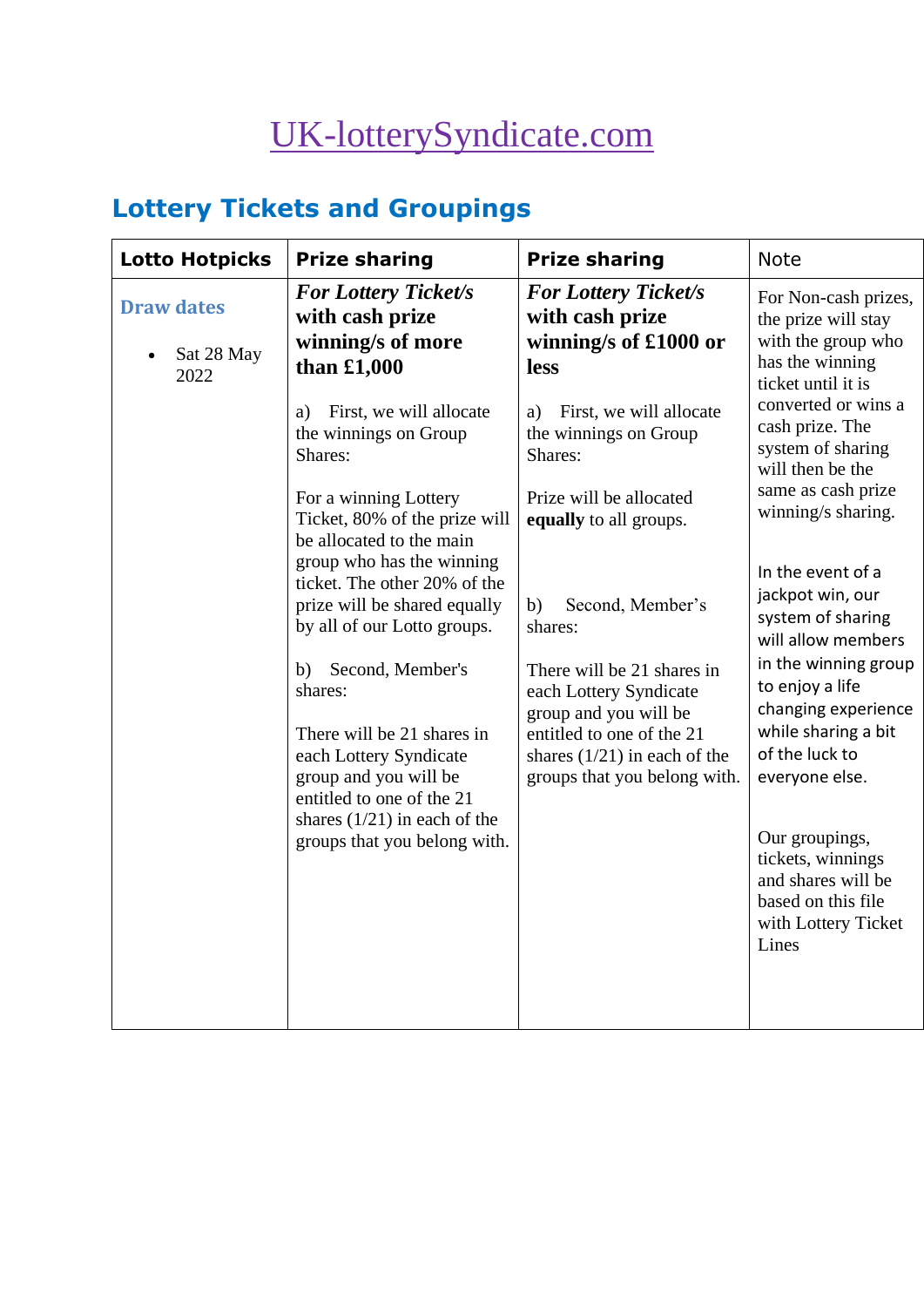# UK-lotterySyndicate.com

## Lottery Tickets and Groupings

| Lotto Hotpicks | Prize sharing | Prize sharing | Note |
|---|---|---|---|
| **Draw dates**<br><br>• Sat 28 May 2022 | ***For Lottery Ticket/s with cash prize winning/s of more than £1,000***<br><br>a) First, we will allocate the winnings on Group Shares:<br><br>For a winning Lottery Ticket, 80% of the prize will be allocated to the main group who has the winning ticket. The other 20% of the prize will be shared equally by all of our Lotto groups.<br><br>b) Second, Member's shares:<br><br>There will be 21 shares in each Lottery Syndicate group and you will be entitled to one of the 21 shares (1/21) in each of the groups that you belong with. | ***For Lottery Ticket/s with cash prize winning/s of £1000 or less***<br><br>a) First, we will allocate the winnings on Group Shares:<br><br>Prize will be allocated **equally** to all groups.<br><br>b) Second, Member's shares:<br><br>There will be 21 shares in each Lottery Syndicate group and you will be entitled to one of the 21 shares (1/21) in each of the groups that you belong with. | For Non-cash prizes, the prize will stay with the group who has the winning ticket until it is converted or wins a cash prize. The system of sharing will then be the same as cash prize winning/s sharing.<br><br>In the event of a jackpot win, our system of sharing will allow members in the winning group to enjoy a life changing experience while sharing a bit of the luck to everyone else.<br><br>Our groupings, tickets, winnings and shares will be based on this file with Lottery Ticket Lines |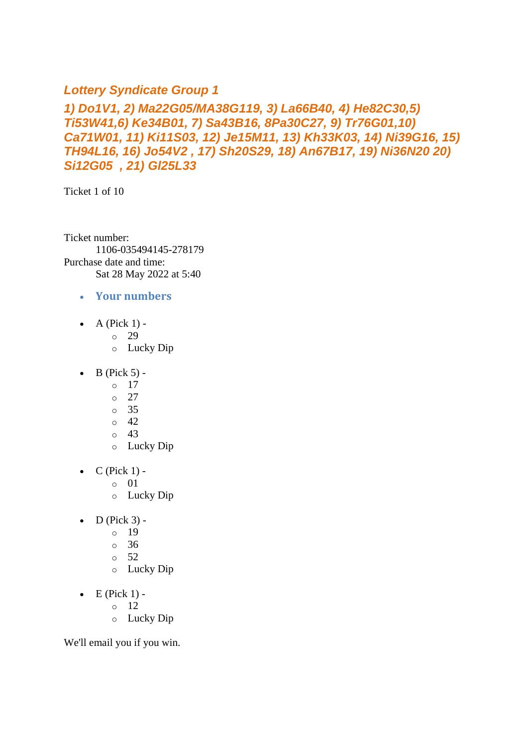## *Lottery Syndicate Group 1*

### *1) Do1V1, 2) Ma22G05/MA38G119, 3) La66B40, 4) He82C30,5) Ti53W41,6) Ke34B01, 7) Sa43B16, 8Pa30C27, 9) Tr76G01,10) Ca71W01, 11) Ki11S03, 12) Je15M11, 13) Kh33K03, 14) Ni39G16, 15) TH94L16, 16) Jo54V2 , 17) Sh20S29, 18) An67B17, 19) Ni36N20 20) Si12G05 , 21) Gl25L33*

Ticket 1 of 10

Ticket number:

1106-035494145-278179

Purchase date and time:

Sat 28 May 2022 at 5:40

- **Your numbers**

- A (Pick 1) -
  - 29
  - Lucky Dip

- B (Pick 5) -
  - 17
  - 27
  - 35
  - 42
  - 43
  - Lucky Dip

- C (Pick 1) -
  - 01
  - Lucky Dip

- D (Pick 3) -
  - 19
  - 36
  - 52
  - Lucky Dip

- E (Pick 1) -
  - 12
  - Lucky Dip

We'll email you if you win.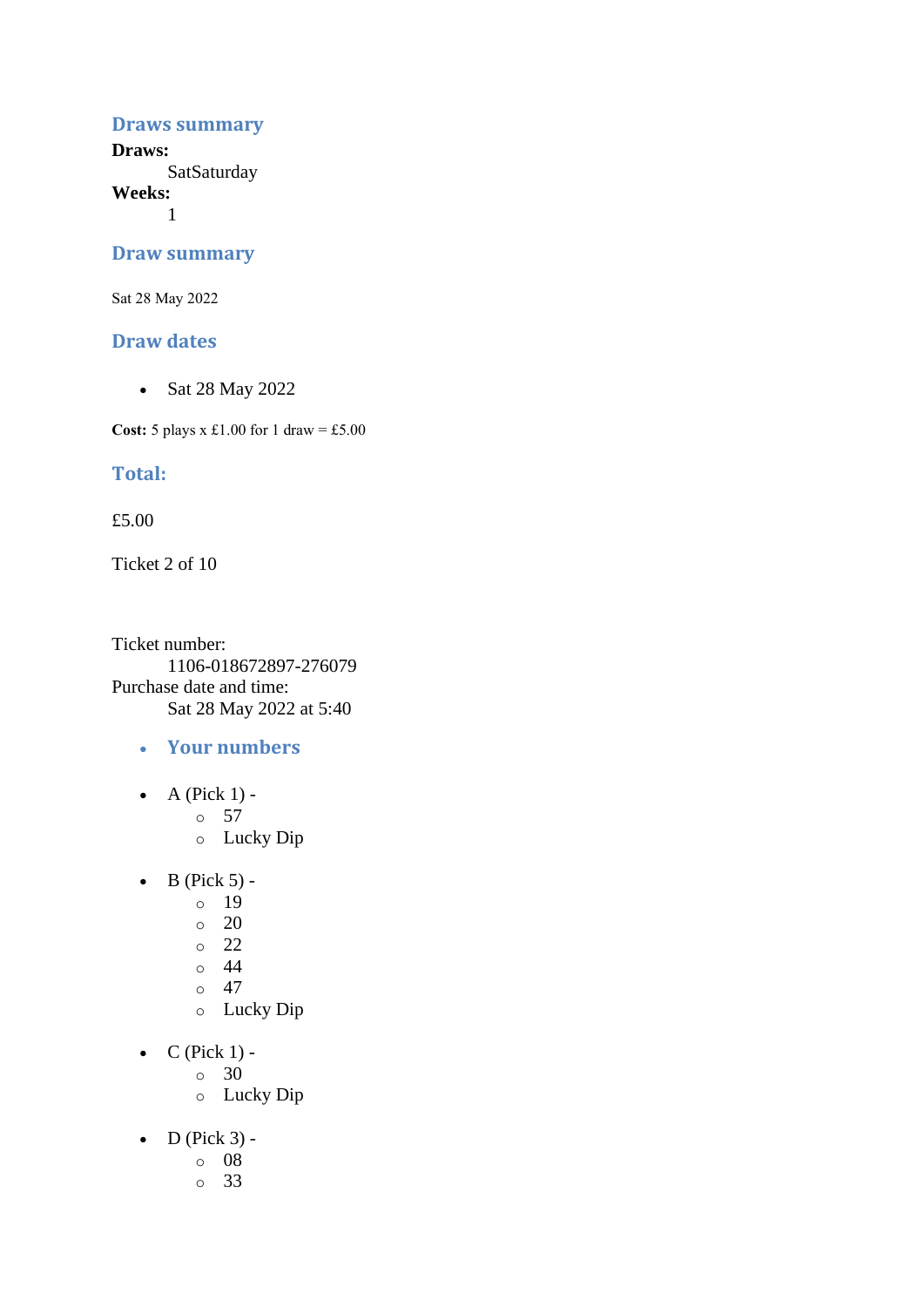### Draws summary

**Draws:**
: SatSaturday

**Weeks:**
: 1

### Draw summary

Sat 28 May 2022

### Draw dates

- Sat 28 May 2022

**Cost:** 5 plays x £1.00 for 1 draw = £5.00

### Total:

£5.00

Ticket 2 of 10

Ticket number:
: 1106-018672897-276079

Purchase date and time:
: Sat 28 May 2022 at 5:40

- **Your numbers**

- A (Pick 1) -
  - 57
  - Lucky Dip
- B (Pick 5) -
  - 19
  - 20
  - 22
  - 44
  - 47
  - Lucky Dip
- C (Pick 1) -
  - 30
  - Lucky Dip
- D (Pick 3) -
  - 08
  - 33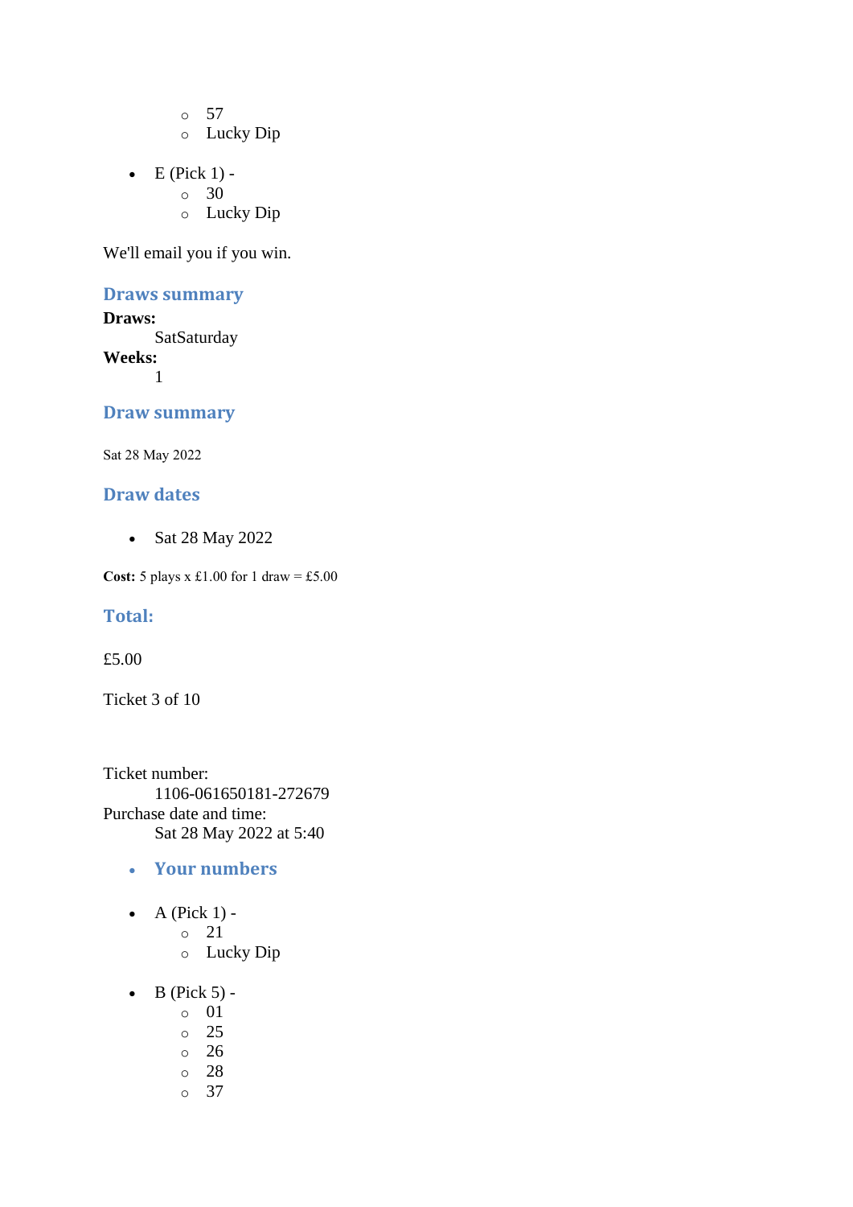- 57
    - Lucky Dip

- E (Pick 1) -
    - 30
    - Lucky Dip

We'll email you if you win.

## Draws summary

**Draws:**
    SatSaturday
**Weeks:**
    1

## Draw summary

Sat 28 May 2022

## Draw dates

- Sat 28 May 2022

**Cost:** 5 plays x £1.00 for 1 draw = £5.00

## Total:

£5.00

Ticket 3 of 10

Ticket number:
    1106-061650181-272679
Purchase date and time:
    Sat 28 May 2022 at 5:40

- ## Your numbers

- A (Pick 1) -
    - 21
    - Lucky Dip

- B (Pick 5) -
    - 01
    - 25
    - 26
    - 28
    - 37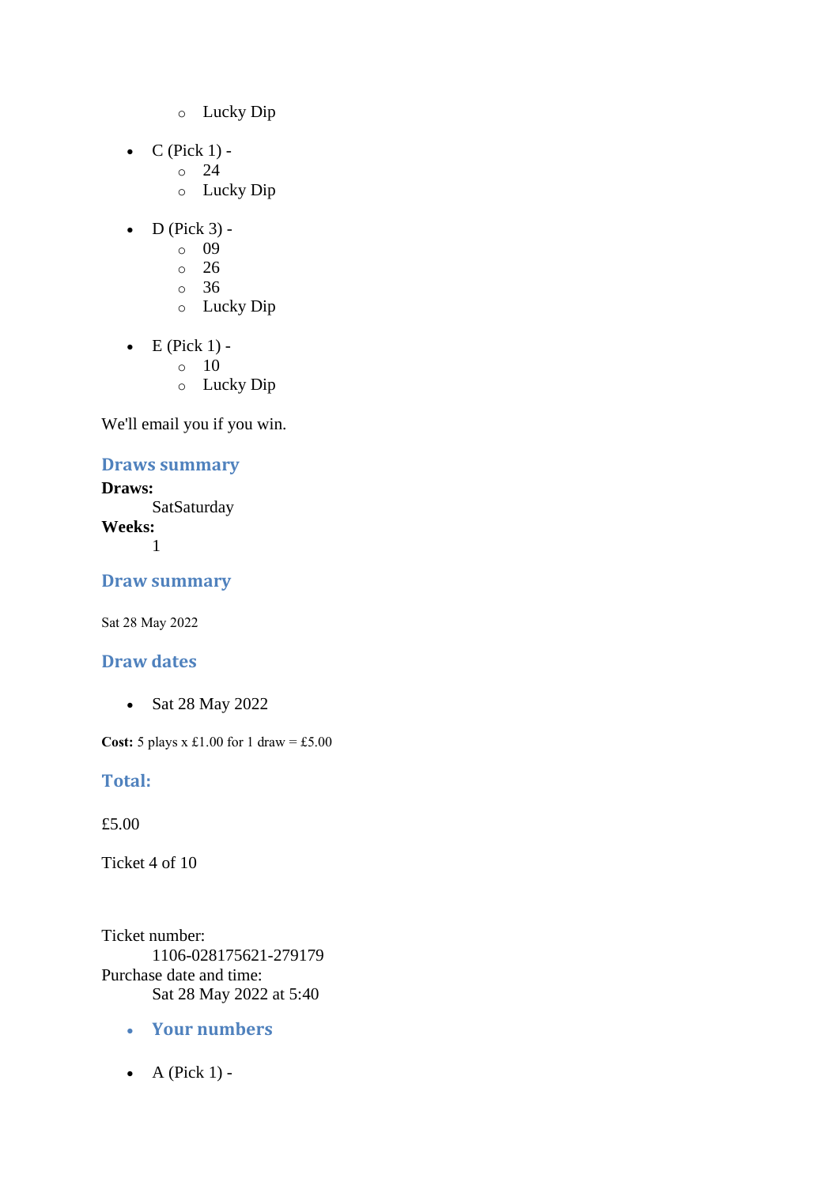- Lucky Dip

- C (Pick 1) -
    - 24
    - Lucky Dip

- D (Pick 3) -
    - 09
    - 26
    - 36
    - Lucky Dip

- E (Pick 1) -
    - 10
    - Lucky Dip

We'll email you if you win.

### Draws summary

**Draws:**
SatSaturday

**Weeks:**
1

### Draw summary

Sat 28 May 2022

### Draw dates

- Sat 28 May 2022

**Cost:** 5 plays x £1.00 for 1 draw = £5.00

### Total:

£5.00

Ticket 4 of 10

Ticket number:
1106-028175621-279179

Purchase date and time:
Sat 28 May 2022 at 5:40

- **Your numbers**

- A (Pick 1) -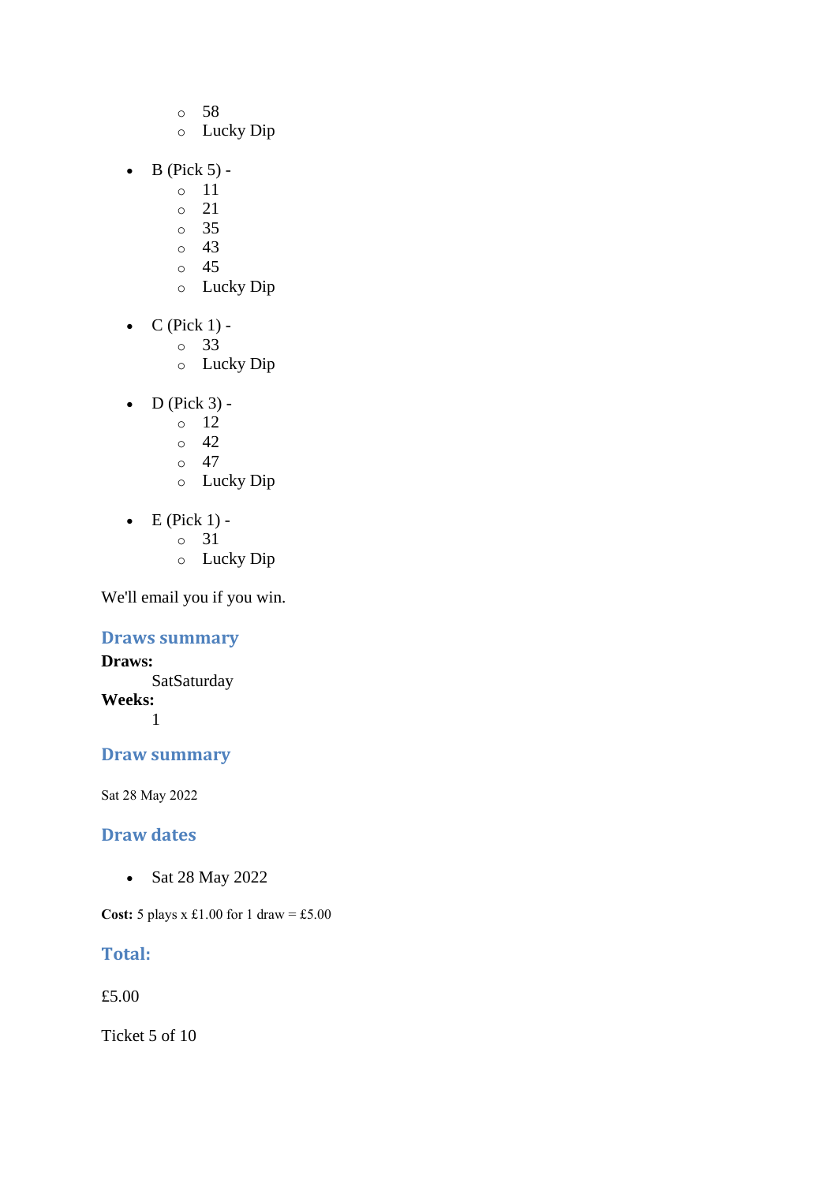- 58
  - Lucky Dip

- B (Pick 5) -
  - 11
  - 21
  - 35
  - 43
  - 45
  - Lucky Dip

- C (Pick 1) -
  - 33
  - Lucky Dip

- D (Pick 3) -
  - 12
  - 42
  - 47
  - Lucky Dip

- E (Pick 1) -
  - 31
  - Lucky Dip

We'll email you if you win.

### Draws summary

**Draws:**
: SatSaturday

**Weeks:**
: 1

### Draw summary

Sat 28 May 2022

### Draw dates

- Sat 28 May 2022

**Cost:** 5 plays x £1.00 for 1 draw = £5.00

### Total:

£5.00

Ticket 5 of 10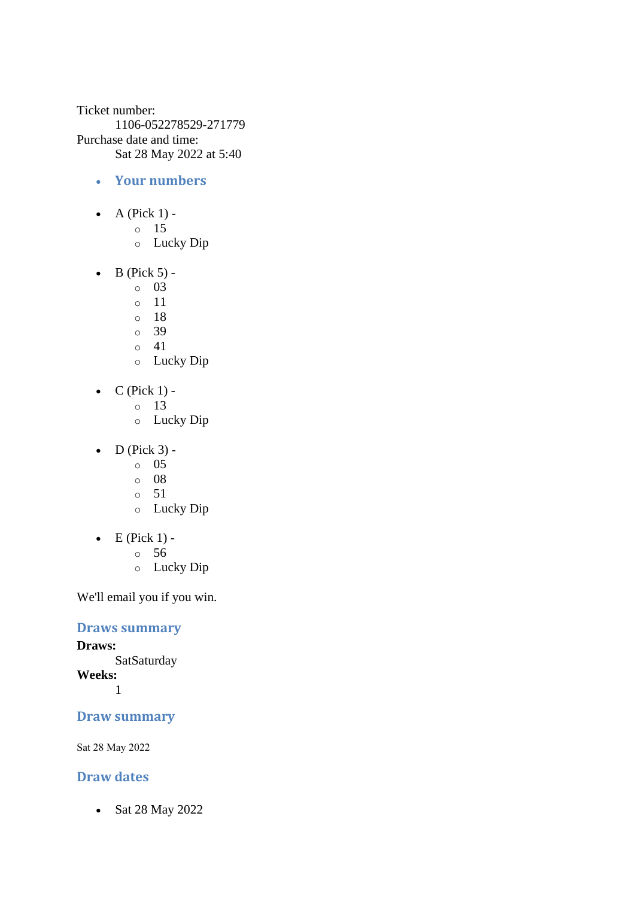Ticket number:

1106-052278529-271779

Purchase date and time:

Sat 28 May 2022 at 5:40

- ## Your numbers

- A (Pick 1) -
  - 15
  - Lucky Dip

- B (Pick 5) -
  - 03
  - 11
  - 18
  - 39
  - 41
  - Lucky Dip

- C (Pick 1) -
  - 13
  - Lucky Dip

- D (Pick 3) -
  - 05
  - 08
  - 51
  - Lucky Dip

- E (Pick 1) -
  - 56
  - Lucky Dip

We'll email you if you win.

## Draws summary

**Draws:**

SatSaturday

**Weeks:**

1

## Draw summary

Sat 28 May 2022

## Draw dates

- Sat 28 May 2022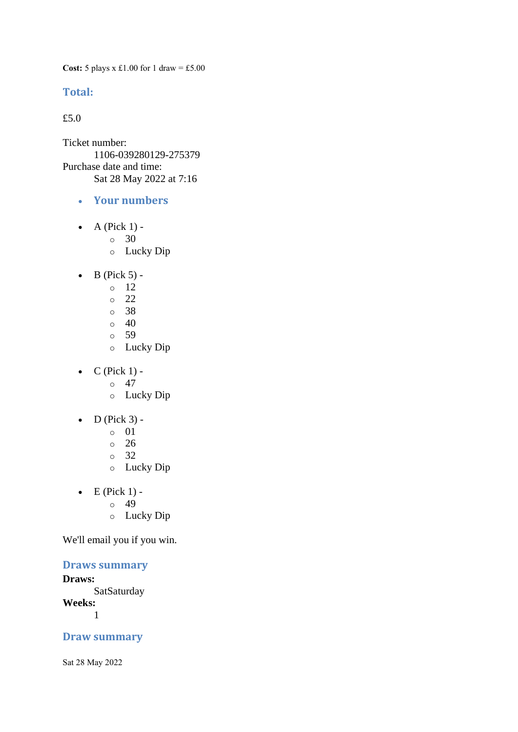**Cost:** 5 plays x £1.00 for 1 draw = £5.00

## Total:

£5.0

Ticket number:
    1106-039280129-275379
Purchase date and time:
    Sat 28 May 2022 at 7:16

- ### Your numbers

- A (Pick 1) -
  - 30
  - Lucky Dip

- B (Pick 5) -
  - 12
  - 22
  - 38
  - 40
  - 59
  - Lucky Dip

- C (Pick 1) -
  - 47
  - Lucky Dip

- D (Pick 3) -
  - 01
  - 26
  - 32
  - Lucky Dip

- E (Pick 1) -
  - 49
  - Lucky Dip

We'll email you if you win.

## Draws summary

**Draws:**
    SatSaturday
**Weeks:**
    1

## Draw summary

Sat 28 May 2022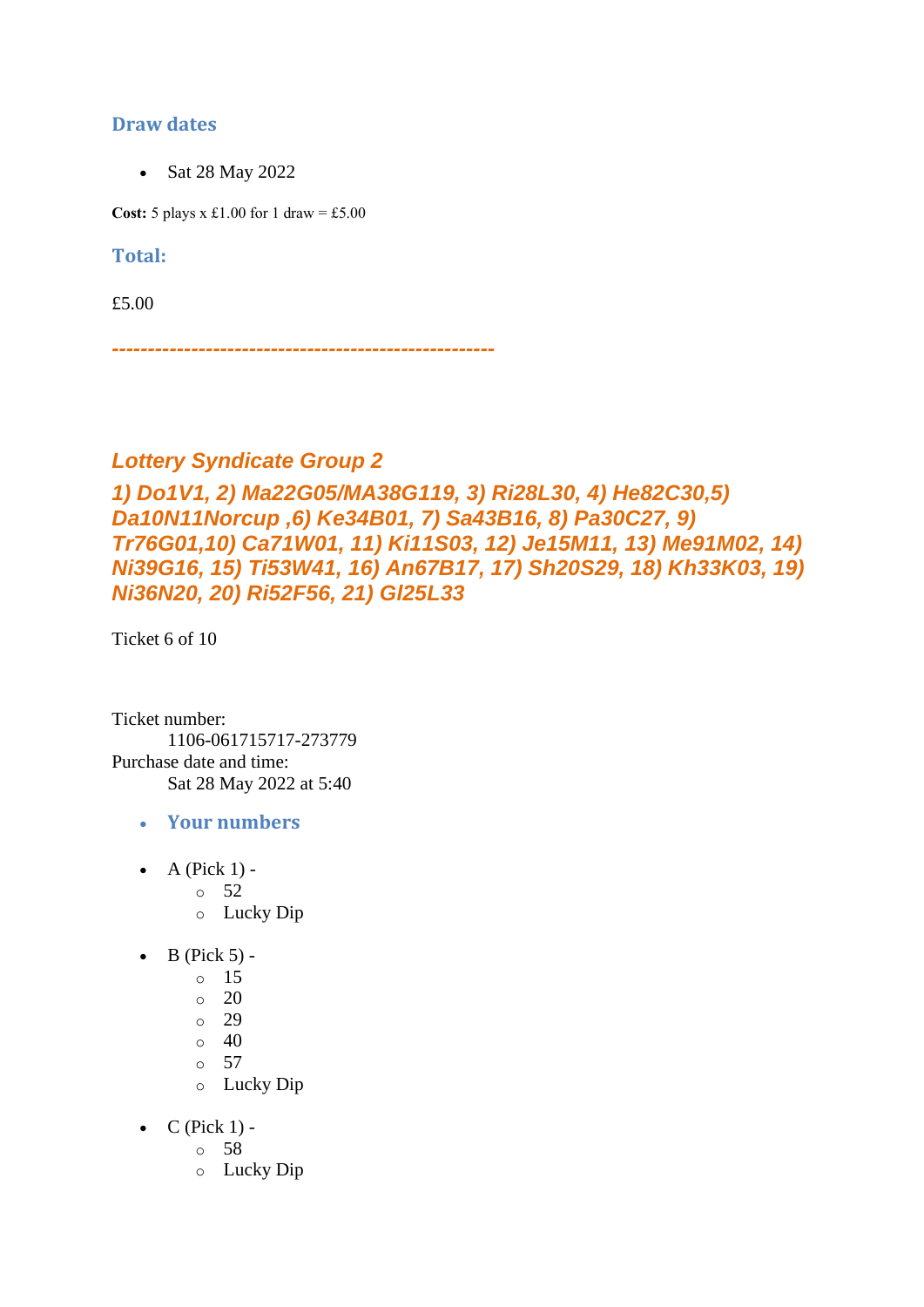### Draw dates

- Sat 28 May 2022

**Cost:** 5 plays x £1.00 for 1 draw = £5.00

### Total:

£5.00

---------------------------------------------------

## *Lottery Syndicate Group 2*

### *1) Do1V1, 2) Ma22G05/MA38G119, 3) Ri28L30, 4) He82C30,5) Da10N11Norcup ,6) Ke34B01, 7) Sa43B16, 8) Pa30C27, 9) Tr76G01,10) Ca71W01, 11) Ki11S03, 12) Je15M11, 13) Me91M02, 14) Ni39G16, 15) Ti53W41, 16) An67B17, 17) Sh20S29, 18) Kh33K03, 19) Ni36N20, 20) Ri52F56, 21) Gl25L33*

Ticket 6 of 10

Ticket number:
    1106-061715717-273779
Purchase date and time:
    Sat 28 May 2022 at 5:40

- **Your numbers**

- A (Pick 1) -
  - 52
  - Lucky Dip

- B (Pick 5) -
  - 15
  - 20
  - 29
  - 40
  - 57
  - Lucky Dip

- C (Pick 1) -
  - 58
  - Lucky Dip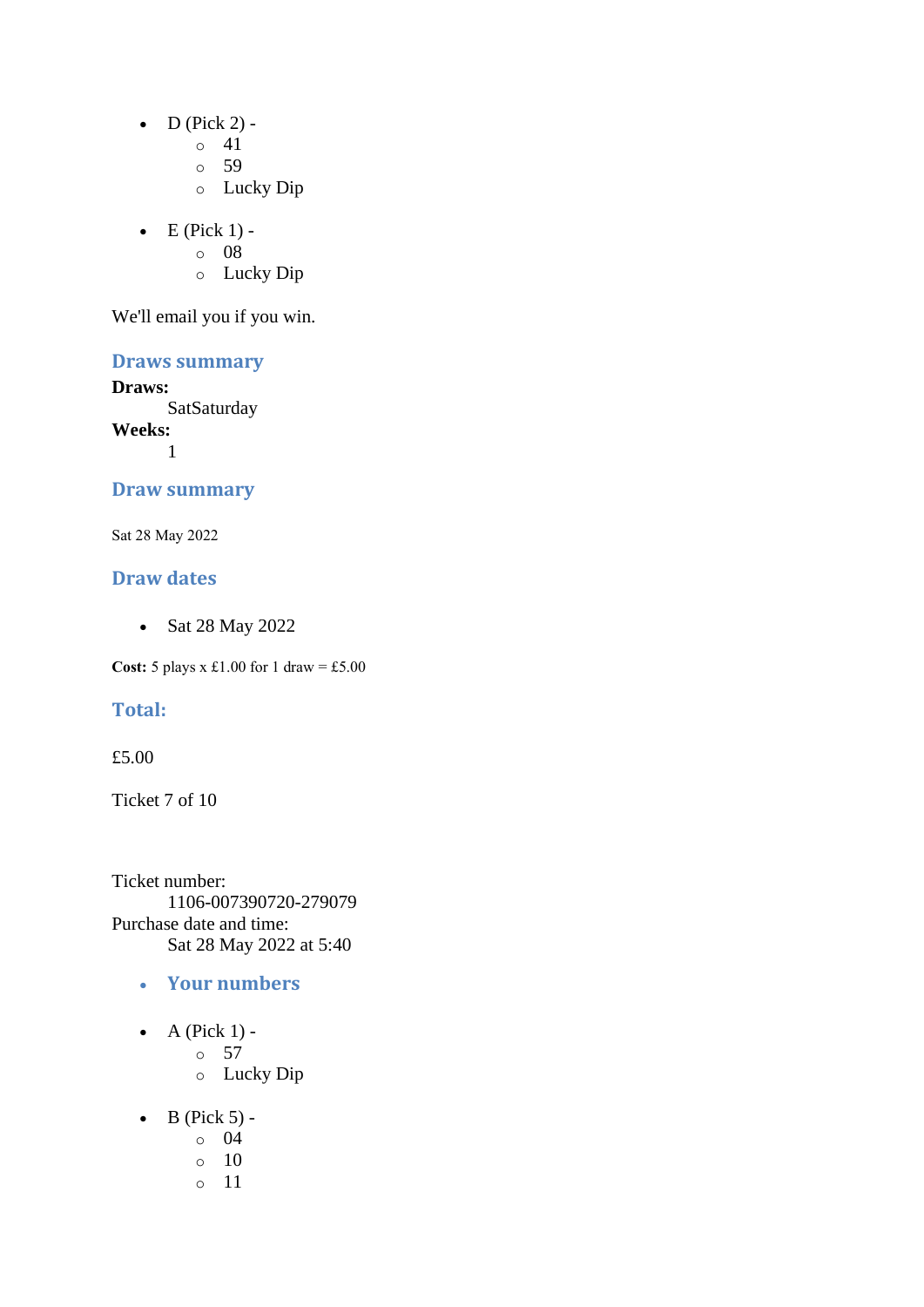- D (Pick 2) -
  - 41
  - 59
  - Lucky Dip

- E (Pick 1) -
  - 08
  - Lucky Dip

We'll email you if you win.

### Draws summary

**Draws:**
  SatSaturday
**Weeks:**
  1

### Draw summary

Sat 28 May 2022

### Draw dates

- Sat 28 May 2022

**Cost:** 5 plays x £1.00 for 1 draw = £5.00

### Total:

£5.00

Ticket 7 of 10

Ticket number:
  1106-007390720-279079
Purchase date and time:
  Sat 28 May 2022 at 5:40

- **Your numbers**

- A (Pick 1) -
  - 57
  - Lucky Dip

- B (Pick 5) -
  - 04
  - 10
  - 11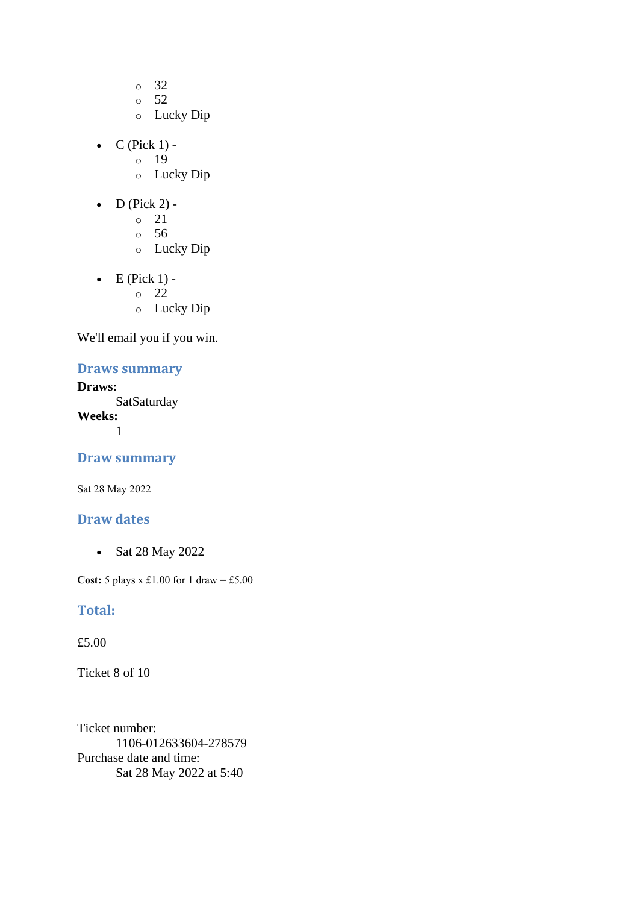- 32
  - 52
  - Lucky Dip

- C (Pick 1) -
  - 19
  - Lucky Dip

- D (Pick 2) -
  - 21
  - 56
  - Lucky Dip

- E (Pick 1) -
  - 22
  - Lucky Dip

We'll email you if you win.

### Draws summary

**Draws:**
SatSaturday

**Weeks:**
1

### Draw summary

Sat 28 May 2022

### Draw dates

- Sat 28 May 2022

**Cost:** 5 plays x £1.00 for 1 draw = £5.00

### Total:

£5.00

Ticket 8 of 10

Ticket number:
1106-012633604-278579

Purchase date and time:
Sat 28 May 2022 at 5:40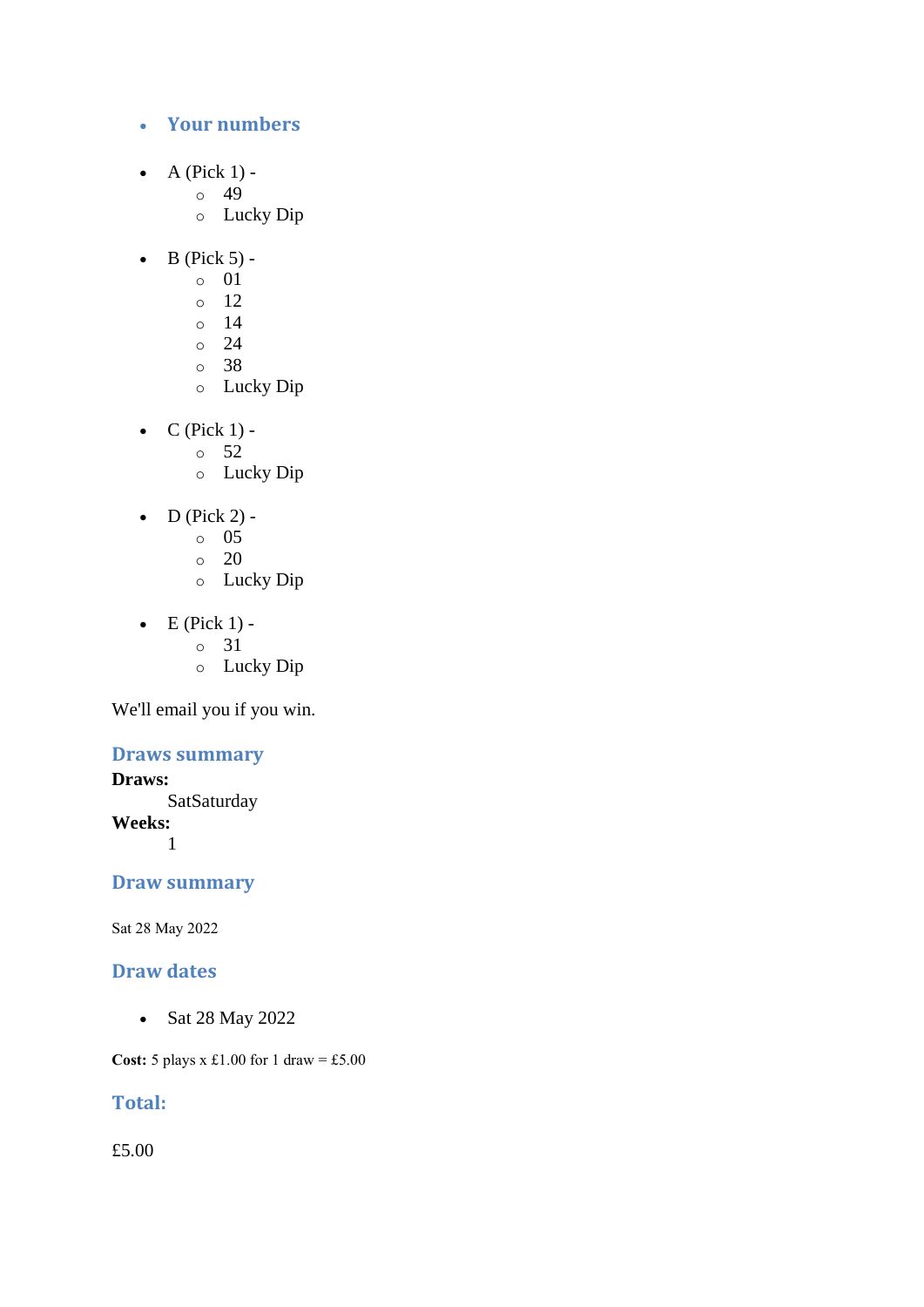- ### Your numbers

- A (Pick 1) -
  - 49
  - Lucky Dip

- B (Pick 5) -
  - 01
  - 12
  - 14
  - 24
  - 38
  - Lucky Dip

- C (Pick 1) -
  - 52
  - Lucky Dip

- D (Pick 2) -
  - 05
  - 20
  - Lucky Dip

- E (Pick 1) -
  - 31
  - Lucky Dip

We'll email you if you win.

### Draws summary

**Draws:**
SatSaturday
**Weeks:**
1

### Draw summary

Sat 28 May 2022

### Draw dates

- Sat 28 May 2022

**Cost:** 5 plays x £1.00 for 1 draw = £5.00

### Total:

£5.00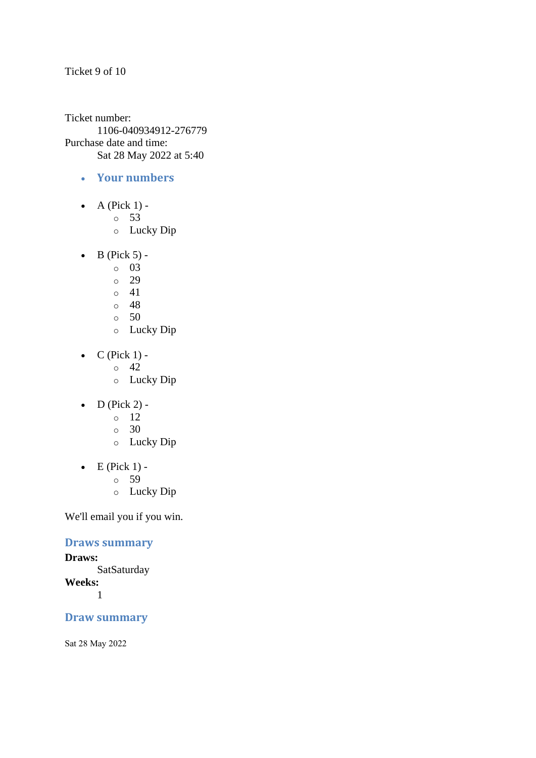Ticket 9 of 10

Ticket number:
    1106-040934912-276779
Purchase date and time:
    Sat 28 May 2022 at 5:40

- **Your numbers**

- A (Pick 1) -
    - 53
    - Lucky Dip

- B (Pick 5) -
    - 03
    - 29
    - 41
    - 48
    - 50
    - Lucky Dip

- C (Pick 1) -
    - 42
    - Lucky Dip

- D (Pick 2) -
    - 12
    - 30
    - Lucky Dip

- E (Pick 1) -
    - 59
    - Lucky Dip

We'll email you if you win.

## Draws summary

**Draws:**
    SatSaturday
**Weeks:**
    1

## Draw summary

Sat 28 May 2022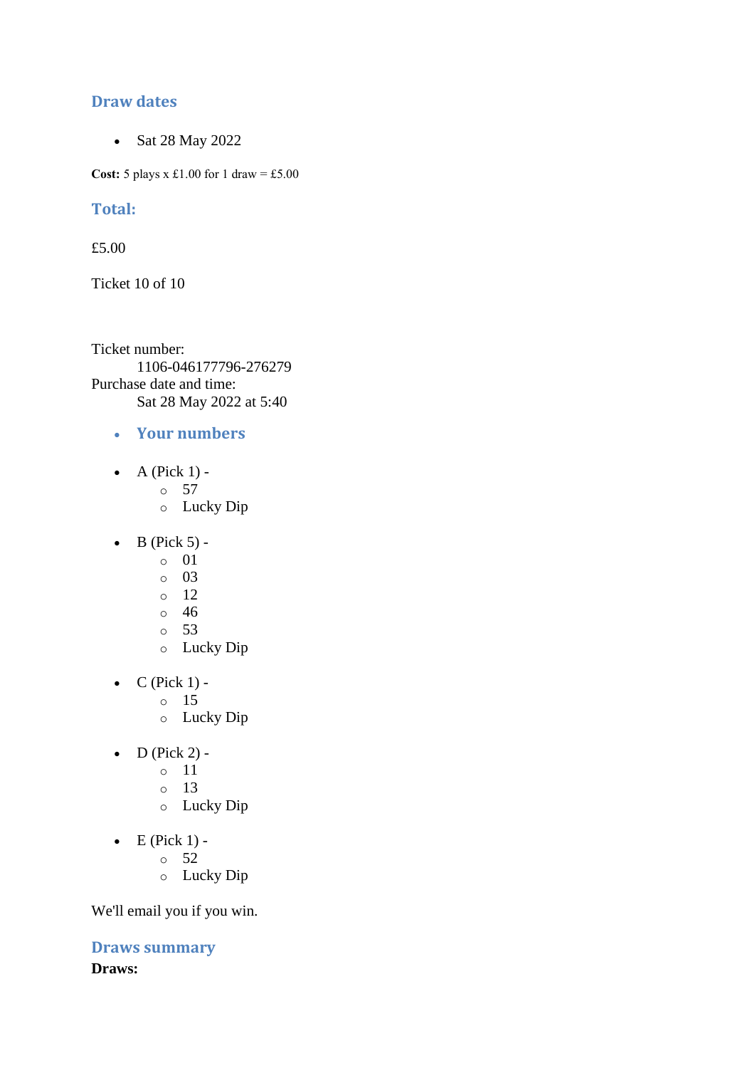## Draw dates

- Sat 28 May 2022

**Cost:** 5 plays x £1.00 for 1 draw = £5.00

## Total:

£5.00

Ticket 10 of 10

Ticket number:
    1106-046177796-276279
Purchase date and time:
    Sat 28 May 2022 at 5:40

- **Your numbers**

- A (Pick 1) -
  - 57
  - Lucky Dip

- B (Pick 5) -
  - 01
  - 03
  - 12
  - 46
  - 53
  - Lucky Dip

- C (Pick 1) -
  - 15
  - Lucky Dip

- D (Pick 2) -
  - 11
  - 13
  - Lucky Dip

- E (Pick 1) -
  - 52
  - Lucky Dip

We'll email you if you win.

## Draws summary

**Draws:**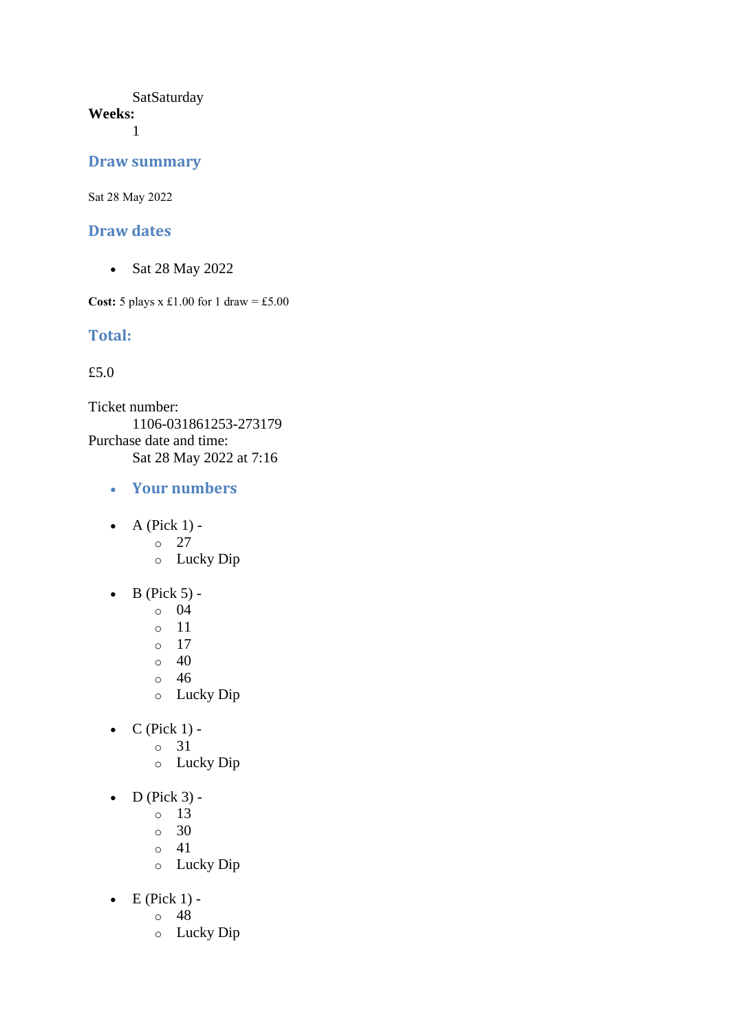SatSaturday

**Weeks:**

1

## Draw summary

Sat 28 May 2022

## Draw dates

- Sat 28 May 2022

**Cost:** 5 plays x £1.00 for 1 draw = £5.00

## Total:

£5.0

Ticket number:

1106-031861253-273179

Purchase date and time:

Sat 28 May 2022 at 7:16

- **Your numbers**

- A (Pick 1) -
  - 27
  - Lucky Dip
- B (Pick 5) -
  - 04
  - 11
  - 17
  - 40
  - 46
  - Lucky Dip
- C (Pick 1) -
  - 31
  - Lucky Dip
- D (Pick 3) -
  - 13
  - 30
  - 41
  - Lucky Dip
- E (Pick 1) -
  - 48
  - Lucky Dip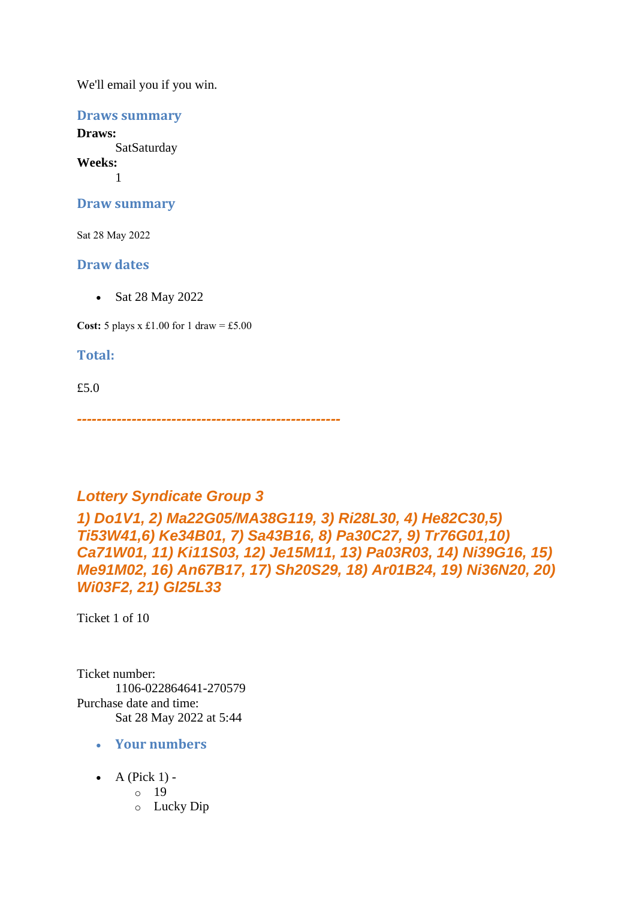We'll email you if you win.

### Draws summary

**Draws:**
SatSaturday
**Weeks:**
1

### Draw summary

Sat 28 May 2022

### Draw dates

- Sat 28 May 2022

**Cost:** 5 plays x £1.00 for 1 draw = £5.00

### Total:

£5.0

---------------------------------------------------

## *Lottery Syndicate Group 3*

### *1) Do1V1, 2) Ma22G05/MA38G119, 3) Ri28L30, 4) He82C30,5) Ti53W41,6) Ke34B01, 7) Sa43B16, 8) Pa30C27, 9) Tr76G01,10) Ca71W01, 11) Ki11S03, 12) Je15M11, 13) Pa03R03, 14) Ni39G16, 15) Me91M02, 16) An67B17, 17) Sh20S29, 18) Ar01B24, 19) Ni36N20, 20) Wi03F2, 21) Gl25L33*

Ticket 1 of 10

Ticket number:
1106-022864641-270579
Purchase date and time:
Sat 28 May 2022 at 5:44

- **Your numbers**

- A (Pick 1) -
  - 19
  - Lucky Dip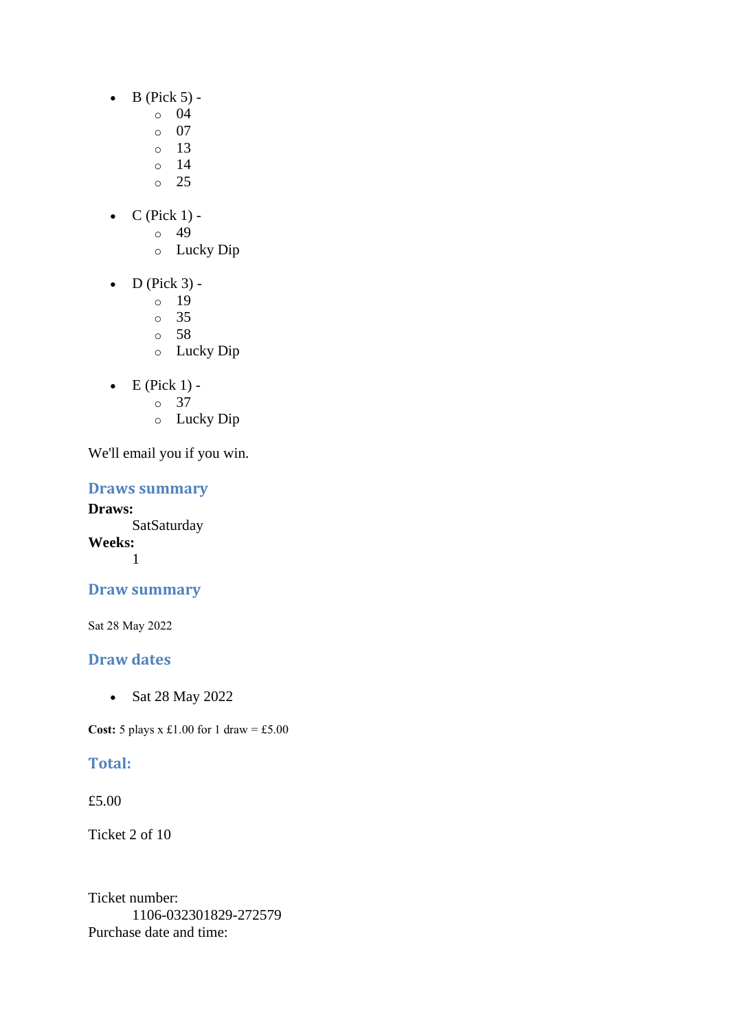- B (Pick 5) -
  - 04
  - 07
  - 13
  - 14
  - 25
- C (Pick 1) -
  - 49
  - Lucky Dip
- D (Pick 3) -
  - 19
  - 35
  - 58
  - Lucky Dip
- E (Pick 1) -
  - 37
  - Lucky Dip

We'll email you if you win.

## Draws summary

**Draws:**

SatSaturday

**Weeks:**

1

## Draw summary

Sat 28 May 2022

## Draw dates

- Sat 28 May 2022

**Cost:** 5 plays x £1.00 for 1 draw = £5.00

## Total:

£5.00

Ticket 2 of 10

Ticket number:

1106-032301829-272579

Purchase date and time: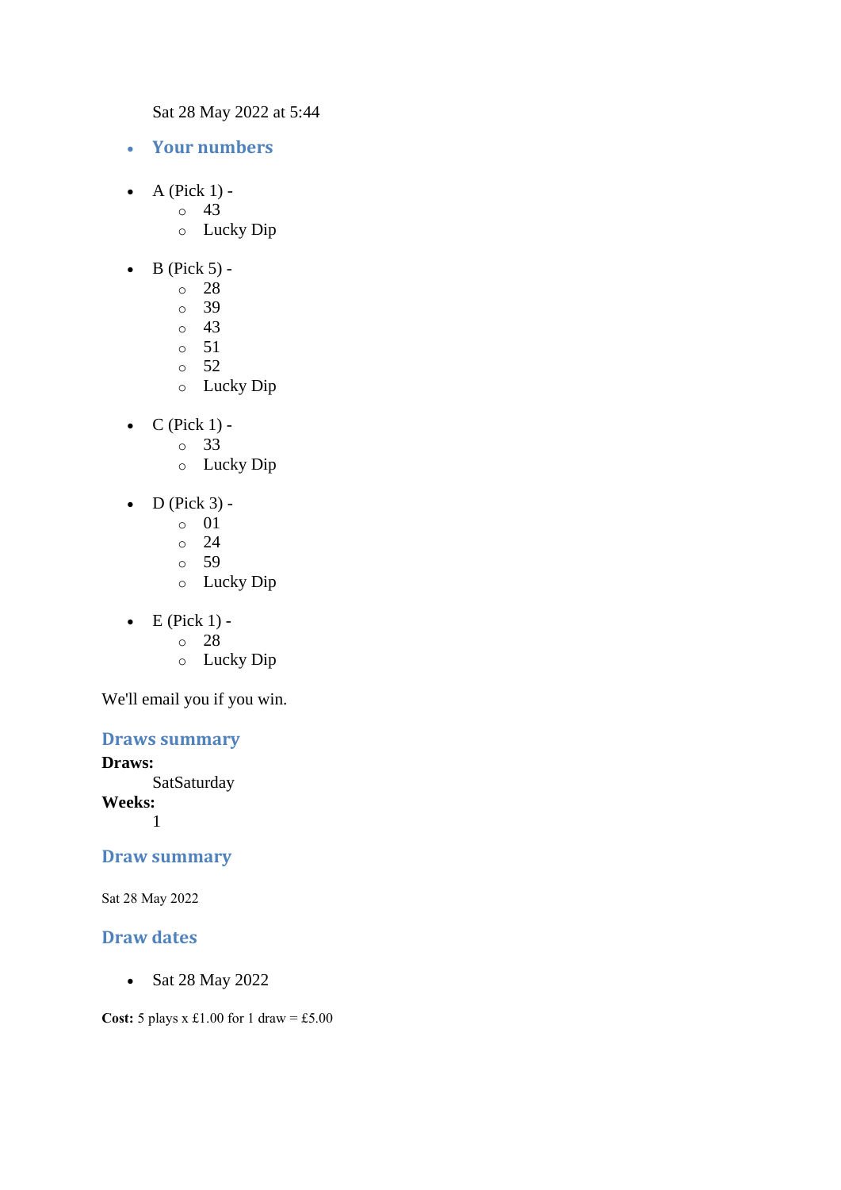Sat 28 May 2022 at 5:44

- **Your numbers**

- A (Pick 1) -
  - 43
  - Lucky Dip

- B (Pick 5) -
  - 28
  - 39
  - 43
  - 51
  - 52
  - Lucky Dip

- C (Pick 1) -
  - 33
  - Lucky Dip

- D (Pick 3) -
  - 01
  - 24
  - 59
  - Lucky Dip

- E (Pick 1) -
  - 28
  - Lucky Dip

We'll email you if you win.

## Draws summary

**Draws:**
SatSaturday
**Weeks:**
1

## Draw summary

Sat 28 May 2022

## Draw dates

- Sat 28 May 2022

**Cost:** 5 plays x £1.00 for 1 draw = £5.00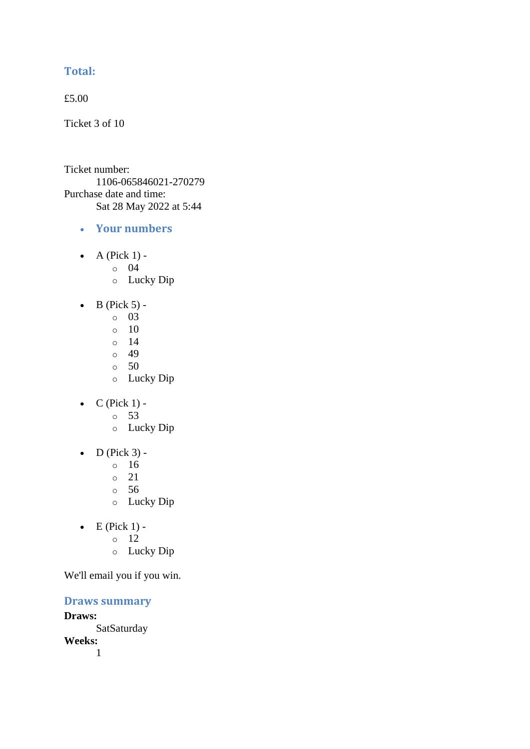## Total:

£5.00

Ticket 3 of 10

Ticket number:
    1106-065846021-270279

Purchase date and time:
    Sat 28 May 2022 at 5:44

- ### Your numbers

- A (Pick 1) -
  - 04
  - Lucky Dip
- B (Pick 5) -
  - 03
  - 10
  - 14
  - 49
  - 50
  - Lucky Dip
- C (Pick 1) -
  - 53
  - Lucky Dip
- D (Pick 3) -
  - 16
  - 21
  - 56
  - Lucky Dip
- E (Pick 1) -
  - 12
  - Lucky Dip

We'll email you if you win.

## Draws summary

**Draws:**
    SatSaturday

**Weeks:**
    1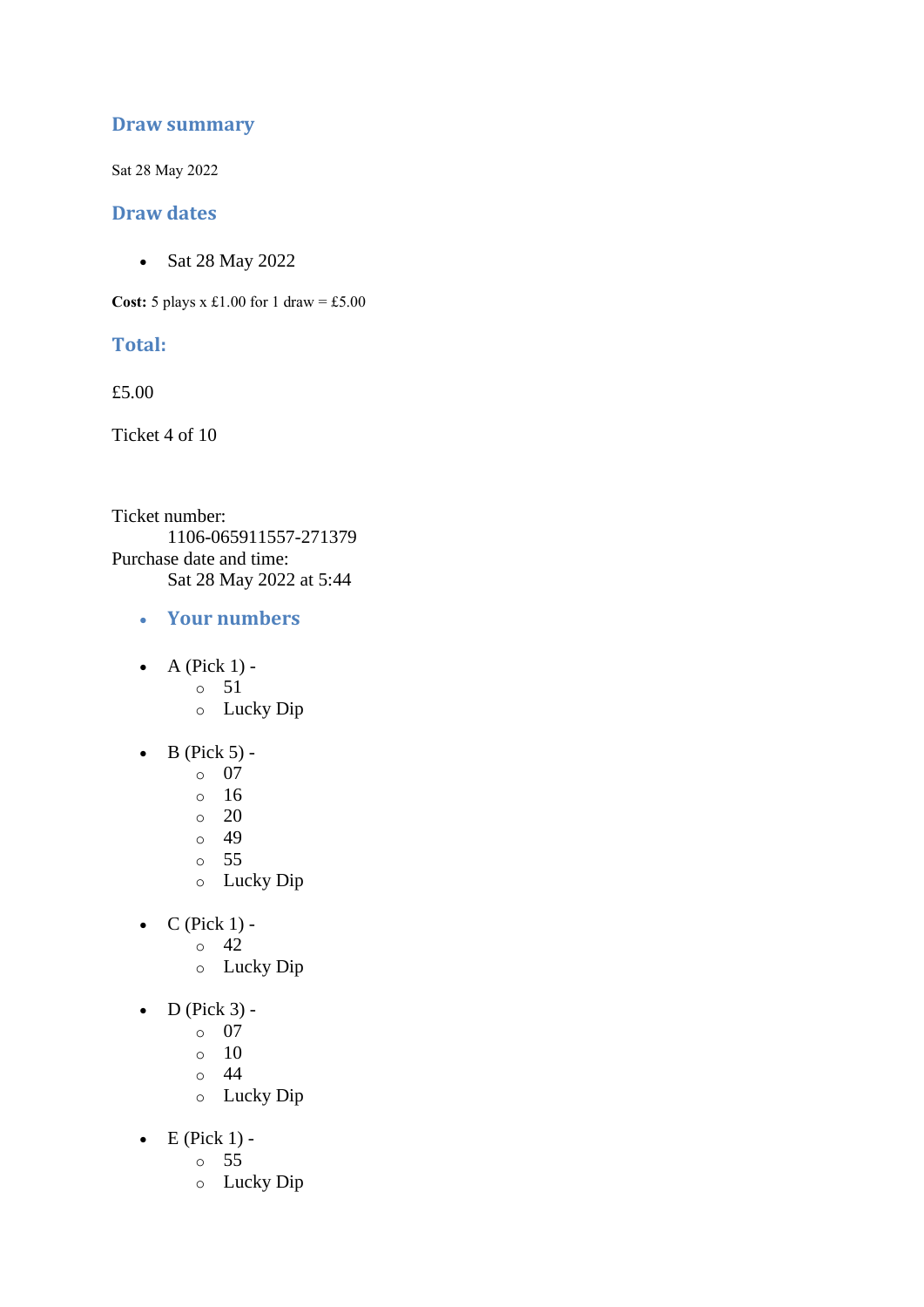## Draw summary

Sat 28 May 2022

## Draw dates

- Sat 28 May 2022

**Cost:** 5 plays x £1.00 for 1 draw = £5.00

## Total:

£5.00

Ticket 4 of 10

Ticket number:
    1106-065911557-271379
Purchase date and time:
    Sat 28 May 2022 at 5:44

- ### Your numbers

- A (Pick 1) -
    - 51
    - Lucky Dip
- B (Pick 5) -
    - 07
    - 16
    - 20
    - 49
    - 55
    - Lucky Dip
- C (Pick 1) -
    - 42
    - Lucky Dip
- D (Pick 3) -
    - 07
    - 10
    - 44
    - Lucky Dip
- E (Pick 1) -
    - 55
    - Lucky Dip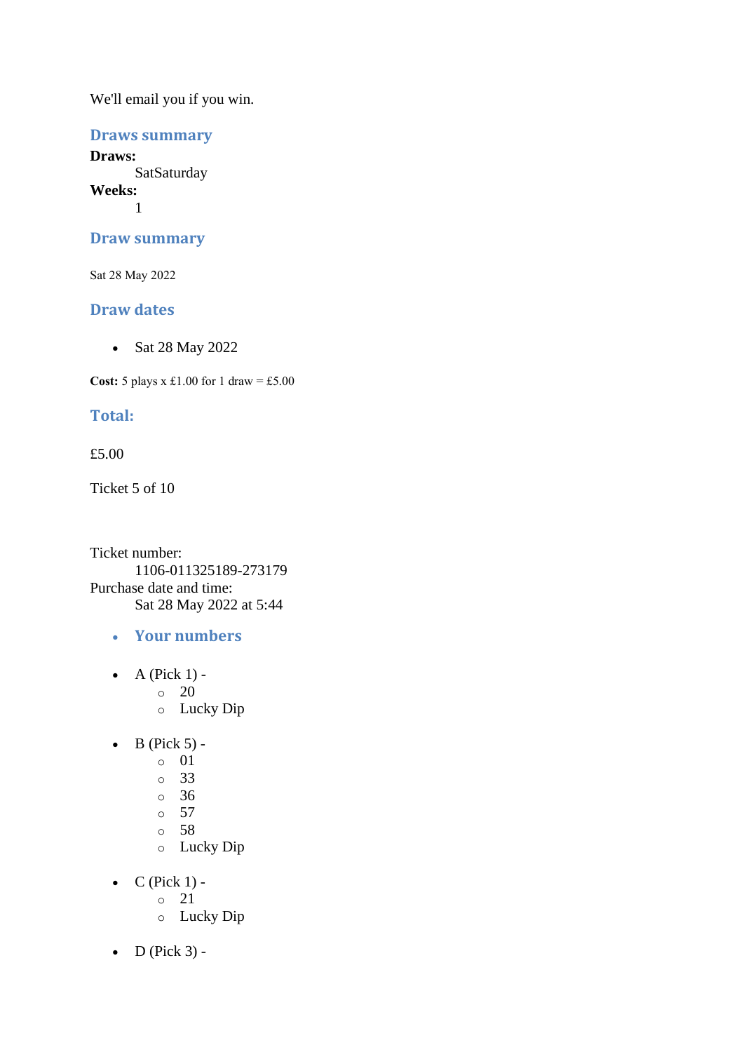We'll email you if you win.

### Draws summary

**Draws:**
  SatSaturday
**Weeks:**
  1

### Draw summary

Sat 28 May 2022

### Draw dates

- Sat 28 May 2022

**Cost:** 5 plays x £1.00 for 1 draw = £5.00

### Total:

£5.00

Ticket 5 of 10

Ticket number:
  1106-011325189-273179
Purchase date and time:
  Sat 28 May 2022 at 5:44

- **Your numbers**

- A (Pick 1) -
  - 20
  - Lucky Dip

- B (Pick 5) -
  - 01
  - 33
  - 36
  - 57
  - 58
  - Lucky Dip

- C (Pick 1) -
  - 21
  - Lucky Dip

- D (Pick 3) -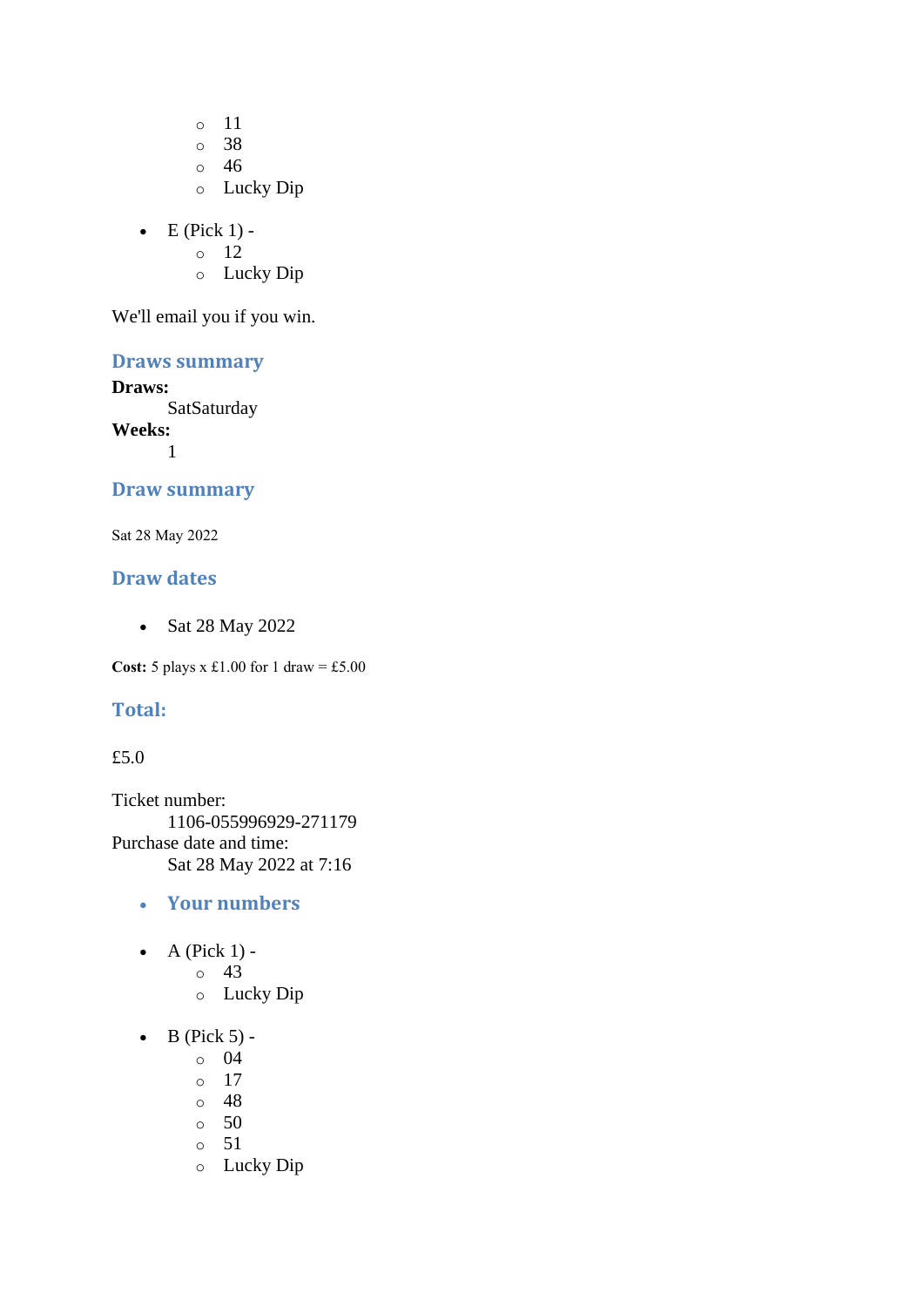- 11
    - 38
    - 46
    - Lucky Dip

- E (Pick 1) -
    - 12
    - Lucky Dip

We'll email you if you win.

### Draws summary

**Draws:**
    SatSaturday
**Weeks:**
    1

### Draw summary

Sat 28 May 2022

### Draw dates

- Sat 28 May 2022

**Cost:** 5 plays x £1.00 for 1 draw = £5.00

### Total:

£5.0

Ticket number:
    1106-055996929-271179
Purchase date and time:
    Sat 28 May 2022 at 7:16

- **Your numbers**

- A (Pick 1) -
    - 43
    - Lucky Dip

- B (Pick 5) -
    - 04
    - 17
    - 48
    - 50
    - 51
    - Lucky Dip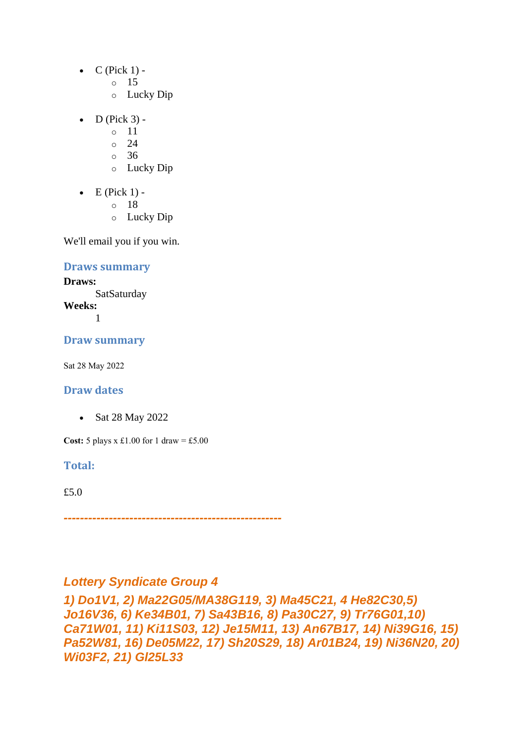- C (Pick 1) -
  - 15
  - Lucky Dip
- D (Pick 3) -
  - 11
  - 24
  - 36
  - Lucky Dip
- E (Pick 1) -
  - 18
  - Lucky Dip

We'll email you if you win.

### Draws summary

**Draws:**
SatSaturday
**Weeks:**
1

### Draw summary

Sat 28 May 2022

### Draw dates

- Sat 28 May 2022

**Cost:** 5 plays x £1.00 for 1 draw = £5.00

### Total:

£5.0

-----------------------------------------------------

## *Lottery Syndicate Group 4*

***1) Do1V1, 2) Ma22G05/MA38G119, 3) Ma45C21, 4 He82C30,5) Jo16V36, 6) Ke34B01, 7) Sa43B16, 8) Pa30C27, 9) Tr76G01,10) Ca71W01, 11) Ki11S03, 12) Je15M11, 13) An67B17, 14) Ni39G16, 15) Pa52W81, 16) De05M22, 17) Sh20S29, 18) Ar01B24, 19) Ni36N20, 20) Wi03F2, 21) Gl25L33***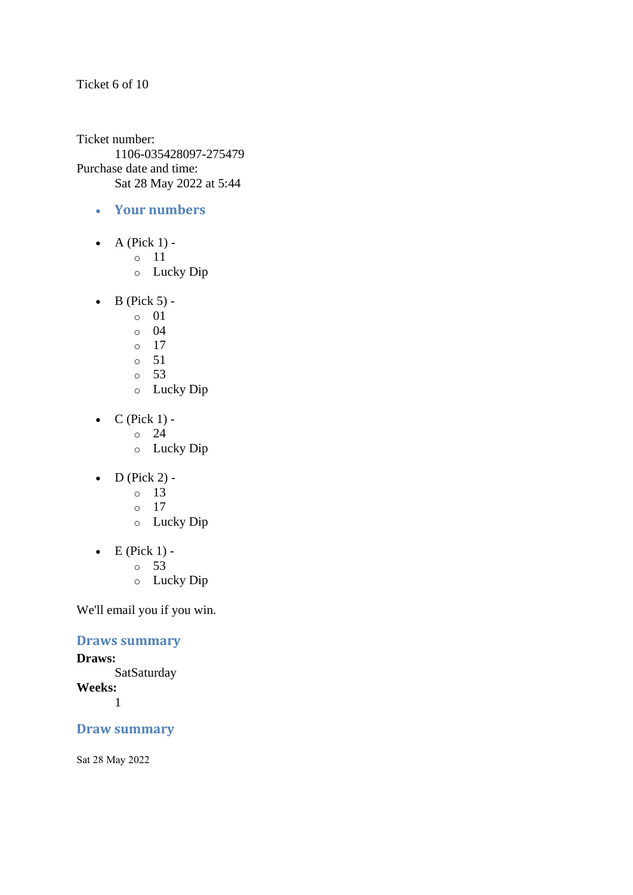Ticket 6 of 10

Ticket number:
    1106-035428097-275479
Purchase date and time:
    Sat 28 May 2022 at 5:44

- ### Your numbers

- A (Pick 1) -
    - 11
    - Lucky Dip

- B (Pick 5) -
    - 01
    - 04
    - 17
    - 51
    - 53
    - Lucky Dip

- C (Pick 1) -
    - 24
    - Lucky Dip

- D (Pick 2) -
    - 13
    - 17
    - Lucky Dip

- E (Pick 1) -
    - 53
    - Lucky Dip

We'll email you if you win.

### Draws summary

**Draws:**
    SatSaturday
**Weeks:**
    1

### Draw summary

Sat 28 May 2022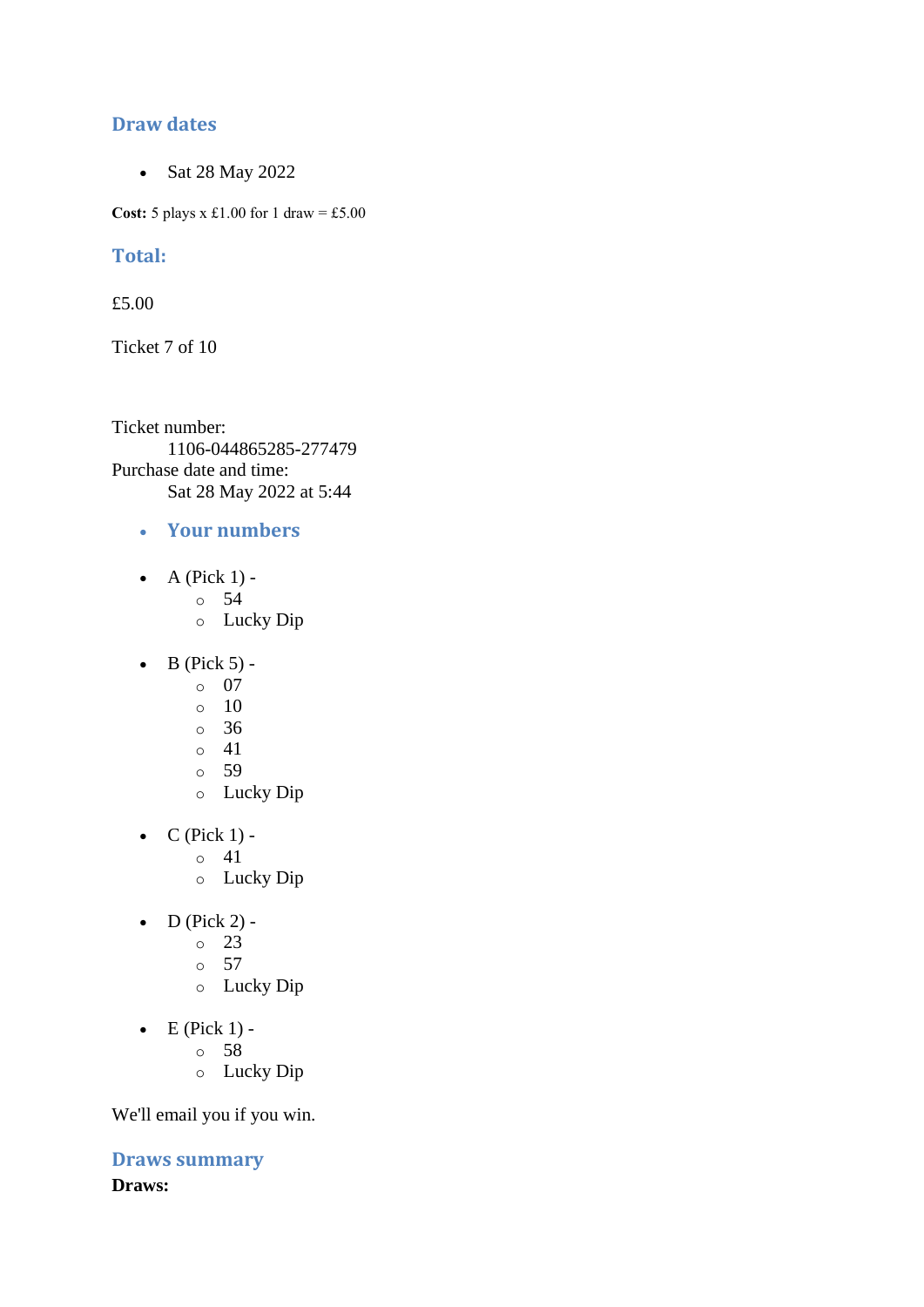## Draw dates

- Sat 28 May 2022

**Cost:** 5 plays x £1.00 for 1 draw = £5.00

## Total:

£5.00

Ticket 7 of 10

Ticket number:
    1106-044865285-277479
Purchase date and time:
    Sat 28 May 2022 at 5:44

- **Your numbers**

- A (Pick 1) -
    - 54
    - Lucky Dip
- B (Pick 5) -
    - 07
    - 10
    - 36
    - 41
    - 59
    - Lucky Dip
- C (Pick 1) -
    - 41
    - Lucky Dip
- D (Pick 2) -
    - 23
    - 57
    - Lucky Dip
- E (Pick 1) -
    - 58
    - Lucky Dip

We'll email you if you win.

## Draws summary

**Draws:**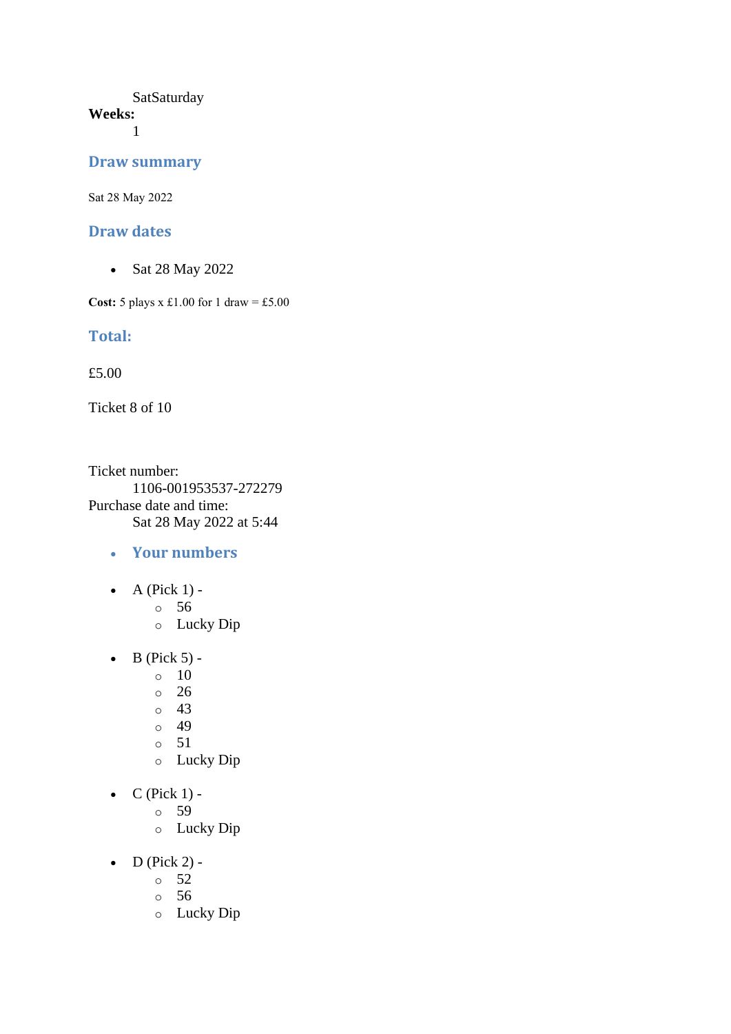SatSaturday

**Weeks:**

1

## Draw summary

Sat 28 May 2022

## Draw dates

- Sat 28 May 2022

**Cost:** 5 plays x £1.00 for 1 draw = £5.00

## Total:

£5.00

Ticket 8 of 10

Ticket number:

1106-001953537-272279

Purchase date and time:

Sat 28 May 2022 at 5:44

- ## Your numbers

- A (Pick 1) -
  - 56
  - Lucky Dip

- B (Pick 5) -
  - 10
  - 26
  - 43
  - 49
  - 51
  - Lucky Dip

- C (Pick 1) -
  - 59
  - Lucky Dip

- D (Pick 2) -
  - 52
  - 56
  - Lucky Dip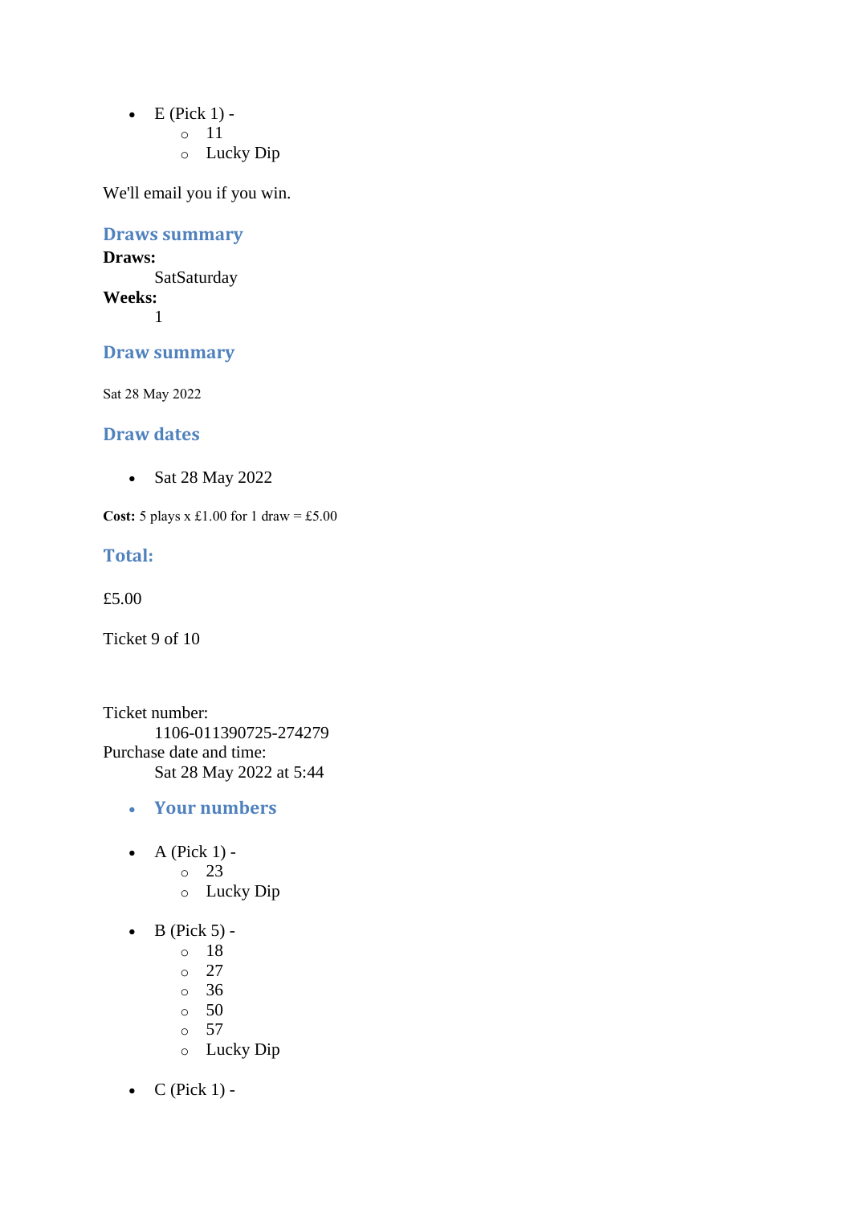- E (Pick 1) -
    - 11
    - Lucky Dip

We'll email you if you win.

### Draws summary

**Draws:**
SatSaturday
**Weeks:**
1

### Draw summary

Sat 28 May 2022

### Draw dates

- Sat 28 May 2022

**Cost:** 5 plays x £1.00 for 1 draw = £5.00

### Total:

£5.00

Ticket 9 of 10

Ticket number:
1106-011390725-274279
Purchase date and time:
Sat 28 May 2022 at 5:44

- **Your numbers**

- A (Pick 1) -
    - 23
    - Lucky Dip

- B (Pick 5) -
    - 18
    - 27
    - 36
    - 50
    - 57
    - Lucky Dip

- C (Pick 1) -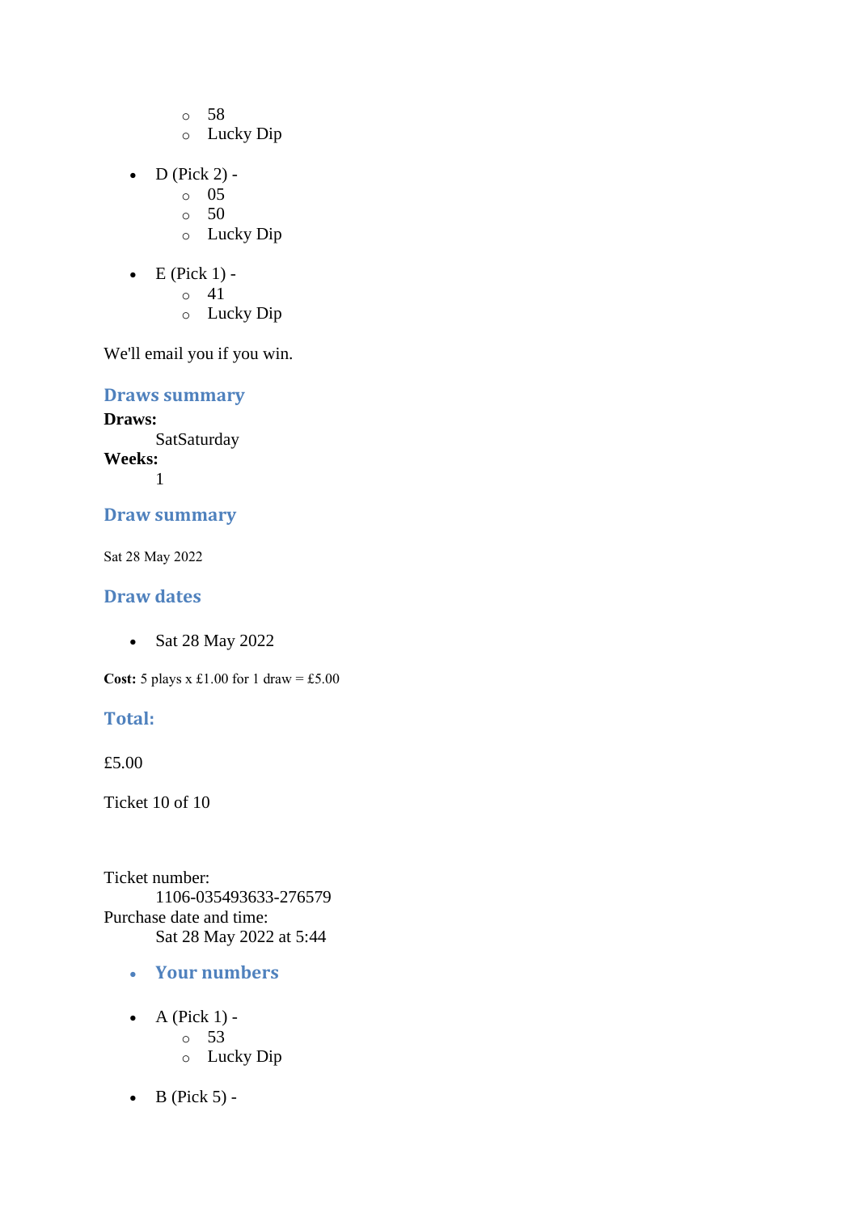- 58
    - Lucky Dip

- D (Pick 2) -
    - 05
    - 50
    - Lucky Dip

- E (Pick 1) -
    - 41
    - Lucky Dip

We'll email you if you win.

### Draws summary

**Draws:**
    SatSaturday
**Weeks:**
    1

### Draw summary

Sat 28 May 2022

### Draw dates

- Sat 28 May 2022

**Cost:** 5 plays x £1.00 for 1 draw = £5.00

### Total:

£5.00

Ticket 10 of 10

Ticket number:
    1106-035493633-276579
Purchase date and time:
    Sat 28 May 2022 at 5:44

- **Your numbers**

- A (Pick 1) -
    - 53
    - Lucky Dip

- B (Pick 5) -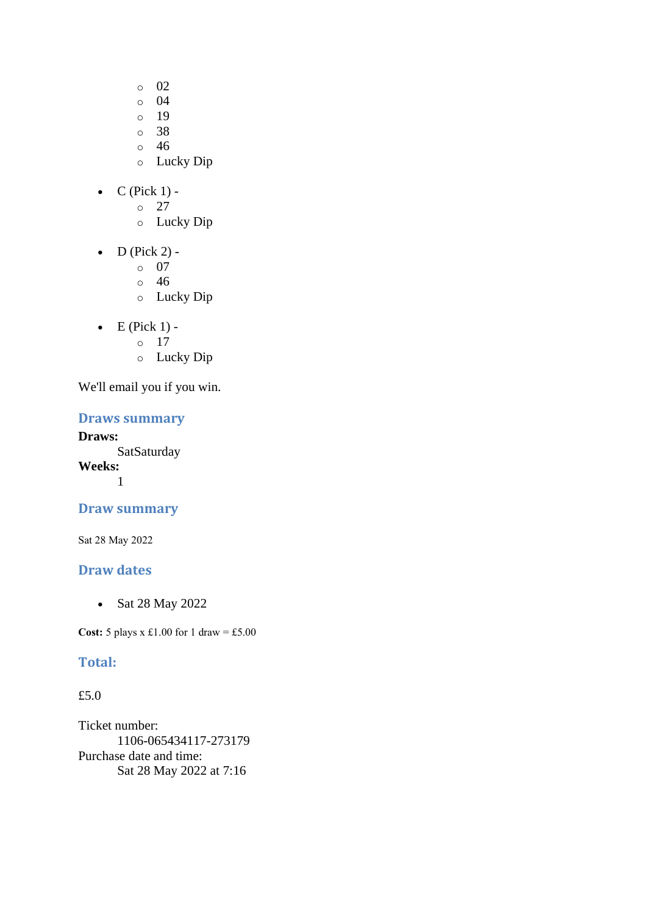- 02
    - 04
    - 19
    - 38
    - 46
    - Lucky Dip

- C (Pick 1) -
    - 27
    - Lucky Dip

- D (Pick 2) -
    - 07
    - 46
    - Lucky Dip

- E (Pick 1) -
    - 17
    - Lucky Dip

We'll email you if you win.

### Draws summary

**Draws:**
    SatSaturday
**Weeks:**
    1

### Draw summary

Sat 28 May 2022

### Draw dates

- Sat 28 May 2022

**Cost:** 5 plays x £1.00 for 1 draw = £5.00

### Total:

£5.0

Ticket number:
    1106-065434117-273179
Purchase date and time:
    Sat 28 May 2022 at 7:16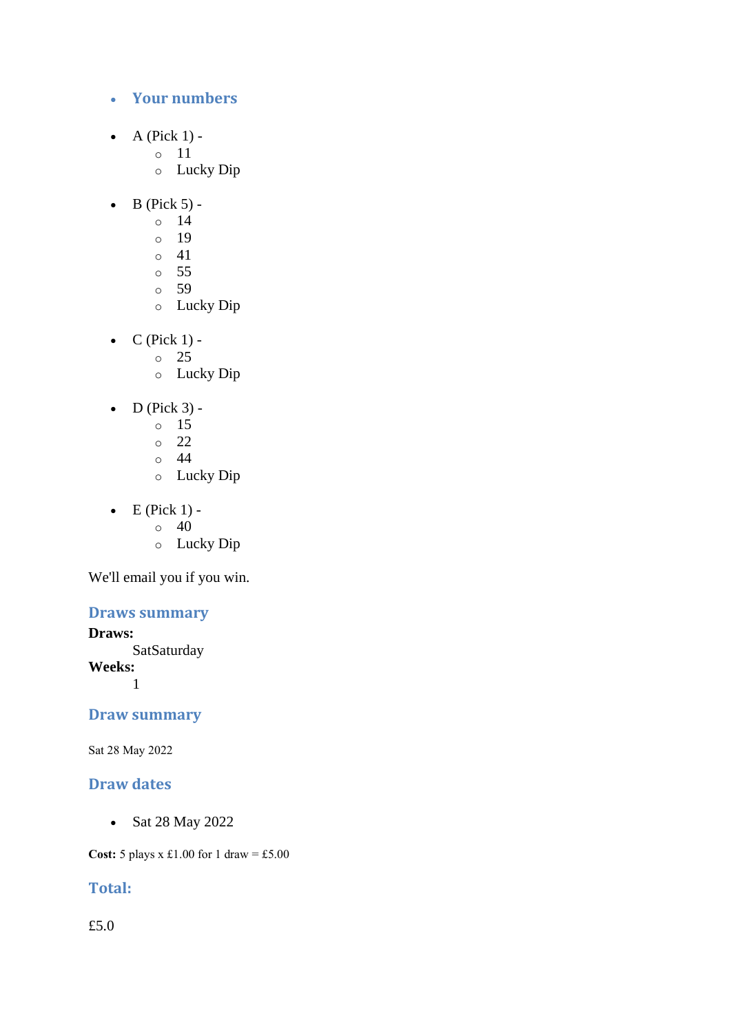- **Your numbers**

- A (Pick 1) -
  - 11
  - Lucky Dip

- B (Pick 5) -
  - 14
  - 19
  - 41
  - 55
  - 59
  - Lucky Dip

- C (Pick 1) -
  - 25
  - Lucky Dip

- D (Pick 3) -
  - 15
  - 22
  - 44
  - Lucky Dip

- E (Pick 1) -
  - 40
  - Lucky Dip

We'll email you if you win.

### Draws summary

**Draws:**
SatSaturday

**Weeks:**
1

### Draw summary

Sat 28 May 2022

### Draw dates

- Sat 28 May 2022

**Cost:** 5 plays x £1.00 for 1 draw = £5.00

### Total:

£5.0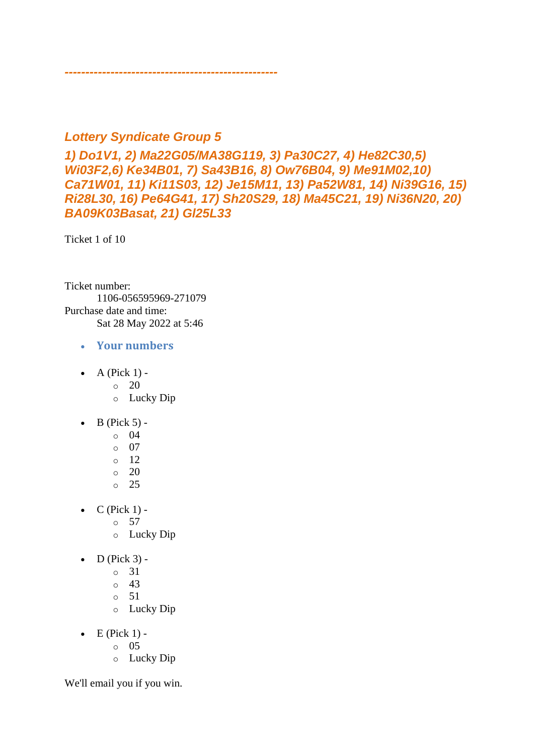*--------------------------------------------------*

## *Lottery Syndicate Group 5*

### *1) Do1V1, 2) Ma22G05/MA38G119, 3) Pa30C27, 4) He82C30,5) Wi03F2,6) Ke34B01, 7) Sa43B16, 8) Ow76B04, 9) Me91M02,10) Ca71W01, 11) Ki11S03, 12) Je15M11, 13) Pa52W81, 14) Ni39G16, 15) Ri28L30, 16) Pe64G41, 17) Sh20S29, 18) Ma45C21, 19) Ni36N20, 20) BA09K03Basat, 21) Gl25L33*

Ticket 1 of 10

Ticket number:
 1106-056595969-271079
Purchase date and time:
 Sat 28 May 2022 at 5:46

- **Your numbers**

- A (Pick 1) -
  - 20
  - Lucky Dip

- B (Pick 5) -
  - 04
  - 07
  - 12
  - 20
  - 25

- C (Pick 1) -
  - 57
  - Lucky Dip

- D (Pick 3) -
  - 31
  - 43
  - 51
  - Lucky Dip

- E (Pick 1) -
  - 05
  - Lucky Dip

We'll email you if you win.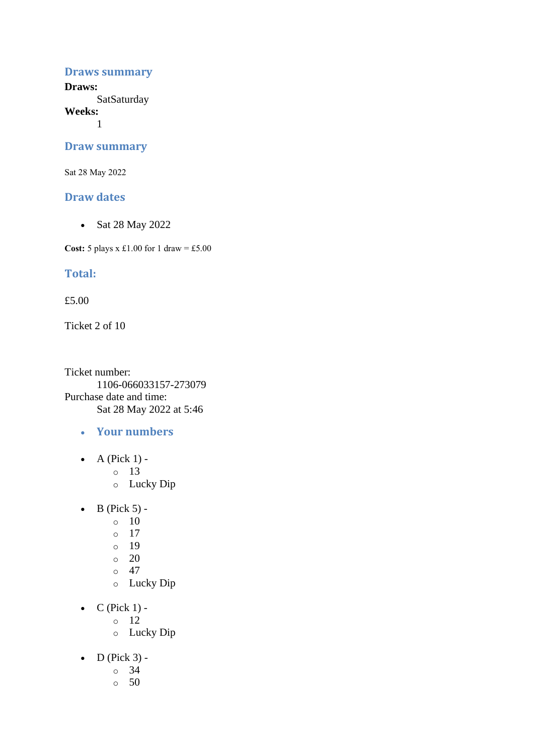## Draws summary

**Draws:**
SatSaturday

**Weeks:**
1

## Draw summary

Sat 28 May 2022

## Draw dates

- Sat 28 May 2022

**Cost:** 5 plays x £1.00 for 1 draw = £5.00

## Total:

£5.00

Ticket 2 of 10

Ticket number:
1106-066033157-273079

Purchase date and time:
Sat 28 May 2022 at 5:46

- **Your numbers**

- A (Pick 1) -
  - 13
  - Lucky Dip

- B (Pick 5) -
  - 10
  - 17
  - 19
  - 20
  - 47
  - Lucky Dip

- C (Pick 1) -
  - 12
  - Lucky Dip

- D (Pick 3) -
  - 34
  - 50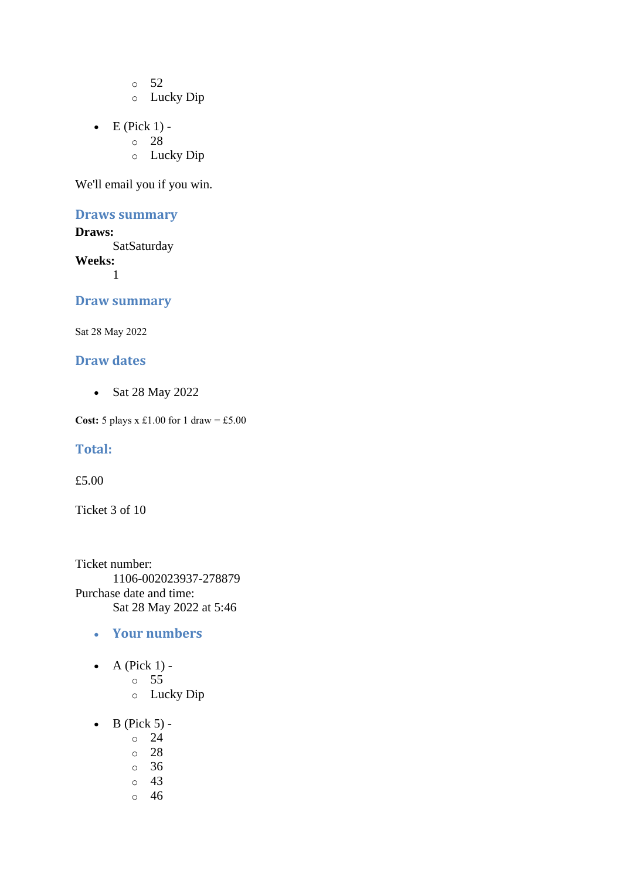- 52
  - Lucky Dip

- E (Pick 1) -
  - 28
  - Lucky Dip

We'll email you if you win.

### Draws summary

**Draws:**
: SatSaturday

**Weeks:**
: 1

### Draw summary

Sat 28 May 2022

### Draw dates

- Sat 28 May 2022

**Cost:** 5 plays x £1.00 for 1 draw = £5.00

### Total:

£5.00

Ticket 3 of 10

Ticket number:
: 1106-002023937-278879

Purchase date and time:
: Sat 28 May 2022 at 5:46

- ### Your numbers

- A (Pick 1) -
  - 55
  - Lucky Dip

- B (Pick 5) -
  - 24
  - 28
  - 36
  - 43
  - 46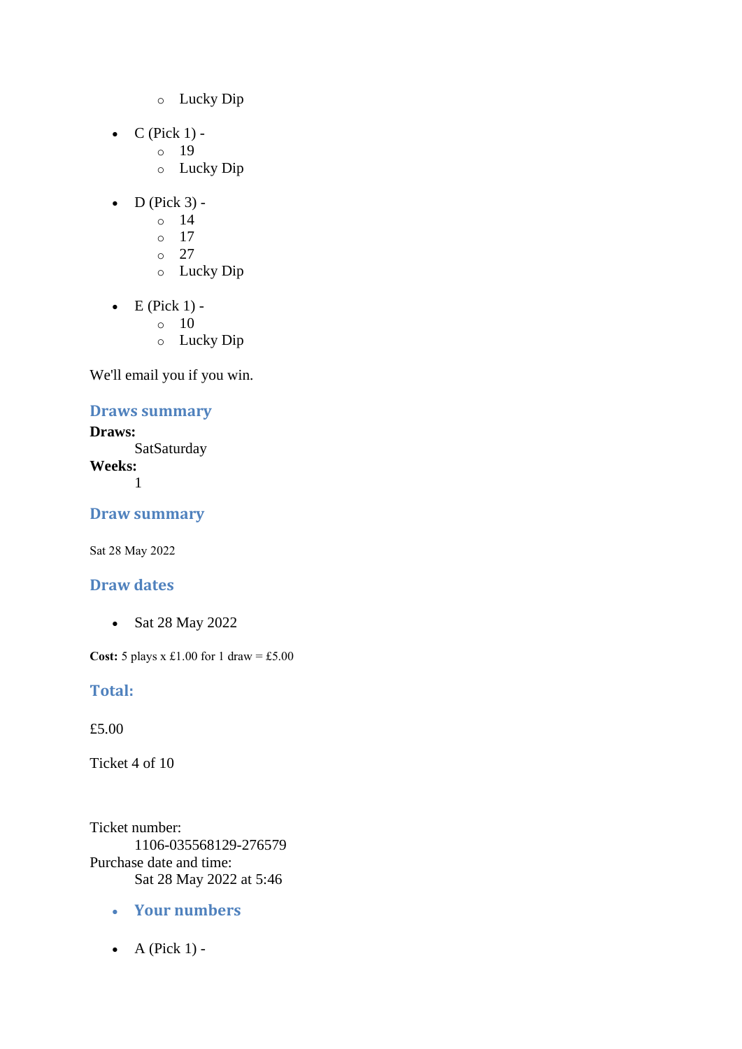- Lucky Dip

- C (Pick 1) -
    - 19
    - Lucky Dip

- D (Pick 3) -
    - 14
    - 17
    - 27
    - Lucky Dip

- E (Pick 1) -
    - 10
    - Lucky Dip

We'll email you if you win.

### Draws summary

**Draws:**
    SatSaturday
**Weeks:**
    1

### Draw summary

Sat 28 May 2022

### Draw dates

- Sat 28 May 2022

**Cost:** 5 plays x £1.00 for 1 draw = £5.00

### Total:

£5.00

Ticket 4 of 10

Ticket number:
    1106-035568129-276579
Purchase date and time:
    Sat 28 May 2022 at 5:46

- ### Your numbers

- A (Pick 1) -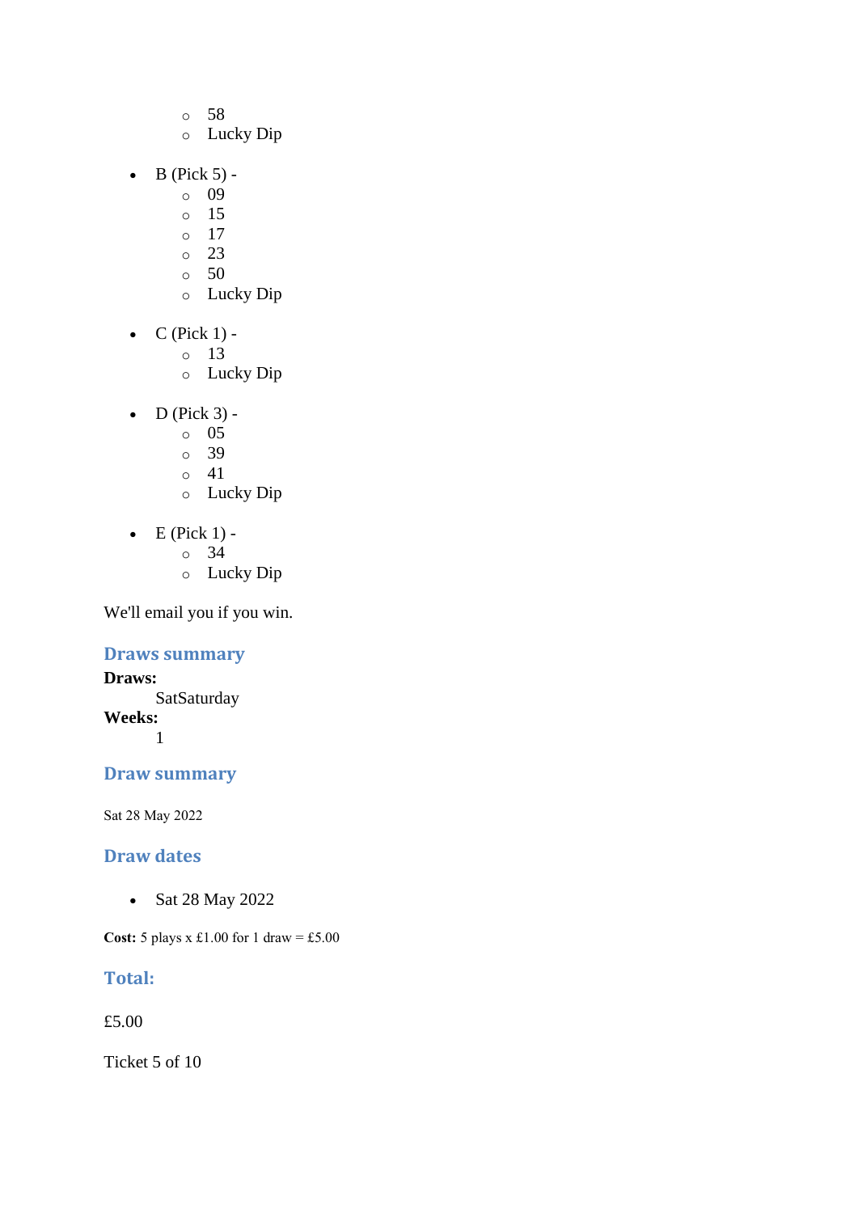- 58
    - Lucky Dip

- B (Pick 5) -
    - 09
    - 15
    - 17
    - 23
    - 50
    - Lucky Dip

- C (Pick 1) -
    - 13
    - Lucky Dip

- D (Pick 3) -
    - 05
    - 39
    - 41
    - Lucky Dip

- E (Pick 1) -
    - 34
    - Lucky Dip

We'll email you if you win.

### Draws summary

**Draws:**
    SatSaturday
**Weeks:**
    1

### Draw summary

Sat 28 May 2022

### Draw dates

- Sat 28 May 2022

**Cost:** 5 plays x £1.00 for 1 draw = £5.00

### Total:

£5.00

Ticket 5 of 10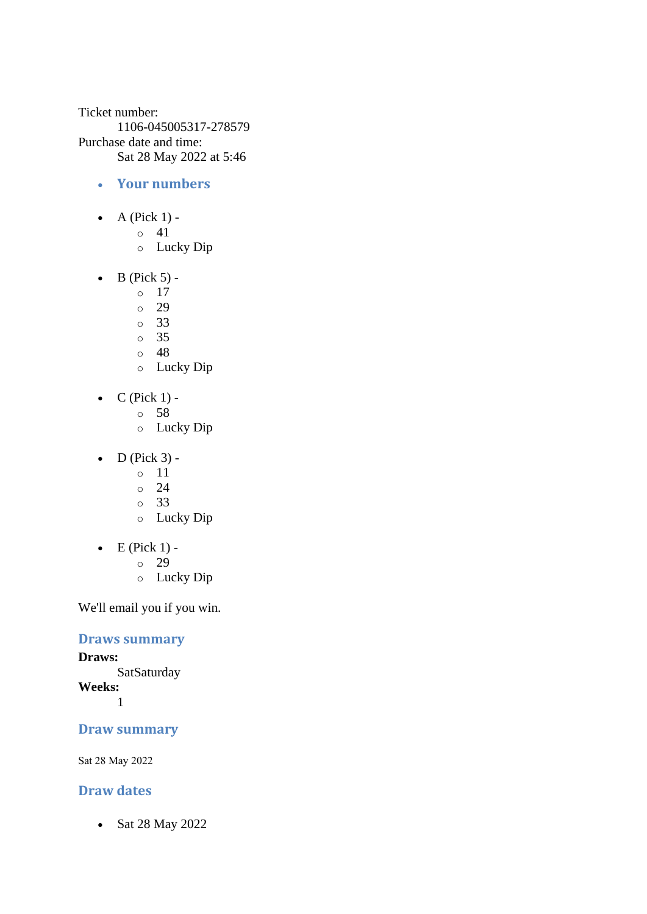Ticket number:
: 1106-045005317-278579

Purchase date and time:
: Sat 28 May 2022 at 5:46

- ## Your numbers

- A (Pick 1) -
  - 41
  - Lucky Dip

- B (Pick 5) -
  - 17
  - 29
  - 33
  - 35
  - 48
  - Lucky Dip

- C (Pick 1) -
  - 58
  - Lucky Dip

- D (Pick 3) -
  - 11
  - 24
  - 33
  - Lucky Dip

- E (Pick 1) -
  - 29
  - Lucky Dip

We'll email you if you win.

## Draws summary

**Draws:**
: SatSaturday

**Weeks:**
: 1

## Draw summary

Sat 28 May 2022

## Draw dates

- Sat 28 May 2022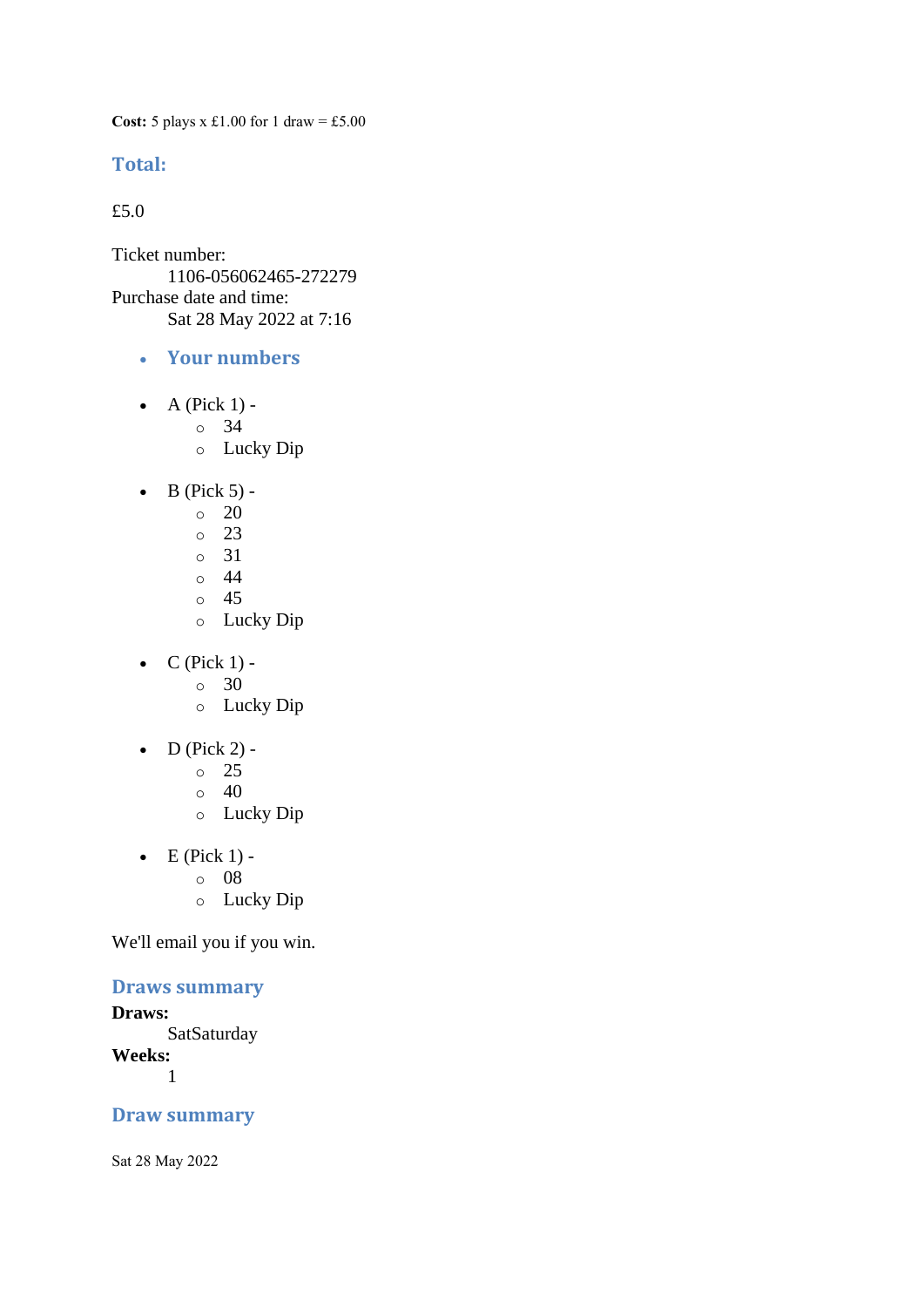**Cost:** 5 plays x £1.00 for 1 draw = £5.00

### Total:

£5.0

Ticket number:
 1106-056062465-272279
Purchase date and time:
 Sat 28 May 2022 at 7:16

- ### Your numbers

- A (Pick 1) -
  - 34
  - Lucky Dip

- B (Pick 5) -
  - 20
  - 23
  - 31
  - 44
  - 45
  - Lucky Dip

- C (Pick 1) -
  - 30
  - Lucky Dip

- D (Pick 2) -
  - 25
  - 40
  - Lucky Dip

- E (Pick 1) -
  - 08
  - Lucky Dip

We'll email you if you win.

### Draws summary

**Draws:**
 SatSaturday
**Weeks:**
 1

### Draw summary

Sat 28 May 2022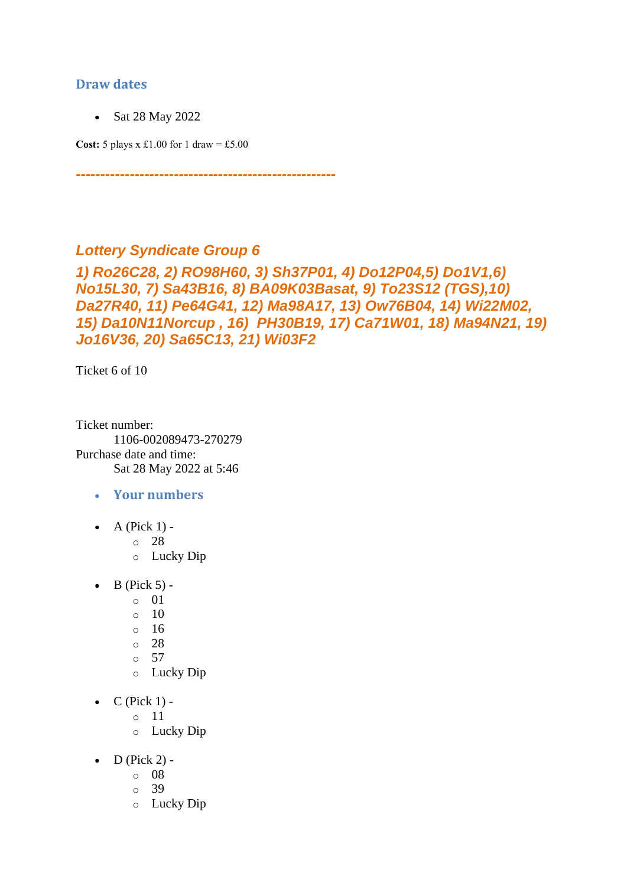### Draw dates

- Sat 28 May 2022

**Cost:** 5 plays x £1.00 for 1 draw = £5.00

***----------------------------------------------------***

***Lottery Syndicate Group 6***

***1) Ro26C28, 2) RO98H60, 3) Sh37P01, 4) Do12P04,5) Do1V1,6) No15L30, 7) Sa43B16, 8) BA09K03Basat, 9) To23S12 (TGS),10) Da27R40, 11) Pe64G41, 12) Ma98A17, 13) Ow76B04, 14) Wi22M02, 15) Da10N11Norcup , 16)  PH30B19, 17) Ca71W01, 18) Ma94N21, 19) Jo16V36, 20) Sa65C13, 21) Wi03F2***

Ticket 6 of 10

Ticket number:
    1106-002089473-270279
Purchase date and time:
    Sat 28 May 2022 at 5:46

- **Your numbers**

- A (Pick 1) -
  - 28
  - Lucky Dip

- B (Pick 5) -
  - 01
  - 10
  - 16
  - 28
  - 57
  - Lucky Dip

- C (Pick 1) -
  - 11
  - Lucky Dip

- D (Pick 2) -
  - 08
  - 39
  - Lucky Dip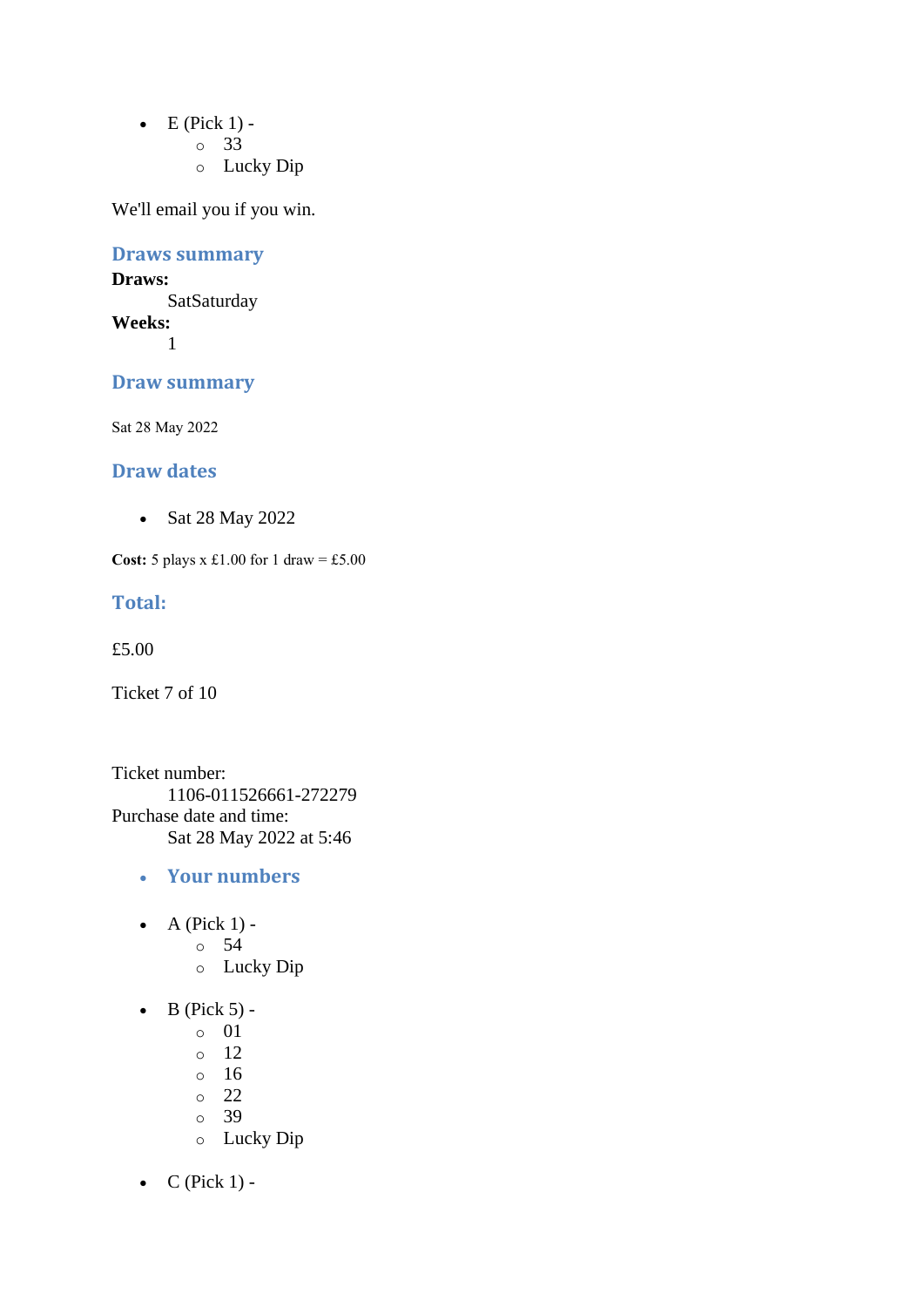- E (Pick 1) -
    - 33
    - Lucky Dip

We'll email you if you win.

## Draws summary

**Draws:**
SatSaturday
**Weeks:**
1

## Draw summary

Sat 28 May 2022

## Draw dates

- Sat 28 May 2022

**Cost:** 5 plays x £1.00 for 1 draw = £5.00

## Total:

£5.00

Ticket 7 of 10

Ticket number:
1106-011526661-272279
Purchase date and time:
Sat 28 May 2022 at 5:46

- ## Your numbers

- A (Pick 1) -
    - 54
    - Lucky Dip

- B (Pick 5) -
    - 01
    - 12
    - 16
    - 22
    - 39
    - Lucky Dip

- C (Pick 1) -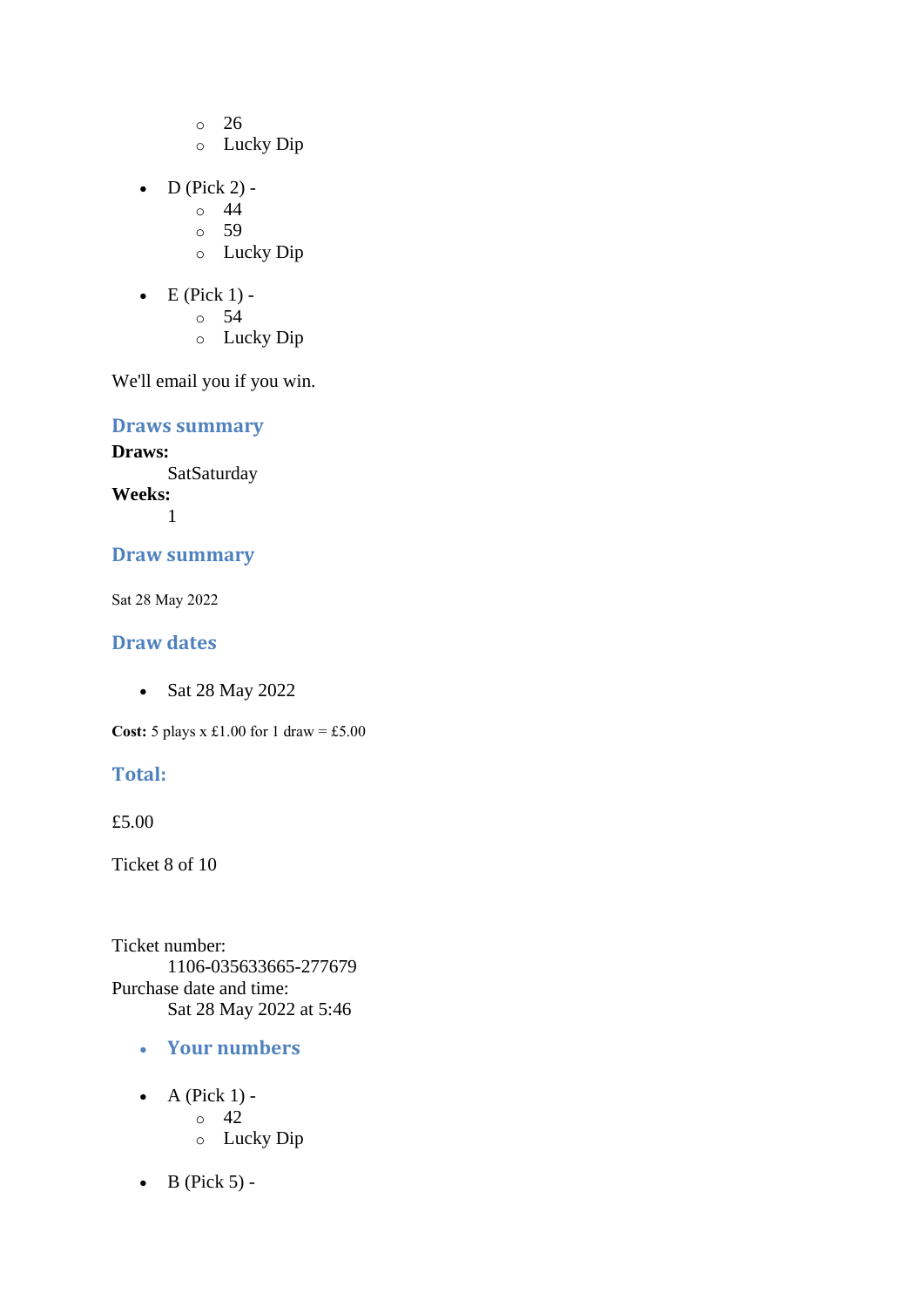- 26
    - Lucky Dip

- D (Pick 2) -
    - 44
    - 59
    - Lucky Dip

- E (Pick 1) -
    - 54
    - Lucky Dip

We'll email you if you win.

### Draws summary

**Draws:**
  SatSaturday
**Weeks:**
  1

### Draw summary

Sat 28 May 2022

### Draw dates

- Sat 28 May 2022

**Cost:** 5 plays x £1.00 for 1 draw = £5.00

### Total:

£5.00

Ticket 8 of 10

Ticket number:
  1106-035633665-277679
Purchase date and time:
  Sat 28 May 2022 at 5:46

- ### Your numbers

- A (Pick 1) -
    - 42
    - Lucky Dip

- B (Pick 5) -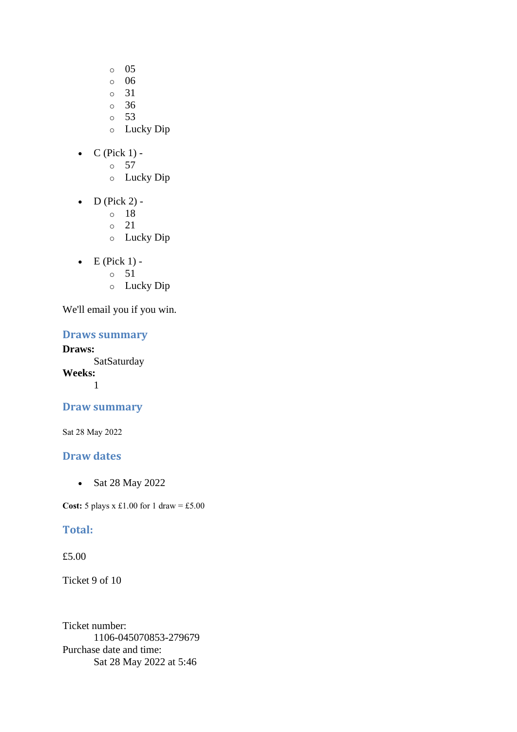- 05
  - 06
  - 31
  - 36
  - 53
  - Lucky Dip

- C (Pick 1) -
  - 57
  - Lucky Dip

- D (Pick 2) -
  - 18
  - 21
  - Lucky Dip

- E (Pick 1) -
  - 51
  - Lucky Dip

We'll email you if you win.

## Draws summary

**Draws:**
  SatSaturday
**Weeks:**
  1

## Draw summary

Sat 28 May 2022

## Draw dates

- Sat 28 May 2022

**Cost:** 5 plays x £1.00 for 1 draw = £5.00

## Total:

£5.00

Ticket 9 of 10

Ticket number:
  1106-045070853-279679
Purchase date and time:
  Sat 28 May 2022 at 5:46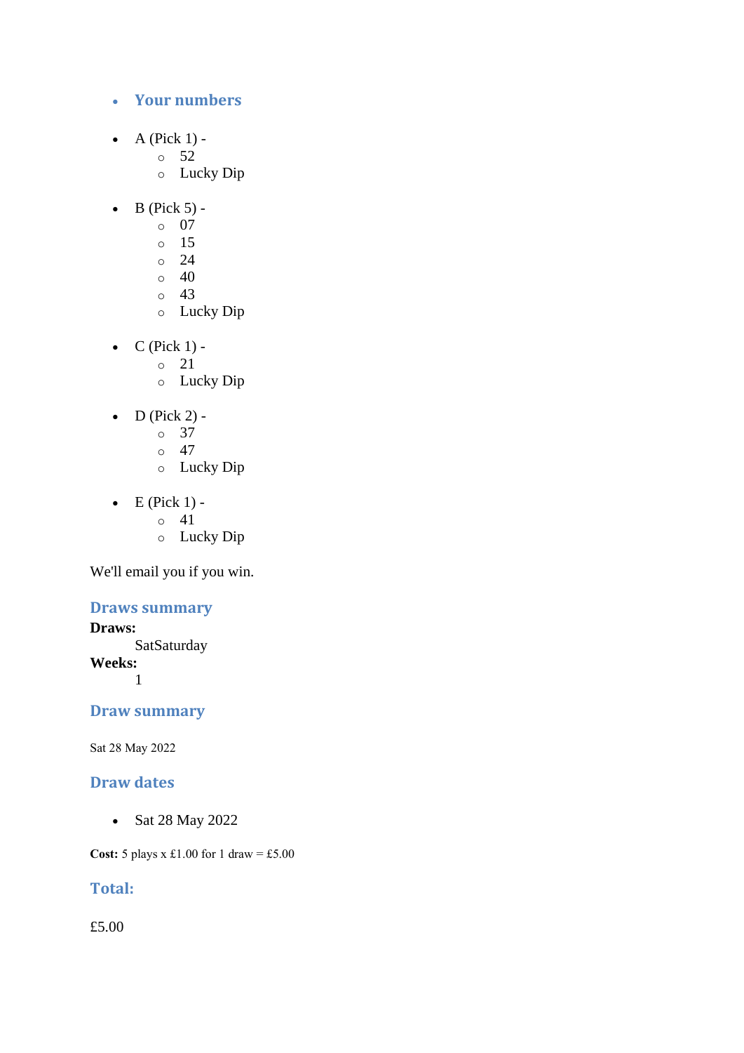- ### Your numbers

- A (Pick 1) -
  - 52
  - Lucky Dip

- B (Pick 5) -
  - 07
  - 15
  - 24
  - 40
  - 43
  - Lucky Dip

- C (Pick 1) -
  - 21
  - Lucky Dip

- D (Pick 2) -
  - 37
  - 47
  - Lucky Dip

- E (Pick 1) -
  - 41
  - Lucky Dip

We'll email you if you win.

### Draws summary

**Draws:**
SatSaturday

**Weeks:**
1

### Draw summary

Sat 28 May 2022

### Draw dates

- Sat 28 May 2022

**Cost:** 5 plays x £1.00 for 1 draw = £5.00

### Total:

£5.00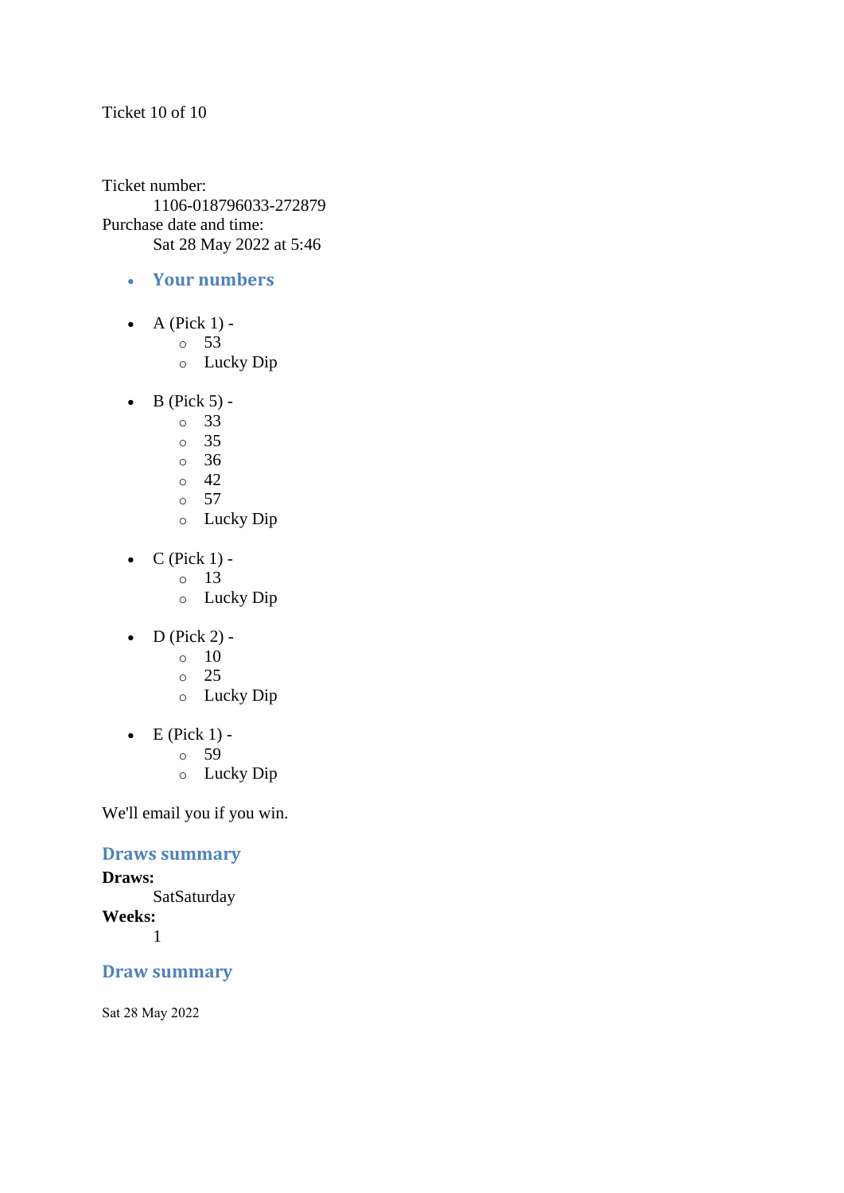Ticket 10 of 10

Ticket number:

1106-018796033-272879

Purchase date and time:

Sat 28 May 2022 at 5:46

- ### Your numbers

- A (Pick 1) -
  - 53
  - Lucky Dip
- B (Pick 5) -
  - 33
  - 35
  - 36
  - 42
  - 57
  - Lucky Dip
- C (Pick 1) -
  - 13
  - Lucky Dip
- D (Pick 2) -
  - 10
  - 25
  - Lucky Dip
- E (Pick 1) -
  - 59
  - Lucky Dip

We'll email you if you win.

### Draws summary

**Draws:**

SatSaturday

**Weeks:**

1

### Draw summary

Sat 28 May 2022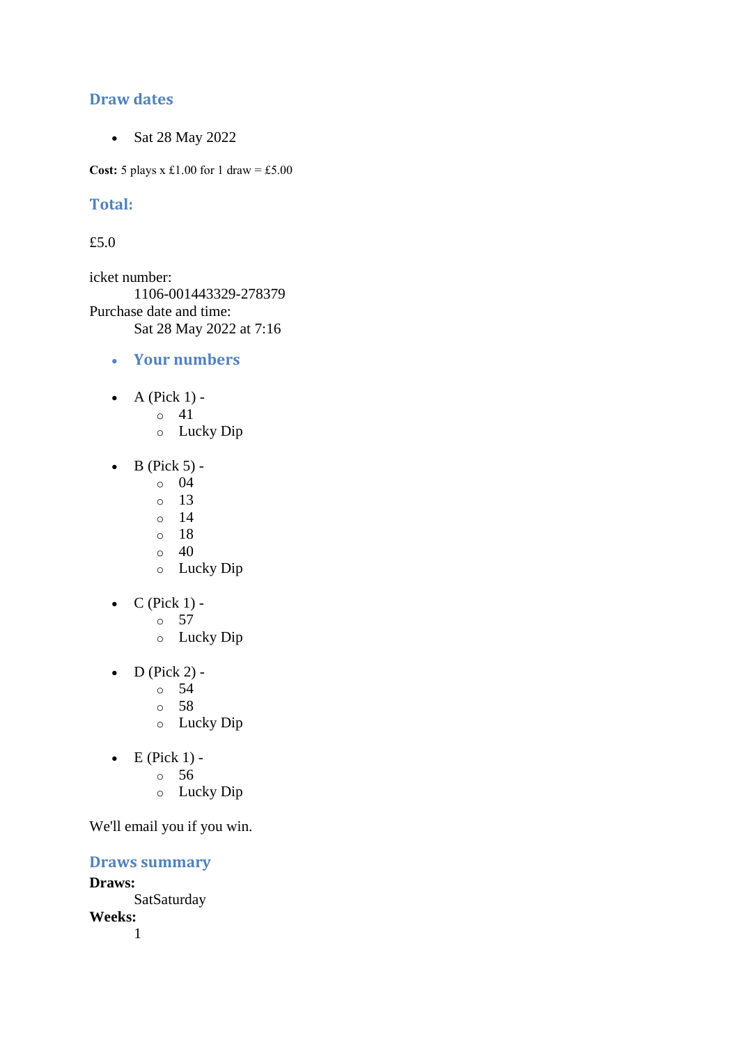## Draw dates

- Sat 28 May 2022

**Cost:** 5 plays x £1.00 for 1 draw = £5.00

## Total:

£5.0

icket number:
 1106-001443329-278379
Purchase date and time:
 Sat 28 May 2022 at 7:16

- **Your numbers**

- A (Pick 1) -
  - 41
  - Lucky Dip

- B (Pick 5) -
  - 04
  - 13
  - 14
  - 18
  - 40
  - Lucky Dip

- C (Pick 1) -
  - 57
  - Lucky Dip

- D (Pick 2) -
  - 54
  - 58
  - Lucky Dip

- E (Pick 1) -
  - 56
  - Lucky Dip

We'll email you if you win.

## Draws summary

**Draws:**
 SatSaturday
**Weeks:**
 1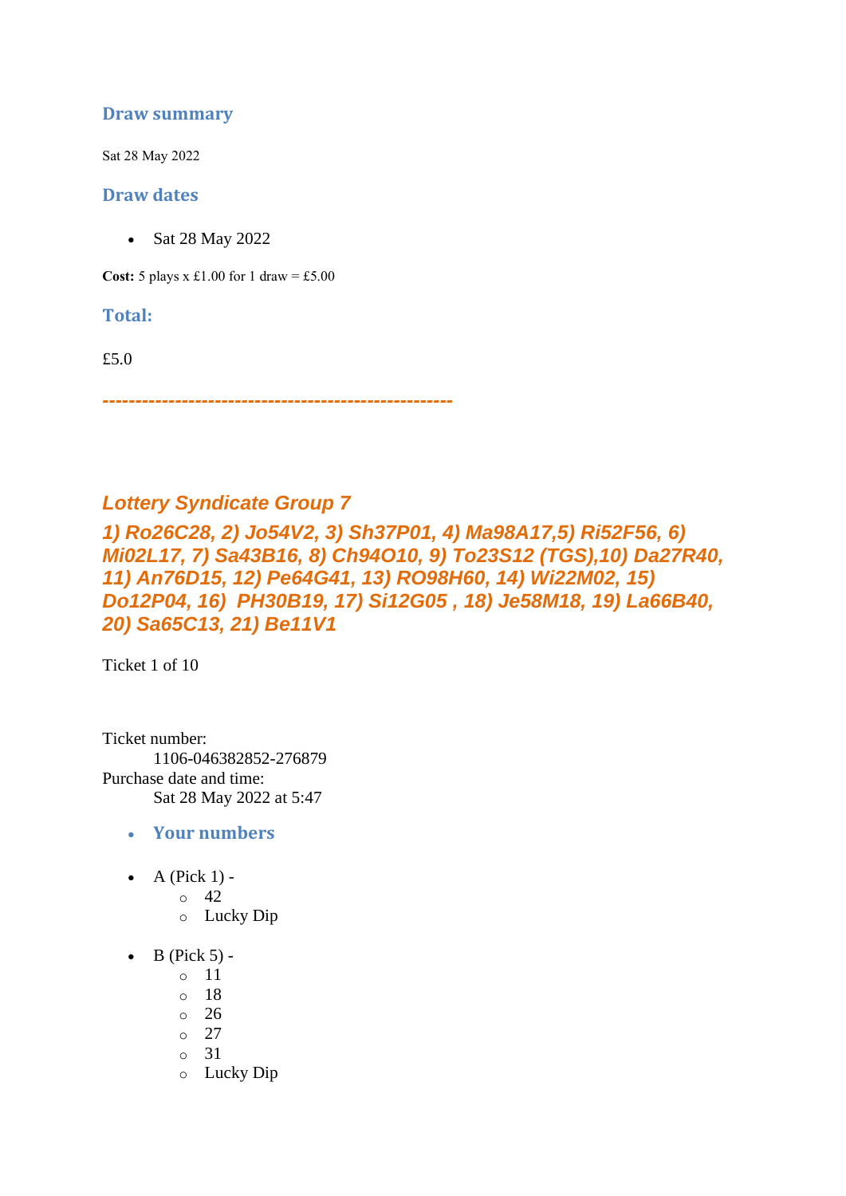### Draw summary

Sat 28 May 2022

### Draw dates

- Sat 28 May 2022

**Cost:** 5 plays x £1.00 for 1 draw = £5.00

### Total:

£5.0

**---------------------------------------------------**

## *Lottery Syndicate Group 7*

### *1) Ro26C28, 2) Jo54V2, 3) Sh37P01, 4) Ma98A17,5) Ri52F56, 6) Mi02L17, 7) Sa43B16, 8) Ch94O10, 9) To23S12 (TGS),10) Da27R40, 11) An76D15, 12) Pe64G41, 13) RO98H60, 14) Wi22M02, 15) Do12P04, 16) PH30B19, 17) Si12G05 , 18) Je58M18, 19) La66B40, 20) Sa65C13, 21) Be11V1*

Ticket 1 of 10

Ticket number:
    1106-046382852-276879
Purchase date and time:
    Sat 28 May 2022 at 5:47

- **Your numbers**

- A (Pick 1) -
  - 42
  - Lucky Dip

- B (Pick 5) -
  - 11
  - 18
  - 26
  - 27
  - 31
  - Lucky Dip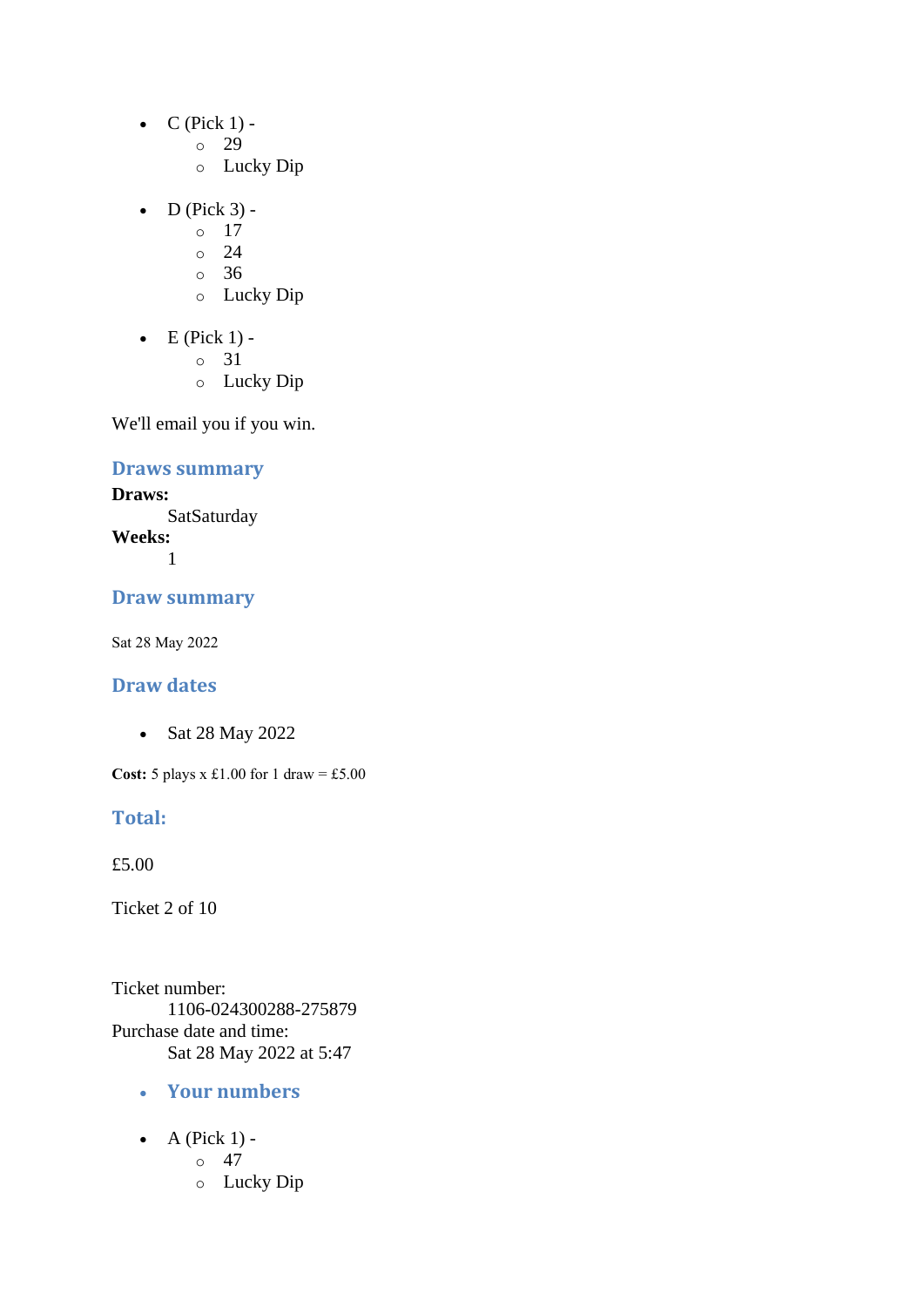- C (Pick 1) -
  - 29
  - Lucky Dip

- D (Pick 3) -
  - 17
  - 24
  - 36
  - Lucky Dip

- E (Pick 1) -
  - 31
  - Lucky Dip

We'll email you if you win.

### Draws summary

**Draws:**
SatSaturday
**Weeks:**
1

### Draw summary

Sat 28 May 2022

### Draw dates

- Sat 28 May 2022

**Cost:** 5 plays x £1.00 for 1 draw = £5.00

### Total:

£5.00

Ticket 2 of 10

Ticket number:
1106-024300288-275879
Purchase date and time:
Sat 28 May 2022 at 5:47

- **Your numbers**

- A (Pick 1) -
  - 47
  - Lucky Dip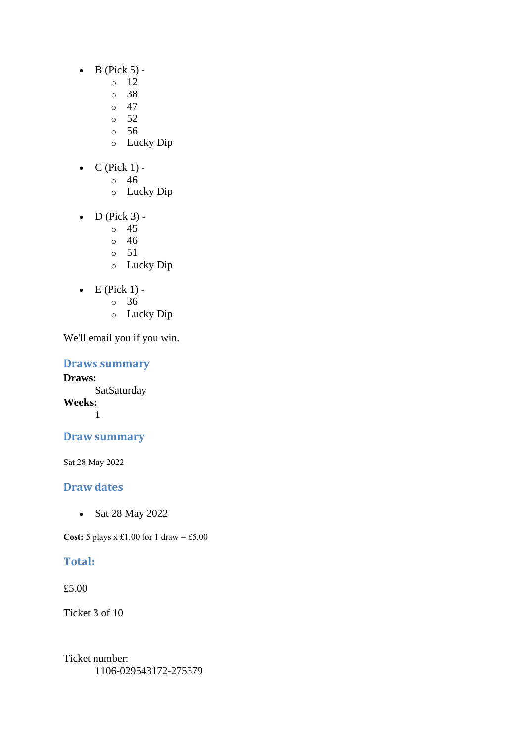- B (Pick 5) -
  - 12
  - 38
  - 47
  - 52
  - 56
  - Lucky Dip

- C (Pick 1) -
  - 46
  - Lucky Dip

- D (Pick 3) -
  - 45
  - 46
  - 51
  - Lucky Dip

- E (Pick 1) -
  - 36
  - Lucky Dip

We'll email you if you win.

## Draws summary

**Draws:**
SatSaturday

**Weeks:**
1

## Draw summary

Sat 28 May 2022

## Draw dates

- Sat 28 May 2022

**Cost:** 5 plays x £1.00 for 1 draw = £5.00

## Total:

£5.00

Ticket 3 of 10

Ticket number:
1106-029543172-275379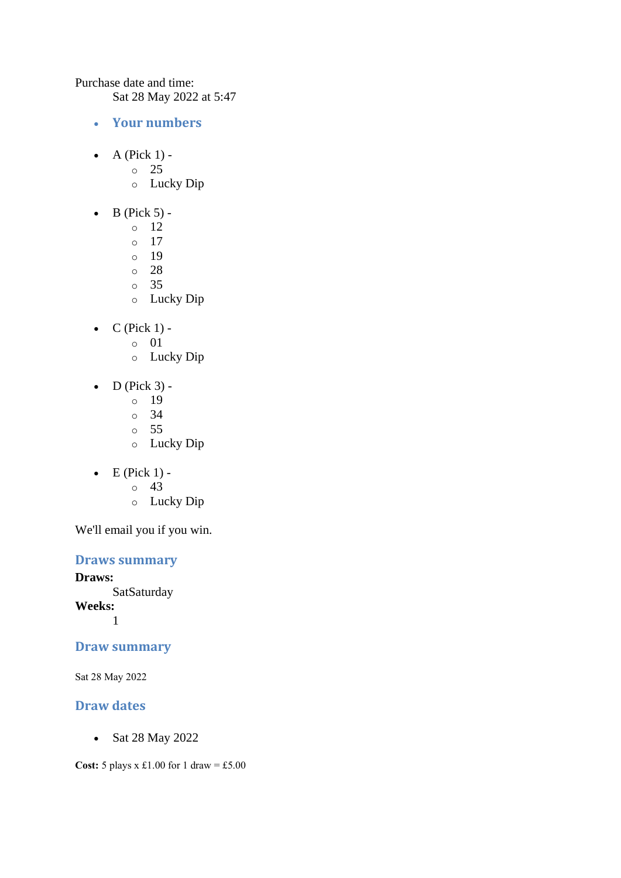Purchase date and time:

Sat 28 May 2022 at 5:47

- **Your numbers**

- A (Pick 1) -
  - 25
  - Lucky Dip
- B (Pick 5) -
  - 12
  - 17
  - 19
  - 28
  - 35
  - Lucky Dip
- C (Pick 1) -
  - 01
  - Lucky Dip
- D (Pick 3) -
  - 19
  - 34
  - 55
  - Lucky Dip
- E (Pick 1) -
  - 43
  - Lucky Dip

We'll email you if you win.

## Draws summary

**Draws:**

SatSaturday

**Weeks:**

1

## Draw summary

Sat 28 May 2022

## Draw dates

- Sat 28 May 2022

**Cost:** 5 plays x £1.00 for 1 draw = £5.00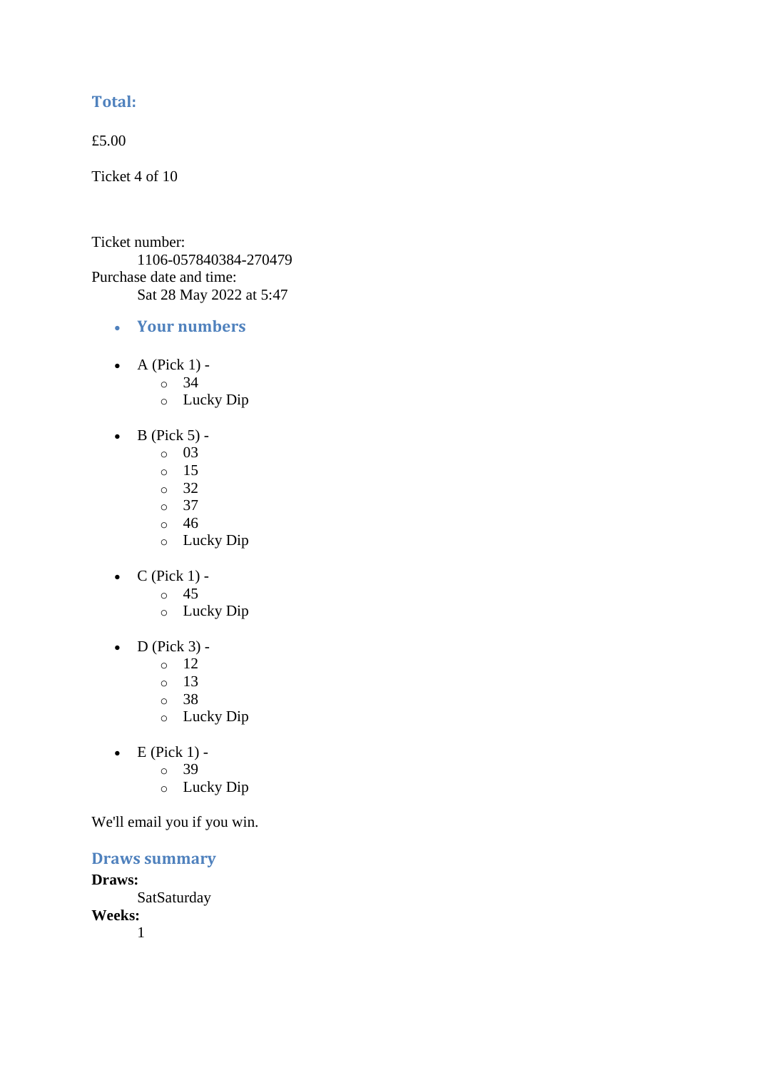### Total:

£5.00

Ticket 4 of 10

Ticket number:
    1106-057840384-270479
Purchase date and time:
    Sat 28 May 2022 at 5:47

- ### Your numbers

- A (Pick 1) -
  - 34
  - Lucky Dip

- B (Pick 5) -
  - 03
  - 15
  - 32
  - 37
  - 46
  - Lucky Dip

- C (Pick 1) -
  - 45
  - Lucky Dip

- D (Pick 3) -
  - 12
  - 13
  - 38
  - Lucky Dip

- E (Pick 1) -
  - 39
  - Lucky Dip

We'll email you if you win.

### Draws summary

**Draws:**
    SatSaturday
**Weeks:**
    1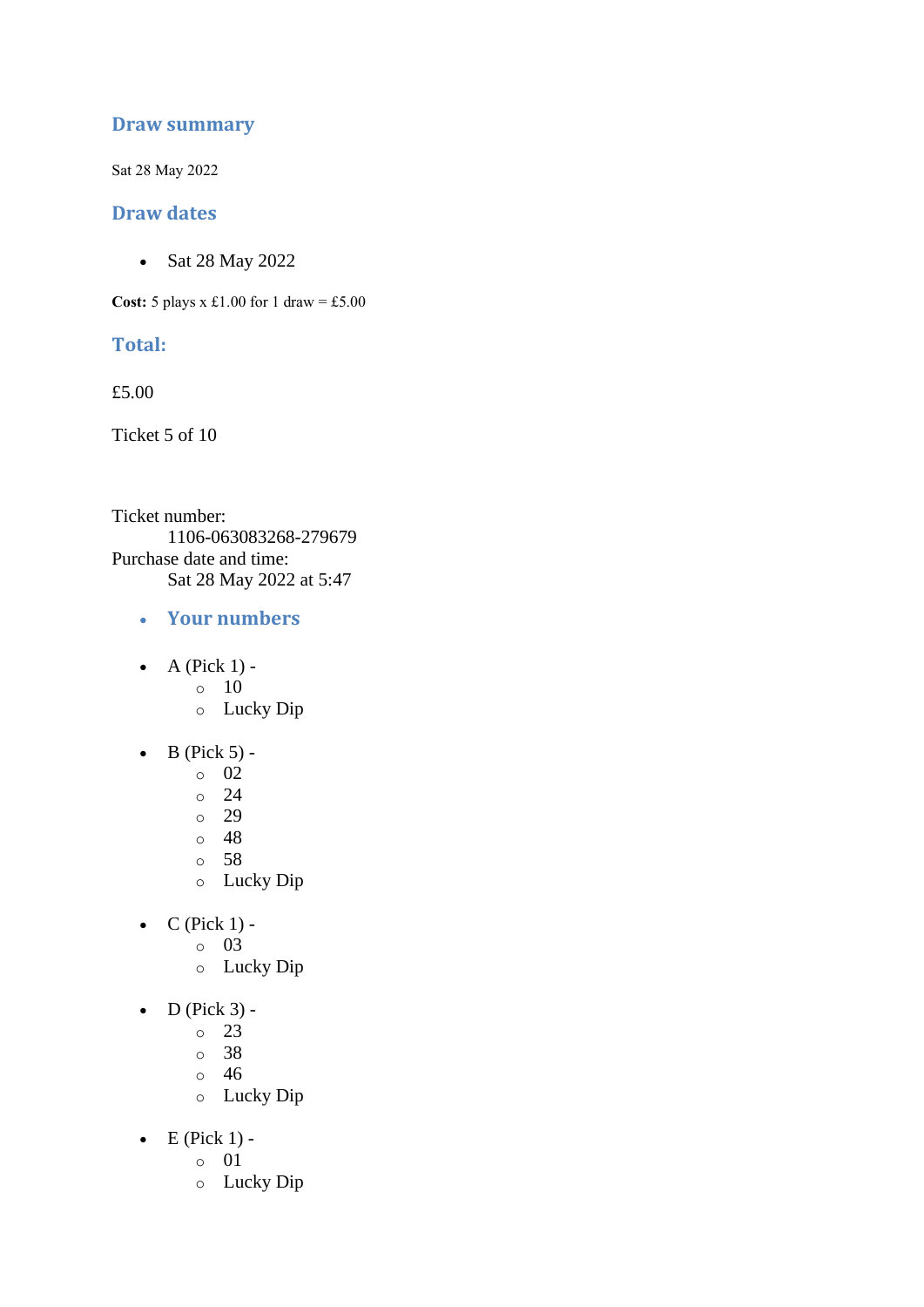## Draw summary

Sat 28 May 2022

## Draw dates

- Sat 28 May 2022

**Cost:** 5 plays x £1.00 for 1 draw = £5.00

## Total:

£5.00

Ticket 5 of 10

Ticket number:
  1106-063083268-279679
Purchase date and time:
  Sat 28 May 2022 at 5:47

- **Your numbers**

- A (Pick 1) -
  - 10
  - Lucky Dip

- B (Pick 5) -
  - 02
  - 24
  - 29
  - 48
  - 58
  - Lucky Dip

- C (Pick 1) -
  - 03
  - Lucky Dip

- D (Pick 3) -
  - 23
  - 38
  - 46
  - Lucky Dip

- E (Pick 1) -
  - 01
  - Lucky Dip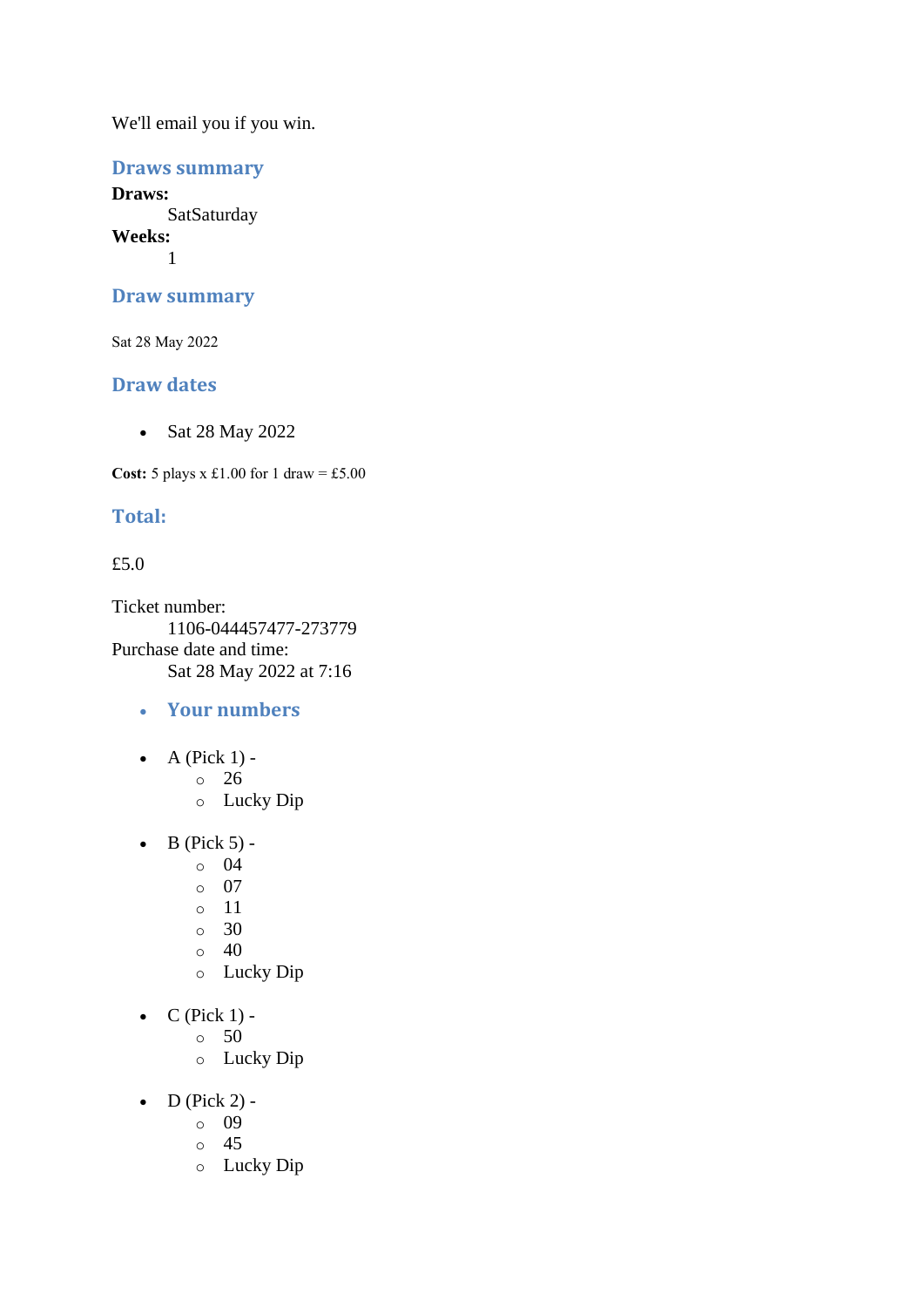We'll email you if you win.

## Draws summary

**Draws:**
SatSaturday

**Weeks:**
1

## Draw summary

Sat 28 May 2022

## Draw dates

- Sat 28 May 2022

**Cost:** 5 plays x £1.00 for 1 draw = £5.00

## Total:

£5.0

Ticket number:
1106-044457477-273779

Purchase date and time:
Sat 28 May 2022 at 7:16

- **Your numbers**

- A (Pick 1) -
  - 26
  - Lucky Dip

- B (Pick 5) -
  - 04
  - 07
  - 11
  - 30
  - 40
  - Lucky Dip

- C (Pick 1) -
  - 50
  - Lucky Dip

- D (Pick 2) -
  - 09
  - 45
  - Lucky Dip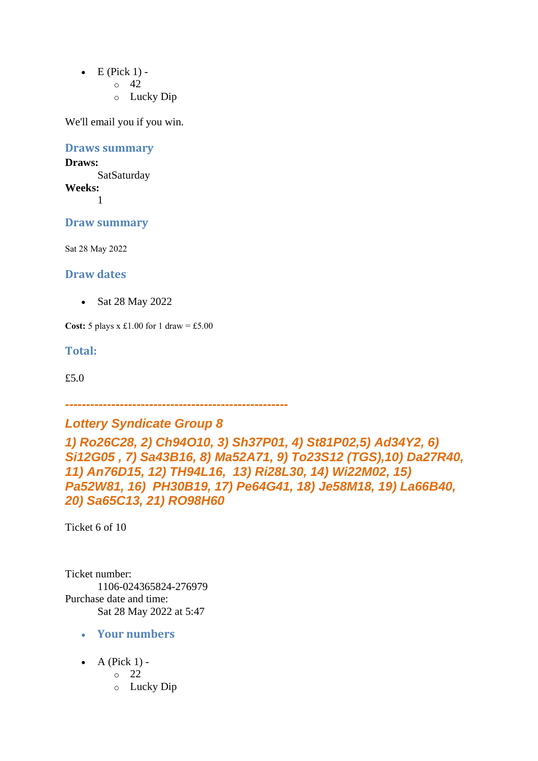- E (Pick 1) -
    - 42
    - Lucky Dip

We'll email you if you win.

### Draws summary

**Draws:**
    SatSaturday
**Weeks:**
    1

### Draw summary

Sat 28 May 2022

### Draw dates

- Sat 28 May 2022

**Cost:** 5 plays x £1.00 for 1 draw = £5.00

### Total:

£5.0

***---------------------------------------------------***

## *Lottery Syndicate Group 8*

***1) Ro26C28, 2) Ch94O10, 3) Sh37P01, 4) St81P02,5) Ad34Y2, 6) Si12G05 , 7) Sa43B16, 8) Ma52A71, 9) To23S12 (TGS),10) Da27R40, 11) An76D15, 12) TH94L16, 13) Ri28L30, 14) Wi22M02, 15) Pa52W81, 16) PH30B19, 17) Pe64G41, 18) Je58M18, 19) La66B40, 20) Sa65C13, 21) RO98H60***

Ticket 6 of 10

Ticket number:
    1106-024365824-276979
Purchase date and time:
    Sat 28 May 2022 at 5:47

- **Your numbers**

- A (Pick 1) -
    - 22
    - Lucky Dip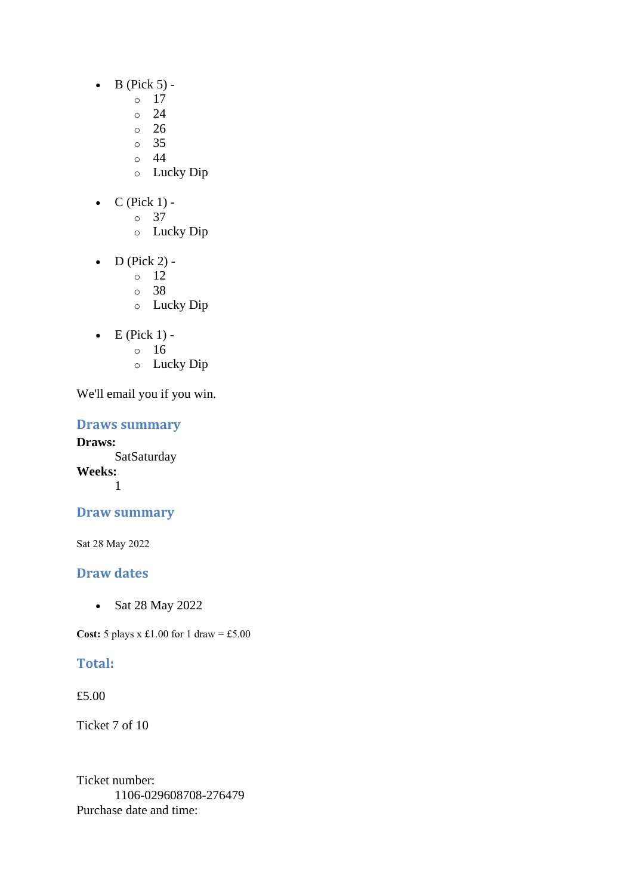- B (Pick 5) -
  - 17
  - 24
  - 26
  - 35
  - 44
  - Lucky Dip
- C (Pick 1) -
  - 37
  - Lucky Dip
- D (Pick 2) -
  - 12
  - 38
  - Lucky Dip
- E (Pick 1) -
  - 16
  - Lucky Dip

We'll email you if you win.

## Draws summary

**Draws:**
SatSaturday

**Weeks:**
1

## Draw summary

Sat 28 May 2022

## Draw dates

- Sat 28 May 2022

**Cost:** 5 plays x £1.00 for 1 draw = £5.00

## Total:

£5.00

Ticket 7 of 10

Ticket number:
1106-029608708-276479

Purchase date and time: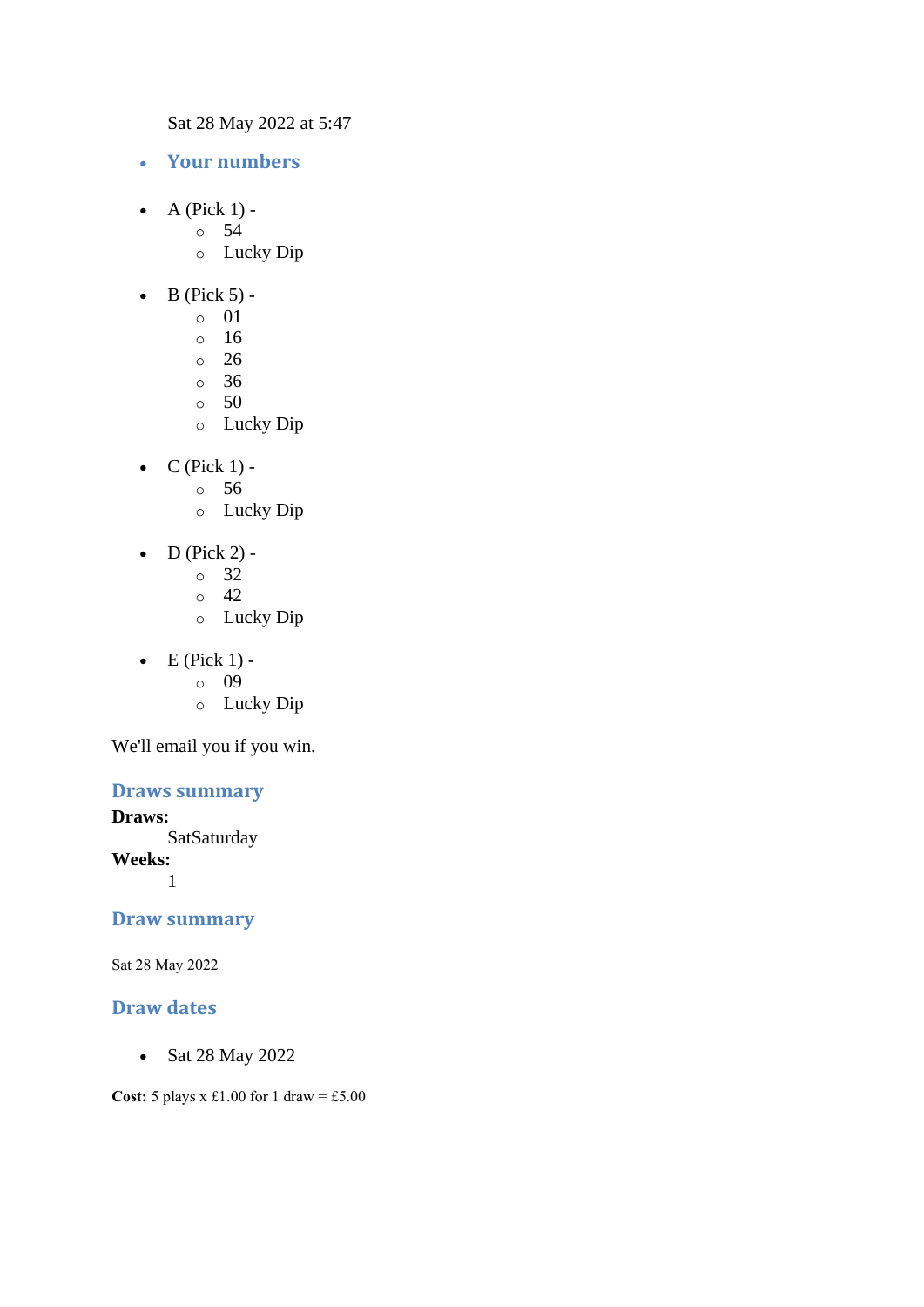Sat 28 May 2022 at 5:47

- ### Your numbers

- A (Pick 1) -
    - 54
    - Lucky Dip

- B (Pick 5) -
    - 01
    - 16
    - 26
    - 36
    - 50
    - Lucky Dip

- C (Pick 1) -
    - 56
    - Lucky Dip

- D (Pick 2) -
    - 32
    - 42
    - Lucky Dip

- E (Pick 1) -
    - 09
    - Lucky Dip

We'll email you if you win.

### Draws summary

**Draws:**
SatSaturday
**Weeks:**
1

### Draw summary

Sat 28 May 2022

### Draw dates

- Sat 28 May 2022

**Cost:** 5 plays x £1.00 for 1 draw = £5.00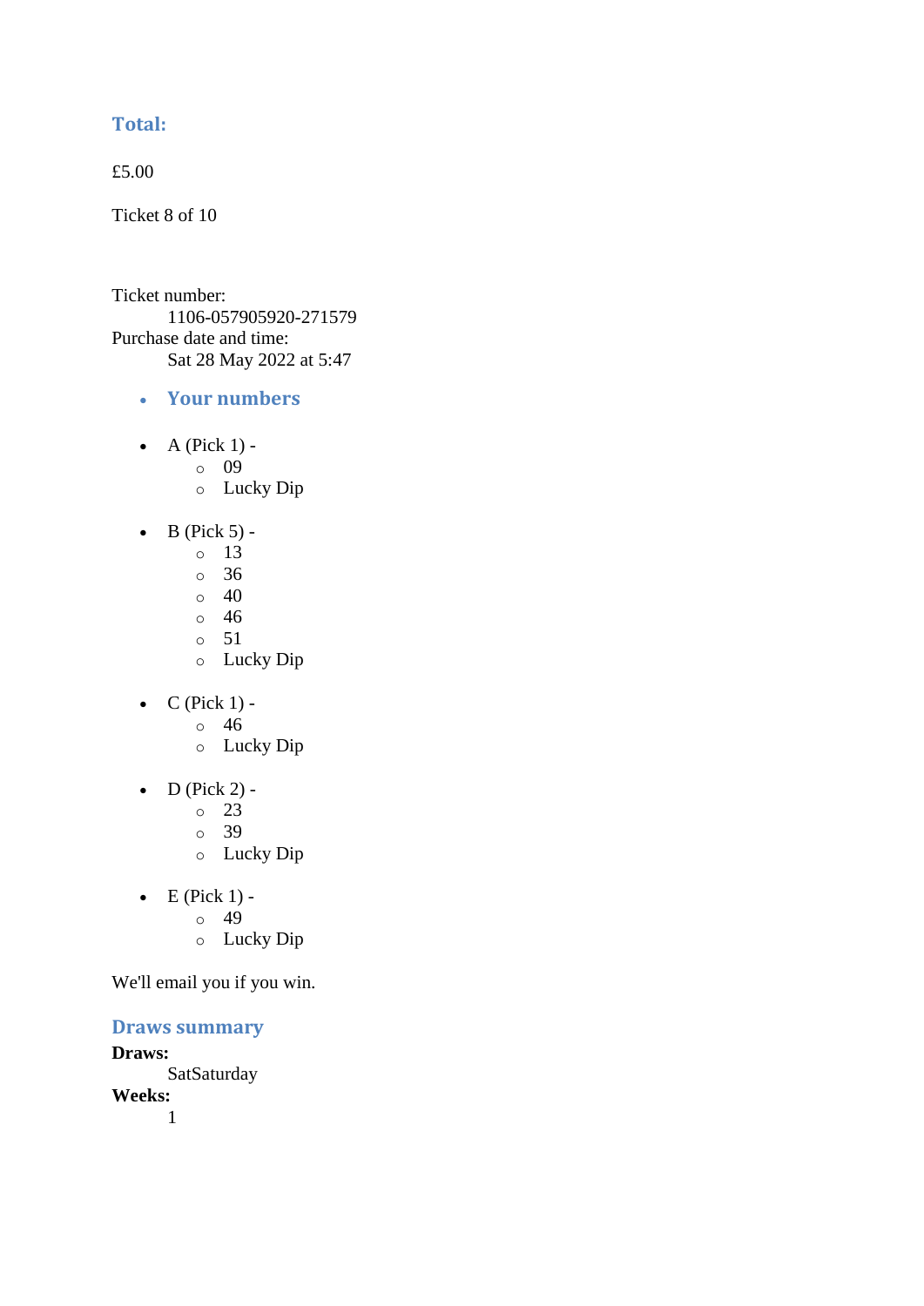### Total:

£5.00

Ticket 8 of 10

Ticket number:
    1106-057905920-271579
Purchase date and time:
    Sat 28 May 2022 at 5:47

- ### Your numbers

- A (Pick 1) -
    - 09
    - Lucky Dip
- B (Pick 5) -
    - 13
    - 36
    - 40
    - 46
    - 51
    - Lucky Dip
- C (Pick 1) -
    - 46
    - Lucky Dip
- D (Pick 2) -
    - 23
    - 39
    - Lucky Dip
- E (Pick 1) -
    - 49
    - Lucky Dip

We'll email you if you win.

### Draws summary

**Draws:**
    SatSaturday
**Weeks:**
    1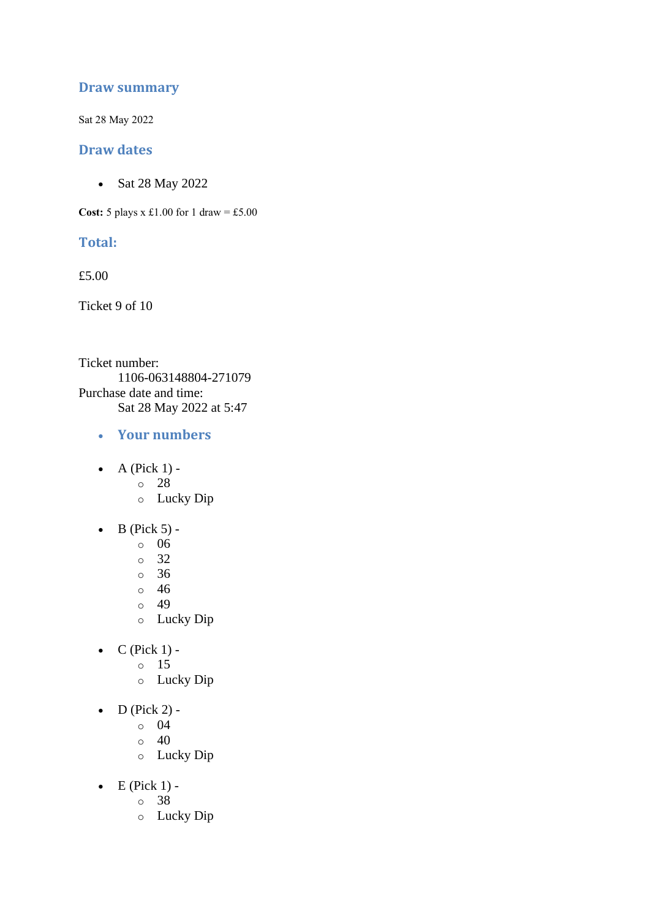## Draw summary

Sat 28 May 2022

## Draw dates

- Sat 28 May 2022

**Cost:** 5 plays x £1.00 for 1 draw = £5.00

## Total:

£5.00

Ticket 9 of 10

Ticket number:
 1106-063148804-271079
Purchase date and time:
 Sat 28 May 2022 at 5:47

- **Your numbers**

- A (Pick 1) -
  - 28
  - Lucky Dip

- B (Pick 5) -
  - 06
  - 32
  - 36
  - 46
  - 49
  - Lucky Dip

- C (Pick 1) -
  - 15
  - Lucky Dip

- D (Pick 2) -
  - 04
  - 40
  - Lucky Dip

- E (Pick 1) -
  - 38
  - Lucky Dip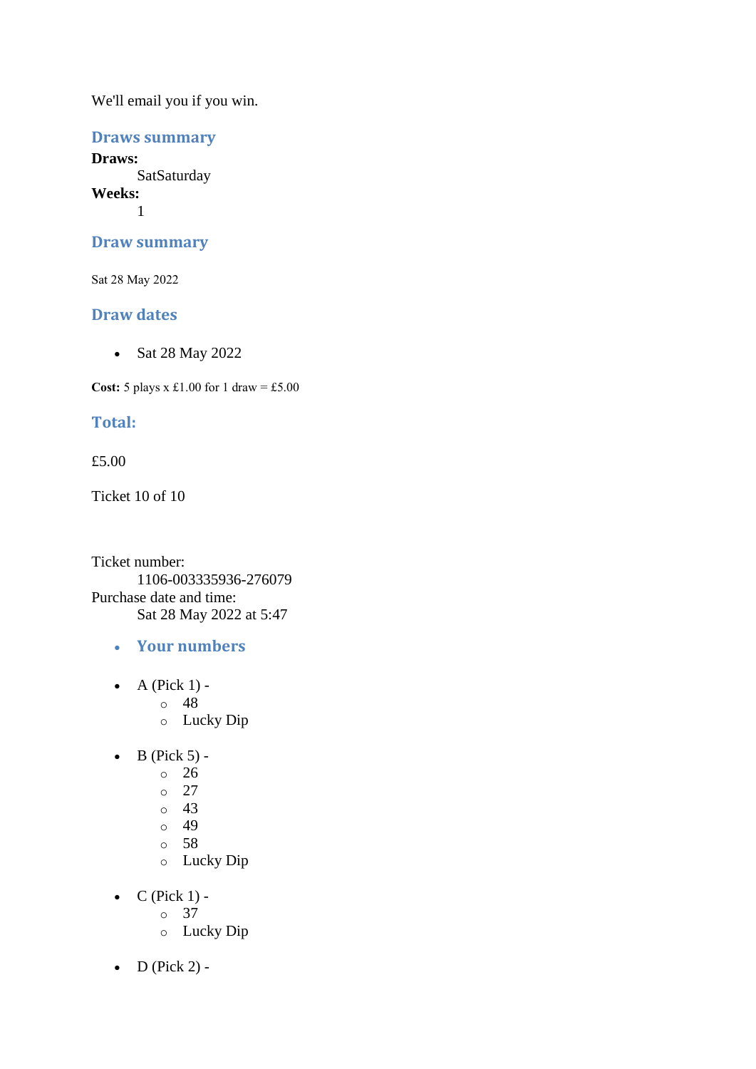We'll email you if you win.

## Draws summary

**Draws:**
: SatSaturday

**Weeks:**
: 1

## Draw summary

Sat 28 May 2022

## Draw dates

- Sat 28 May 2022

**Cost:** 5 plays x £1.00 for 1 draw = £5.00

## Total:

£5.00

Ticket 10 of 10

Ticket number:
: 1106-003335936-276079

Purchase date and time:
: Sat 28 May 2022 at 5:47

- ### Your numbers

- A (Pick 1) -
  - 48
  - Lucky Dip

- B (Pick 5) -
  - 26
  - 27
  - 43
  - 49
  - 58
  - Lucky Dip

- C (Pick 1) -
  - 37
  - Lucky Dip

- D (Pick 2) -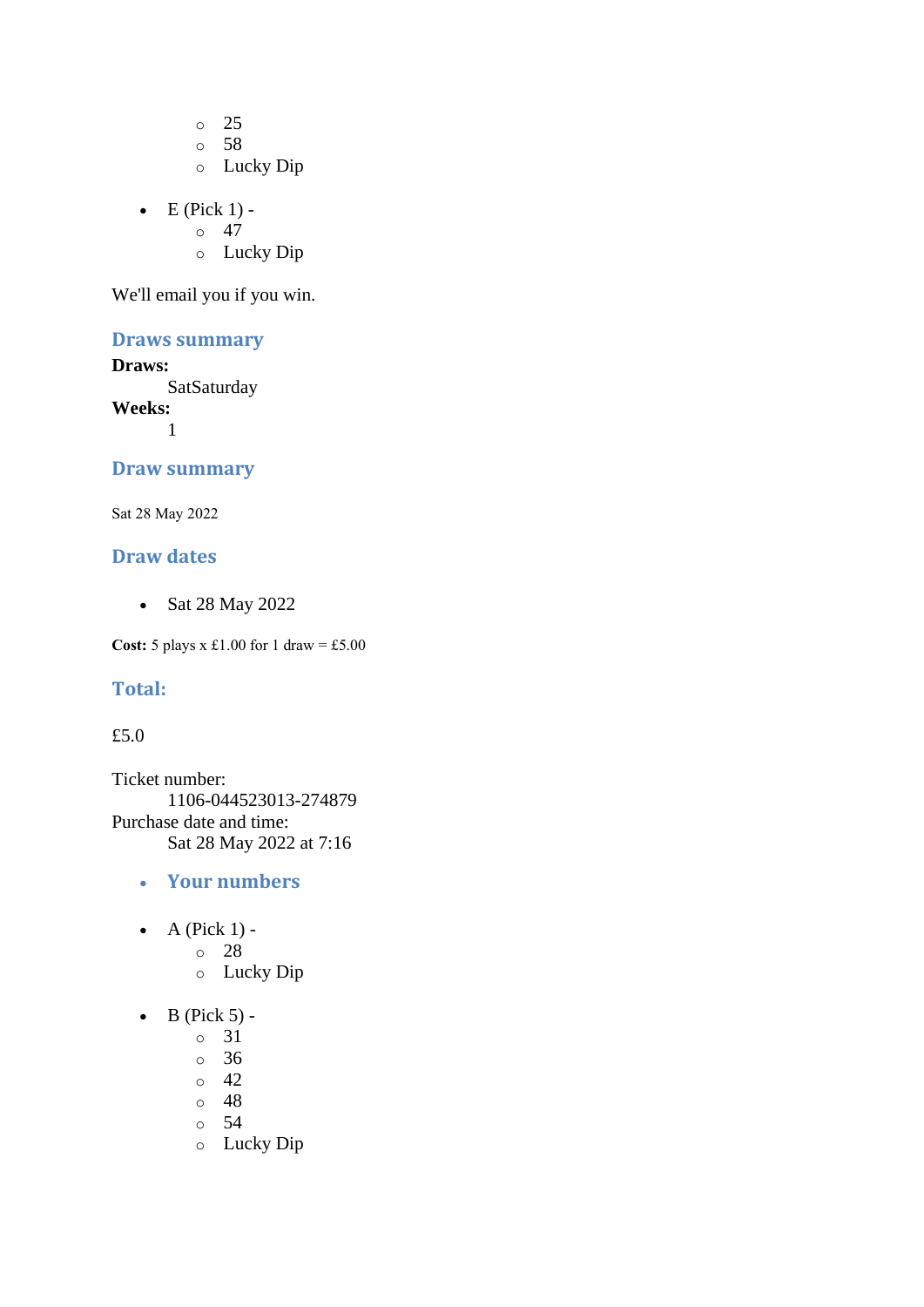- 25
    - 58
    - Lucky Dip

- E (Pick 1) -
    - 47
    - Lucky Dip

We'll email you if you win.

## Draws summary

**Draws:**
    SatSaturday
**Weeks:**
    1

## Draw summary

Sat 28 May 2022

## Draw dates

- Sat 28 May 2022

**Cost:** 5 plays x £1.00 for 1 draw = £5.00

## Total:

£5.0

Ticket number:
    1106-044523013-274879
Purchase date and time:
    Sat 28 May 2022 at 7:16

- **Your numbers**

- A (Pick 1) -
    - 28
    - Lucky Dip

- B (Pick 5) -
    - 31
    - 36
    - 42
    - 48
    - 54
    - Lucky Dip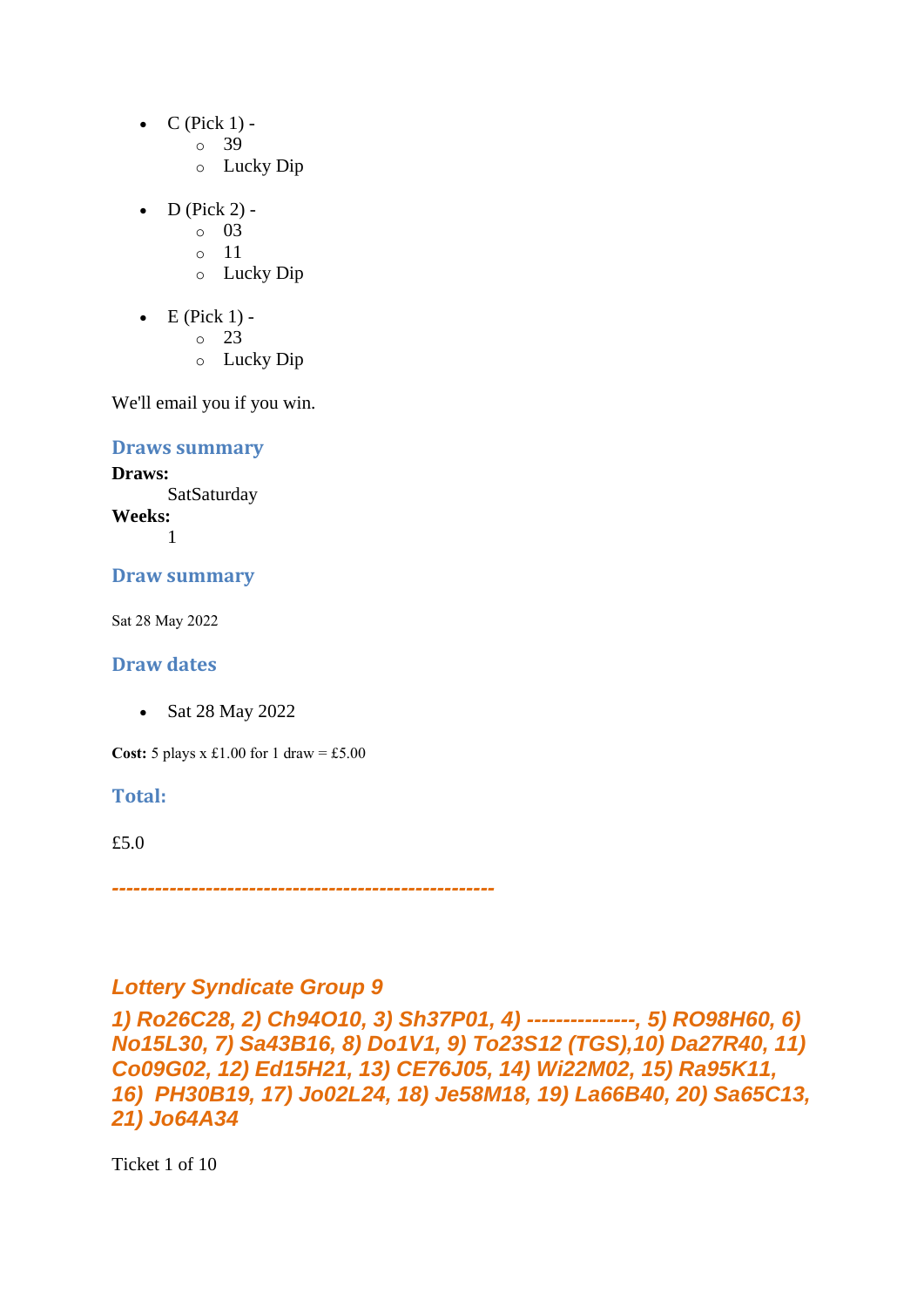- C (Pick 1) -
    - 39
    - Lucky Dip
- D (Pick 2) -
    - 03
    - 11
    - Lucky Dip
- E (Pick 1) -
    - 23
    - Lucky Dip

We'll email you if you win.

### Draws summary

**Draws:**
SatSaturday
**Weeks:**
1

### Draw summary

Sat 28 May 2022

### Draw dates

- Sat 28 May 2022

**Cost:** 5 plays x £1.00 for 1 draw = £5.00

### Total:

£5.0

***----------------------------------------------------***

## *Lottery Syndicate Group 9*

***1) Ro26C28, 2) Ch94O10, 3) Sh37P01, 4) ---------------, 5) RO98H60, 6) No15L30, 7) Sa43B16, 8) Do1V1, 9) To23S12 (TGS),10) Da27R40, 11) Co09G02, 12) Ed15H21, 13) CE76J05, 14) Wi22M02, 15) Ra95K11, 16) PH30B19, 17) Jo02L24, 18) Je58M18, 19) La66B40, 20) Sa65C13, 21) Jo64A34***

Ticket 1 of 10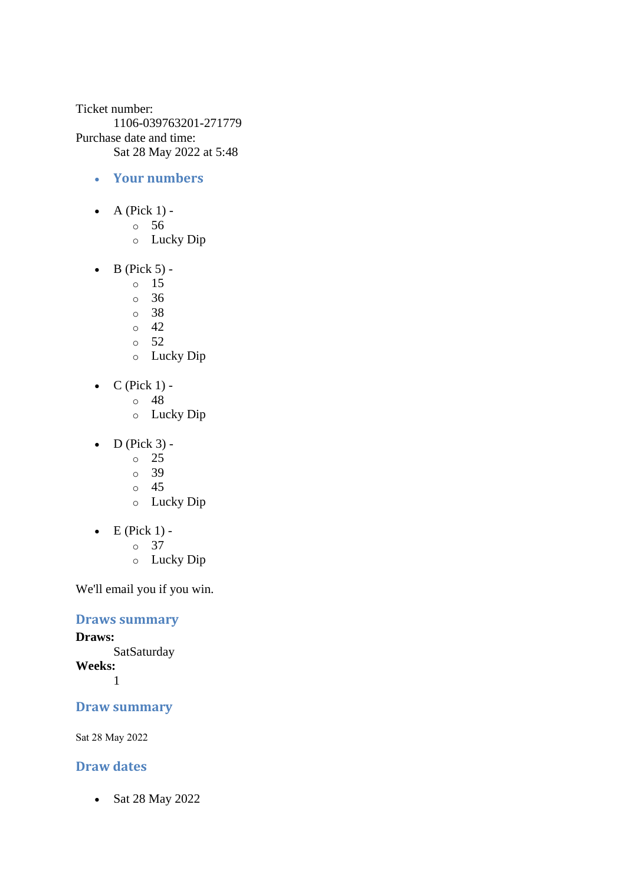Ticket number:
    1106-039763201-271779
Purchase date and time:
    Sat 28 May 2022 at 5:48

- ### Your numbers

- A (Pick 1) -
    - 56
    - Lucky Dip
- B (Pick 5) -
    - 15
    - 36
    - 38
    - 42
    - 52
    - Lucky Dip
- C (Pick 1) -
    - 48
    - Lucky Dip
- D (Pick 3) -
    - 25
    - 39
    - 45
    - Lucky Dip
- E (Pick 1) -
    - 37
    - Lucky Dip

We'll email you if you win.

### Draws summary

**Draws:**
    SatSaturday
**Weeks:**
    1

### Draw summary

Sat 28 May 2022

### Draw dates

- Sat 28 May 2022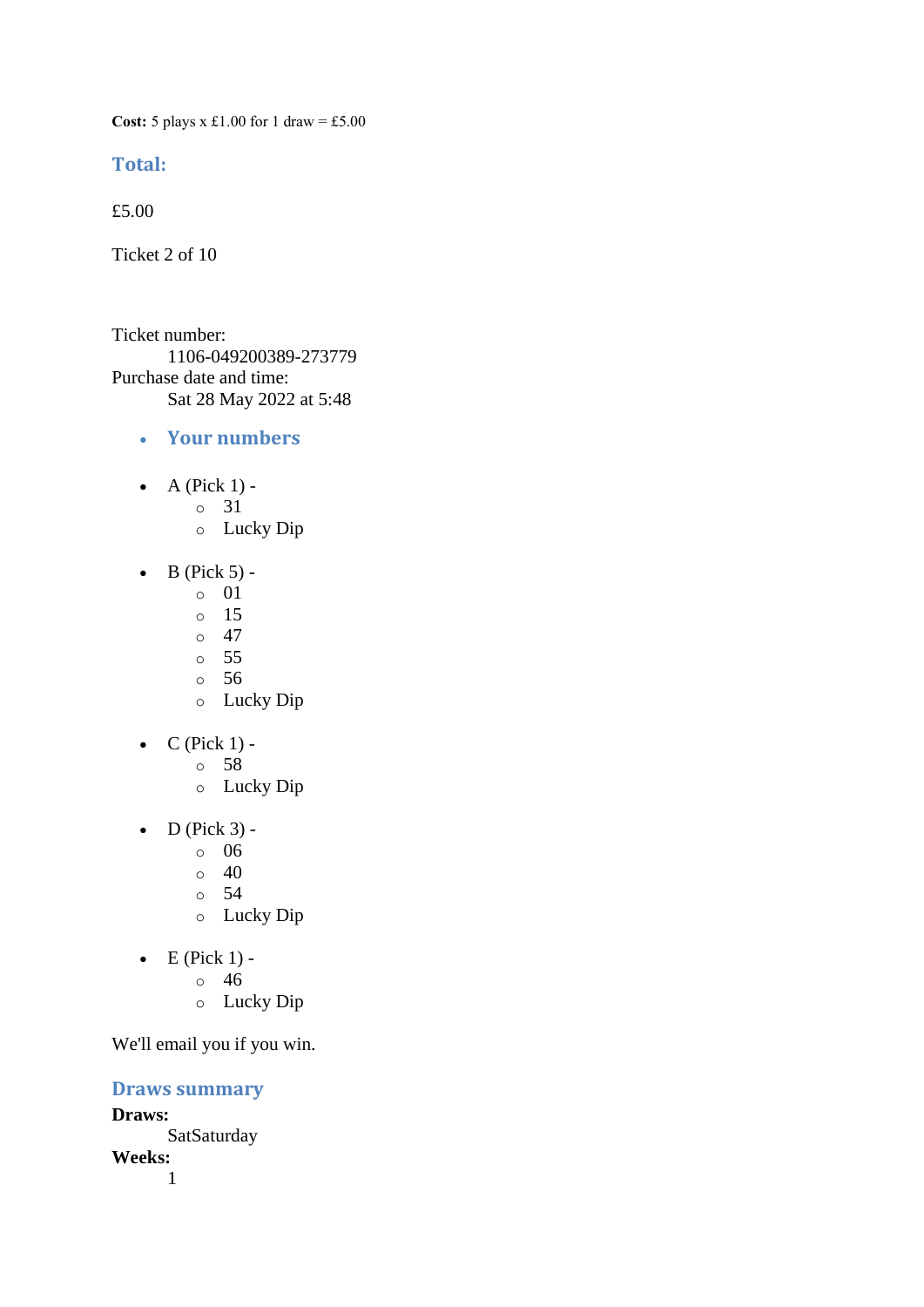**Cost:** 5 plays x £1.00 for 1 draw = £5.00

### Total:

£5.00

Ticket 2 of 10

Ticket number:
    1106-049200389-273779
Purchase date and time:
    Sat 28 May 2022 at 5:48

- ### Your numbers

- A (Pick 1) -
  - 31
  - Lucky Dip

- B (Pick 5) -
  - 01
  - 15
  - 47
  - 55
  - 56
  - Lucky Dip

- C (Pick 1) -
  - 58
  - Lucky Dip

- D (Pick 3) -
  - 06
  - 40
  - 54
  - Lucky Dip

- E (Pick 1) -
  - 46
  - Lucky Dip

We'll email you if you win.

### Draws summary

**Draws:**
    SatSaturday
**Weeks:**
    1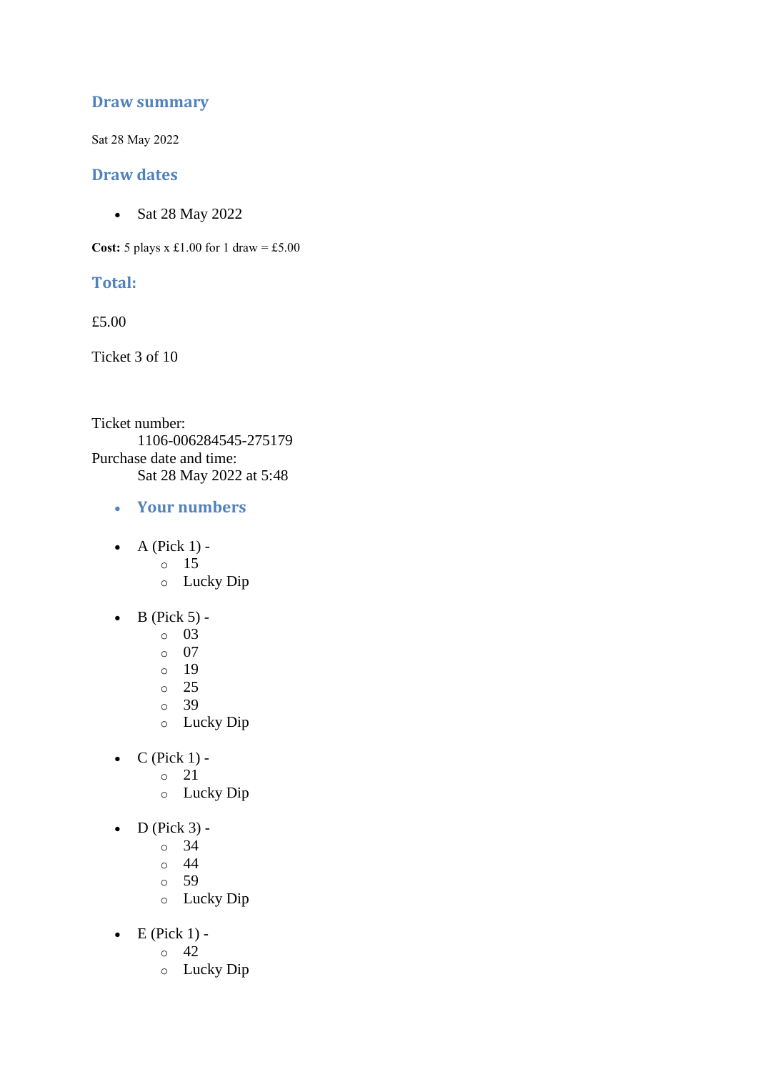## Draw summary

Sat 28 May 2022

## Draw dates

- Sat 28 May 2022

**Cost:** 5 plays x £1.00 for 1 draw = £5.00

## Total:

£5.00

Ticket 3 of 10

Ticket number:
    1106-006284545-275179
Purchase date and time:
    Sat 28 May 2022 at 5:48

- **Your numbers**

- A (Pick 1) -
  - 15
  - Lucky Dip

- B (Pick 5) -
  - 03
  - 07
  - 19
  - 25
  - 39
  - Lucky Dip

- C (Pick 1) -
  - 21
  - Lucky Dip

- D (Pick 3) -
  - 34
  - 44
  - 59
  - Lucky Dip

- E (Pick 1) -
  - 42
  - Lucky Dip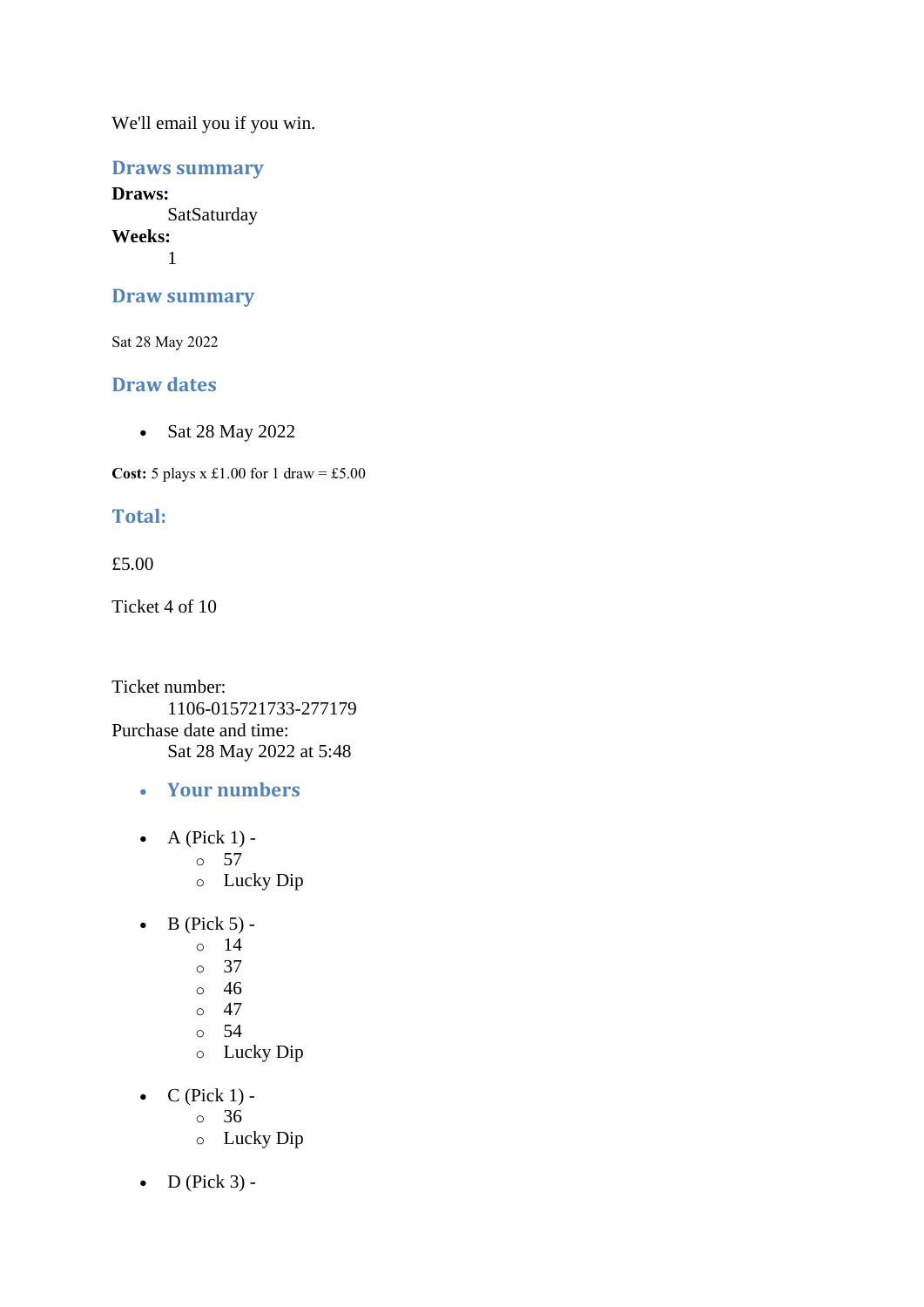We'll email you if you win.

## Draws summary

**Draws:**
SatSaturday

**Weeks:**
1

## Draw summary

Sat 28 May 2022

## Draw dates

- Sat 28 May 2022

**Cost:** 5 plays x £1.00 for 1 draw = £5.00

## Total:

£5.00

Ticket 4 of 10

Ticket number:
1106-015721733-277179

Purchase date and time:
Sat 28 May 2022 at 5:48

- **Your numbers**

- A (Pick 1) -
  - 57
  - Lucky Dip
- B (Pick 5) -
  - 14
  - 37
  - 46
  - 47
  - 54
  - Lucky Dip
- C (Pick 1) -
  - 36
  - Lucky Dip
- D (Pick 3) -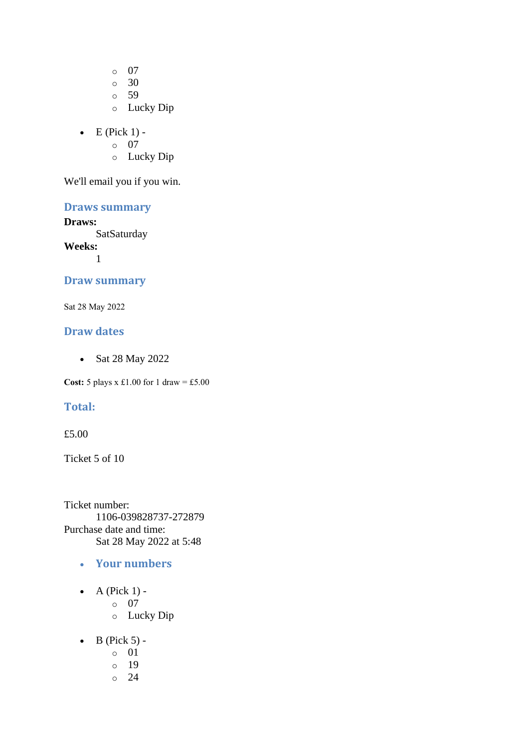- 07
    - 30
    - 59
    - Lucky Dip

- E (Pick 1) -
    - 07
    - Lucky Dip

We'll email you if you win.

### Draws summary

**Draws:**
: SatSaturday

**Weeks:**
: 1

### Draw summary

Sat 28 May 2022

### Draw dates

- Sat 28 May 2022

**Cost:** 5 plays x £1.00 for 1 draw = £5.00

### Total:

£5.00

Ticket 5 of 10

Ticket number:
: 1106-039828737-272879

Purchase date and time:
: Sat 28 May 2022 at 5:48

- ### Your numbers

- A (Pick 1) -
    - 07
    - Lucky Dip

- B (Pick 5) -
    - 01
    - 19
    - 24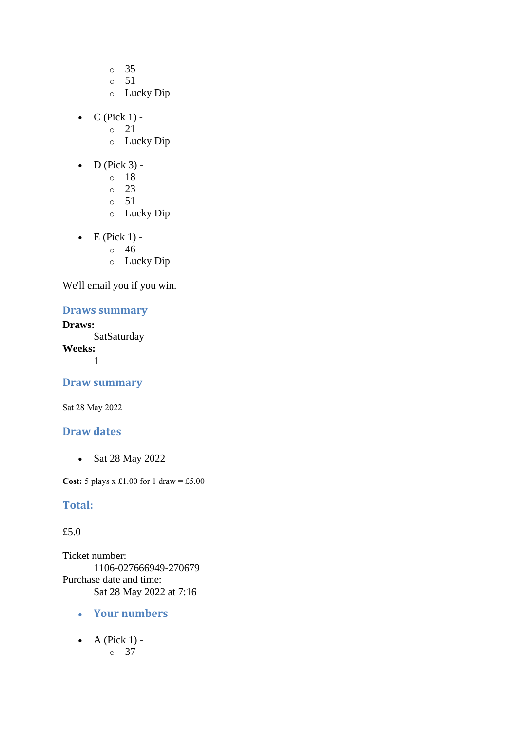- 35
  - 51
  - Lucky Dip

- C (Pick 1) -
  - 21
  - Lucky Dip

- D (Pick 3) -
  - 18
  - 23
  - 51
  - Lucky Dip

- E (Pick 1) -
  - 46
  - Lucky Dip

We'll email you if you win.

### Draws summary

**Draws:**
SatSaturday
**Weeks:**
1

### Draw summary

Sat 28 May 2022

### Draw dates

- Sat 28 May 2022

**Cost:** 5 plays x £1.00 for 1 draw = £5.00

### Total:

£5.0

Ticket number:
1106-027666949-270679
Purchase date and time:
Sat 28 May 2022 at 7:16

- **Your numbers**

- A (Pick 1) -
  - 37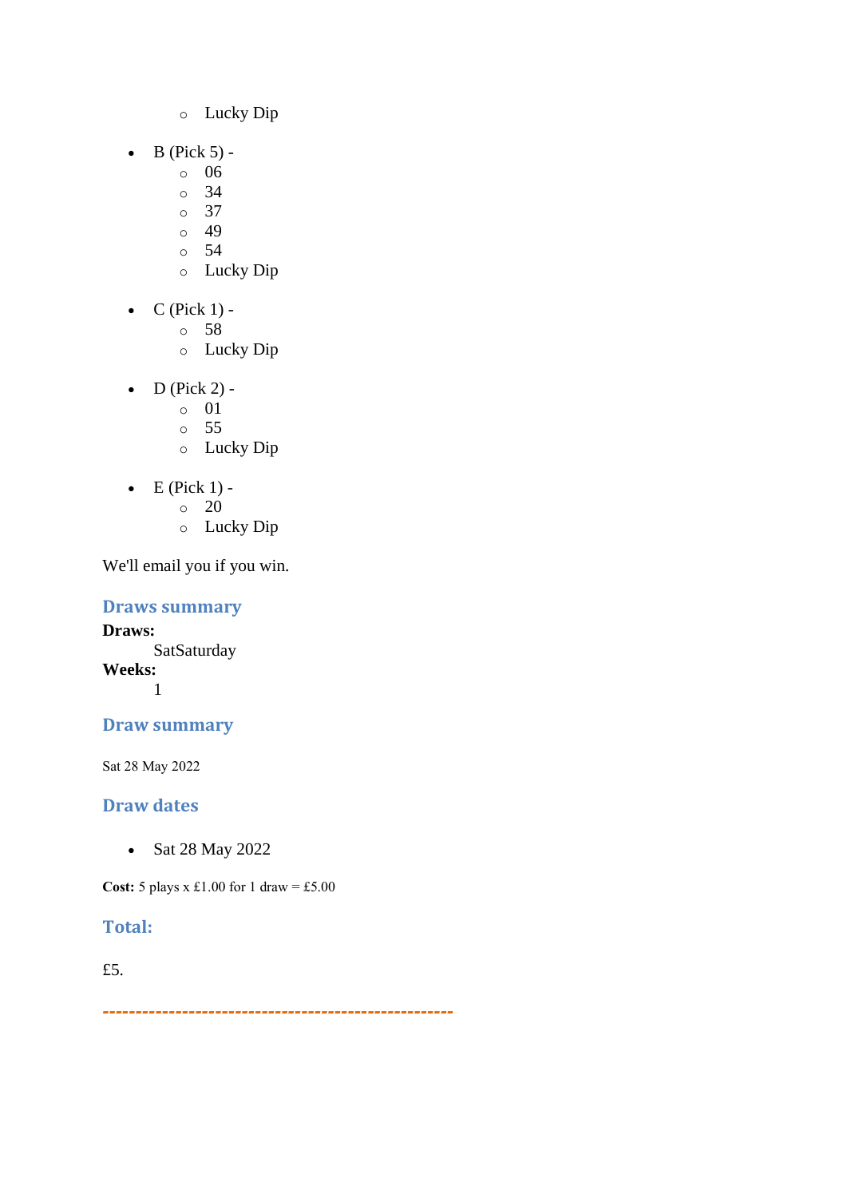- Lucky Dip

- B (Pick 5) -
    - 06
    - 34
    - 37
    - 49
    - 54
    - Lucky Dip

- C (Pick 1) -
    - 58
    - Lucky Dip

- D (Pick 2) -
    - 01
    - 55
    - Lucky Dip

- E (Pick 1) -
    - 20
    - Lucky Dip

We'll email you if you win.

### Draws summary

**Draws:**
SatSaturday

**Weeks:**
1

### Draw summary

Sat 28 May 2022

### Draw dates

- Sat 28 May 2022

**Cost:** 5 plays x £1.00 for 1 draw = £5.00

### Total:

£5.

-----------------------------------------------------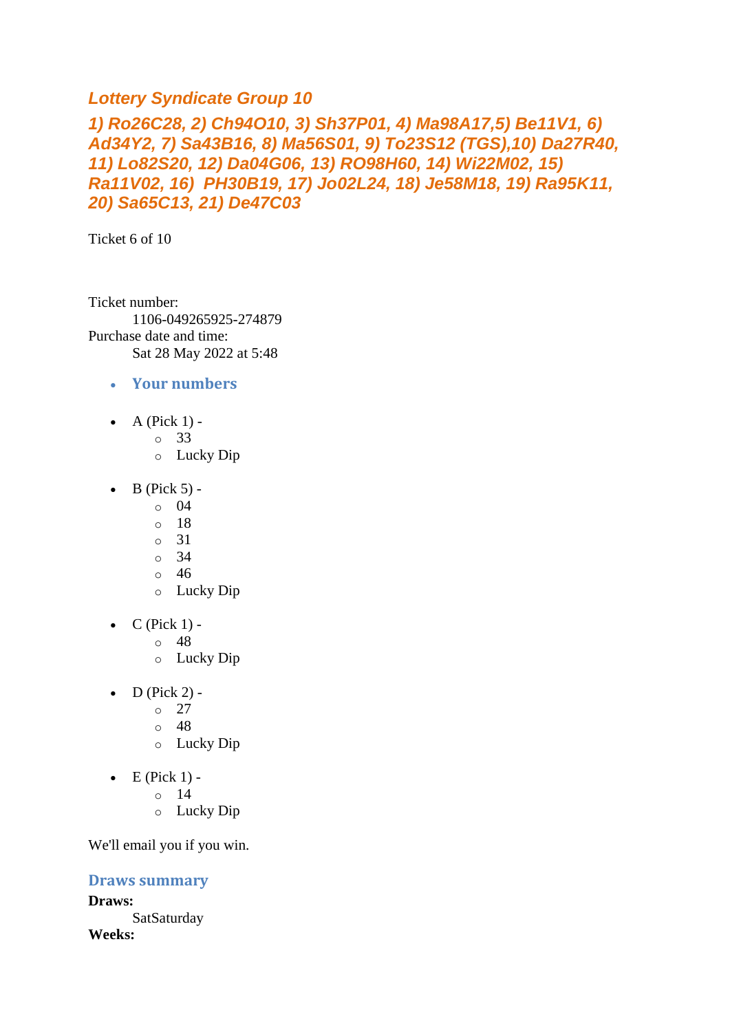### *Lottery Syndicate Group 10*

### *1) Ro26C28, 2) Ch94O10, 3) Sh37P01, 4) Ma98A17,5) Be11V1, 6) Ad34Y2, 7) Sa43B16, 8) Ma56S01, 9) To23S12 (TGS),10) Da27R40, 11) Lo82S20, 12) Da04G06, 13) RO98H60, 14) Wi22M02, 15) Ra11V02, 16) PH30B19, 17) Jo02L24, 18) Je58M18, 19) Ra95K11, 20) Sa65C13, 21) De47C03*

Ticket 6 of 10

Ticket number:
1106-049265925-274879
Purchase date and time:
Sat 28 May 2022 at 5:48

- **Your numbers**

- A (Pick 1) -
  - 33
  - Lucky Dip
- B (Pick 5) -
  - 04
  - 18
  - 31
  - 34
  - 46
  - Lucky Dip
- C (Pick 1) -
  - 48
  - Lucky Dip
- D (Pick 2) -
  - 27
  - 48
  - Lucky Dip
- E (Pick 1) -
  - 14
  - Lucky Dip

We'll email you if you win.

**Draws summary**

**Draws:**
SatSaturday
**Weeks:**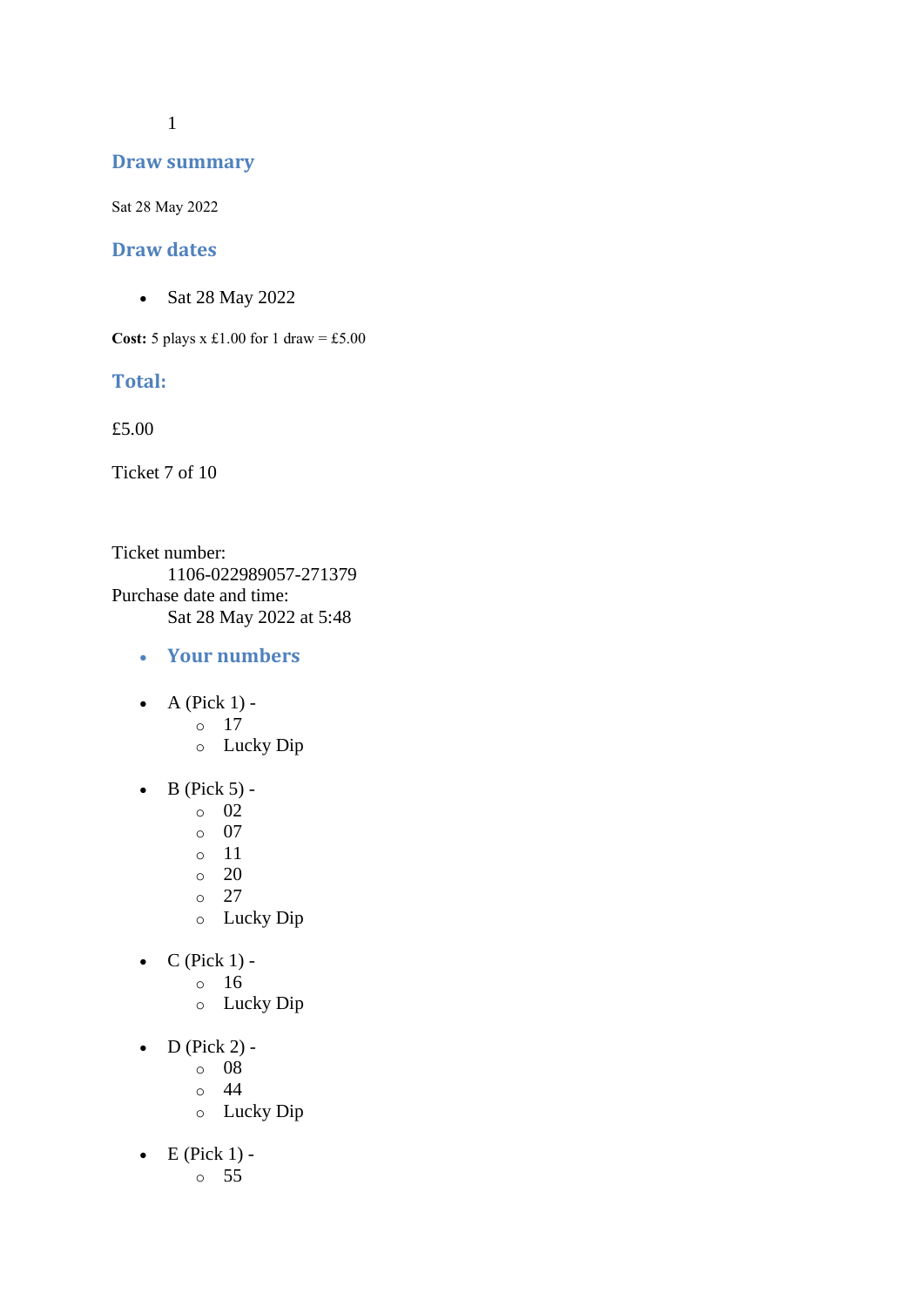1

## Draw summary

Sat 28 May 2022

## Draw dates

- Sat 28 May 2022

**Cost:** 5 plays x £1.00 for 1 draw = £5.00

## Total:

£5.00

Ticket 7 of 10

Ticket number:
    1106-022989057-271379
Purchase date and time:
    Sat 28 May 2022 at 5:48

- **Your numbers**

- A (Pick 1) -
    - 17
    - Lucky Dip
- B (Pick 5) -
    - 02
    - 07
    - 11
    - 20
    - 27
    - Lucky Dip
- C (Pick 1) -
    - 16
    - Lucky Dip
- D (Pick 2) -
    - 08
    - 44
    - Lucky Dip
- E (Pick 1) -
    - 55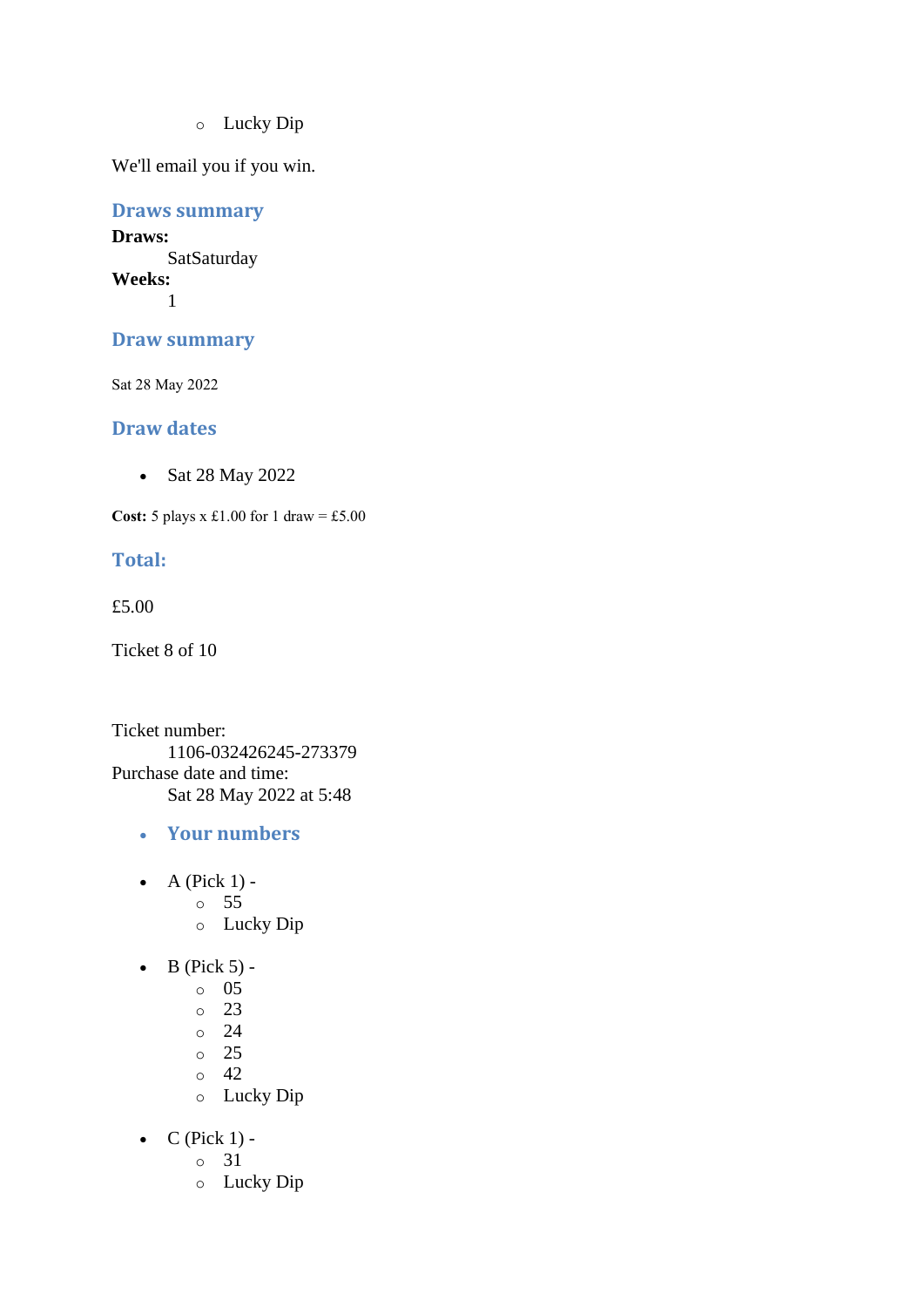- Lucky Dip

We'll email you if you win.

## Draws summary

**Draws:**
SatSaturday
**Weeks:**
1

## Draw summary

Sat 28 May 2022

## Draw dates

- Sat 28 May 2022

**Cost:** 5 plays x £1.00 for 1 draw = £5.00

## Total:

£5.00

Ticket 8 of 10

Ticket number:
1106-032426245-273379
Purchase date and time:
Sat 28 May 2022 at 5:48

- **Your numbers**

- A (Pick 1) -
  - 55
  - Lucky Dip

- B (Pick 5) -
  - 05
  - 23
  - 24
  - 25
  - 42
  - Lucky Dip

- C (Pick 1) -
  - 31
  - Lucky Dip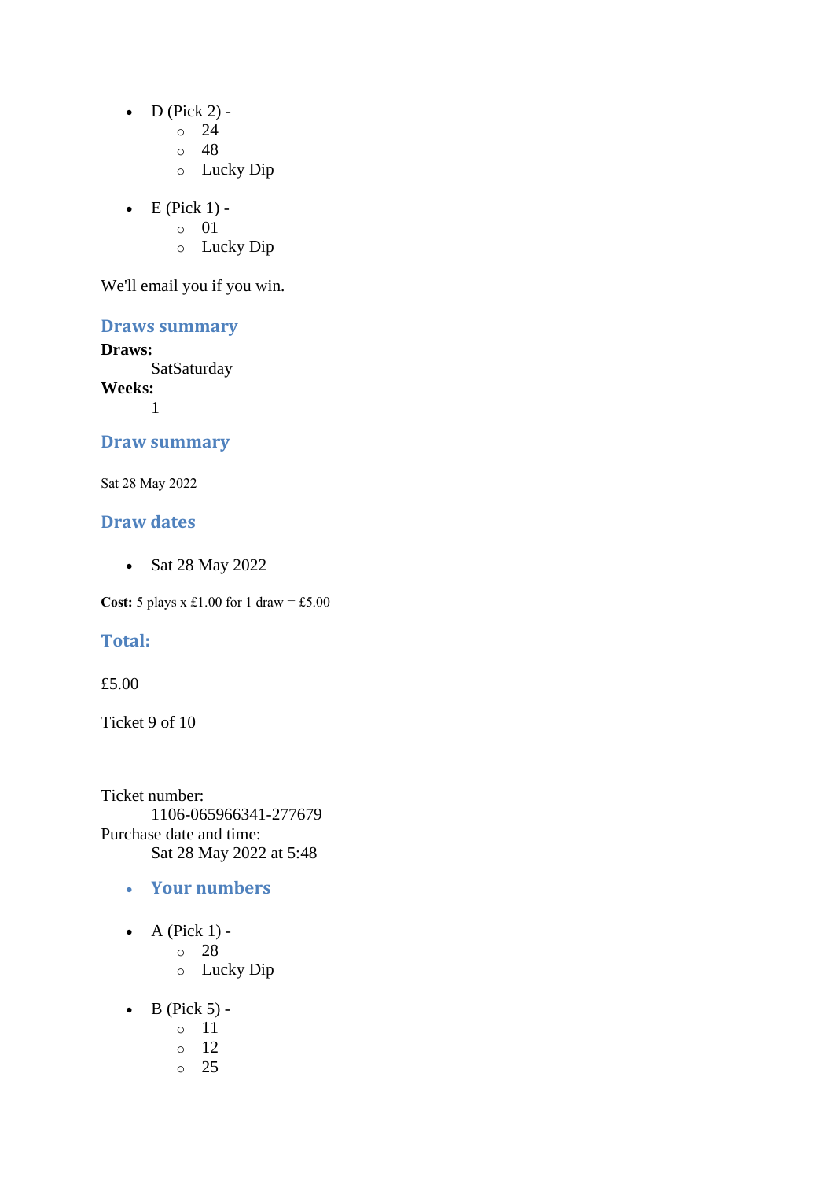- D (Pick 2) -
  - 24
  - 48
  - Lucky Dip

- E (Pick 1) -
  - 01
  - Lucky Dip

We'll email you if you win.

### Draws summary

**Draws:**

SatSaturday

**Weeks:**

1

### Draw summary

Sat 28 May 2022

### Draw dates

- Sat 28 May 2022

**Cost:** 5 plays x £1.00 for 1 draw = £5.00

### Total:

£5.00

Ticket 9 of 10

Ticket number:

1106-065966341-277679

Purchase date and time:

Sat 28 May 2022 at 5:48

- ### Your numbers

- A (Pick 1) -
  - 28
  - Lucky Dip

- B (Pick 5) -
  - 11
  - 12
  - 25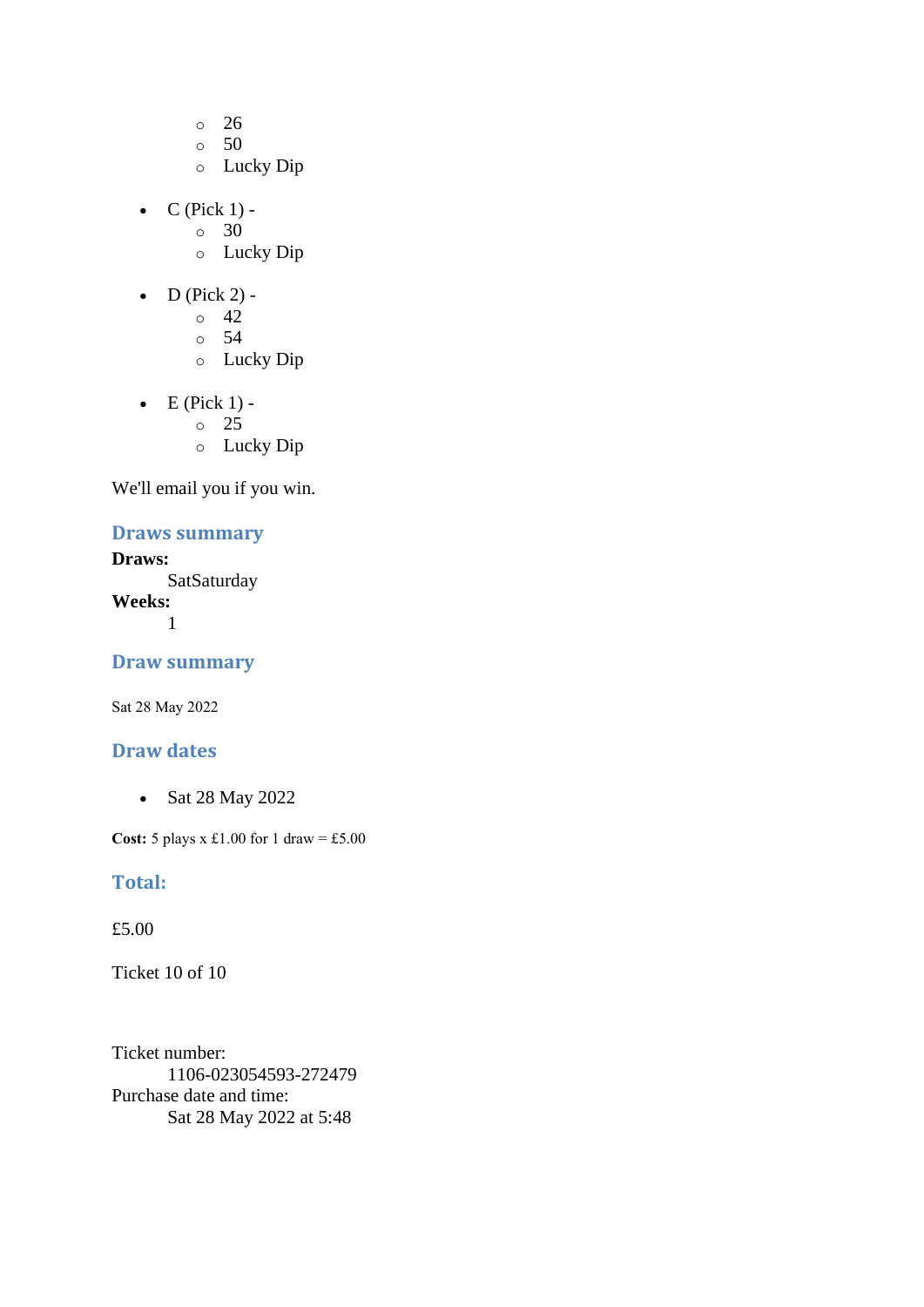- 26
    - 50
    - Lucky Dip

- C (Pick 1) -
    - 30
    - Lucky Dip

- D (Pick 2) -
    - 42
    - 54
    - Lucky Dip

- E (Pick 1) -
    - 25
    - Lucky Dip

We'll email you if you win.

## Draws summary

**Draws:**
    SatSaturday
**Weeks:**
    1

## Draw summary

Sat 28 May 2022

## Draw dates

- Sat 28 May 2022

**Cost:** 5 plays x £1.00 for 1 draw = £5.00

## Total:

£5.00

Ticket 10 of 10

Ticket number:
    1106-023054593-272479
Purchase date and time:
    Sat 28 May 2022 at 5:48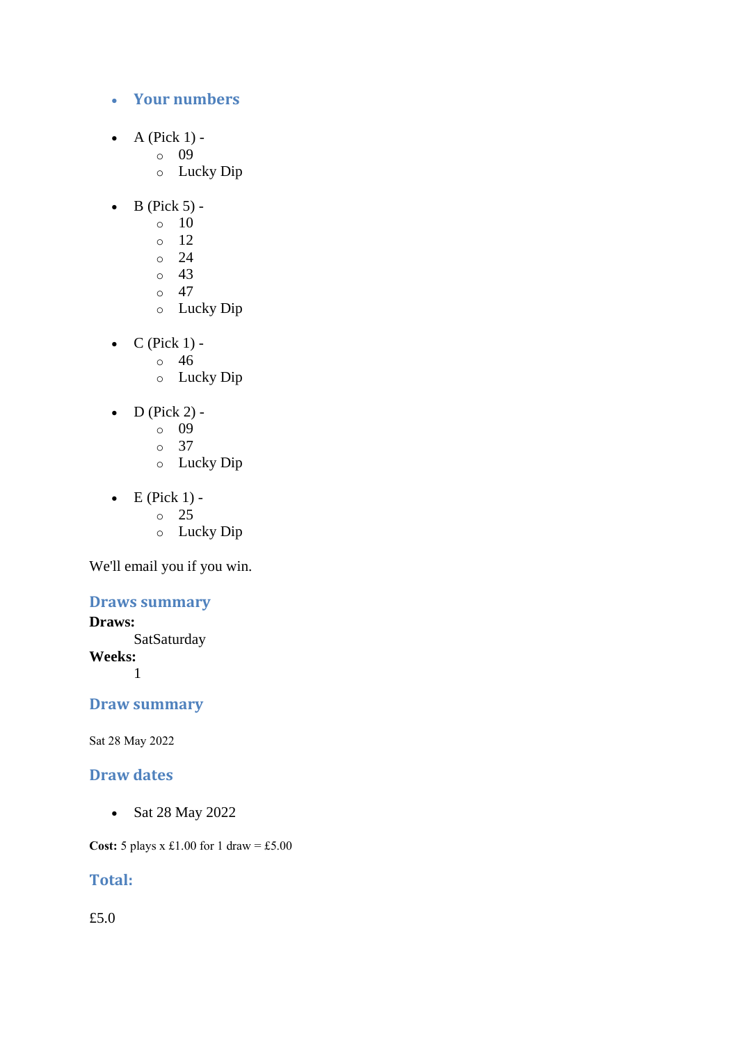- ### Your numbers

- A (Pick 1) -
  - 09
  - Lucky Dip

- B (Pick 5) -
  - 10
  - 12
  - 24
  - 43
  - 47
  - Lucky Dip

- C (Pick 1) -
  - 46
  - Lucky Dip

- D (Pick 2) -
  - 09
  - 37
  - Lucky Dip

- E (Pick 1) -
  - 25
  - Lucky Dip

We'll email you if you win.

### Draws summary

**Draws:**
SatSaturday

**Weeks:**
1

### Draw summary

Sat 28 May 2022

### Draw dates

- Sat 28 May 2022

**Cost:** 5 plays x £1.00 for 1 draw = £5.00

### Total:

£5.0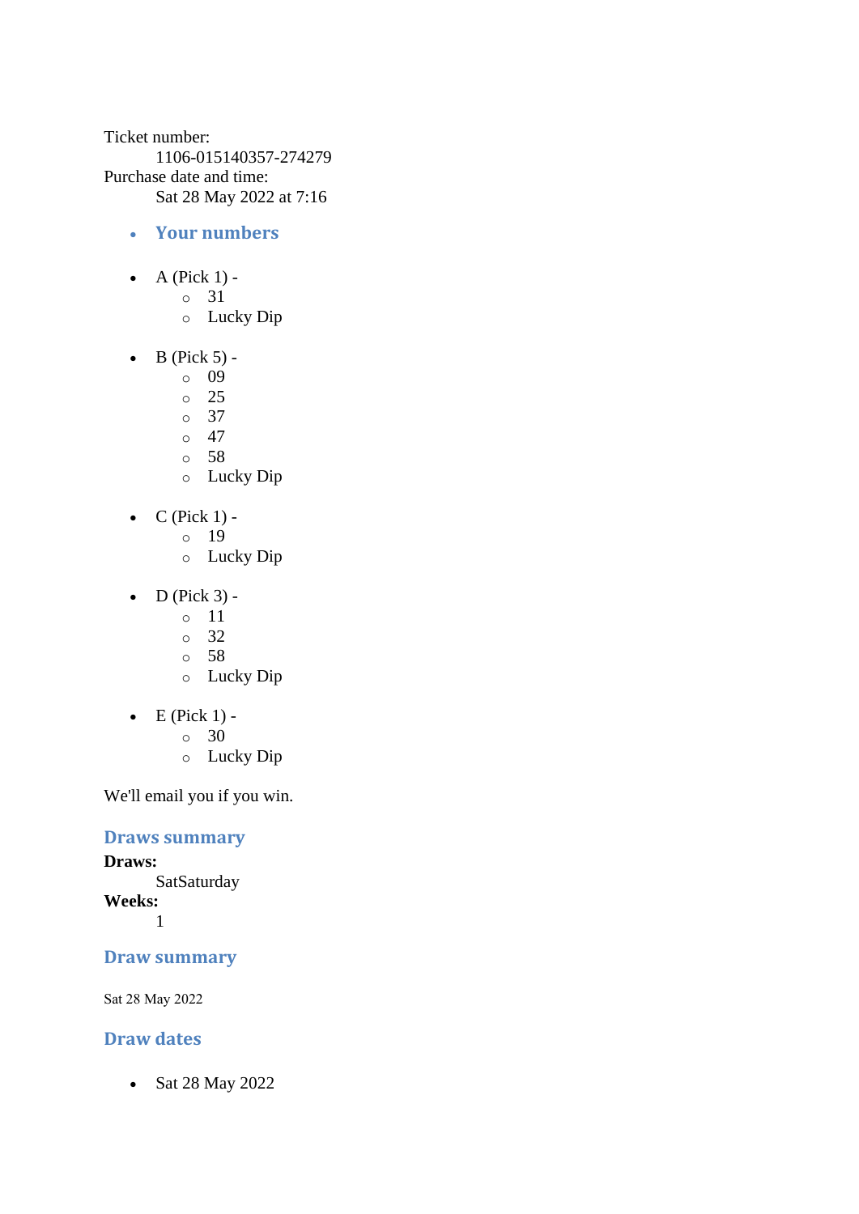Ticket number:

    1106-015140357-274279

Purchase date and time:

    Sat 28 May 2022 at 7:16

- ## Your numbers

- A (Pick 1) -
  - 31
  - Lucky Dip

- B (Pick 5) -
  - 09
  - 25
  - 37
  - 47
  - 58
  - Lucky Dip

- C (Pick 1) -
  - 19
  - Lucky Dip

- D (Pick 3) -
  - 11
  - 32
  - 58
  - Lucky Dip

- E (Pick 1) -
  - 30
  - Lucky Dip

We'll email you if you win.

## Draws summary

**Draws:**

    SatSaturday

**Weeks:**

    1

## Draw summary

Sat 28 May 2022

## Draw dates

- Sat 28 May 2022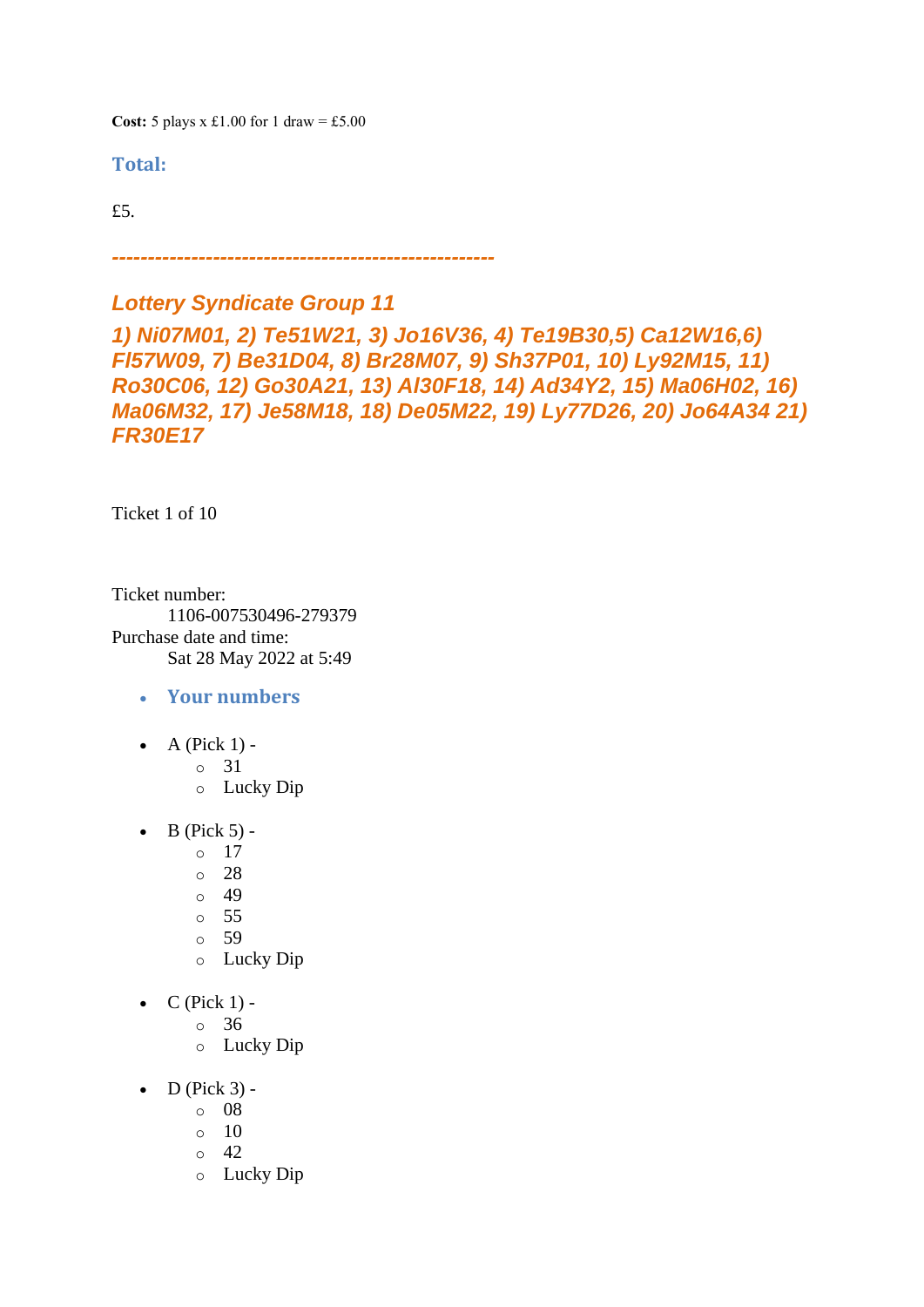**Cost:** 5 plays x £1.00 for 1 draw = £5.00

### Total:

£5.

***----------------------------------------------------***

## *Lottery Syndicate Group 11*

***1) Ni07M01, 2) Te51W21, 3) Jo16V36, 4) Te19B30,5) Ca12W16,6) Fl57W09, 7) Be31D04, 8) Br28M07, 9) Sh37P01, 10) Ly92M15, 11) Ro30C06, 12) Go30A21, 13) Al30F18, 14) Ad34Y2, 15) Ma06H02, 16) Ma06M32, 17) Je58M18, 18) De05M22, 19) Ly77D26, 20) Jo64A34 21) FR30E17***

Ticket 1 of 10

Ticket number:
    1106-007530496-279379
Purchase date and time:
    Sat 28 May 2022 at 5:49

- **Your numbers**

- A (Pick 1) -
  - 31
  - Lucky Dip
- B (Pick 5) -
  - 17
  - 28
  - 49
  - 55
  - 59
  - Lucky Dip
- C (Pick 1) -
  - 36
  - Lucky Dip
- D (Pick 3) -
  - 08
  - 10
  - 42
  - Lucky Dip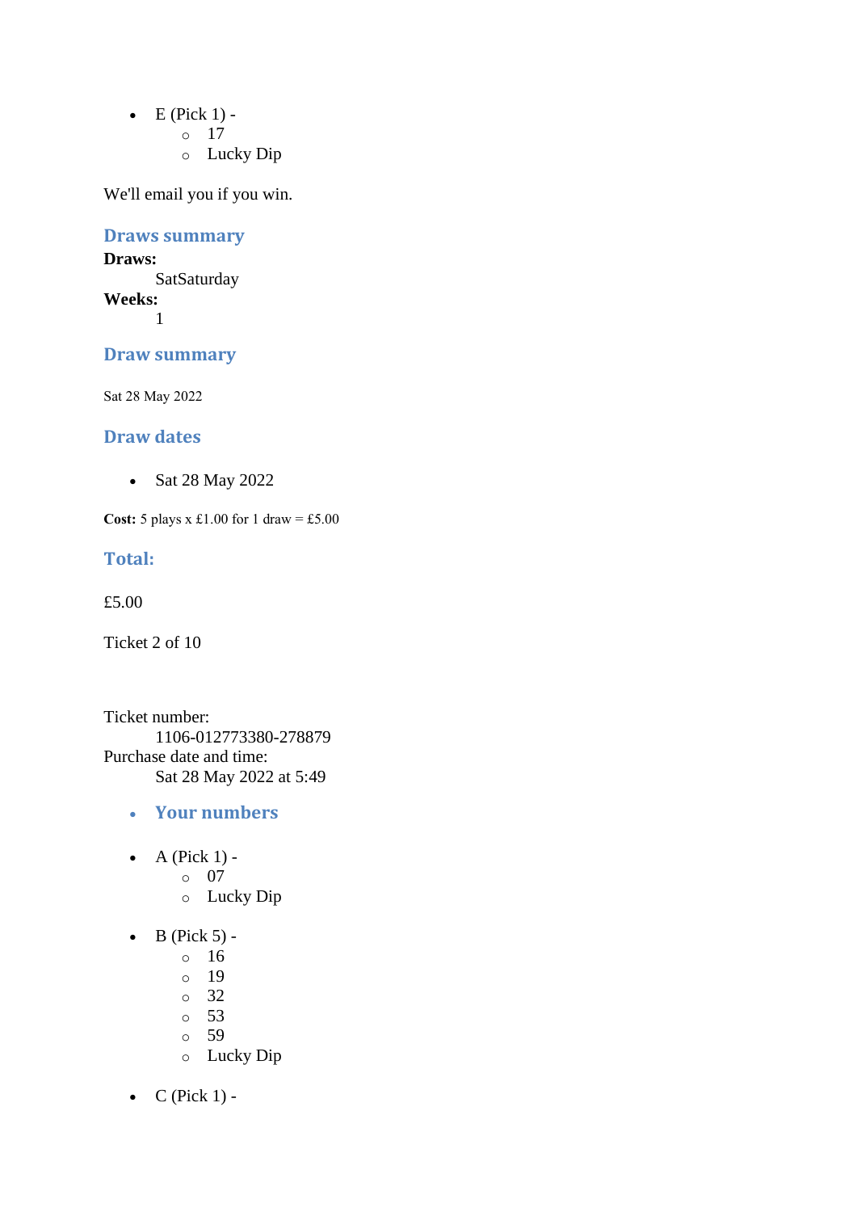- E (Pick 1) -
  - 17
  - Lucky Dip

We'll email you if you win.

### Draws summary

**Draws:**
SatSaturday
**Weeks:**
1

### Draw summary

Sat 28 May 2022

### Draw dates

- Sat 28 May 2022

**Cost:** 5 plays x £1.00 for 1 draw = £5.00

### Total:

£5.00

Ticket 2 of 10

Ticket number:
1106-012773380-278879
Purchase date and time:
Sat 28 May 2022 at 5:49

- ### Your numbers

- A (Pick 1) -
  - 07
  - Lucky Dip

- B (Pick 5) -
  - 16
  - 19
  - 32
  - 53
  - 59
  - Lucky Dip

- C (Pick 1) -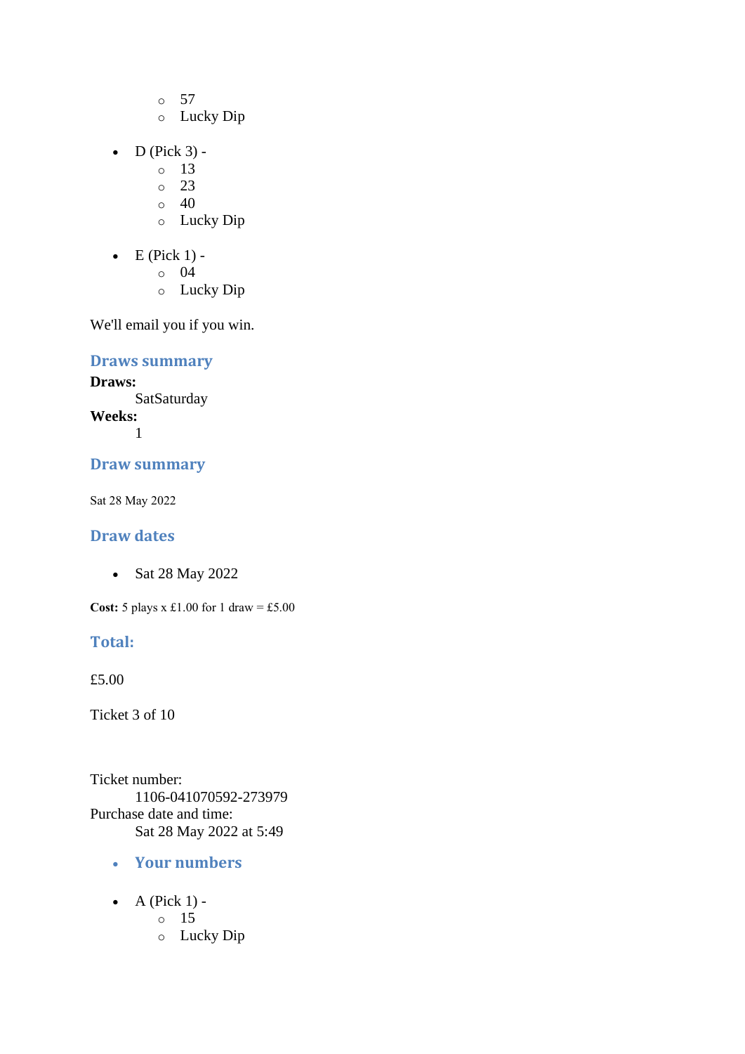- 57
  - Lucky Dip

- D (Pick 3) -
  - 13
  - 23
  - 40
  - Lucky Dip

- E (Pick 1) -
  - 04
  - Lucky Dip

We'll email you if you win.

### Draws summary

**Draws:**
SatSaturday
**Weeks:**
1

### Draw summary

Sat 28 May 2022

### Draw dates

- Sat 28 May 2022

**Cost:** 5 plays x £1.00 for 1 draw = £5.00

### Total:

£5.00

Ticket 3 of 10

Ticket number:
1106-041070592-273979
Purchase date and time:
Sat 28 May 2022 at 5:49

- ### Your numbers

- A (Pick 1) -
  - 15
  - Lucky Dip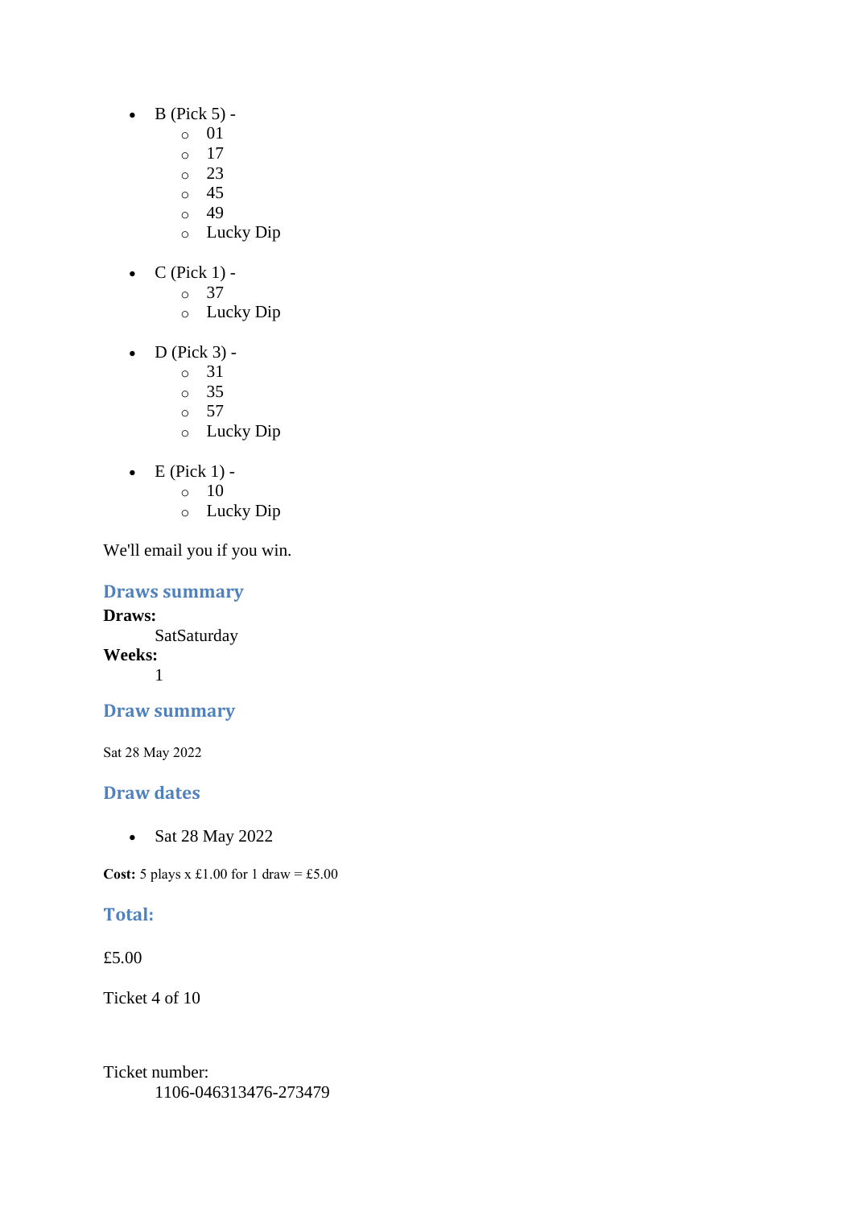- B (Pick 5) -
  - 01
  - 17
  - 23
  - 45
  - 49
  - Lucky Dip

- C (Pick 1) -
  - 37
  - Lucky Dip

- D (Pick 3) -
  - 31
  - 35
  - 57
  - Lucky Dip

- E (Pick 1) -
  - 10
  - Lucky Dip

We'll email you if you win.

### Draws summary

**Draws:**
SatSaturday

**Weeks:**
1

### Draw summary

Sat 28 May 2022

### Draw dates

- Sat 28 May 2022

**Cost:** 5 plays x £1.00 for 1 draw = £5.00

### Total:

£5.00

Ticket 4 of 10

Ticket number:
1106-046313476-273479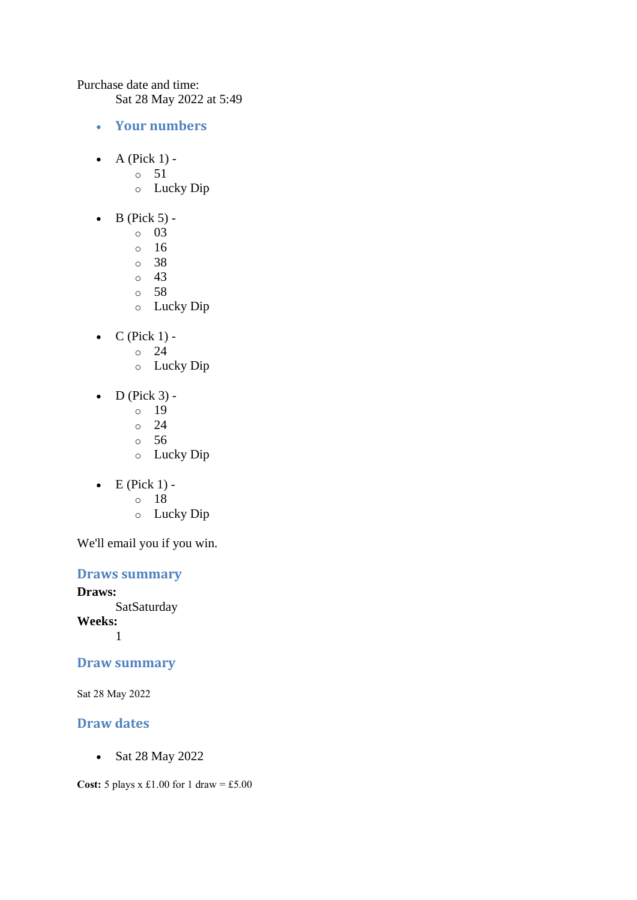Purchase date and time:

Sat 28 May 2022 at 5:49

- **Your numbers**

- A (Pick 1) -
  - 51
  - Lucky Dip

- B (Pick 5) -
  - 03
  - 16
  - 38
  - 43
  - 58
  - Lucky Dip

- C (Pick 1) -
  - 24
  - Lucky Dip

- D (Pick 3) -
  - 19
  - 24
  - 56
  - Lucky Dip

- E (Pick 1) -
  - 18
  - Lucky Dip

We'll email you if you win.

## Draws summary

**Draws:**

SatSaturday

**Weeks:**

1

## Draw summary

Sat 28 May 2022

## Draw dates

- Sat 28 May 2022

**Cost:** 5 plays x £1.00 for 1 draw = £5.00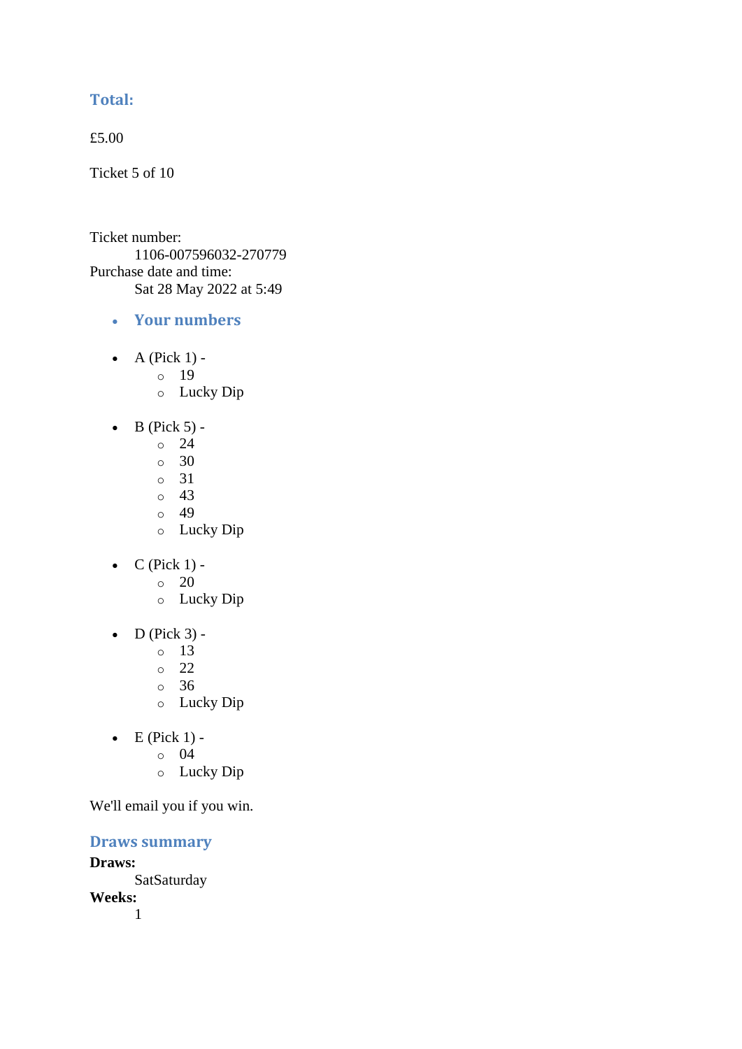### Total:

£5.00

Ticket 5 of 10

Ticket number:
    1106-007596032-270779
Purchase date and time:
    Sat 28 May 2022 at 5:49

- ### Your numbers

- A (Pick 1) -
  - 19
  - Lucky Dip

- B (Pick 5) -
  - 24
  - 30
  - 31
  - 43
  - 49
  - Lucky Dip

- C (Pick 1) -
  - 20
  - Lucky Dip

- D (Pick 3) -
  - 13
  - 22
  - 36
  - Lucky Dip

- E (Pick 1) -
  - 04
  - Lucky Dip

We'll email you if you win.

### Draws summary

**Draws:**
    SatSaturday
**Weeks:**
    1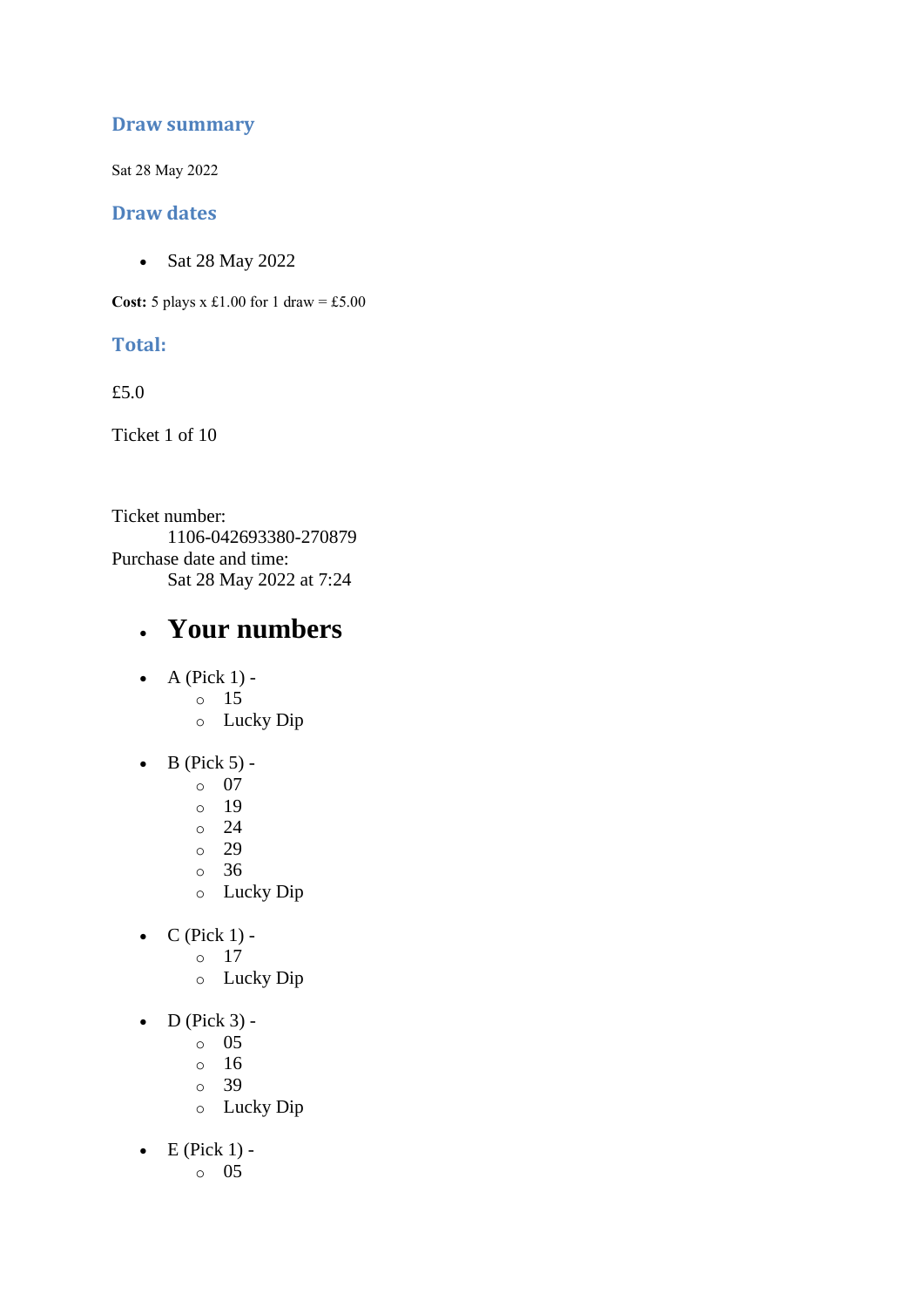## Draw summary

Sat 28 May 2022

## Draw dates

- Sat 28 May 2022

**Cost:** 5 plays x £1.00 for 1 draw = £5.00

## Total:

£5.0

Ticket 1 of 10

Ticket number:
    1106-042693380-270879
Purchase date and time:
    Sat 28 May 2022 at 7:24

- # Your numbers

- A (Pick 1) -
    - 15
    - Lucky Dip

- B (Pick 5) -
    - 07
    - 19
    - 24
    - 29
    - 36
    - Lucky Dip

- C (Pick 1) -
    - 17
    - Lucky Dip

- D (Pick 3) -
    - 05
    - 16
    - 39
    - Lucky Dip

- E (Pick 1) -
    - 05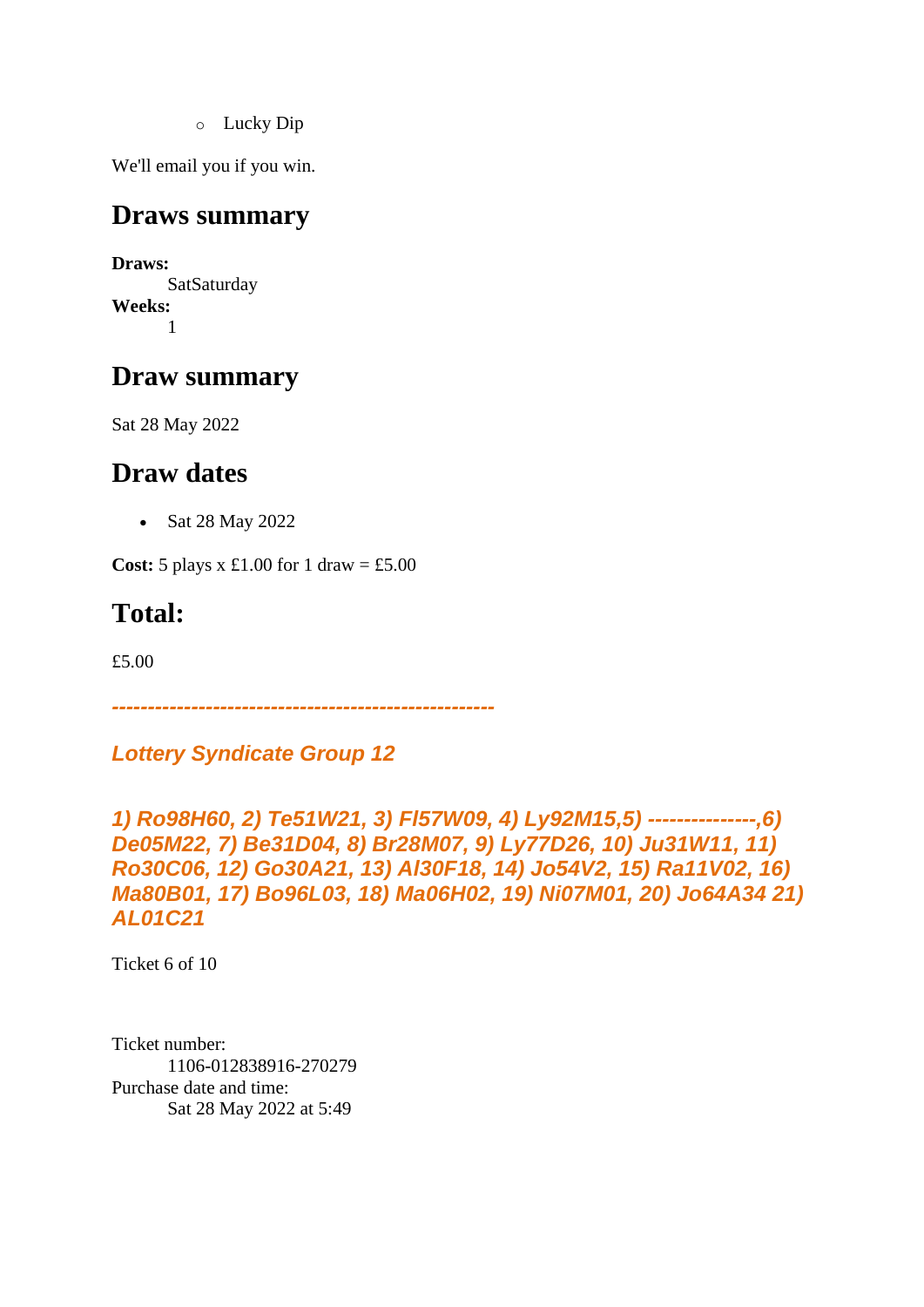- Lucky Dip

We'll email you if you win.

## Draws summary

**Draws:**
SatSaturday
**Weeks:**
1

## Draw summary

Sat 28 May 2022

## Draw dates

- Sat 28 May 2022

**Cost:** 5 plays x £1.00 for 1 draw = £5.00

## Total:

£5.00

***---------------------------------------------------***

***Lottery Syndicate Group 12***

***1) Ro98H60, 2) Te51W21, 3) Fl57W09, 4) Ly92M15,5) ---------------,6) De05M22, 7) Be31D04, 8) Br28M07, 9) Ly77D26, 10) Ju31W11, 11) Ro30C06, 12) Go30A21, 13) Al30F18, 14) Jo54V2, 15) Ra11V02, 16) Ma80B01, 17) Bo96L03, 18) Ma06H02, 19) Ni07M01, 20) Jo64A34 21) AL01C21***

Ticket 6 of 10

Ticket number:
1106-012838916-270279
Purchase date and time:
Sat 28 May 2022 at 5:49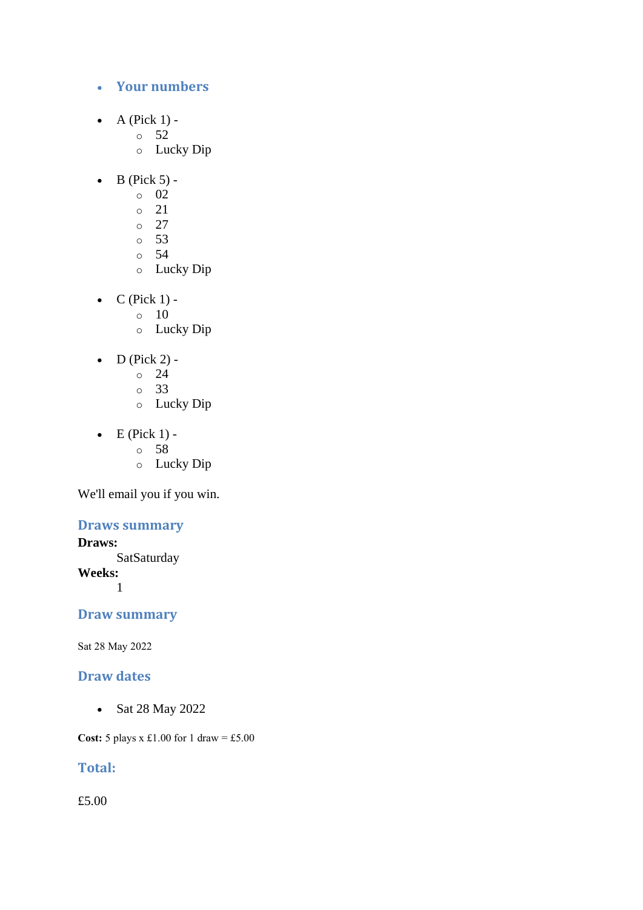- **Your numbers**

- A (Pick 1) -
  - 52
  - Lucky Dip

- B (Pick 5) -
  - 02
  - 21
  - 27
  - 53
  - 54
  - Lucky Dip

- C (Pick 1) -
  - 10
  - Lucky Dip

- D (Pick 2) -
  - 24
  - 33
  - Lucky Dip

- E (Pick 1) -
  - 58
  - Lucky Dip

We'll email you if you win.

## Draws summary

**Draws:**
  SatSaturday
**Weeks:**
  1

## Draw summary

Sat 28 May 2022

## Draw dates

- Sat 28 May 2022

**Cost:** 5 plays x £1.00 for 1 draw = £5.00

## Total:

£5.00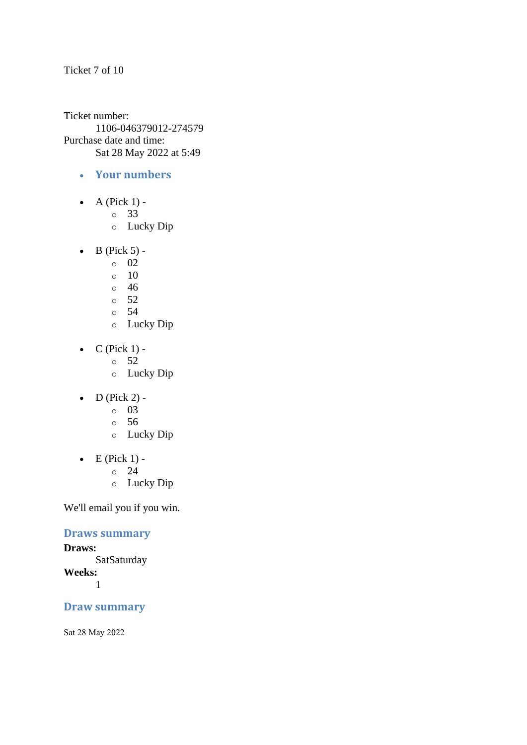Ticket 7 of 10

Ticket number:
    1106-046379012-274579
Purchase date and time:
    Sat 28 May 2022 at 5:49

- ### Your numbers

- A (Pick 1) -
  - 33
  - Lucky Dip

- B (Pick 5) -
  - 02
  - 10
  - 46
  - 52
  - 54
  - Lucky Dip

- C (Pick 1) -
  - 52
  - Lucky Dip

- D (Pick 2) -
  - 03
  - 56
  - Lucky Dip

- E (Pick 1) -
  - 24
  - Lucky Dip

We'll email you if you win.

### Draws summary

**Draws:**
    SatSaturday
**Weeks:**
    1

### Draw summary

Sat 28 May 2022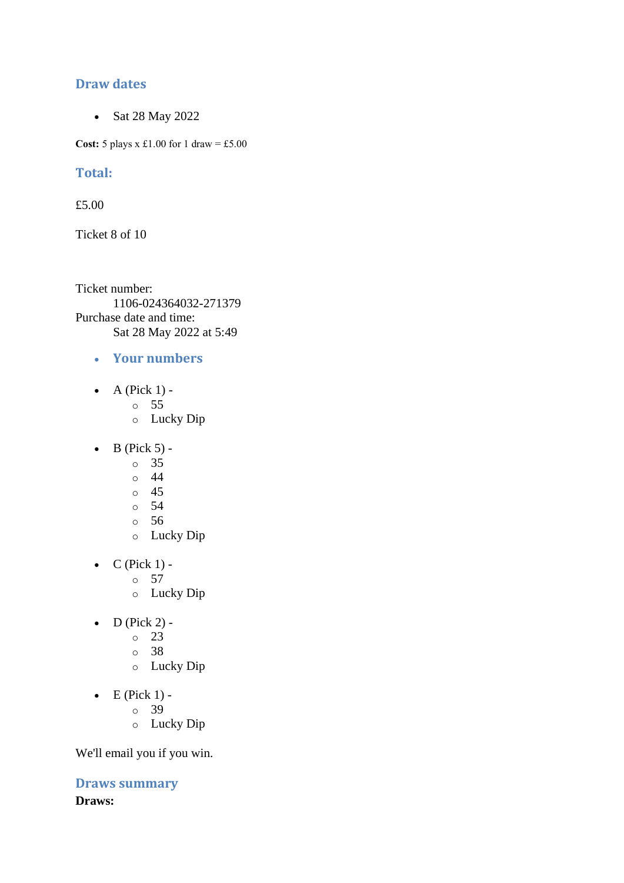## Draw dates

- Sat 28 May 2022

**Cost:** 5 plays x £1.00 for 1 draw = £5.00

## Total:

£5.00

Ticket 8 of 10

Ticket number:
    1106-024364032-271379
Purchase date and time:
    Sat 28 May 2022 at 5:49

- **Your numbers**

- A (Pick 1) -
    - 55
    - Lucky Dip
- B (Pick 5) -
    - 35
    - 44
    - 45
    - 54
    - 56
    - Lucky Dip
- C (Pick 1) -
    - 57
    - Lucky Dip
- D (Pick 2) -
    - 23
    - 38
    - Lucky Dip
- E (Pick 1) -
    - 39
    - Lucky Dip

We'll email you if you win.

## Draws summary

**Draws:**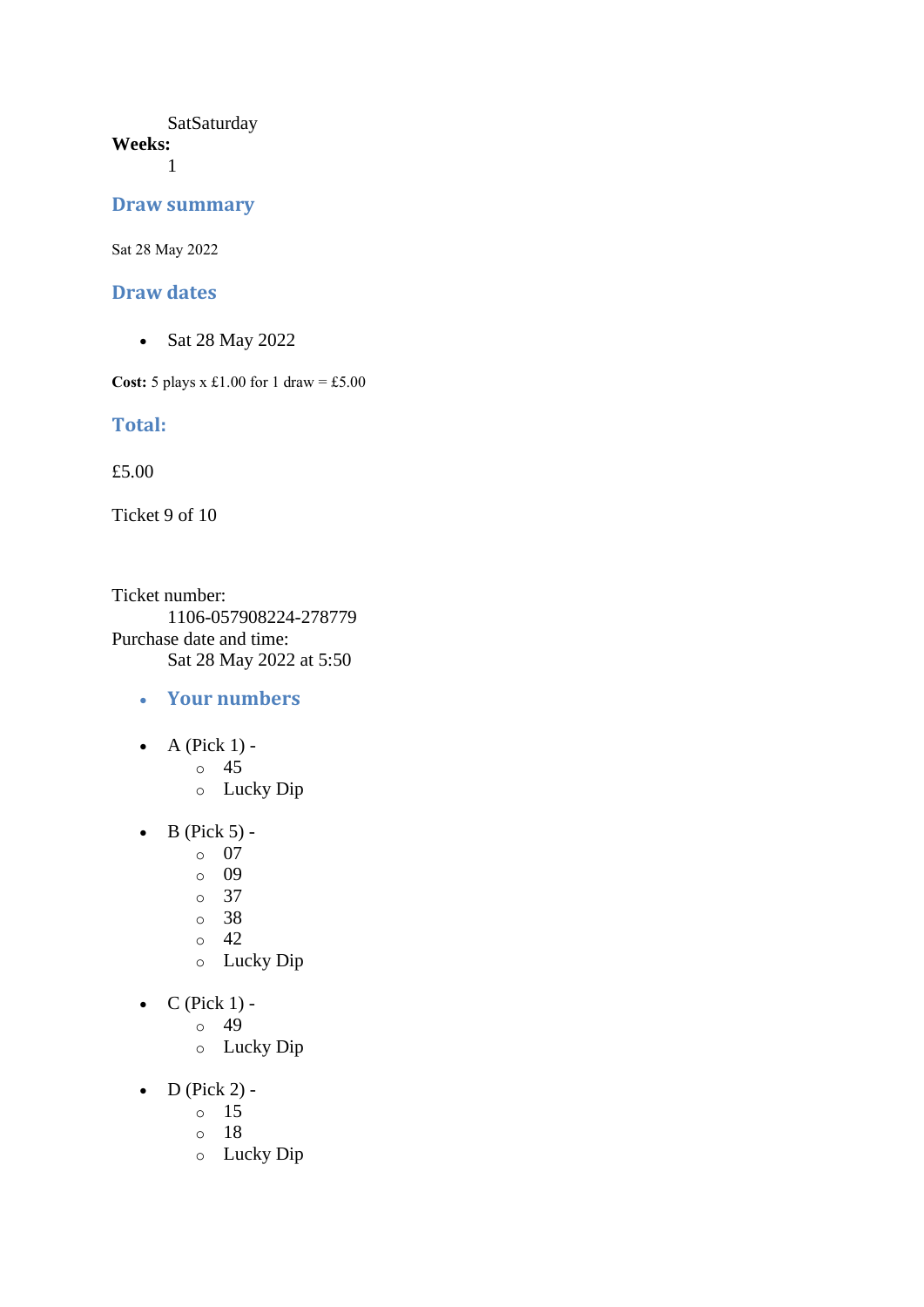SatSaturday

**Weeks:**

1

## Draw summary

Sat 28 May 2022

## Draw dates

- Sat 28 May 2022

**Cost:** 5 plays x £1.00 for 1 draw = £5.00

## Total:

£5.00

Ticket 9 of 10

Ticket number:

1106-057908224-278779

Purchase date and time:

Sat 28 May 2022 at 5:50

- **Your numbers**

- A (Pick 1) -
  - 45
  - Lucky Dip

- B (Pick 5) -
  - 07
  - 09
  - 37
  - 38
  - 42
  - Lucky Dip

- C (Pick 1) -
  - 49
  - Lucky Dip

- D (Pick 2) -
  - 15
  - 18
  - Lucky Dip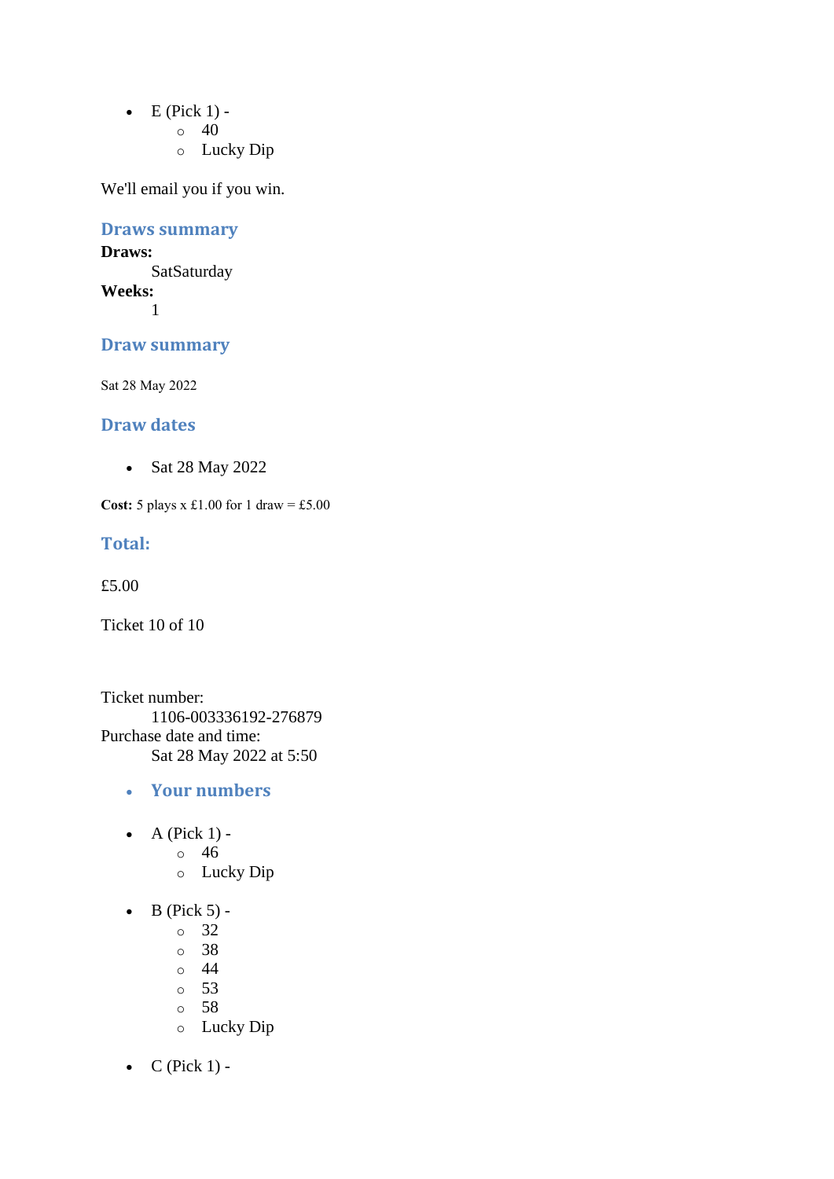- E (Pick 1) -
    - 40
    - Lucky Dip

We'll email you if you win.

## Draws summary

**Draws:**
  SatSaturday
**Weeks:**
  1

## Draw summary

Sat 28 May 2022

## Draw dates

- Sat 28 May 2022

**Cost:** 5 plays x £1.00 for 1 draw = £5.00

## Total:

£5.00

Ticket 10 of 10

Ticket number:
  1106-003336192-276879
Purchase date and time:
  Sat 28 May 2022 at 5:50

- ## Your numbers

- A (Pick 1) -
    - 46
    - Lucky Dip

- B (Pick 5) -
    - 32
    - 38
    - 44
    - 53
    - 58
    - Lucky Dip

- C (Pick 1) -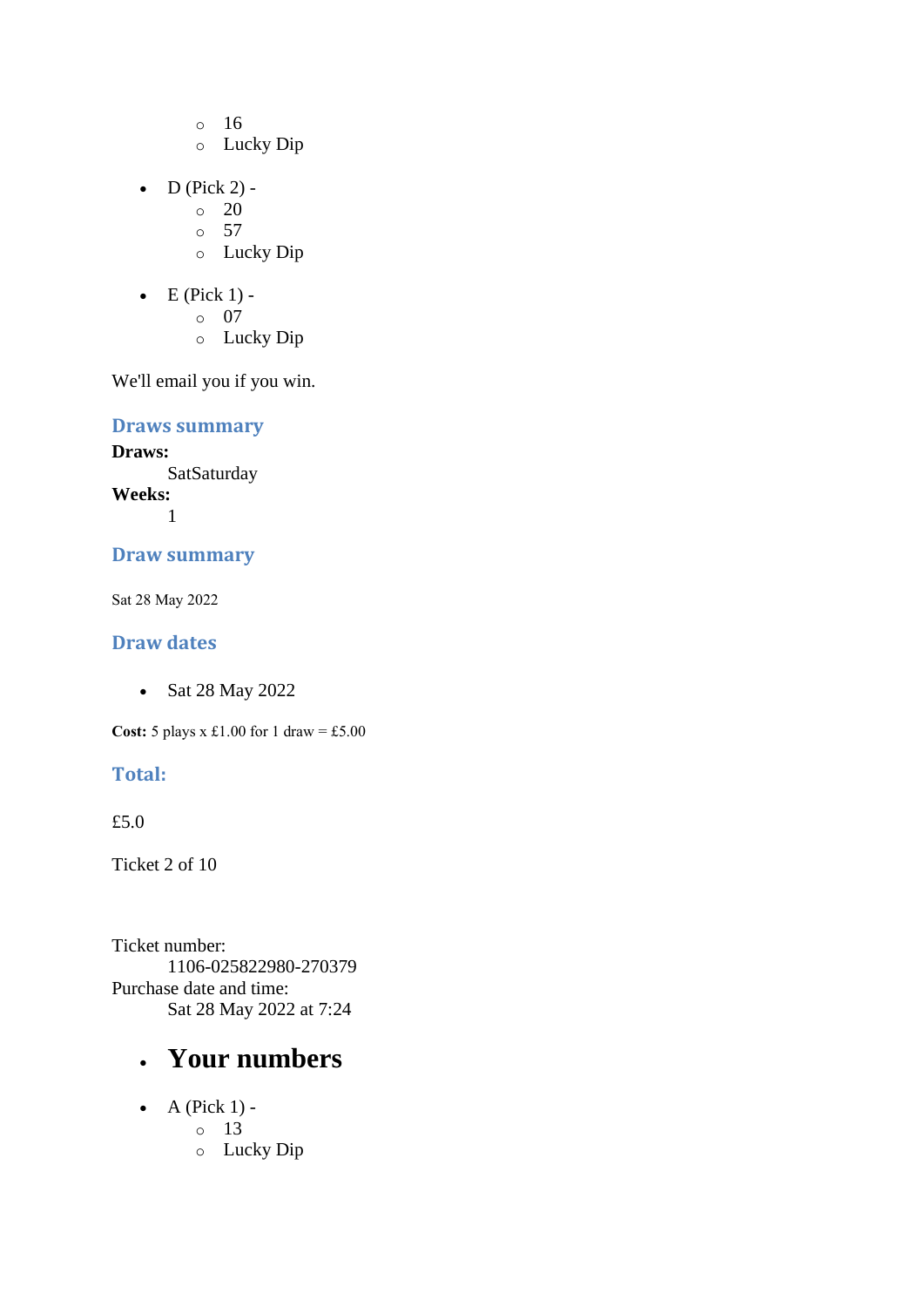- 16
    - Lucky Dip

- D (Pick 2) -
    - 20
    - 57
    - Lucky Dip

- E (Pick 1) -
    - 07
    - Lucky Dip

We'll email you if you win.

### Draws summary

**Draws:**
    SatSaturday
**Weeks:**
    1

### Draw summary

Sat 28 May 2022

### Draw dates

- Sat 28 May 2022

**Cost:** 5 plays x £1.00 for 1 draw = £5.00

### Total:

£5.0

Ticket 2 of 10

Ticket number:
    1106-025822980-270379
Purchase date and time:
    Sat 28 May 2022 at 7:24

- # Your numbers

- A (Pick 1) -
    - 13
    - Lucky Dip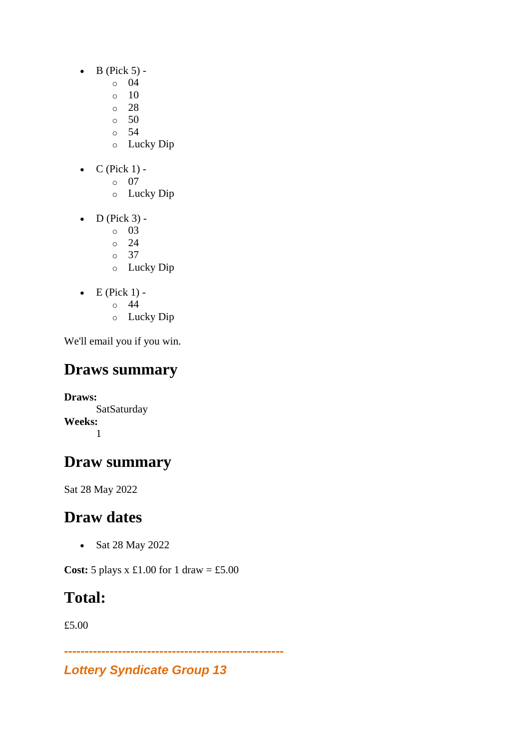- B (Pick 5) -
  - 04
  - 10
  - 28
  - 50
  - 54
  - Lucky Dip
- C (Pick 1) -
  - 07
  - Lucky Dip
- D (Pick 3) -
  - 03
  - 24
  - 37
  - Lucky Dip
- E (Pick 1) -
  - 44
  - Lucky Dip

We'll email you if you win.

## Draws summary

**Draws:**
SatSaturday
**Weeks:**
1

## Draw summary

Sat 28 May 2022

## Draw dates

- Sat 28 May 2022

**Cost:** 5 plays x £1.00 for 1 draw = £5.00

## Total:

£5.00

***----------------------------------------------------***

***Lottery Syndicate Group 13***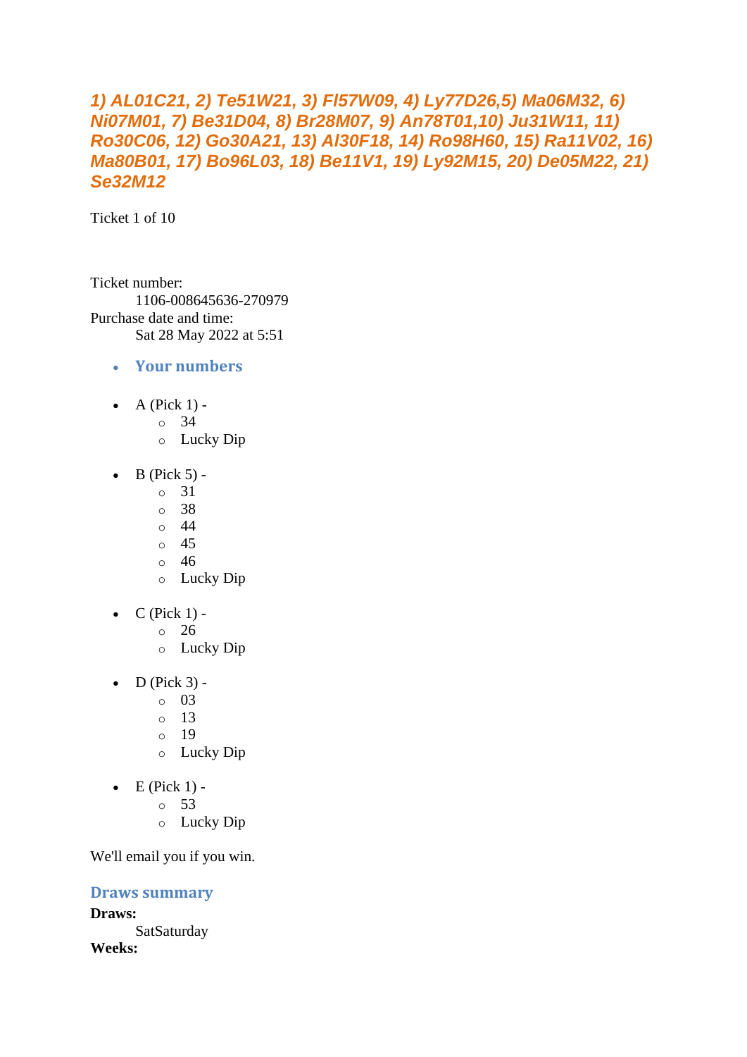### *1) AL01C21, 2) Te51W21, 3) Fl57W09, 4) Ly77D26,5) Ma06M32, 6) Ni07M01, 7) Be31D04, 8) Br28M07, 9) An78T01,10) Ju31W11, 11) Ro30C06, 12) Go30A21, 13) Al30F18, 14) Ro98H60, 15) Ra11V02, 16) Ma80B01, 17) Bo96L03, 18) Be11V1, 19) Ly92M15, 20) De05M22, 21) Se32M12*

Ticket 1 of 10

Ticket number:
    1106-008645636-270979
Purchase date and time:
    Sat 28 May 2022 at 5:51

- **Your numbers**

- A (Pick 1) -
  - 34
  - Lucky Dip
- B (Pick 5) -
  - 31
  - 38
  - 44
  - 45
  - 46
  - Lucky Dip
- C (Pick 1) -
  - 26
  - Lucky Dip
- D (Pick 3) -
  - 03
  - 13
  - 19
  - Lucky Dip
- E (Pick 1) -
  - 53
  - Lucky Dip

We'll email you if you win.

**Draws summary**

**Draws:**
    SatSaturday
**Weeks:**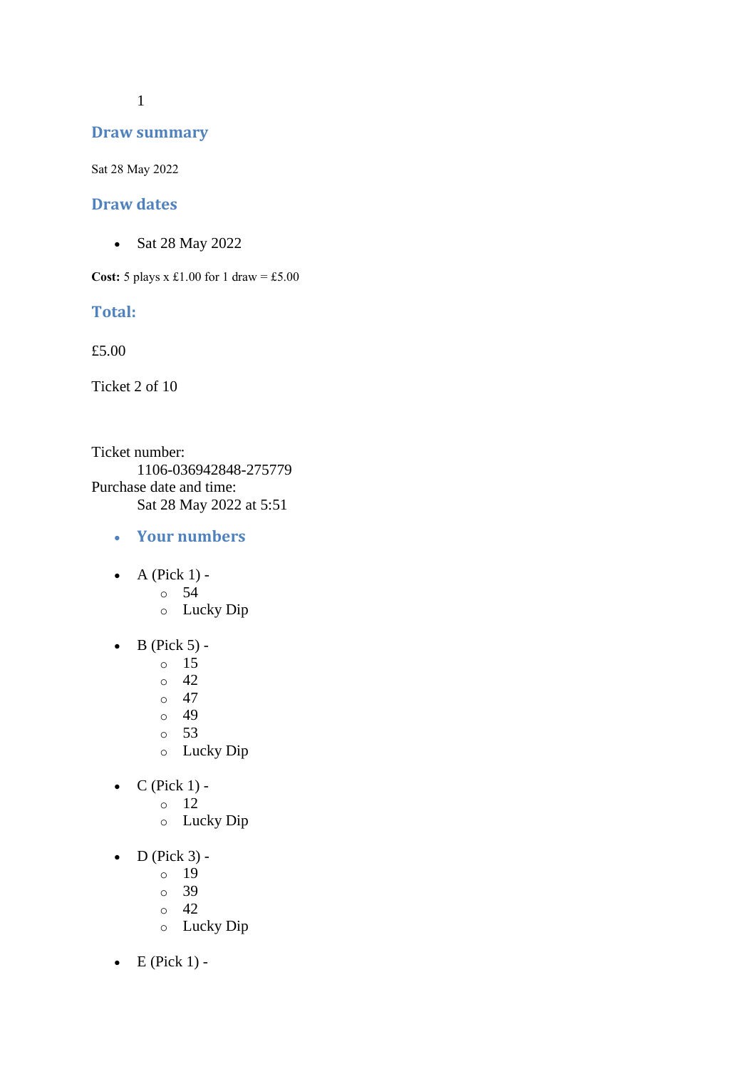1

## Draw summary

Sat 28 May 2022

## Draw dates

- Sat 28 May 2022

**Cost:** 5 plays x £1.00 for 1 draw = £5.00

## Total:

£5.00

Ticket 2 of 10

Ticket number:
    1106-036942848-275779
Purchase date and time:
    Sat 28 May 2022 at 5:51

- **Your numbers**

- A (Pick 1) -
    - 54
    - Lucky Dip

- B (Pick 5) -
    - 15
    - 42
    - 47
    - 49
    - 53
    - Lucky Dip

- C (Pick 1) -
    - 12
    - Lucky Dip

- D (Pick 3) -
    - 19
    - 39
    - 42
    - Lucky Dip

- E (Pick 1) -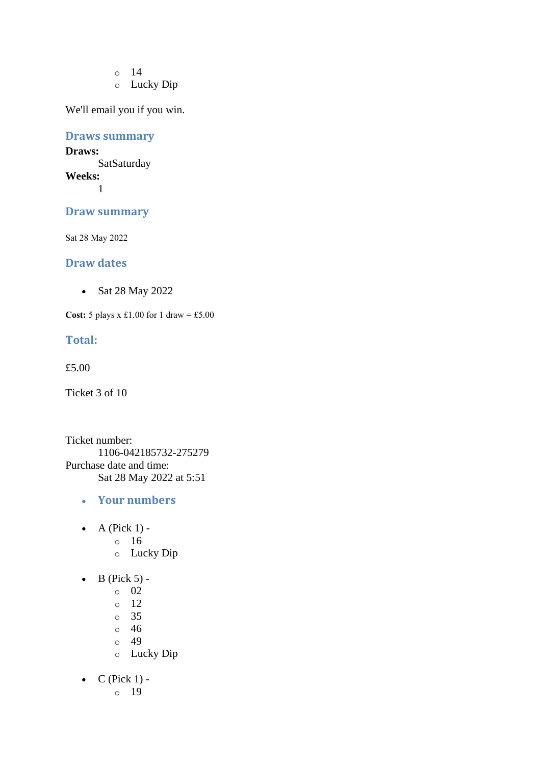- 14
  - Lucky Dip

We'll email you if you win.

## Draws summary

**Draws:**
: SatSaturday

**Weeks:**
: 1

## Draw summary

Sat 28 May 2022

## Draw dates

- Sat 28 May 2022

**Cost:** 5 plays x £1.00 for 1 draw = £5.00

## Total:

£5.00

Ticket 3 of 10

Ticket number:
: 1106-042185732-275279

Purchase date and time:
: Sat 28 May 2022 at 5:51

- ## Your numbers

- A (Pick 1) -
  - 16
  - Lucky Dip

- B (Pick 5) -
  - 02
  - 12
  - 35
  - 46
  - 49
  - Lucky Dip

- C (Pick 1) -
  - 19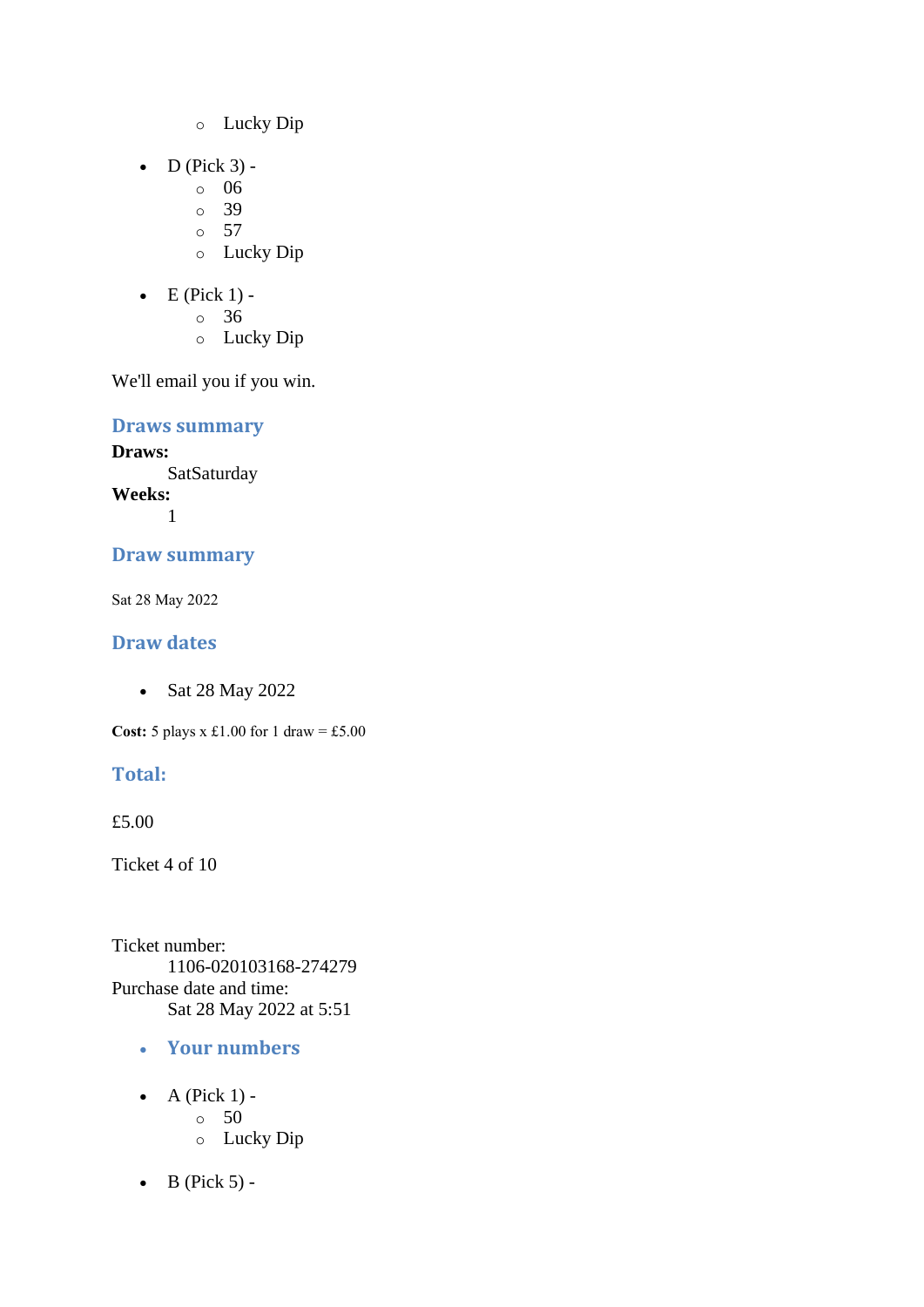- Lucky Dip

- D (Pick 3) -
    - 06
    - 39
    - 57
    - Lucky Dip

- E (Pick 1) -
    - 36
    - Lucky Dip

We'll email you if you win.

### Draws summary

**Draws:**
    SatSaturday
**Weeks:**
    1

### Draw summary

Sat 28 May 2022

### Draw dates

- Sat 28 May 2022

**Cost:** 5 plays x £1.00 for 1 draw = £5.00

### Total:

£5.00

Ticket 4 of 10

Ticket number:
    1106-020103168-274279
Purchase date and time:
    Sat 28 May 2022 at 5:51

- ### Your numbers

- A (Pick 1) -
    - 50
    - Lucky Dip

- B (Pick 5) -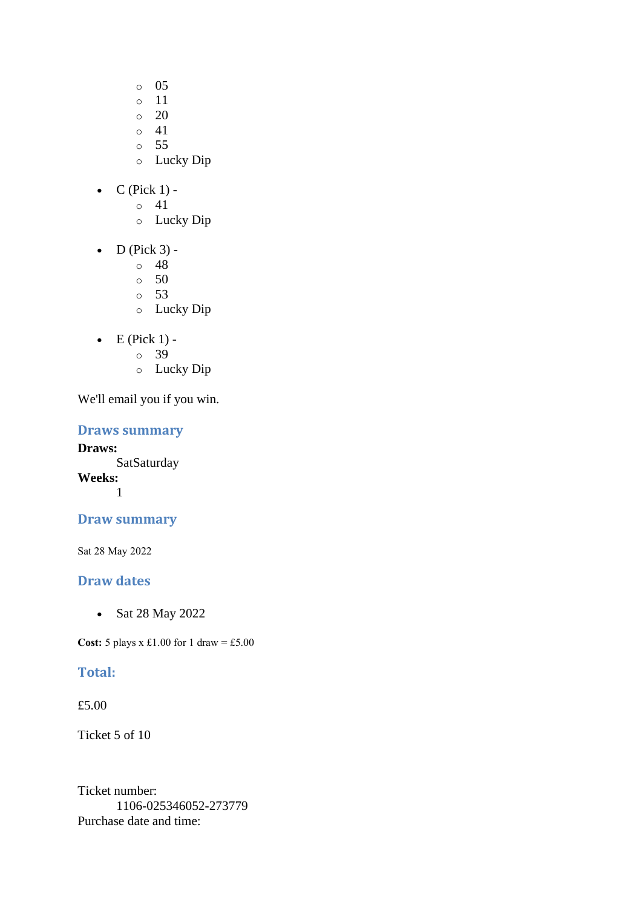- 05
    - 11
    - 20
    - 41
    - 55
    - Lucky Dip

- C (Pick 1) -
    - 41
    - Lucky Dip

- D (Pick 3) -
    - 48
    - 50
    - 53
    - Lucky Dip

- E (Pick 1) -
    - 39
    - Lucky Dip

We'll email you if you win.

### Draws summary

**Draws:**
SatSaturday

**Weeks:**
1

### Draw summary

Sat 28 May 2022

### Draw dates

- Sat 28 May 2022

**Cost:** 5 plays x £1.00 for 1 draw = £5.00

### Total:

£5.00

Ticket 5 of 10

Ticket number:
1106-025346052-273779

Purchase date and time: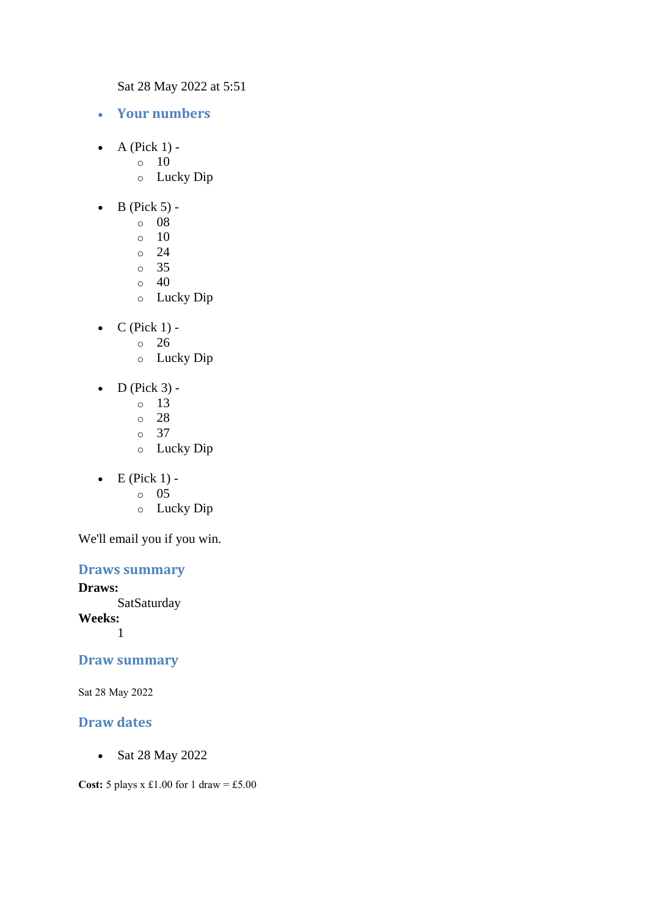Sat 28 May 2022 at 5:51

- **Your numbers**

- A (Pick 1) -
  - 10
  - Lucky Dip

- B (Pick 5) -
  - 08
  - 10
  - 24
  - 35
  - 40
  - Lucky Dip

- C (Pick 1) -
  - 26
  - Lucky Dip

- D (Pick 3) -
  - 13
  - 28
  - 37
  - Lucky Dip

- E (Pick 1) -
  - 05
  - Lucky Dip

We'll email you if you win.

## Draws summary

**Draws:**
SatSaturday
**Weeks:**
1

## Draw summary

Sat 28 May 2022

## Draw dates

- Sat 28 May 2022

**Cost:** 5 plays x £1.00 for 1 draw = £5.00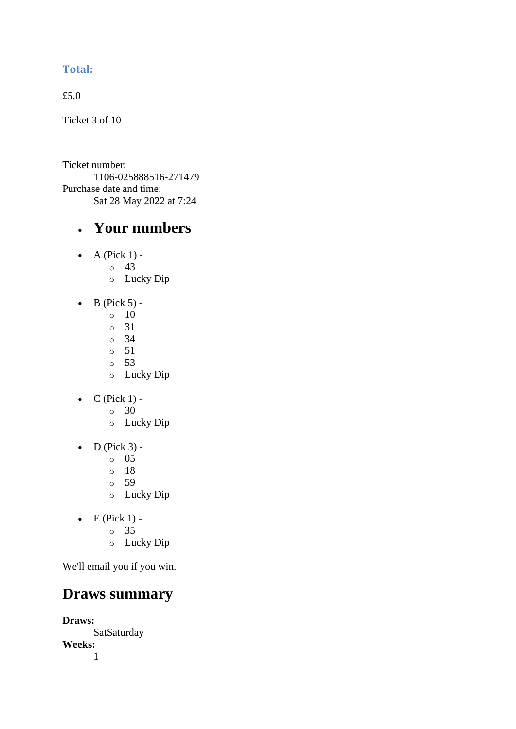### Total:

£5.0

Ticket 3 of 10

Ticket number:
    1106-025888516-271479
Purchase date and time:
    Sat 28 May 2022 at 7:24

- ## Your numbers

- A (Pick 1) -
  - 43
  - Lucky Dip
- B (Pick 5) -
  - 10
  - 31
  - 34
  - 51
  - 53
  - Lucky Dip
- C (Pick 1) -
  - 30
  - Lucky Dip
- D (Pick 3) -
  - 05
  - 18
  - 59
  - Lucky Dip
- E (Pick 1) -
  - 35
  - Lucky Dip

We'll email you if you win.

## Draws summary

**Draws:**
    SatSaturday
**Weeks:**
    1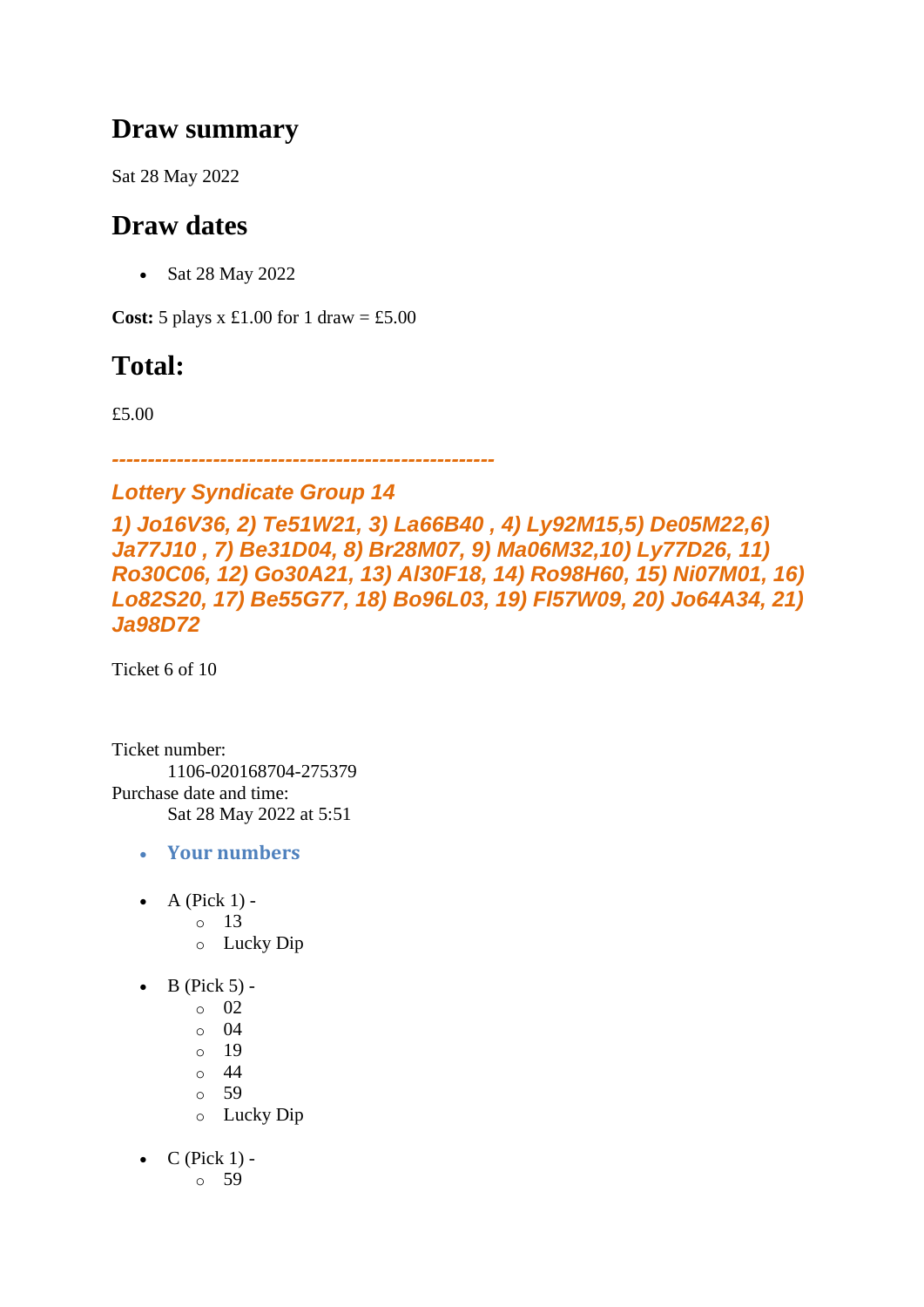## Draw summary

Sat 28 May 2022

## Draw dates

- Sat 28 May 2022

**Cost:** 5 plays x £1.00 for 1 draw = £5.00

## Total:

£5.00

***----------------------------------------------------***

***Lottery Syndicate Group 14***

***1) Jo16V36, 2) Te51W21, 3) La66B40 , 4) Ly92M15,5) De05M22,6) Ja77J10 , 7) Be31D04, 8) Br28M07, 9) Ma06M32,10) Ly77D26, 11) Ro30C06, 12) Go30A21, 13) Al30F18, 14) Ro98H60, 15) Ni07M01, 16) Lo82S20, 17) Be55G77, 18) Bo96L03, 19) Fl57W09, 20) Jo64A34, 21) Ja98D72***

Ticket 6 of 10

Ticket number:
    1106-020168704-275379
Purchase date and time:
    Sat 28 May 2022 at 5:51

- **Your numbers**

- A (Pick 1) -
  - 13
  - Lucky Dip
- B (Pick 5) -
  - 02
  - 04
  - 19
  - 44
  - 59
  - Lucky Dip
- C (Pick 1) -
  - 59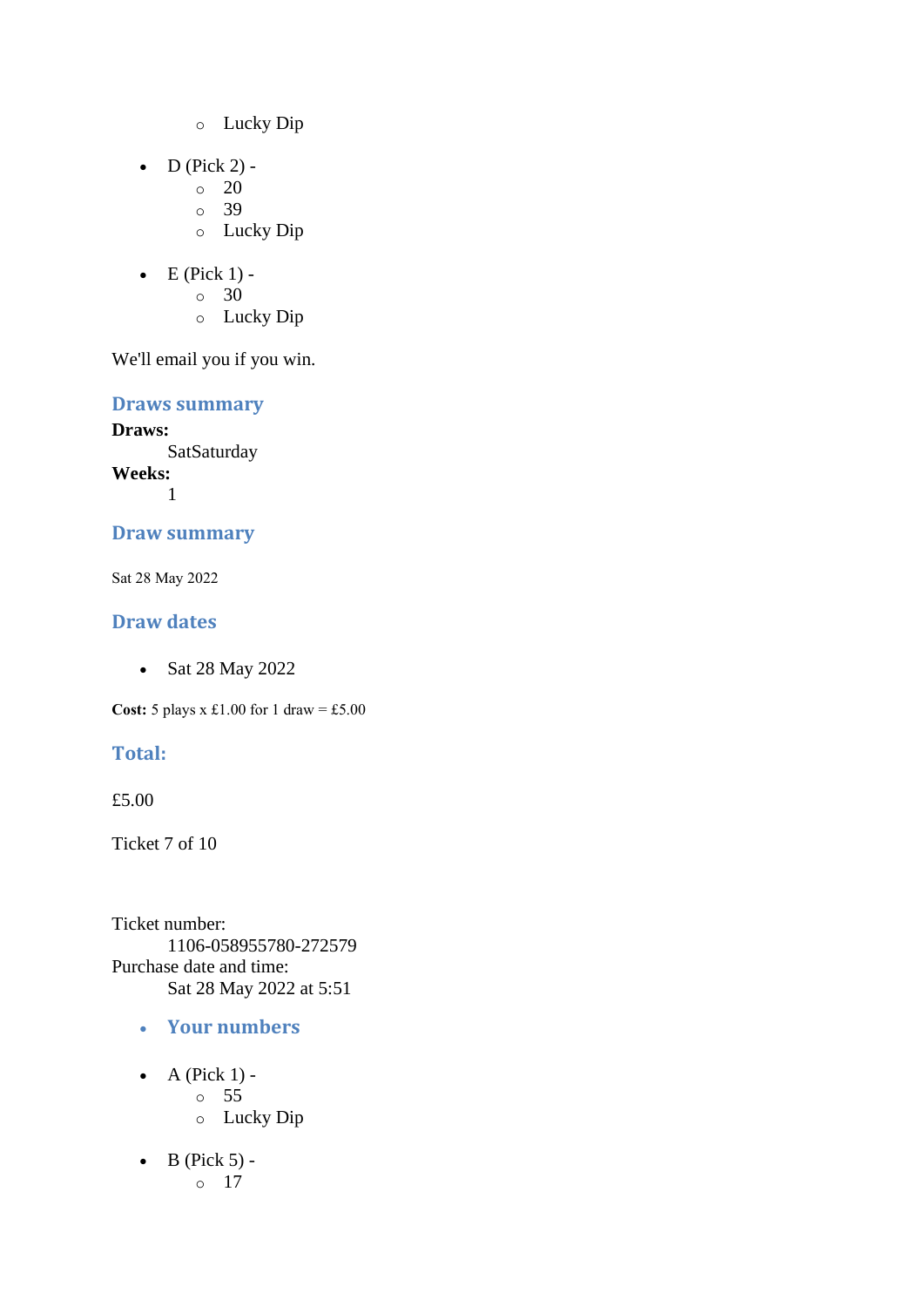- Lucky Dip

- D (Pick 2) -
    - 20
    - 39
    - Lucky Dip

- E (Pick 1) -
    - 30
    - Lucky Dip

We'll email you if you win.

### Draws summary

**Draws:**
    SatSaturday
**Weeks:**
    1

### Draw summary

Sat 28 May 2022

### Draw dates

- Sat 28 May 2022

**Cost:** 5 plays x £1.00 for 1 draw = £5.00

### Total:

£5.00

Ticket 7 of 10

Ticket number:
    1106-058955780-272579
Purchase date and time:
    Sat 28 May 2022 at 5:51

- **Your numbers**

- A (Pick 1) -
    - 55
    - Lucky Dip

- B (Pick 5) -
    - 17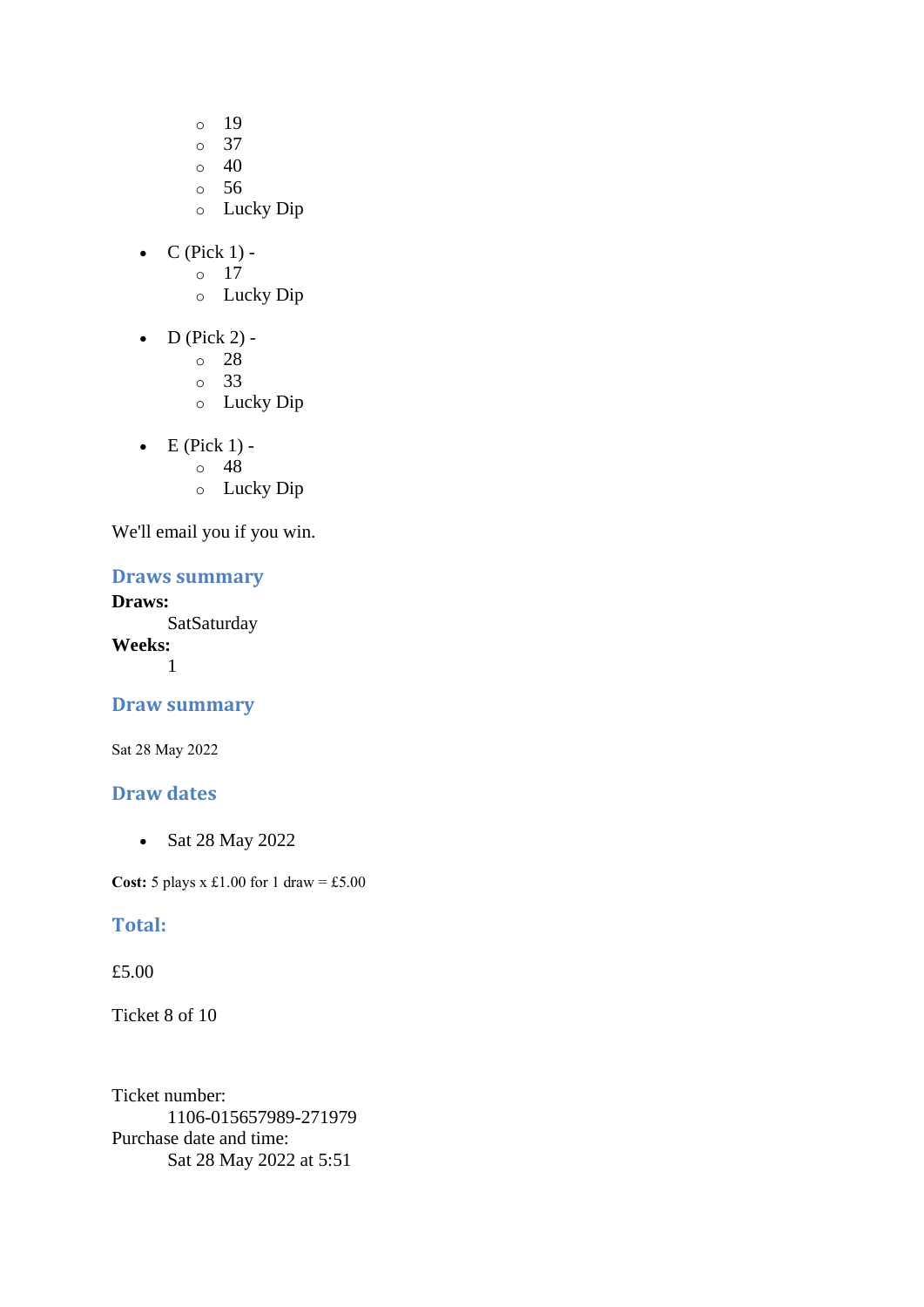- 19
    - 37
    - 40
    - 56
    - Lucky Dip

- C (Pick 1) -
    - 17
    - Lucky Dip

- D (Pick 2) -
    - 28
    - 33
    - Lucky Dip

- E (Pick 1) -
    - 48
    - Lucky Dip

We'll email you if you win.

### Draws summary

**Draws:**
    SatSaturday
**Weeks:**
    1

### Draw summary

Sat 28 May 2022

### Draw dates

- Sat 28 May 2022

**Cost:** 5 plays x £1.00 for 1 draw = £5.00

### Total:

£5.00

Ticket 8 of 10

Ticket number:
    1106-015657989-271979
Purchase date and time:
    Sat 28 May 2022 at 5:51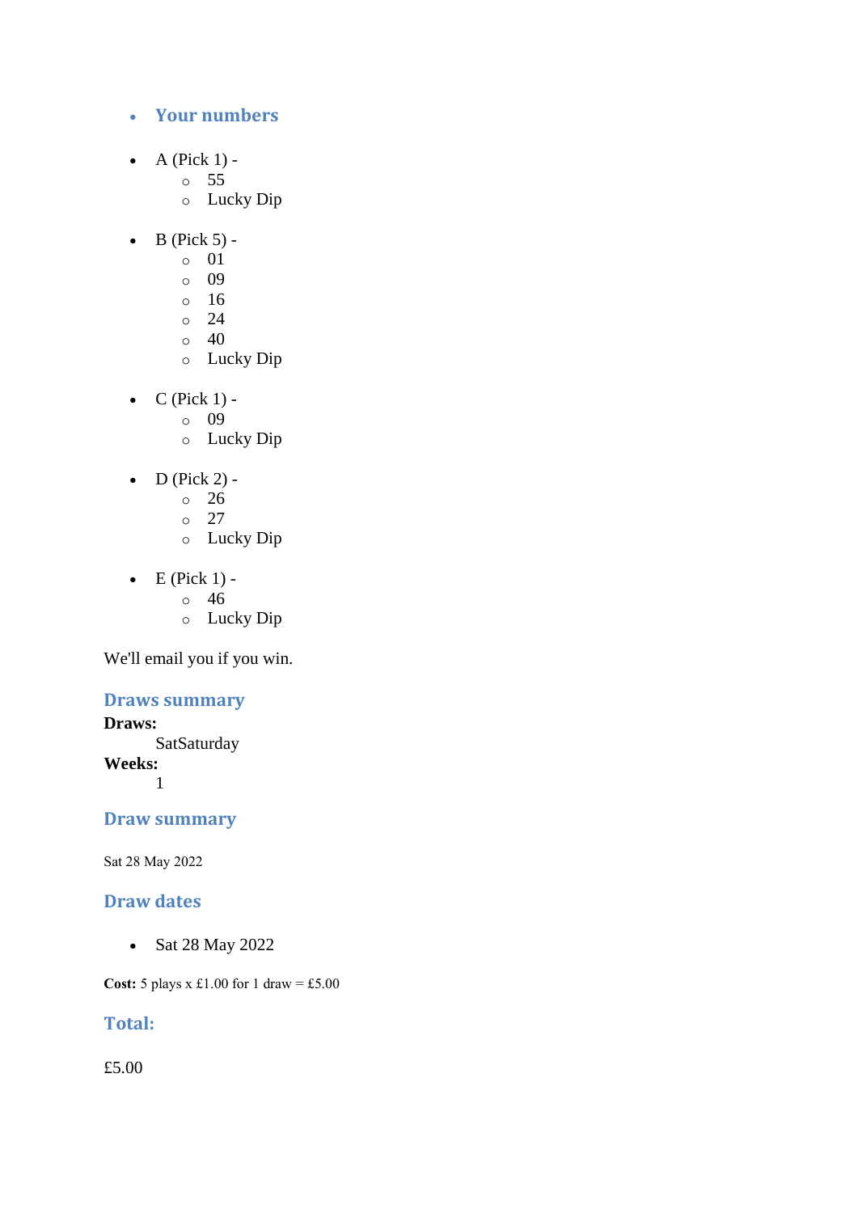- ### Your numbers

- A (Pick 1) -
  - 55
  - Lucky Dip

- B (Pick 5) -
  - 01
  - 09
  - 16
  - 24
  - 40
  - Lucky Dip

- C (Pick 1) -
  - 09
  - Lucky Dip

- D (Pick 2) -
  - 26
  - 27
  - Lucky Dip

- E (Pick 1) -
  - 46
  - Lucky Dip

We'll email you if you win.

### Draws summary

**Draws:**
SatSaturday
**Weeks:**
1

### Draw summary

Sat 28 May 2022

### Draw dates

- Sat 28 May 2022

**Cost:** 5 plays x £1.00 for 1 draw = £5.00

### Total:

£5.00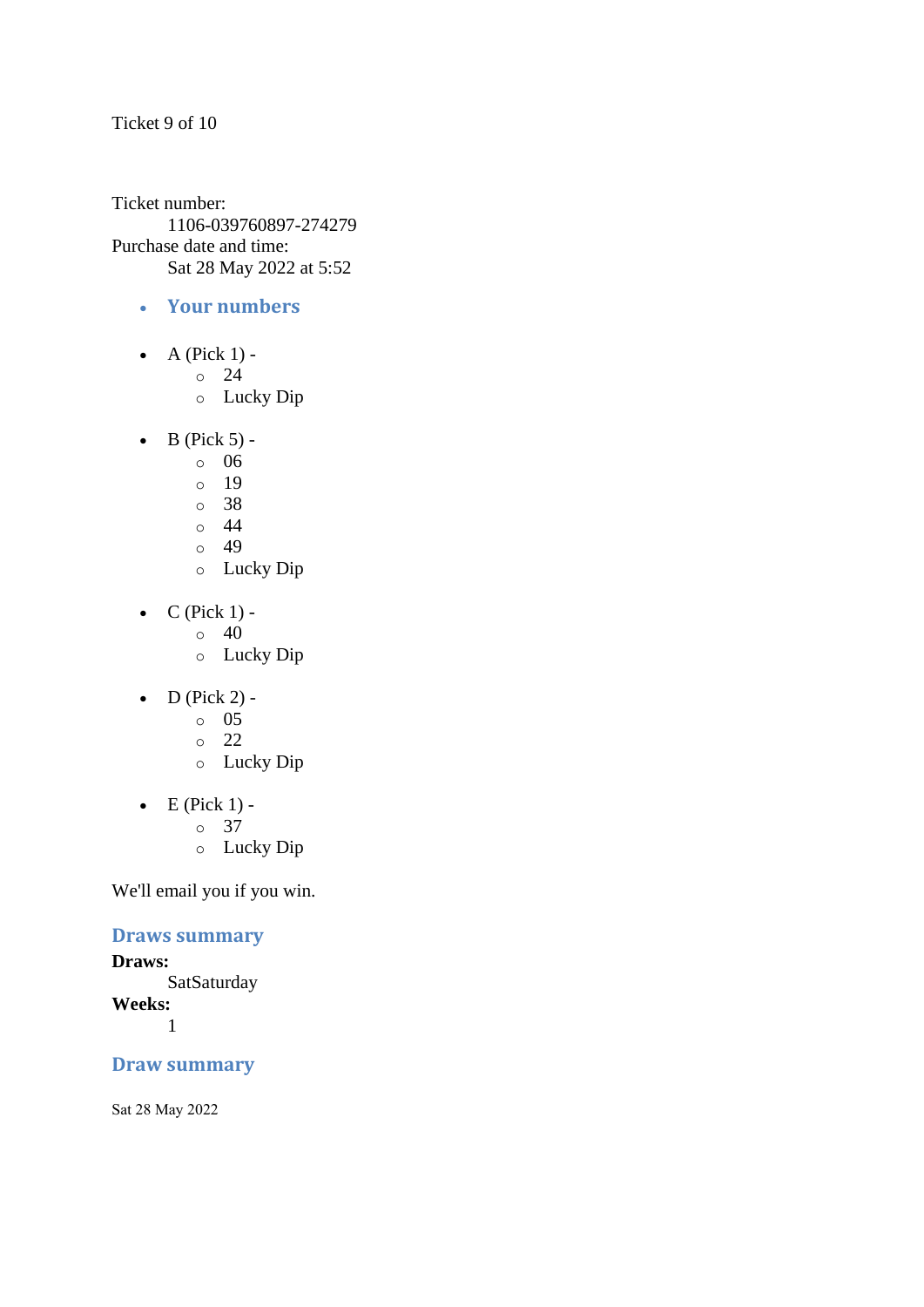Ticket 9 of 10

Ticket number:
    1106-039760897-274279
Purchase date and time:
    Sat 28 May 2022 at 5:52

- **Your numbers**

- A (Pick 1) -
    - 24
    - Lucky Dip

- B (Pick 5) -
    - 06
    - 19
    - 38
    - 44
    - 49
    - Lucky Dip

- C (Pick 1) -
    - 40
    - Lucky Dip

- D (Pick 2) -
    - 05
    - 22
    - Lucky Dip

- E (Pick 1) -
    - 37
    - Lucky Dip

We'll email you if you win.

## Draws summary

**Draws:**
    SatSaturday
**Weeks:**
    1

## Draw summary

Sat 28 May 2022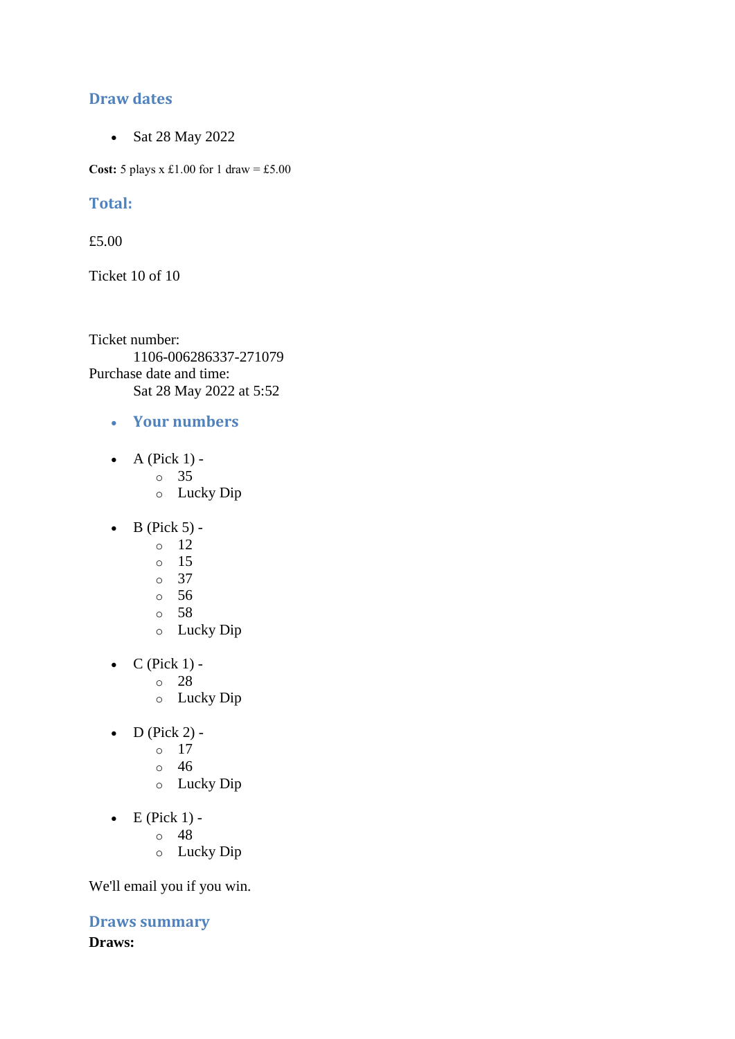## Draw dates

- Sat 28 May 2022

**Cost:** 5 plays x £1.00 for 1 draw = £5.00

## Total:

£5.00

Ticket 10 of 10

Ticket number:
    1106-006286337-271079
Purchase date and time:
    Sat 28 May 2022 at 5:52

- ## Your numbers

- A (Pick 1) -
  - 35
  - Lucky Dip

- B (Pick 5) -
  - 12
  - 15
  - 37
  - 56
  - 58
  - Lucky Dip

- C (Pick 1) -
  - 28
  - Lucky Dip

- D (Pick 2) -
  - 17
  - 46
  - Lucky Dip

- E (Pick 1) -
  - 48
  - Lucky Dip

We'll email you if you win.

## Draws summary

**Draws:**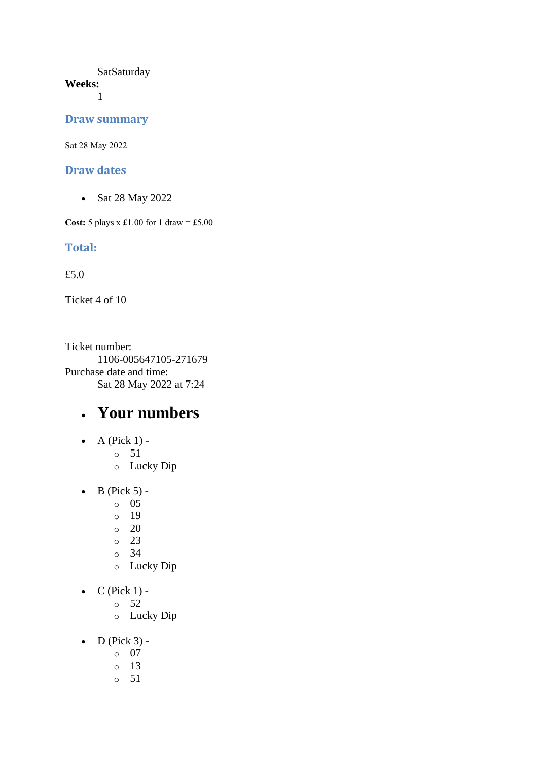SatSaturday

**Weeks:**
1

## Draw summary

Sat 28 May 2022

## Draw dates

- Sat 28 May 2022

**Cost:** 5 plays x £1.00 for 1 draw = £5.00

## Total:

£5.0

Ticket 4 of 10

Ticket number:
1106-005647105-271679

Purchase date and time:
Sat 28 May 2022 at 7:24

- # Your numbers

- A (Pick 1) -
  - 51
  - Lucky Dip
- B (Pick 5) -
  - 05
  - 19
  - 20
  - 23
  - 34
  - Lucky Dip
- C (Pick 1) -
  - 52
  - Lucky Dip
- D (Pick 3) -
  - 07
  - 13
  - 51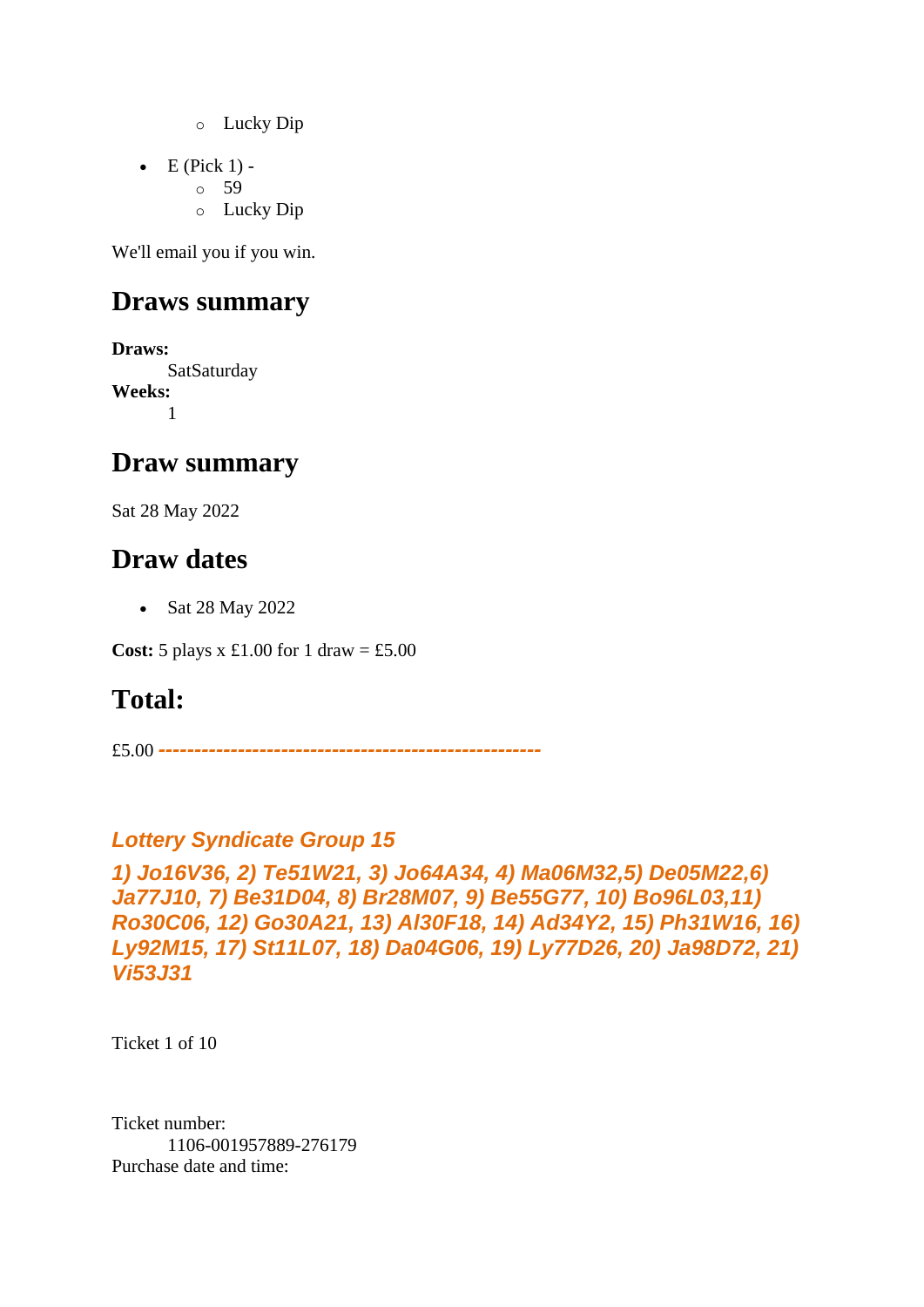- Lucky Dip

- E (Pick 1) -
    - 59
    - Lucky Dip

We'll email you if you win.

## Draws summary

**Draws:**
SatSaturday
**Weeks:**
1

## Draw summary

Sat 28 May 2022

## Draw dates

- Sat 28 May 2022

**Cost:** 5 plays x £1.00 for 1 draw = £5.00

## Total:

£5.00 **-----------------------------------------------------**

### *Lottery Syndicate Group 15*

***1) Jo16V36, 2) Te51W21, 3) Jo64A34, 4) Ma06M32,5) De05M22,6) Ja77J10, 7) Be31D04, 8) Br28M07, 9) Be55G77, 10) Bo96L03,11) Ro30C06, 12) Go30A21, 13) Al30F18, 14) Ad34Y2, 15) Ph31W16, 16) Ly92M15, 17) St11L07, 18) Da04G06, 19) Ly77D26, 20) Ja98D72, 21) Vi53J31***

Ticket 1 of 10

Ticket number:
1106-001957889-276179
Purchase date and time: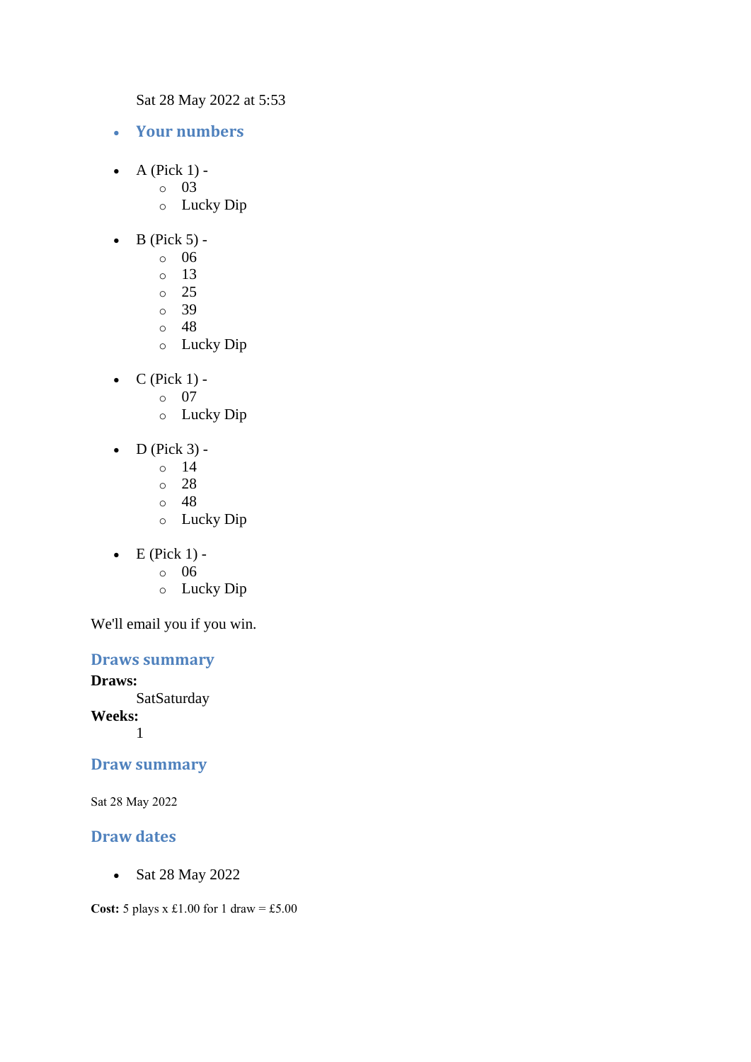Sat 28 May 2022 at 5:53

- **Your numbers**

- A (Pick 1) -
  - 03
  - Lucky Dip

- B (Pick 5) -
  - 06
  - 13
  - 25
  - 39
  - 48
  - Lucky Dip

- C (Pick 1) -
  - 07
  - Lucky Dip

- D (Pick 3) -
  - 14
  - 28
  - 48
  - Lucky Dip

- E (Pick 1) -
  - 06
  - Lucky Dip

We'll email you if you win.

## Draws summary

**Draws:**
SatSaturday

**Weeks:**
1

## Draw summary

Sat 28 May 2022

## Draw dates

- Sat 28 May 2022

**Cost:** 5 plays x £1.00 for 1 draw = £5.00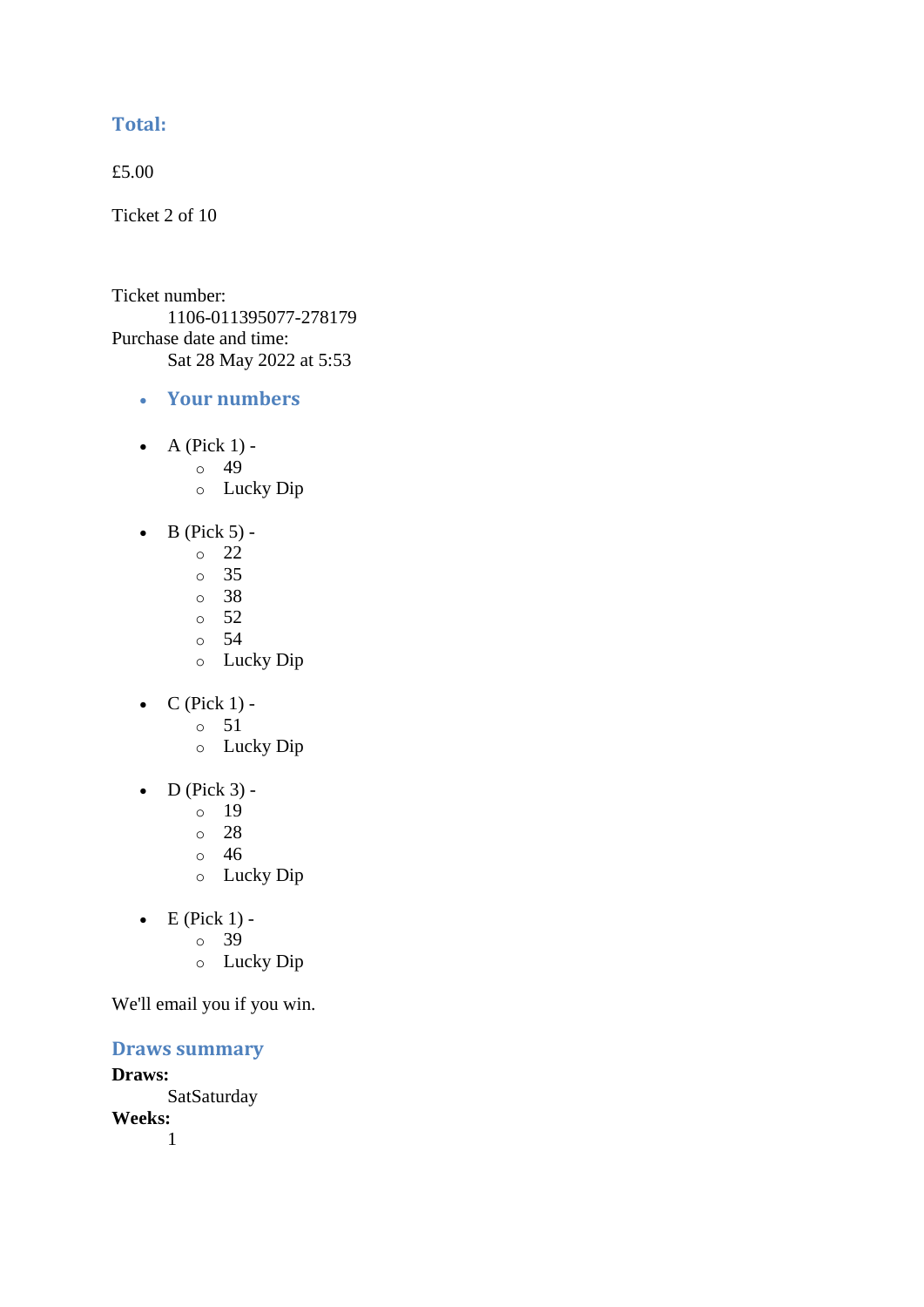### Total:

£5.00

Ticket 2 of 10

Ticket number:
    1106-011395077-278179
Purchase date and time:
    Sat 28 May 2022 at 5:53

- ### Your numbers

- A (Pick 1) -
  - 49
  - Lucky Dip

- B (Pick 5) -
  - 22
  - 35
  - 38
  - 52
  - 54
  - Lucky Dip

- C (Pick 1) -
  - 51
  - Lucky Dip

- D (Pick 3) -
  - 19
  - 28
  - 46
  - Lucky Dip

- E (Pick 1) -
  - 39
  - Lucky Dip

We'll email you if you win.

### Draws summary

**Draws:**
    SatSaturday
**Weeks:**
    1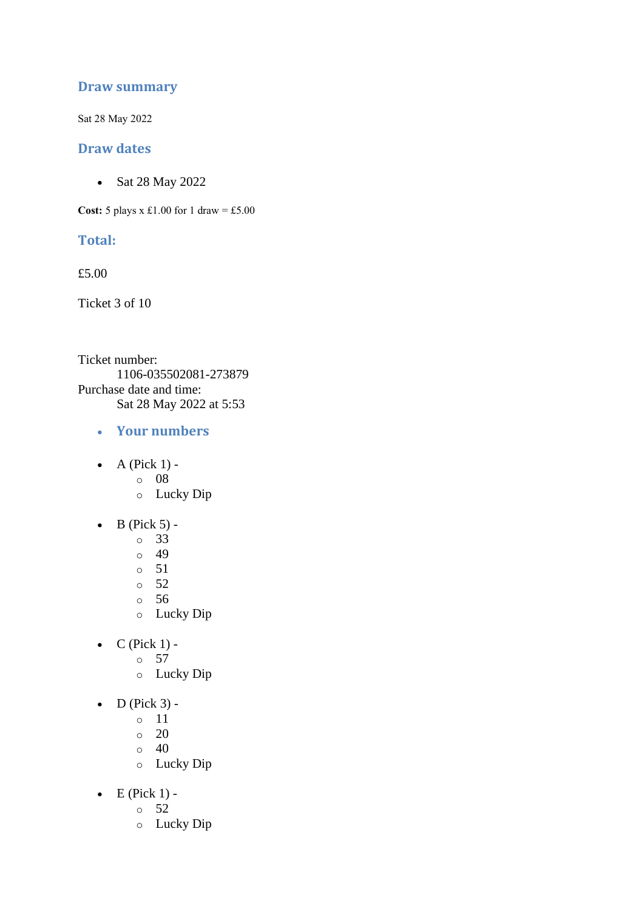## Draw summary

Sat 28 May 2022

## Draw dates

- Sat 28 May 2022

**Cost:** 5 plays x £1.00 for 1 draw = £5.00

## Total:

£5.00

Ticket 3 of 10

Ticket number:
    1106-035502081-273879
Purchase date and time:
    Sat 28 May 2022 at 5:53

- **Your numbers**

- A (Pick 1) -
  - 08
  - Lucky Dip

- B (Pick 5) -
  - 33
  - 49
  - 51
  - 52
  - 56
  - Lucky Dip

- C (Pick 1) -
  - 57
  - Lucky Dip

- D (Pick 3) -
  - 11
  - 20
  - 40
  - Lucky Dip

- E (Pick 1) -
  - 52
  - Lucky Dip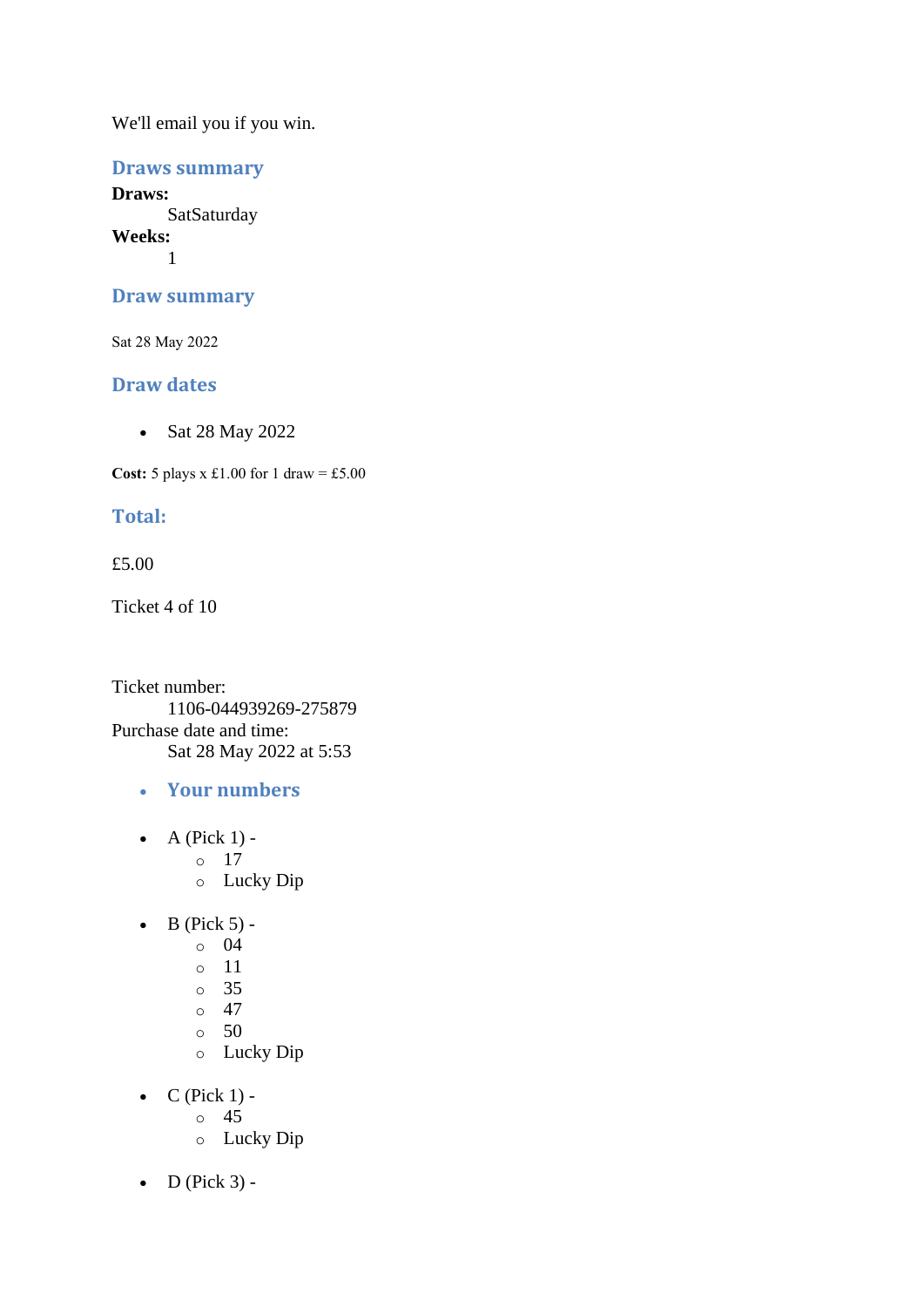We'll email you if you win.

## Draws summary

**Draws:**
SatSaturday

**Weeks:**
1

## Draw summary

Sat 28 May 2022

## Draw dates

- Sat 28 May 2022

**Cost:** 5 plays x £1.00 for 1 draw = £5.00

## Total:

£5.00

Ticket 4 of 10

Ticket number:
1106-044939269-275879

Purchase date and time:
Sat 28 May 2022 at 5:53

- **Your numbers**

- A (Pick 1) -
  - 17
  - Lucky Dip

- B (Pick 5) -
  - 04
  - 11
  - 35
  - 47
  - 50
  - Lucky Dip

- C (Pick 1) -
  - 45
  - Lucky Dip

- D (Pick 3) -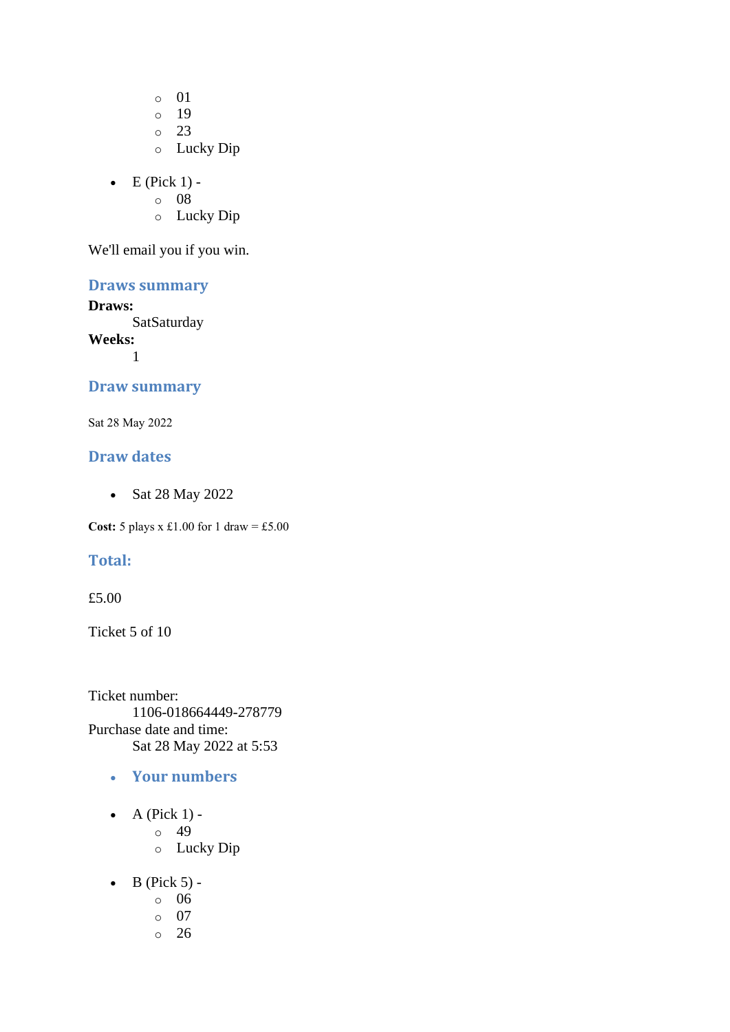- 01
    - 19
    - 23
    - Lucky Dip

- E (Pick 1) -
    - 08
    - Lucky Dip

We'll email you if you win.

### Draws summary

**Draws:**
    SatSaturday
**Weeks:**
    1

### Draw summary

Sat 28 May 2022

### Draw dates

- Sat 28 May 2022

**Cost:** 5 plays x £1.00 for 1 draw = £5.00

### Total:

£5.00

Ticket 5 of 10

Ticket number:
    1106-018664449-278779
Purchase date and time:
    Sat 28 May 2022 at 5:53

- ### Your numbers

- A (Pick 1) -
    - 49
    - Lucky Dip

- B (Pick 5) -
    - 06
    - 07
    - 26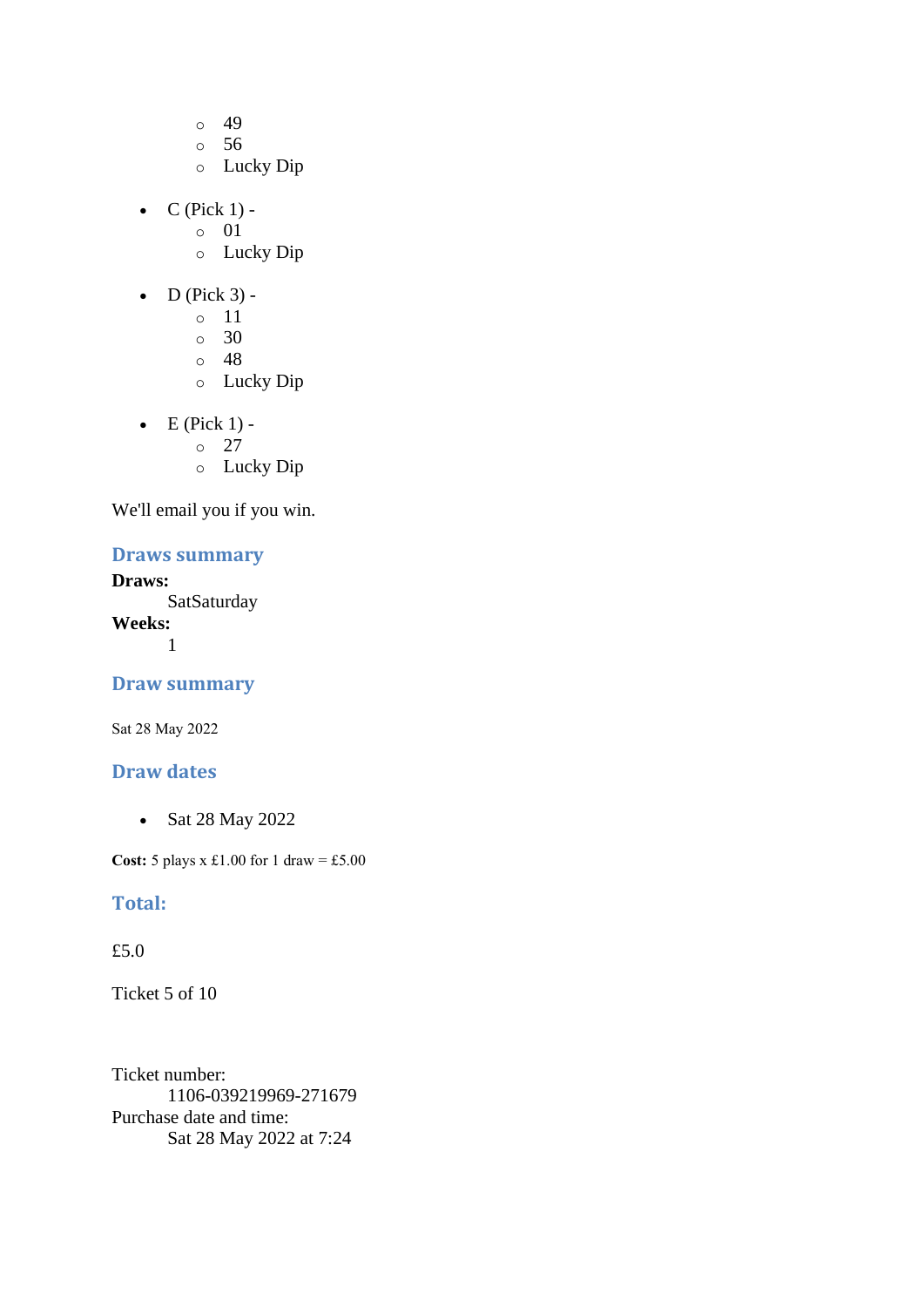- 49
  - 56
  - Lucky Dip

- C (Pick 1) -
  - 01
  - Lucky Dip

- D (Pick 3) -
  - 11
  - 30
  - 48
  - Lucky Dip

- E (Pick 1) -
  - 27
  - Lucky Dip

We'll email you if you win.

## Draws summary

**Draws:**

SatSaturday

**Weeks:**

1

## Draw summary

Sat 28 May 2022

## Draw dates

- Sat 28 May 2022

**Cost:** 5 plays x £1.00 for 1 draw = £5.00

## Total:

£5.0

Ticket 5 of 10

Ticket number:

1106-039219969-271679

Purchase date and time:

Sat 28 May 2022 at 7:24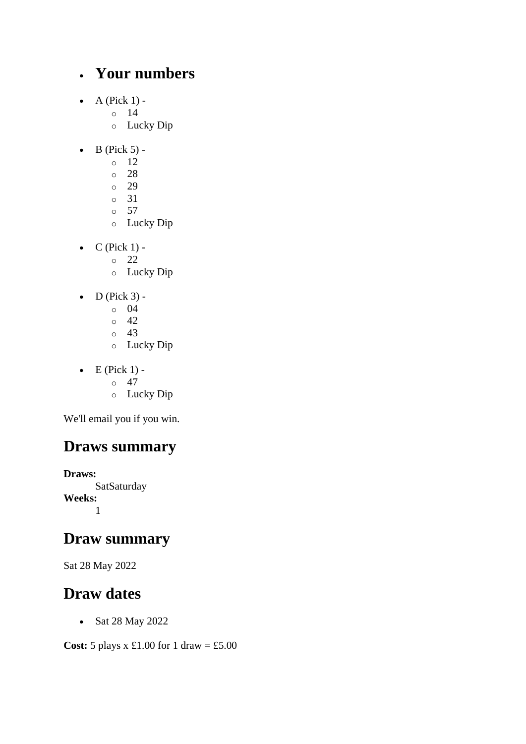- ## Your numbers

- A (Pick 1) -
  - 14
  - Lucky Dip

- B (Pick 5) -
  - 12
  - 28
  - 29
  - 31
  - 57
  - Lucky Dip

- C (Pick 1) -
  - 22
  - Lucky Dip

- D (Pick 3) -
  - 04
  - 42
  - 43
  - Lucky Dip

- E (Pick 1) -
  - 47
  - Lucky Dip

We'll email you if you win.

## Draws summary

**Draws:**
SatSaturday
**Weeks:**
1

## Draw summary

Sat 28 May 2022

## Draw dates

- Sat 28 May 2022

**Cost:** 5 plays x £1.00 for 1 draw = £5.00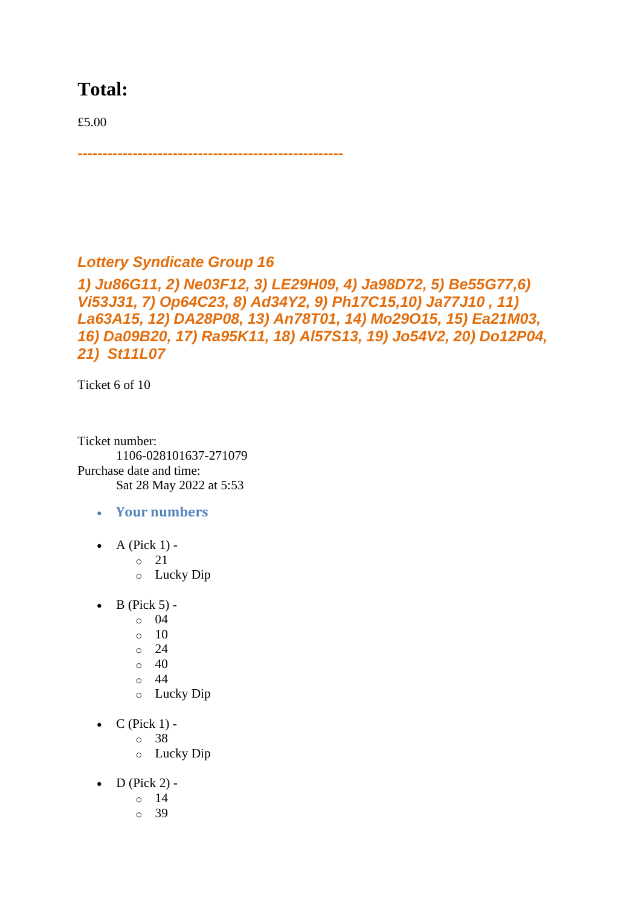## Total:

£5.00

*----------------------------------------------------*

### *Lottery Syndicate Group 16*

### *1) Ju86G11, 2) Ne03F12, 3) LE29H09, 4) Ja98D72, 5) Be55G77,6) Vi53J31, 7) Op64C23, 8) Ad34Y2, 9) Ph17C15,10) Ja77J10 , 11) La63A15, 12) DA28P08, 13) An78T01, 14) Mo29O15, 15) Ea21M03, 16) Da09B20, 17) Ra95K11, 18) Al57S13, 19) Jo54V2, 20) Do12P04, 21)  St11L07*

Ticket 6 of 10

Ticket number:
    1106-028101637-271079
Purchase date and time:
    Sat 28 May 2022 at 5:53

- **Your numbers**

- A (Pick 1) -
  - 21
  - Lucky Dip

- B (Pick 5) -
  - 04
  - 10
  - 24
  - 40
  - 44
  - Lucky Dip

- C (Pick 1) -
  - 38
  - Lucky Dip

- D (Pick 2) -
  - 14
  - 39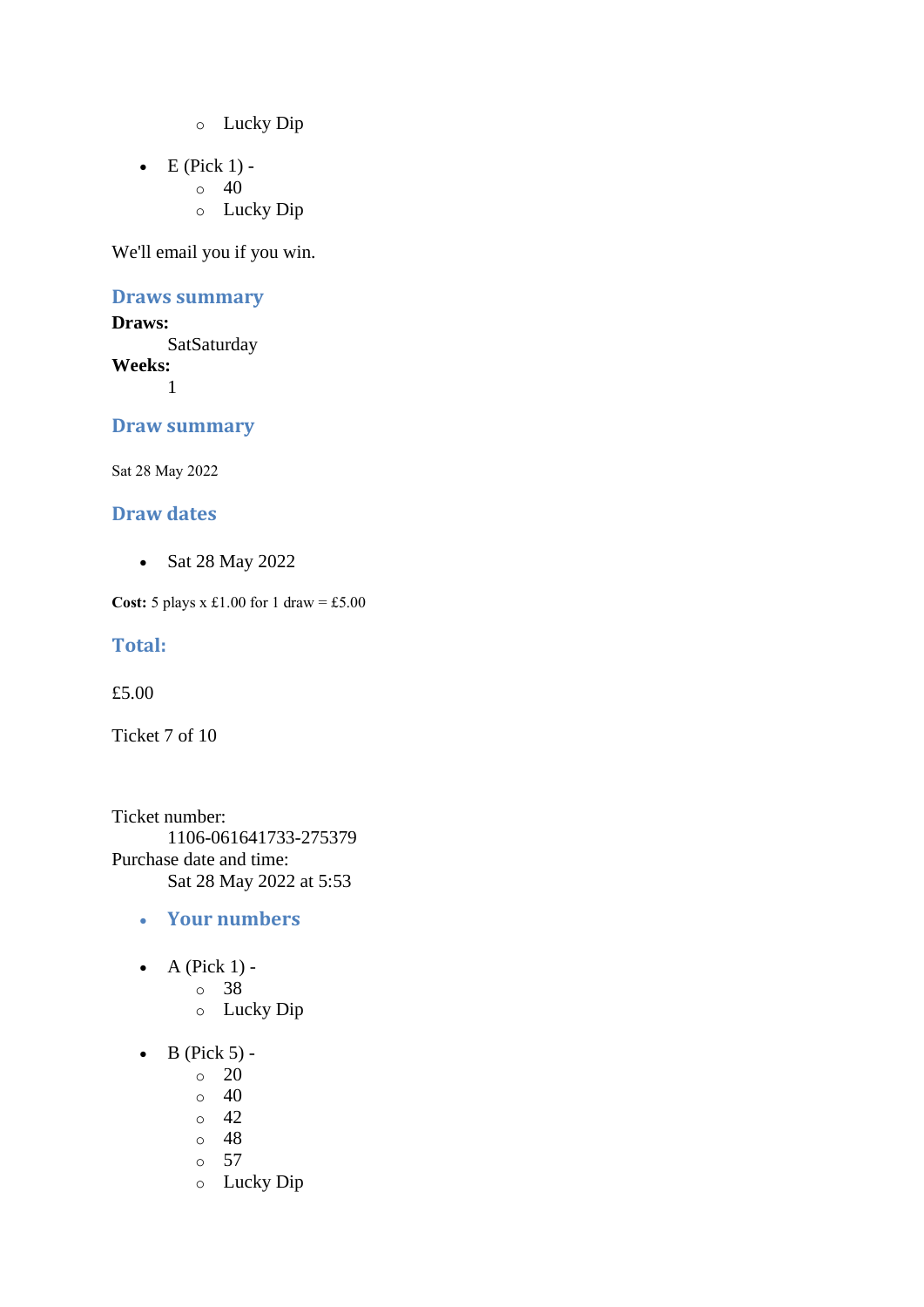- Lucky Dip

- E (Pick 1) -
    - 40
    - Lucky Dip

We'll email you if you win.

### Draws summary

**Draws:**
    SatSaturday
**Weeks:**
    1

### Draw summary

Sat 28 May 2022

### Draw dates

- Sat 28 May 2022

**Cost:** 5 plays x £1.00 for 1 draw = £5.00

### Total:

£5.00

Ticket 7 of 10

Ticket number:
    1106-061641733-275379
Purchase date and time:
    Sat 28 May 2022 at 5:53

- ### Your numbers

- A (Pick 1) -
    - 38
    - Lucky Dip

- B (Pick 5) -
    - 20
    - 40
    - 42
    - 48
    - 57
    - Lucky Dip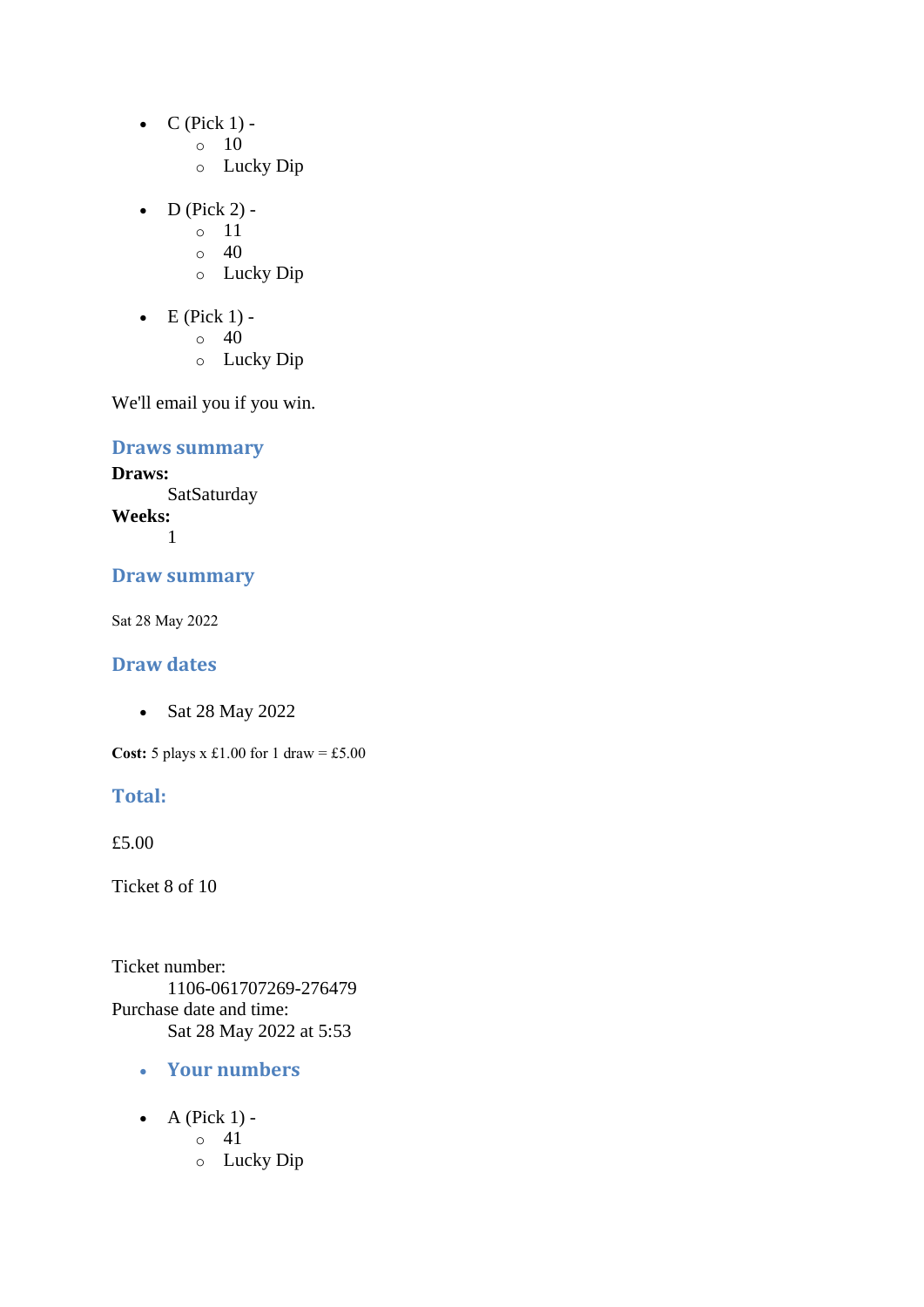- C (Pick 1) -
  - 10
  - Lucky Dip

- D (Pick 2) -
  - 11
  - 40
  - Lucky Dip

- E (Pick 1) -
  - 40
  - Lucky Dip

We'll email you if you win.

### Draws summary

**Draws:**
SatSaturday
**Weeks:**
1

### Draw summary

Sat 28 May 2022

### Draw dates

- Sat 28 May 2022

**Cost:** 5 plays x £1.00 for 1 draw = £5.00

### Total:

£5.00

Ticket 8 of 10

Ticket number:
1106-061707269-276479
Purchase date and time:
Sat 28 May 2022 at 5:53

- **Your numbers**

- A (Pick 1) -
  - 41
  - Lucky Dip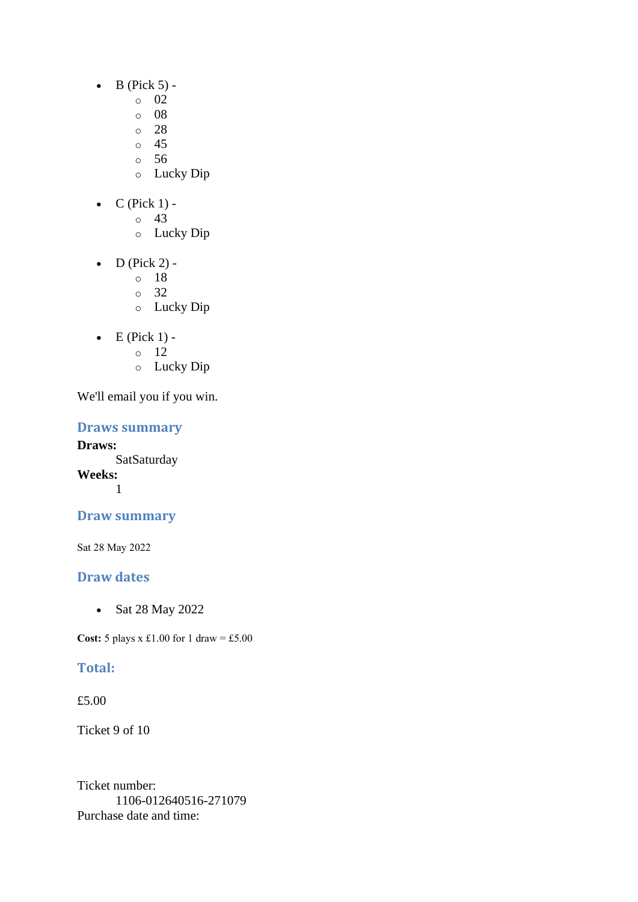- B (Pick 5) -
  - 02
  - 08
  - 28
  - 45
  - 56
  - Lucky Dip

- C (Pick 1) -
  - 43
  - Lucky Dip

- D (Pick 2) -
  - 18
  - 32
  - Lucky Dip

- E (Pick 1) -
  - 12
  - Lucky Dip

We'll email you if you win.

## Draws summary

**Draws:**
SatSaturday
**Weeks:**
1

## Draw summary

Sat 28 May 2022

## Draw dates

- Sat 28 May 2022

**Cost:** 5 plays x £1.00 for 1 draw = £5.00

## Total:

£5.00

Ticket 9 of 10

Ticket number:
1106-012640516-271079
Purchase date and time: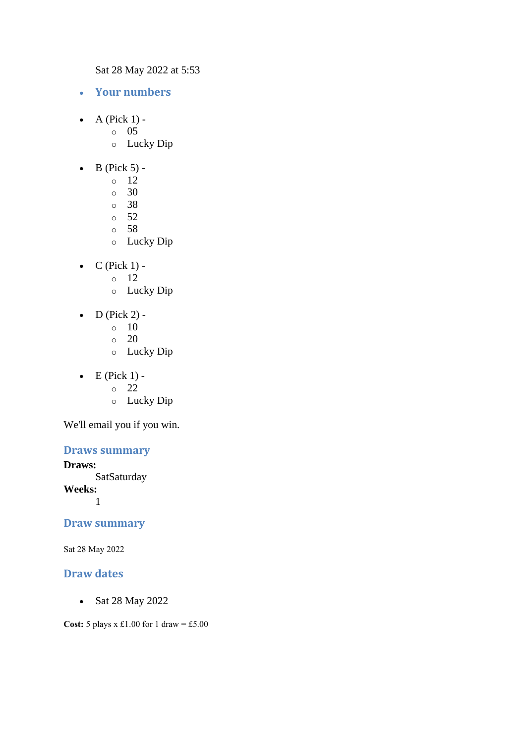Sat 28 May 2022 at 5:53

- **Your numbers**

- A (Pick 1) -
  - 05
  - Lucky Dip

- B (Pick 5) -
  - 12
  - 30
  - 38
  - 52
  - 58
  - Lucky Dip

- C (Pick 1) -
  - 12
  - Lucky Dip

- D (Pick 2) -
  - 10
  - 20
  - Lucky Dip

- E (Pick 1) -
  - 22
  - Lucky Dip

We'll email you if you win.

## Draws summary

**Draws:**
SatSaturday
**Weeks:**
1

## Draw summary

Sat 28 May 2022

## Draw dates

- Sat 28 May 2022

**Cost:** 5 plays x £1.00 for 1 draw = £5.00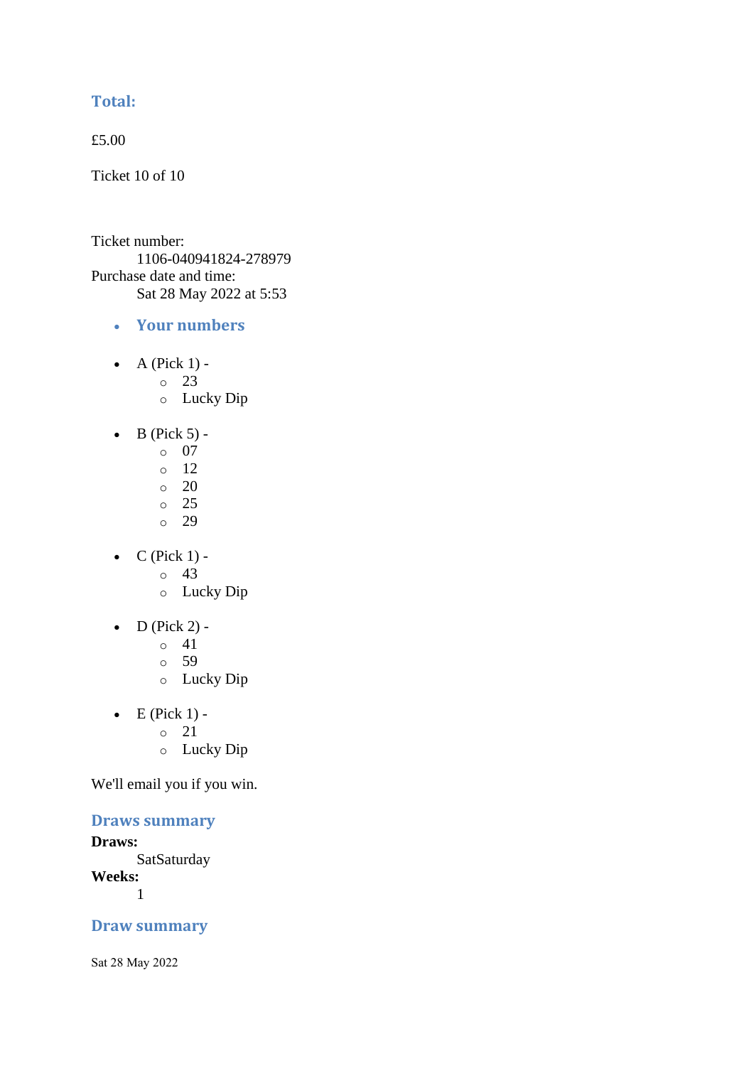### Total:

£5.00

Ticket 10 of 10

Ticket number:
: 1106-040941824-278979

Purchase date and time:
: Sat 28 May 2022 at 5:53

- ### Your numbers

- A (Pick 1) -
  - 23
  - Lucky Dip
- B (Pick 5) -
  - 07
  - 12
  - 20
  - 25
  - 29
- C (Pick 1) -
  - 43
  - Lucky Dip
- D (Pick 2) -
  - 41
  - 59
  - Lucky Dip
- E (Pick 1) -
  - 21
  - Lucky Dip

We'll email you if you win.

### Draws summary

**Draws:**
: SatSaturday

**Weeks:**
: 1

### Draw summary

Sat 28 May 2022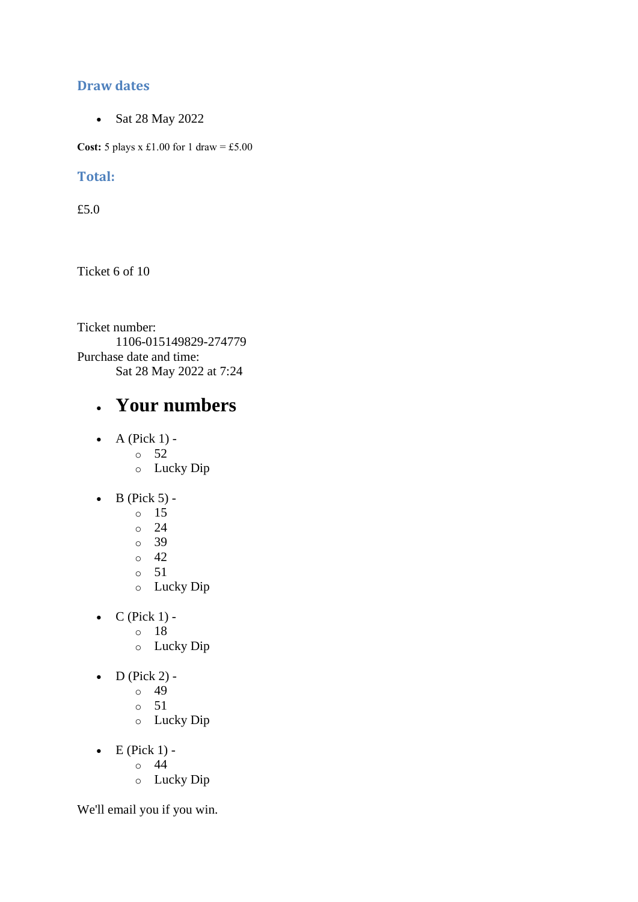### Draw dates

- Sat 28 May 2022

**Cost:** 5 plays x £1.00 for 1 draw = £5.00

### Total:

£5.0

Ticket 6 of 10

Ticket number:
    1106-015149829-274779
Purchase date and time:
    Sat 28 May 2022 at 7:24

- ## Your numbers

- A (Pick 1) -
  - 52
  - Lucky Dip

- B (Pick 5) -
  - 15
  - 24
  - 39
  - 42
  - 51
  - Lucky Dip

- C (Pick 1) -
  - 18
  - Lucky Dip

- D (Pick 2) -
  - 49
  - 51
  - Lucky Dip

- E (Pick 1) -
  - 44
  - Lucky Dip

We'll email you if you win.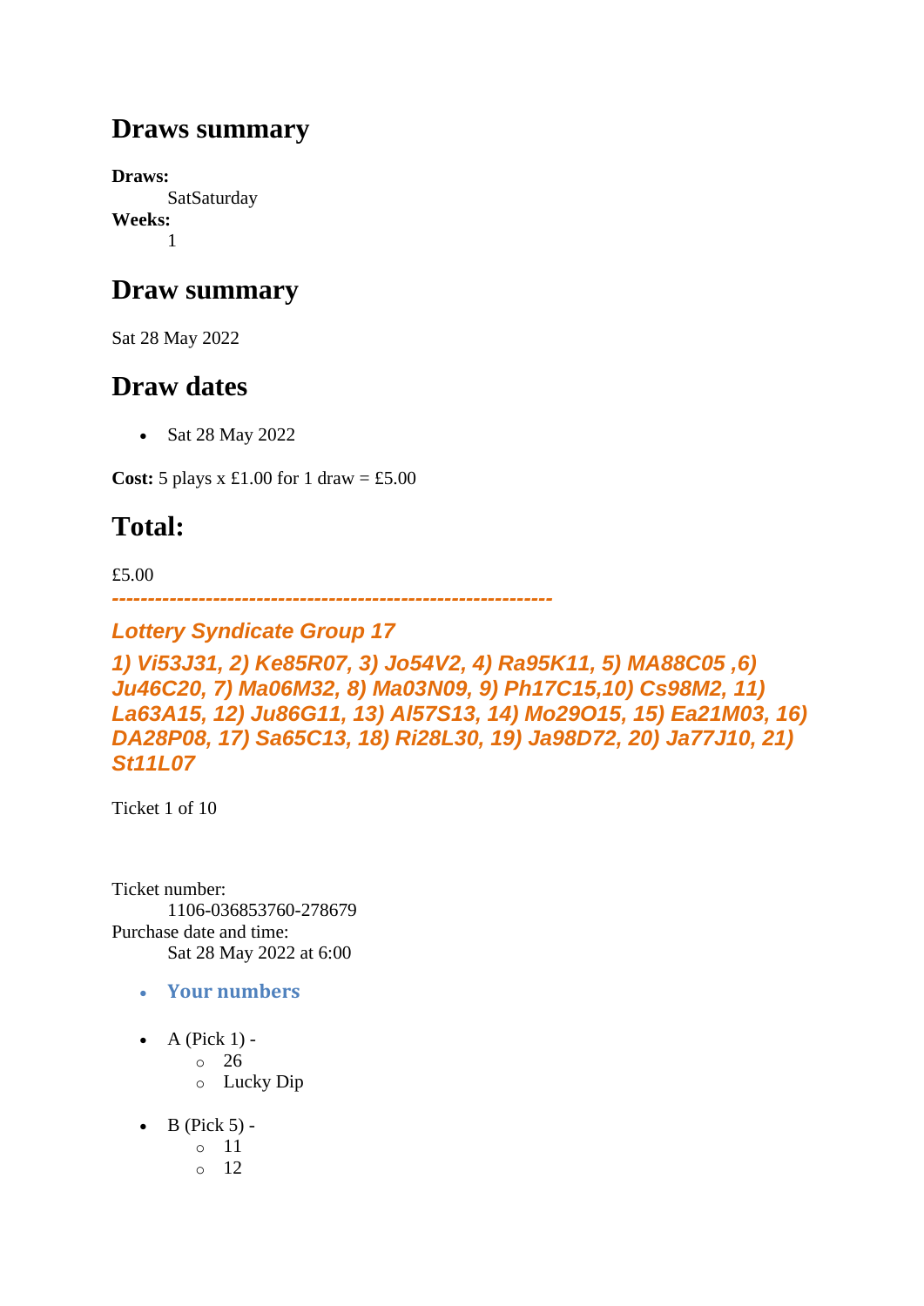## Draws summary

**Draws:**
SatSaturday

**Weeks:**
1

## Draw summary

Sat 28 May 2022

## Draw dates

- Sat 28 May 2022

**Cost:** 5 plays x £1.00 for 1 draw = £5.00

## Total:

£5.00

*------------------------------------------------------------*

### *Lottery Syndicate Group 17*

### *1) Vi53J31, 2) Ke85R07, 3) Jo54V2, 4) Ra95K11, 5) MA88C05 ,6) Ju46C20, 7) Ma06M32, 8) Ma03N09, 9) Ph17C15,10) Cs98M2, 11) La63A15, 12) Ju86G11, 13) Al57S13, 14) Mo29O15, 15) Ea21M03, 16) DA28P08, 17) Sa65C13, 18) Ri28L30, 19) Ja98D72, 20) Ja77J10, 21) St11L07*

Ticket 1 of 10

Ticket number:
1106-036853760-278679

Purchase date and time:
Sat 28 May 2022 at 6:00

- **Your numbers**

- A (Pick 1) -
  - 26
  - Lucky Dip

- B (Pick 5) -
  - 11
  - 12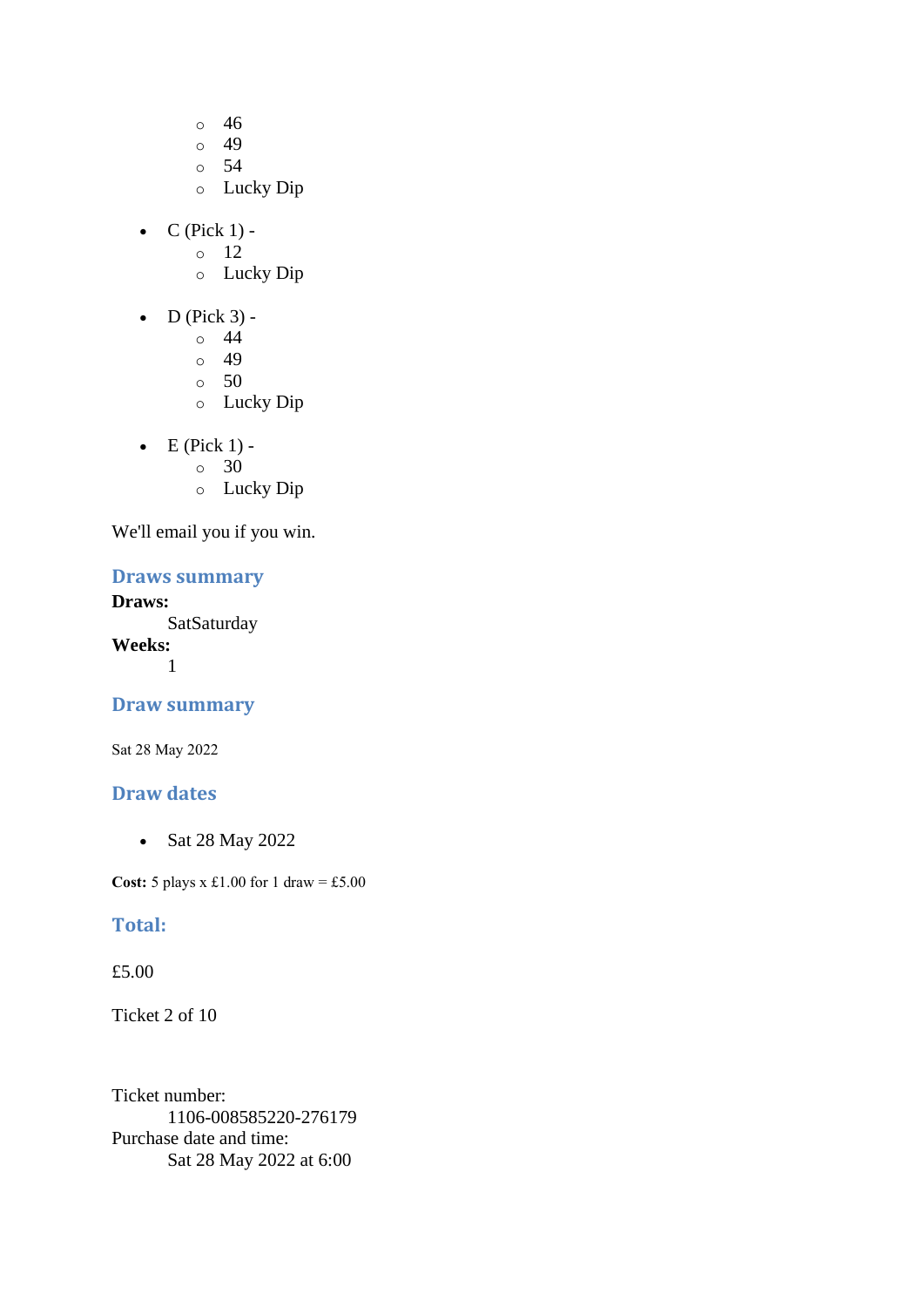- 46
    - 49
    - 54
    - Lucky Dip

- C (Pick 1) -
    - 12
    - Lucky Dip

- D (Pick 3) -
    - 44
    - 49
    - 50
    - Lucky Dip

- E (Pick 1) -
    - 30
    - Lucky Dip

We'll email you if you win.

### Draws summary

**Draws:**
    SatSaturday
**Weeks:**
    1

### Draw summary

Sat 28 May 2022

### Draw dates

- Sat 28 May 2022

**Cost:** 5 plays x £1.00 for 1 draw = £5.00

### Total:

£5.00

Ticket 2 of 10

Ticket number:
    1106-008585220-276179
Purchase date and time:
    Sat 28 May 2022 at 6:00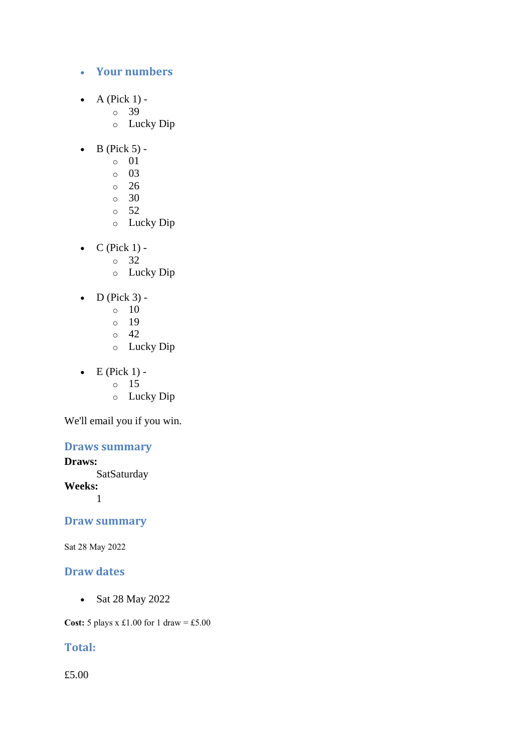- **Your numbers**

- A (Pick 1) -
  - 39
  - Lucky Dip

- B (Pick 5) -
  - 01
  - 03
  - 26
  - 30
  - 52
  - Lucky Dip

- C (Pick 1) -
  - 32
  - Lucky Dip

- D (Pick 3) -
  - 10
  - 19
  - 42
  - Lucky Dip

- E (Pick 1) -
  - 15
  - Lucky Dip

We'll email you if you win.

## Draws summary

**Draws:**
SatSaturday
**Weeks:**
1

## Draw summary

Sat 28 May 2022

## Draw dates

- Sat 28 May 2022

**Cost:** 5 plays x £1.00 for 1 draw = £5.00

## Total:

£5.00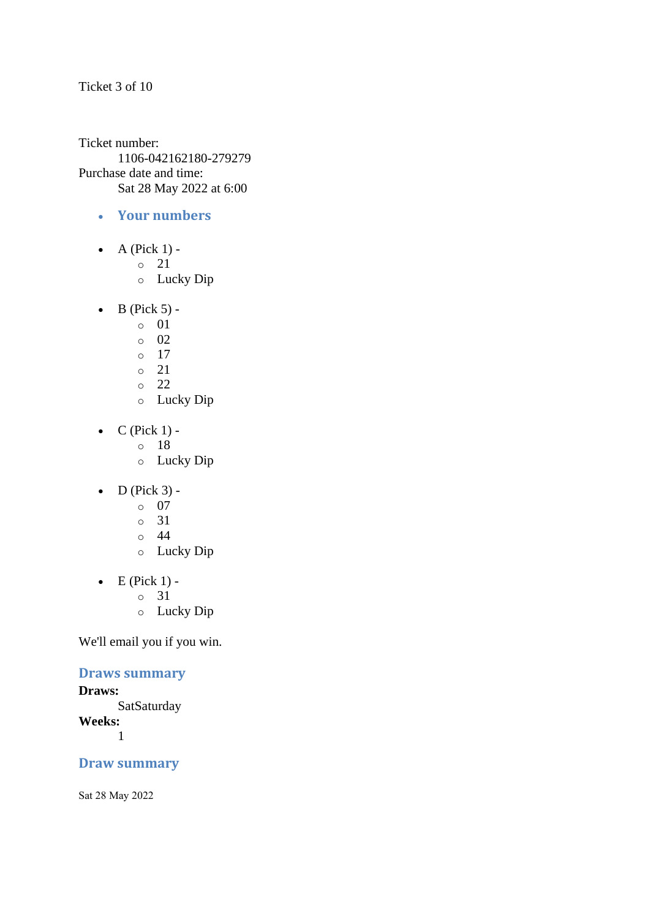Ticket 3 of 10

Ticket number:
    1106-042162180-279279
Purchase date and time:
    Sat 28 May 2022 at 6:00

- **Your numbers**

- A (Pick 1) -
    - 21
    - Lucky Dip

- B (Pick 5) -
    - 01
    - 02
    - 17
    - 21
    - 22
    - Lucky Dip

- C (Pick 1) -
    - 18
    - Lucky Dip

- D (Pick 3) -
    - 07
    - 31
    - 44
    - Lucky Dip

- E (Pick 1) -
    - 31
    - Lucky Dip

We'll email you if you win.

## Draws summary

**Draws:**
    SatSaturday
**Weeks:**
    1

## Draw summary

Sat 28 May 2022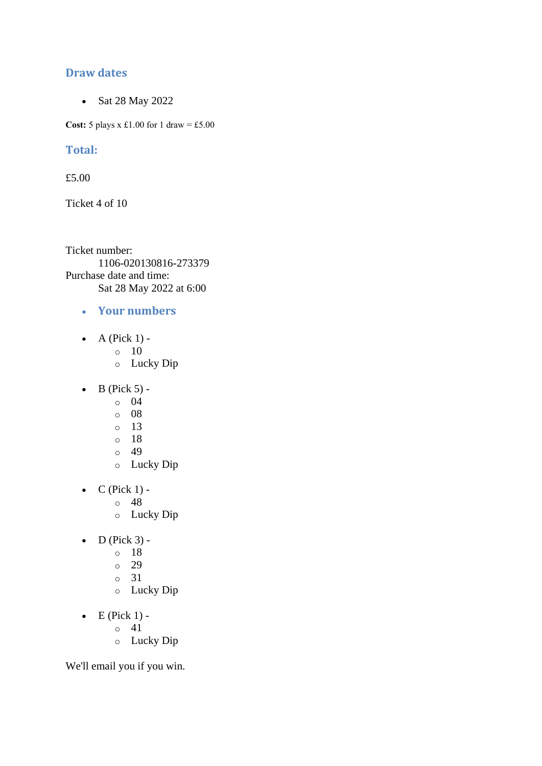### Draw dates

- Sat 28 May 2022

**Cost:** 5 plays x £1.00 for 1 draw = £5.00

### Total:

£5.00

Ticket 4 of 10

Ticket number:
    1106-020130816-273379
Purchase date and time:
    Sat 28 May 2022 at 6:00

- ### Your numbers

- A (Pick 1) -
    - 10
    - Lucky Dip

- B (Pick 5) -
    - 04
    - 08
    - 13
    - 18
    - 49
    - Lucky Dip

- C (Pick 1) -
    - 48
    - Lucky Dip

- D (Pick 3) -
    - 18
    - 29
    - 31
    - Lucky Dip

- E (Pick 1) -
    - 41
    - Lucky Dip

We'll email you if you win.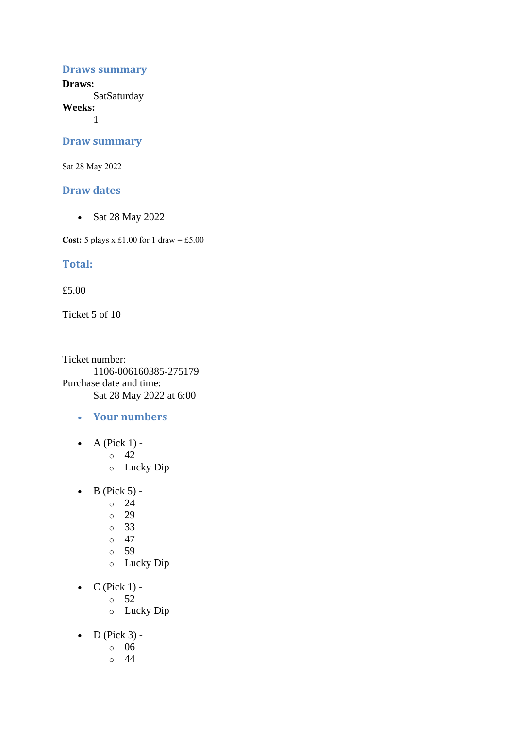## Draws summary

**Draws:**
SatSaturday
**Weeks:**
1

## Draw summary

Sat 28 May 2022

## Draw dates

- Sat 28 May 2022

**Cost:** 5 plays x £1.00 for 1 draw = £5.00

## Total:

£5.00

Ticket 5 of 10

Ticket number:
1106-006160385-275179
Purchase date and time:
Sat 28 May 2022 at 6:00

- **Your numbers**

- A (Pick 1) -
  - 42
  - Lucky Dip
- B (Pick 5) -
  - 24
  - 29
  - 33
  - 47
  - 59
  - Lucky Dip
- C (Pick 1) -
  - 52
  - Lucky Dip
- D (Pick 3) -
  - 06
  - 44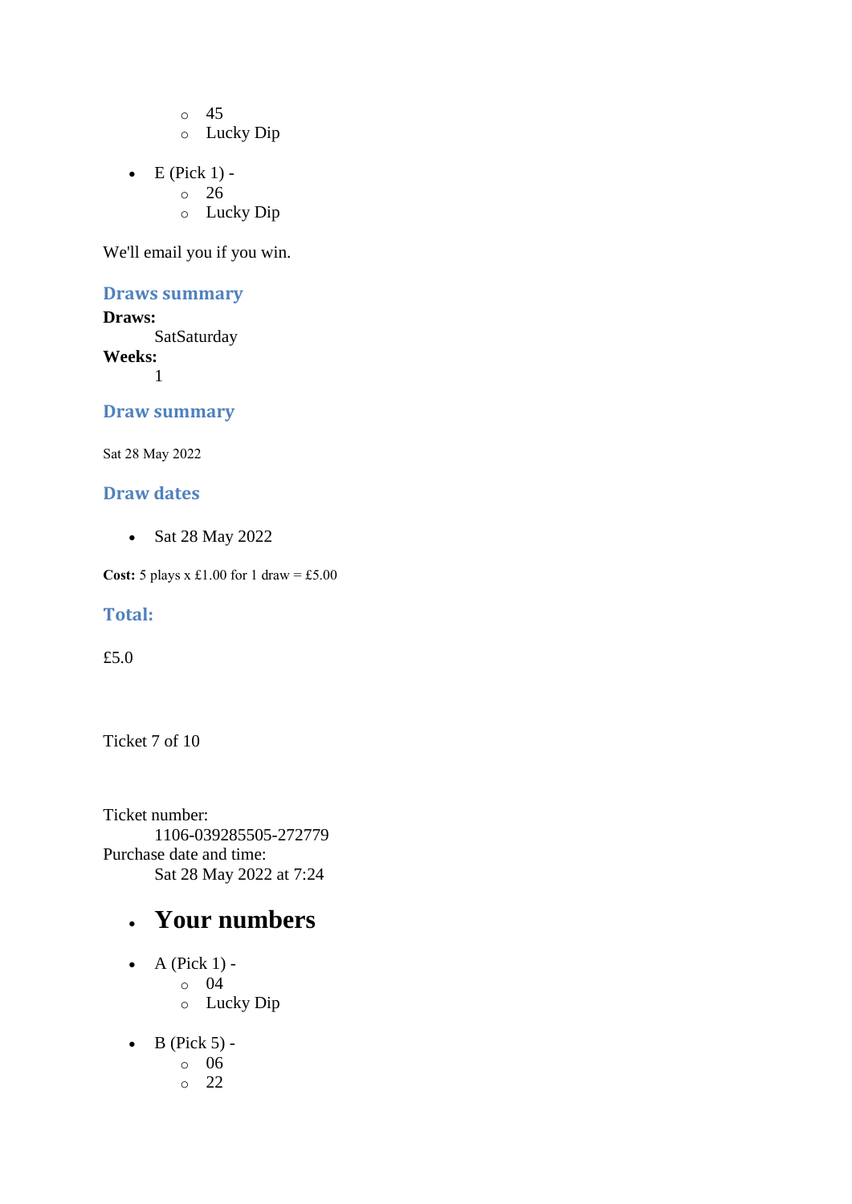- 45
  - Lucky Dip

- E (Pick 1) -
  - 26
  - Lucky Dip

We'll email you if you win.

### Draws summary

**Draws:**
SatSaturday

**Weeks:**
1

### Draw summary

Sat 28 May 2022

### Draw dates

- Sat 28 May 2022

**Cost:** 5 plays x £1.00 for 1 draw = £5.00

### Total:

£5.0

Ticket 7 of 10

Ticket number:
1106-039285505-272779

Purchase date and time:
Sat 28 May 2022 at 7:24

- # Your numbers

- A (Pick 1) -
  - 04
  - Lucky Dip

- B (Pick 5) -
  - 06
  - 22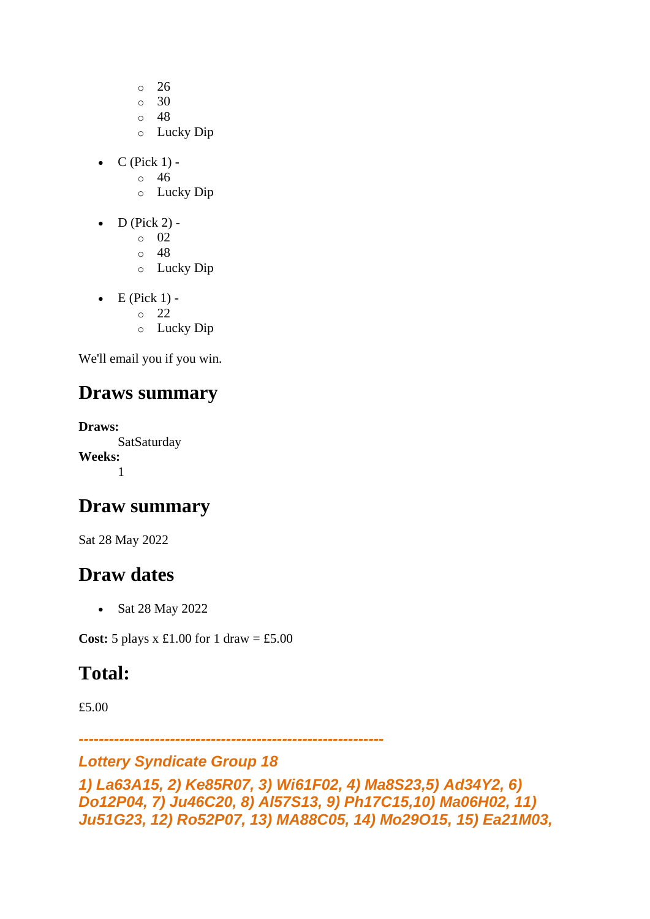- 26
  - 30
  - 48
  - Lucky Dip
- C (Pick 1) -
  - 46
  - Lucky Dip
- D (Pick 2) -
  - 02
  - 48
  - Lucky Dip
- E (Pick 1) -
  - 22
  - Lucky Dip

We'll email you if you win.

## Draws summary

**Draws:**
SatSaturday
**Weeks:**
1

## Draw summary

Sat 28 May 2022

## Draw dates

- Sat 28 May 2022

**Cost:** 5 plays x £1.00 for 1 draw = £5.00

## Total:

£5.00

***------------------------------------------------------------***

***Lottery Syndicate Group 18***

***1) La63A15, 2) Ke85R07, 3) Wi61F02, 4) Ma8S23,5) Ad34Y2, 6) Do12P04, 7) Ju46C20, 8) Al57S13, 9) Ph17C15,10) Ma06H02, 11) Ju51G23, 12) Ro52P07, 13) MA88C05, 14) Mo29O15, 15) Ea21M03,***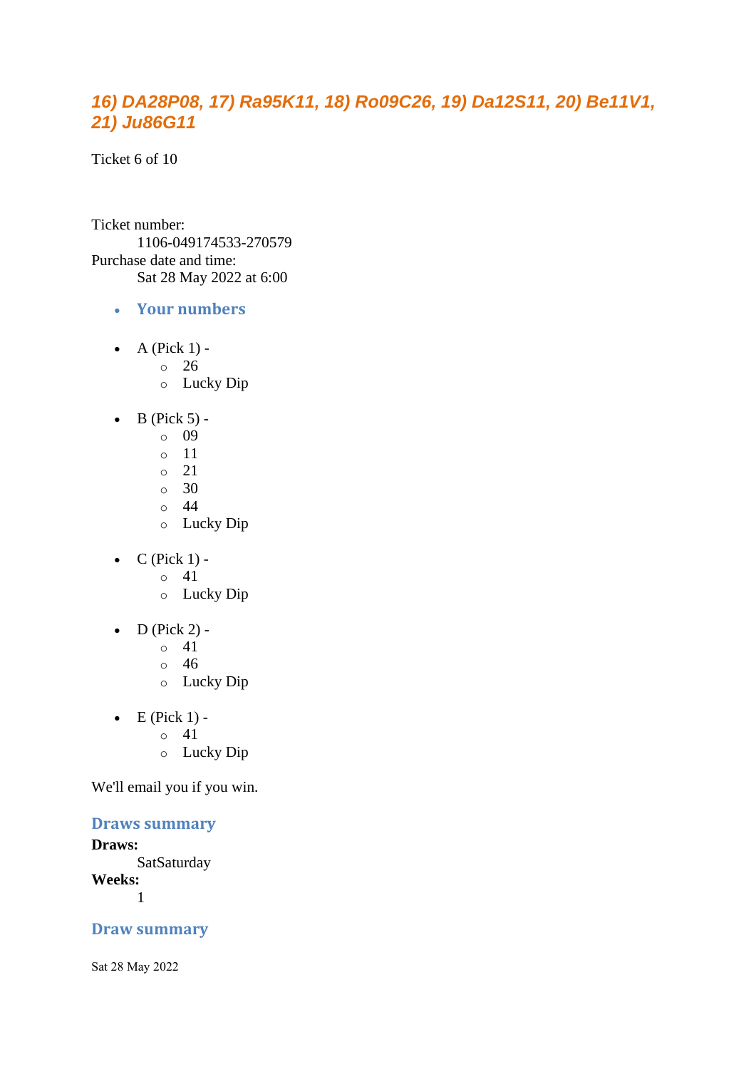## *16) DA28P08, 17) Ra95K11, 18) Ro09C26, 19) Da12S11, 20) Be11V1, 21) Ju86G11*

Ticket 6 of 10

Ticket number:
  1106-049174533-270579
Purchase date and time:
  Sat 28 May 2022 at 6:00

- **Your numbers**

- A (Pick 1) -
  - 26
  - Lucky Dip
- B (Pick 5) -
  - 09
  - 11
  - 21
  - 30
  - 44
  - Lucky Dip
- C (Pick 1) -
  - 41
  - Lucky Dip
- D (Pick 2) -
  - 41
  - 46
  - Lucky Dip
- E (Pick 1) -
  - 41
  - Lucky Dip

We'll email you if you win.

### Draws summary

**Draws:**
  SatSaturday
**Weeks:**
  1

### Draw summary

Sat 28 May 2022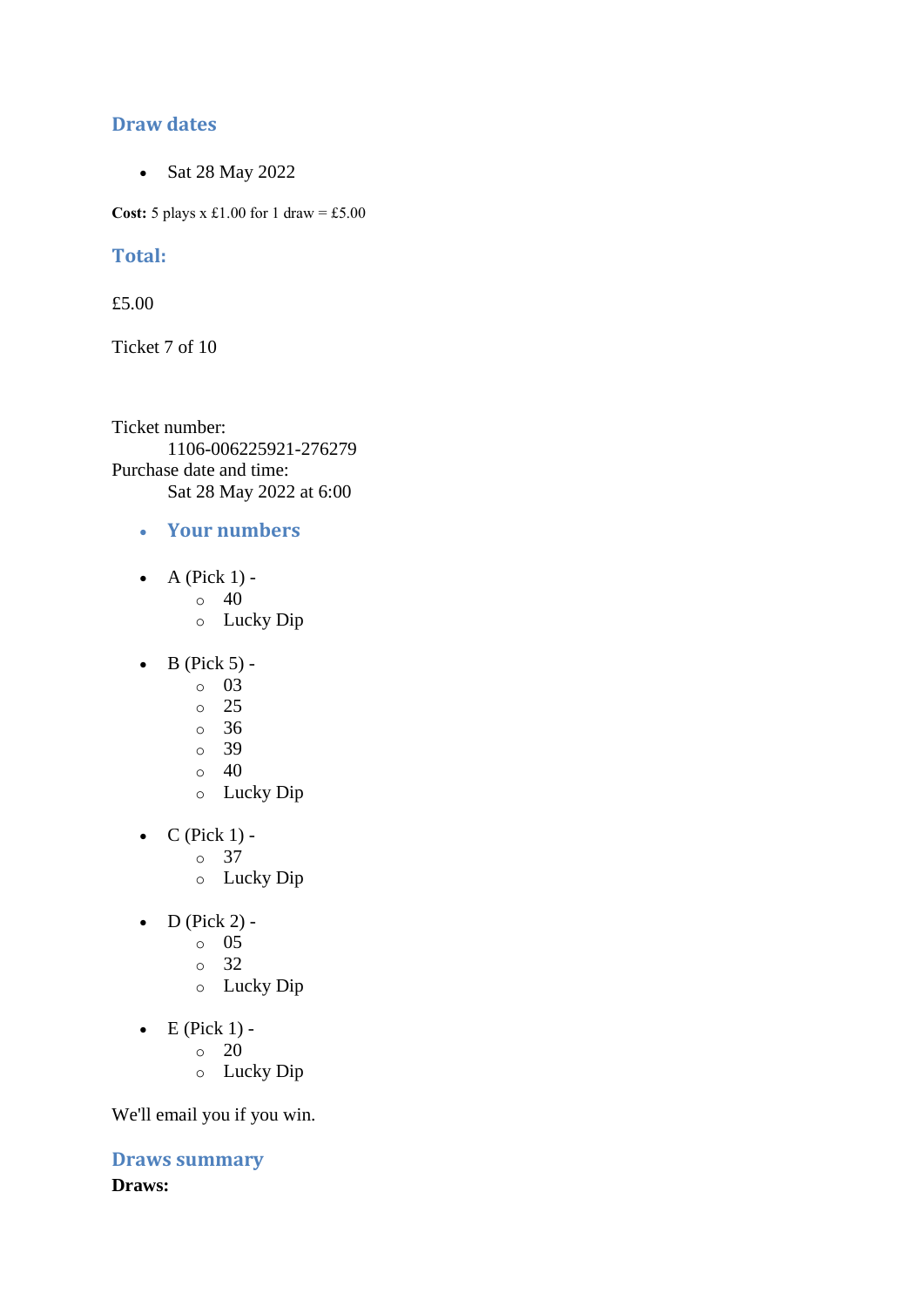## Draw dates

- Sat 28 May 2022

**Cost:** 5 plays x £1.00 for 1 draw = £5.00

## Total:

£5.00

Ticket 7 of 10

Ticket number:
    1106-006225921-276279
Purchase date and time:
    Sat 28 May 2022 at 6:00

- ## Your numbers

- A (Pick 1) -
  - 40
  - Lucky Dip
- B (Pick 5) -
  - 03
  - 25
  - 36
  - 39
  - 40
  - Lucky Dip
- C (Pick 1) -
  - 37
  - Lucky Dip
- D (Pick 2) -
  - 05
  - 32
  - Lucky Dip
- E (Pick 1) -
  - 20
  - Lucky Dip

We'll email you if you win.

## Draws summary

**Draws:**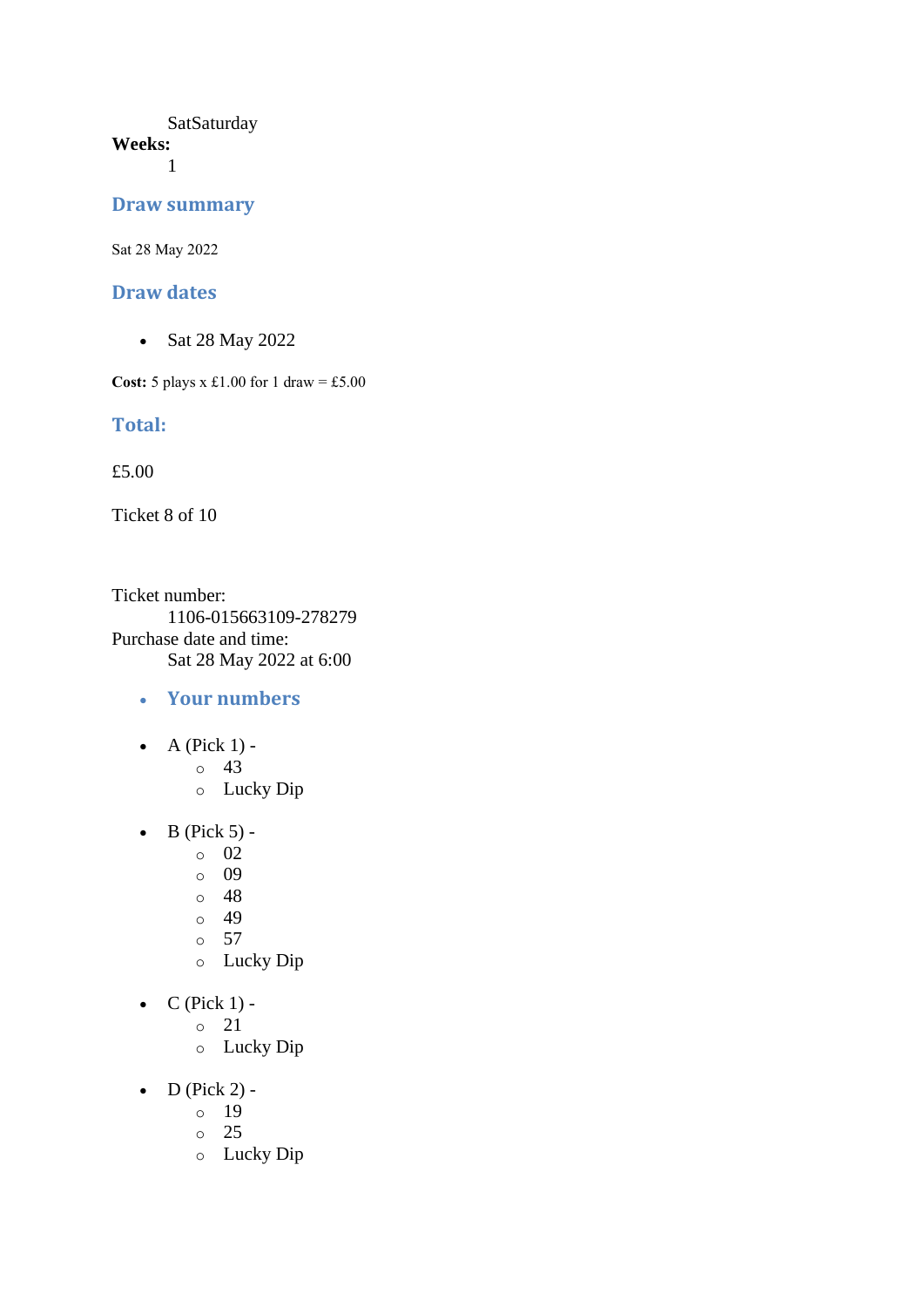SatSaturday

**Weeks:**
1

## Draw summary

Sat 28 May 2022

## Draw dates

- Sat 28 May 2022

**Cost:** 5 plays x £1.00 for 1 draw = £5.00

## Total:

£5.00

Ticket 8 of 10

Ticket number:
1106-015663109-278279

Purchase date and time:
Sat 28 May 2022 at 6:00

- ### Your numbers

- A (Pick 1) -
  - 43
  - Lucky Dip

- B (Pick 5) -
  - 02
  - 09
  - 48
  - 49
  - 57
  - Lucky Dip

- C (Pick 1) -
  - 21
  - Lucky Dip

- D (Pick 2) -
  - 19
  - 25
  - Lucky Dip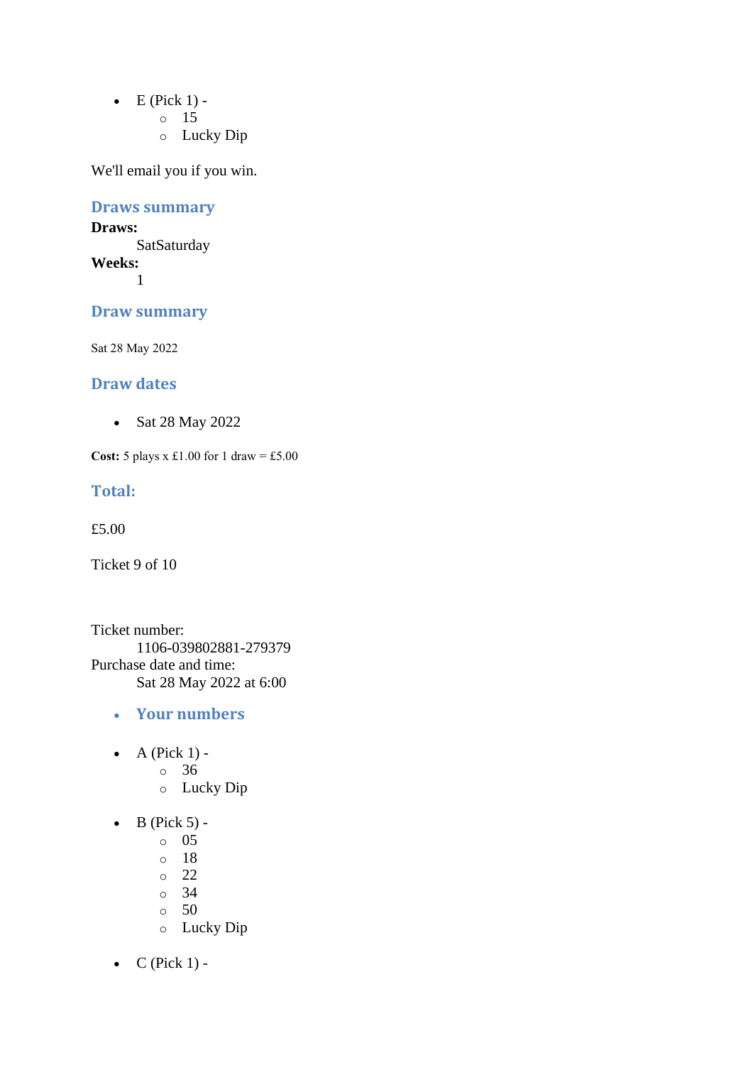- E (Pick 1) -
    - 15
    - Lucky Dip

We'll email you if you win.

### Draws summary

**Draws:**
    SatSaturday
**Weeks:**
    1

### Draw summary

Sat 28 May 2022

### Draw dates

- Sat 28 May 2022

**Cost:** 5 plays x £1.00 for 1 draw = £5.00

### Total:

£5.00

Ticket 9 of 10

Ticket number:
    1106-039802881-279379
Purchase date and time:
    Sat 28 May 2022 at 6:00

- ### Your numbers

- A (Pick 1) -
    - 36
    - Lucky Dip

- B (Pick 5) -
    - 05
    - 18
    - 22
    - 34
    - 50
    - Lucky Dip

- C (Pick 1) -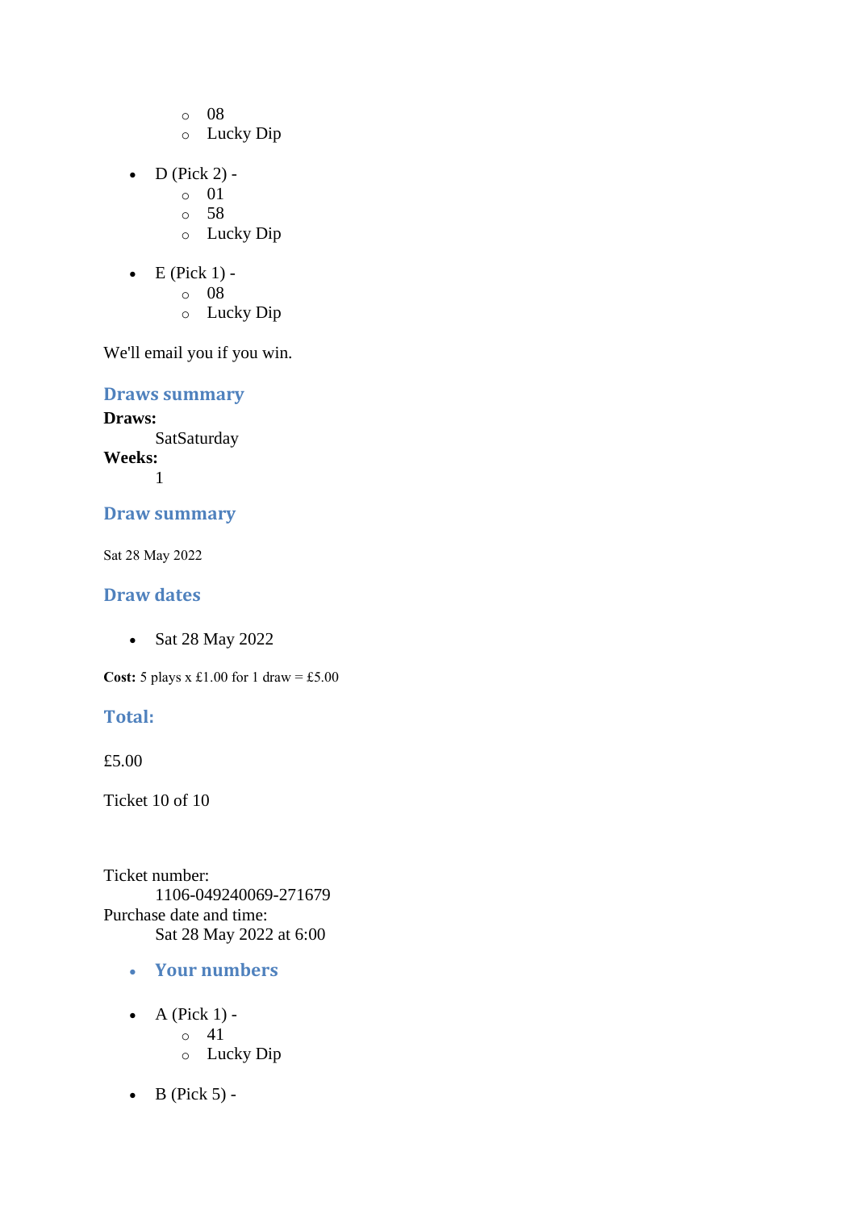- 08
  - Lucky Dip

- D (Pick 2) -
  - 01
  - 58
  - Lucky Dip

- E (Pick 1) -
  - 08
  - Lucky Dip

We'll email you if you win.

### Draws summary

**Draws:**
: SatSaturday

**Weeks:**
: 1

### Draw summary

Sat 28 May 2022

### Draw dates

- Sat 28 May 2022

**Cost:** 5 plays x £1.00 for 1 draw = £5.00

### Total:

£5.00

Ticket 10 of 10

Ticket number:
: 1106-049240069-271679

Purchase date and time:
: Sat 28 May 2022 at 6:00

- ### Your numbers

- A (Pick 1) -
  - 41
  - Lucky Dip

- B (Pick 5) -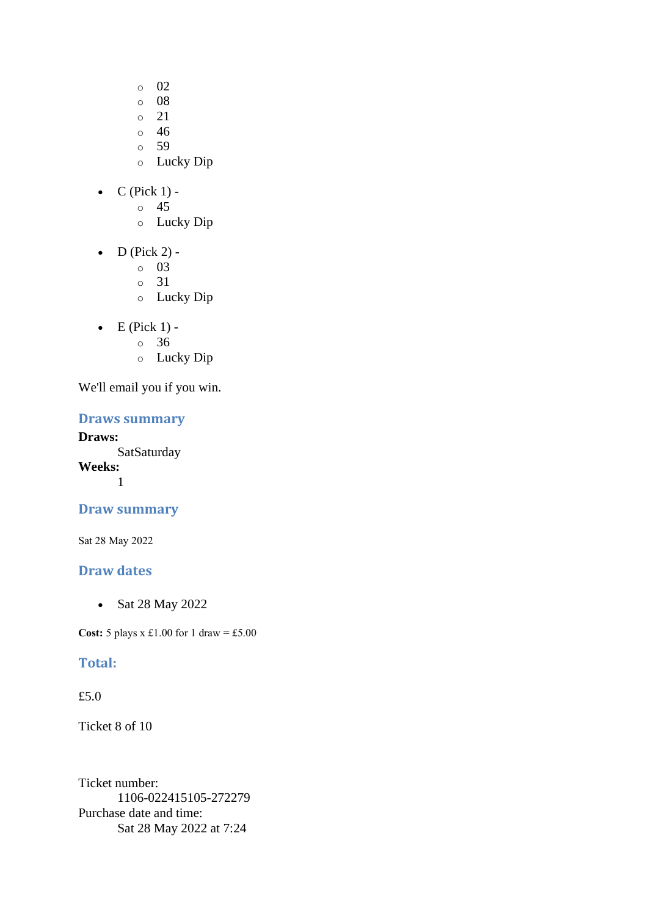- 02
    - 08
    - 21
    - 46
    - 59
    - Lucky Dip

- C (Pick 1) -
    - 45
    - Lucky Dip

- D (Pick 2) -
    - 03
    - 31
    - Lucky Dip

- E (Pick 1) -
    - 36
    - Lucky Dip

We'll email you if you win.

## Draws summary

**Draws:**
SatSaturday

**Weeks:**
1

## Draw summary

Sat 28 May 2022

## Draw dates

- Sat 28 May 2022

**Cost:** 5 plays x £1.00 for 1 draw = £5.00

## Total:

£5.0

Ticket 8 of 10

Ticket number:
1106-022415105-272279

Purchase date and time:
Sat 28 May 2022 at 7:24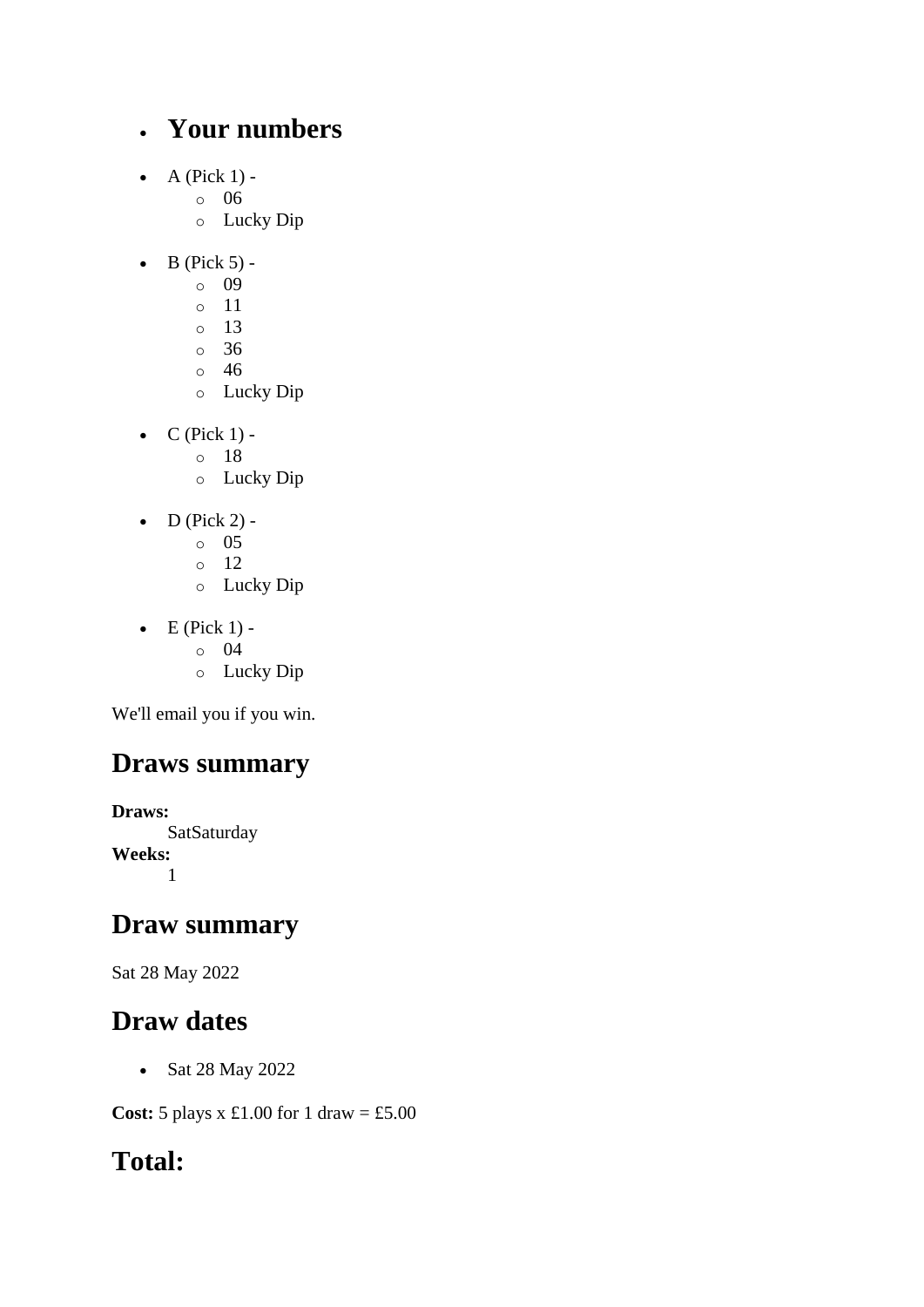- ## Your numbers

- A (Pick 1) -
    - 06
    - Lucky Dip

- B (Pick 5) -
    - 09
    - 11
    - 13
    - 36
    - 46
    - Lucky Dip

- C (Pick 1) -
    - 18
    - Lucky Dip

- D (Pick 2) -
    - 05
    - 12
    - Lucky Dip

- E (Pick 1) -
    - 04
    - Lucky Dip

We'll email you if you win.

## Draws summary

**Draws:**
SatSaturday
**Weeks:**
1

## Draw summary

Sat 28 May 2022

## Draw dates

- Sat 28 May 2022

**Cost:** 5 plays x £1.00 for 1 draw = £5.00

## Total: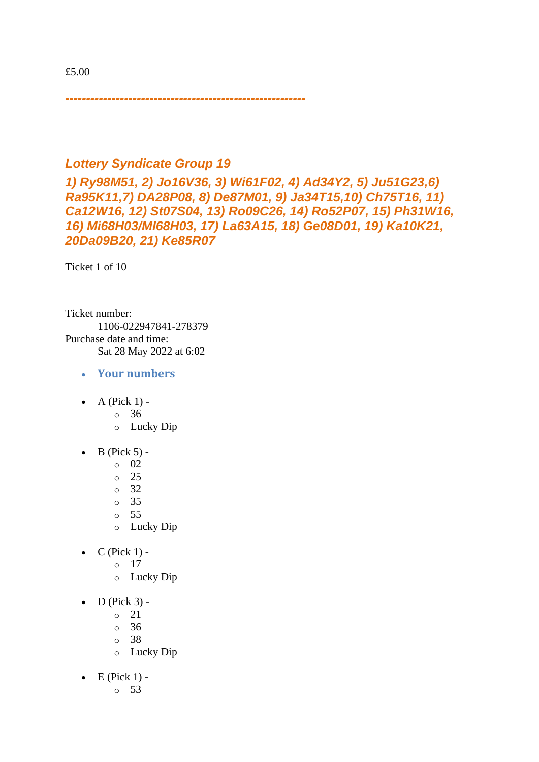£5.00

---------------------------------------------------------

### *Lottery Syndicate Group 19*

### *1) Ry98M51, 2) Jo16V36, 3) Wi61F02, 4) Ad34Y2, 5) Ju51G23,6) Ra95K11,7) DA28P08, 8) De87M01, 9) Ja34T15,10) Ch75T16, 11) Ca12W16, 12) St07S04, 13) Ro09C26, 14) Ro52P07, 15) Ph31W16, 16) Mi68H03/MI68H03, 17) La63A15, 18) Ge08D01, 19) Ka10K21, 20Da09B20, 21) Ke85R07*

Ticket 1 of 10

Ticket number:
    1106-022947841-278379
Purchase date and time:
    Sat 28 May 2022 at 6:02

- **Your numbers**

- A (Pick 1) -
  - 36
  - Lucky Dip

- B (Pick 5) -
  - 02
  - 25
  - 32
  - 35
  - 55
  - Lucky Dip

- C (Pick 1) -
  - 17
  - Lucky Dip

- D (Pick 3) -
  - 21
  - 36
  - 38
  - Lucky Dip

- E (Pick 1) -
  - 53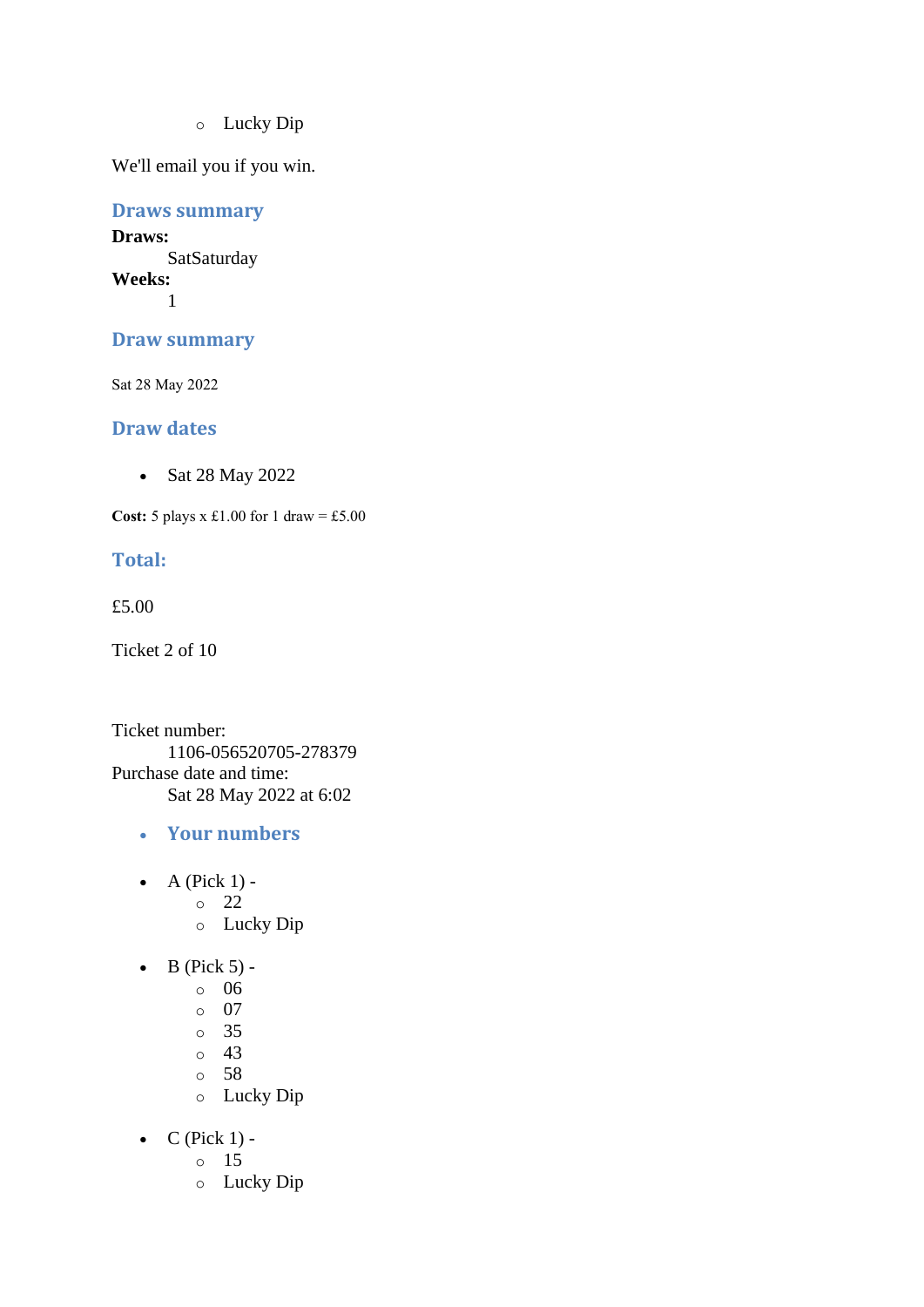- Lucky Dip

We'll email you if you win.

## Draws summary

**Draws:**
: SatSaturday

**Weeks:**
: 1

## Draw summary

Sat 28 May 2022

## Draw dates

- Sat 28 May 2022

**Cost:** 5 plays x £1.00 for 1 draw = £5.00

## Total:

£5.00

Ticket 2 of 10

Ticket number:
: 1106-056520705-278379

Purchase date and time:
: Sat 28 May 2022 at 6:02

- **Your numbers**

- A (Pick 1) -
  - 22
  - Lucky Dip

- B (Pick 5) -
  - 06
  - 07
  - 35
  - 43
  - 58
  - Lucky Dip

- C (Pick 1) -
  - 15
  - Lucky Dip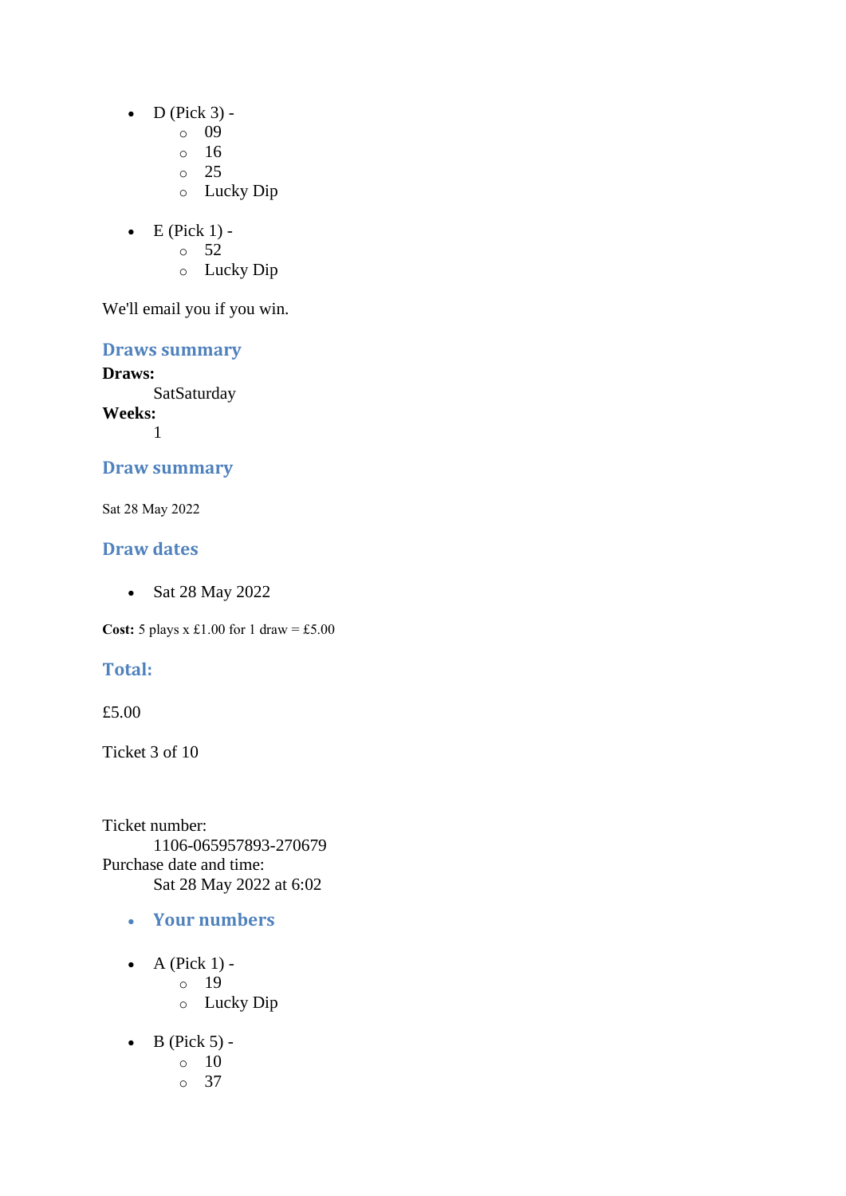- D (Pick 3) -
    - 09
    - 16
    - 25
    - Lucky Dip

- E (Pick 1) -
    - 52
    - Lucky Dip

We'll email you if you win.

### Draws summary

**Draws:**
  SatSaturday
**Weeks:**
  1

### Draw summary

Sat 28 May 2022

### Draw dates

- Sat 28 May 2022

**Cost:** 5 plays x £1.00 for 1 draw = £5.00

### Total:

£5.00

Ticket 3 of 10

Ticket number:
  1106-065957893-270679
Purchase date and time:
  Sat 28 May 2022 at 6:02

- **Your numbers**

- A (Pick 1) -
    - 19
    - Lucky Dip

- B (Pick 5) -
    - 10
    - 37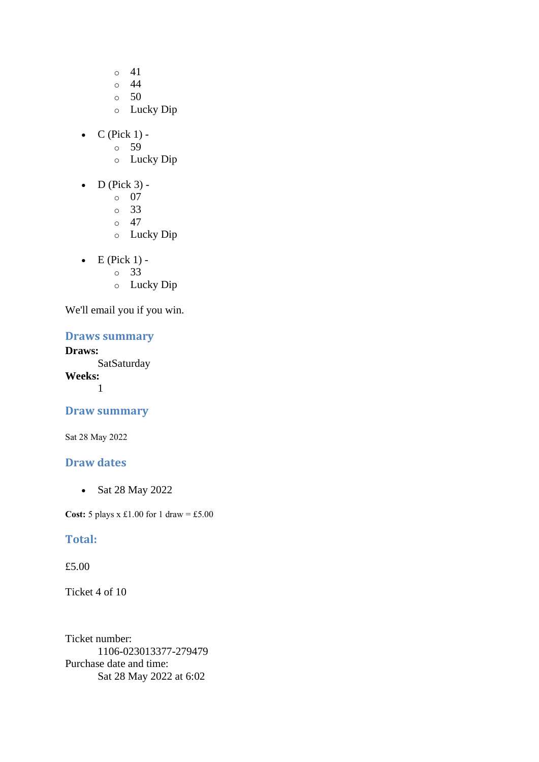- 41
  - 44
  - 50
  - Lucky Dip

- C (Pick 1) -
  - 59
  - Lucky Dip

- D (Pick 3) -
  - 07
  - 33
  - 47
  - Lucky Dip

- E (Pick 1) -
  - 33
  - Lucky Dip

We'll email you if you win.

### Draws summary

**Draws:**
SatSaturday

**Weeks:**
1

### Draw summary

Sat 28 May 2022

### Draw dates

- Sat 28 May 2022

**Cost:** 5 plays x £1.00 for 1 draw = £5.00

### Total:

£5.00

Ticket 4 of 10

Ticket number:
1106-023013377-279479

Purchase date and time:
Sat 28 May 2022 at 6:02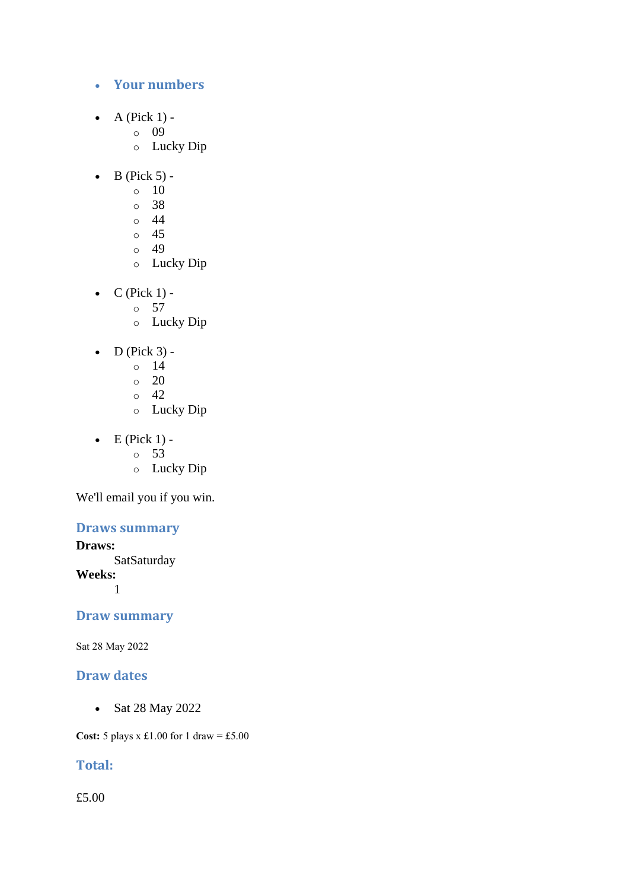- **Your numbers**

- A (Pick 1) -
  - 09
  - Lucky Dip

- B (Pick 5) -
  - 10
  - 38
  - 44
  - 45
  - 49
  - Lucky Dip

- C (Pick 1) -
  - 57
  - Lucky Dip

- D (Pick 3) -
  - 14
  - 20
  - 42
  - Lucky Dip

- E (Pick 1) -
  - 53
  - Lucky Dip

We'll email you if you win.

## Draws summary

**Draws:**
SatSaturday
**Weeks:**
1

## Draw summary

Sat 28 May 2022

## Draw dates

- Sat 28 May 2022

**Cost:** 5 plays x £1.00 for 1 draw = £5.00

## Total:

£5.00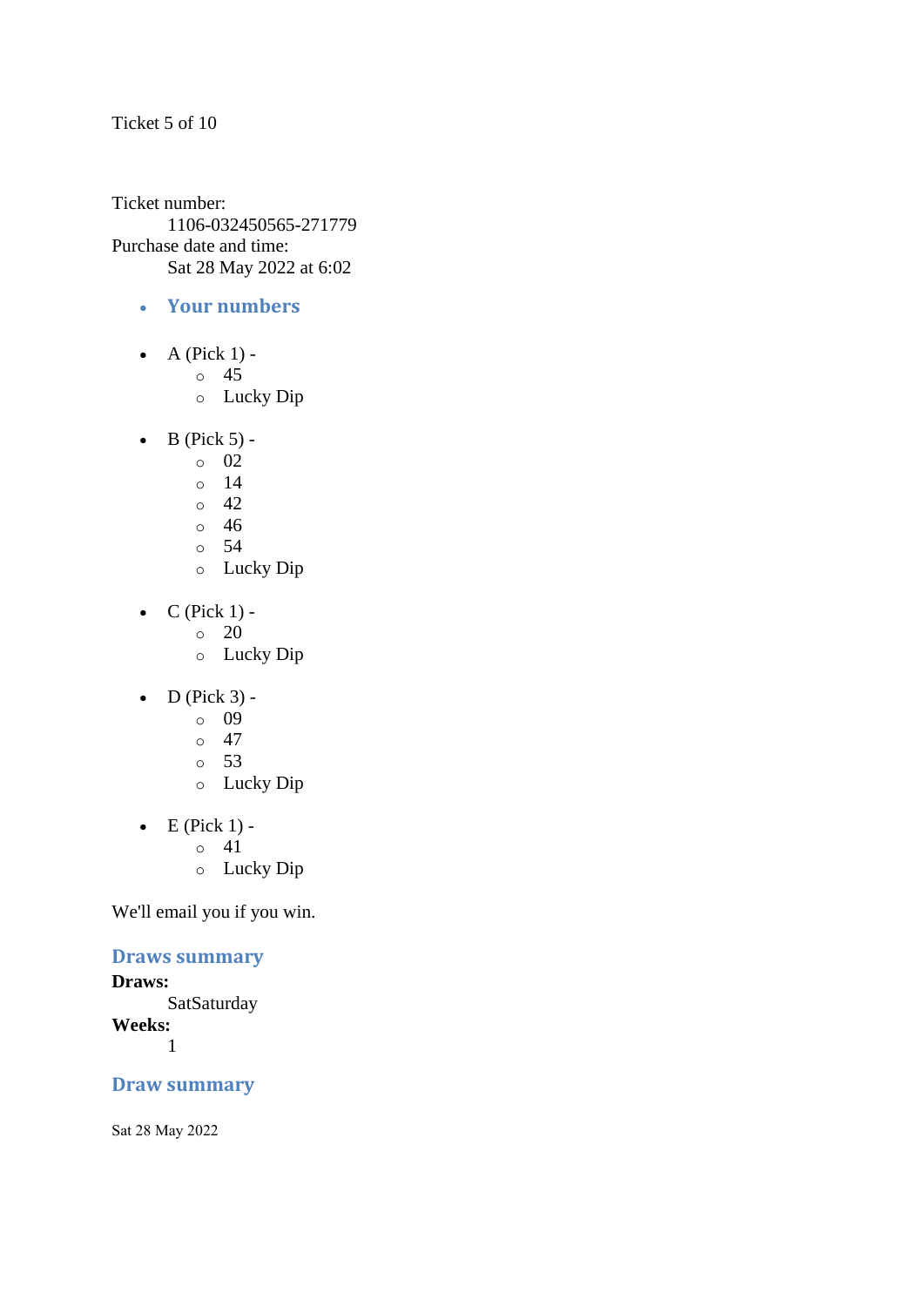Ticket 5 of 10

Ticket number:
    1106-032450565-271779
Purchase date and time:
    Sat 28 May 2022 at 6:02

- ### Your numbers

- A (Pick 1) -
  - 45
  - Lucky Dip

- B (Pick 5) -
  - 02
  - 14
  - 42
  - 46
  - 54
  - Lucky Dip

- C (Pick 1) -
  - 20
  - Lucky Dip

- D (Pick 3) -
  - 09
  - 47
  - 53
  - Lucky Dip

- E (Pick 1) -
  - 41
  - Lucky Dip

We'll email you if you win.

### Draws summary

**Draws:**
    SatSaturday
**Weeks:**
    1

### Draw summary

Sat 28 May 2022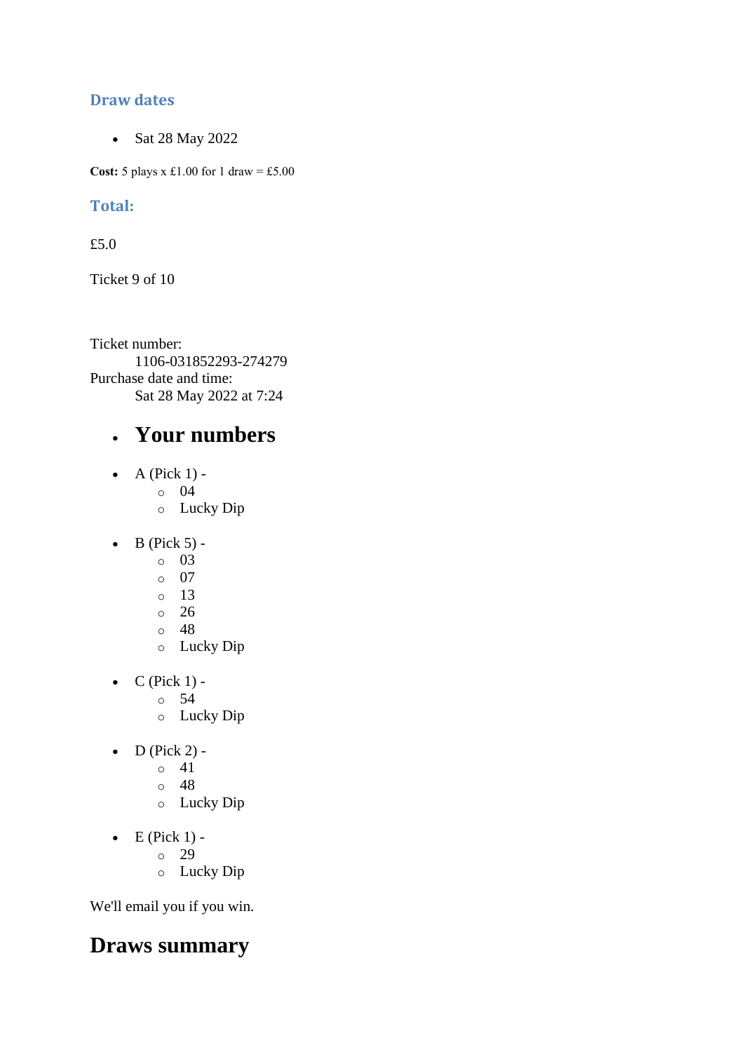### Draw dates

- Sat 28 May 2022

**Cost:** 5 plays x £1.00 for 1 draw = £5.00

### Total:

£5.0

Ticket 9 of 10

Ticket number:
    1106-031852293-274279
Purchase date and time:
    Sat 28 May 2022 at 7:24

- ## Your numbers

- A (Pick 1) -
    - 04
    - Lucky Dip
- B (Pick 5) -
    - 03
    - 07
    - 13
    - 26
    - 48
    - Lucky Dip
- C (Pick 1) -
    - 54
    - Lucky Dip
- D (Pick 2) -
    - 41
    - 48
    - Lucky Dip
- E (Pick 1) -
    - 29
    - Lucky Dip

We'll email you if you win.

## Draws summary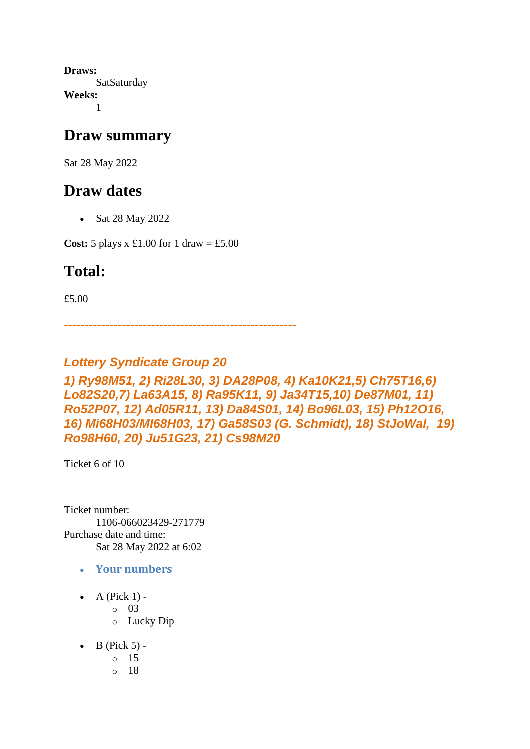**Draws:**
SatSaturday
**Weeks:**
1

## Draw summary

Sat 28 May 2022

## Draw dates

- Sat 28 May 2022

**Cost:** 5 plays x £1.00 for 1 draw = £5.00

## Total:

£5.00

***--------------------------------------------------------***

### *Lottery Syndicate Group 20*

### *1) Ry98M51, 2) Ri28L30, 3) DA28P08, 4) Ka10K21,5) Ch75T16,6) Lo82S20,7) La63A15, 8) Ra95K11, 9) Ja34T15,10) De87M01, 11) Ro52P07, 12) Ad05R11, 13) Da84S01, 14) Bo96L03, 15) Ph12O16, 16) Mi68H03/MI68H03, 17) Ga58S03 (G. Schmidt), 18) StJoWal, 19) Ro98H60, 20) Ju51G23, 21) Cs98M20*

Ticket 6 of 10

Ticket number:
1106-066023429-271779
Purchase date and time:
Sat 28 May 2022 at 6:02

- **Your numbers**

- A (Pick 1) -
  - 03
  - Lucky Dip
- B (Pick 5) -
  - 15
  - 18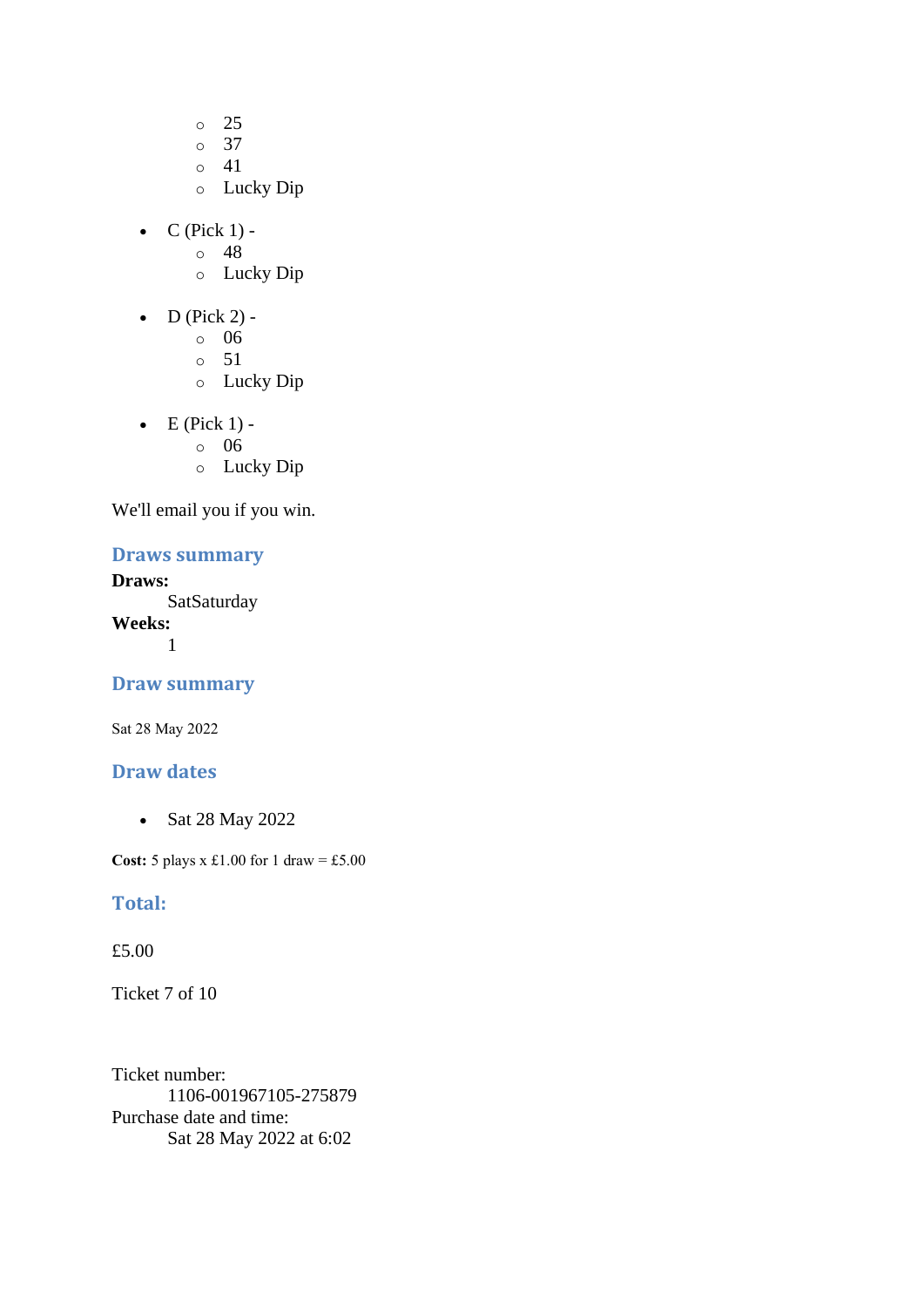- 25
    - 37
    - 41
    - Lucky Dip

- C (Pick 1) -
    - 48
    - Lucky Dip

- D (Pick 2) -
    - 06
    - 51
    - Lucky Dip

- E (Pick 1) -
    - 06
    - Lucky Dip

We'll email you if you win.

## Draws summary

**Draws:**
SatSaturday

**Weeks:**
1

## Draw summary

Sat 28 May 2022

## Draw dates

- Sat 28 May 2022

**Cost:** 5 plays x £1.00 for 1 draw = £5.00

## Total:

£5.00

Ticket 7 of 10

Ticket number:
1106-001967105-275879

Purchase date and time:
Sat 28 May 2022 at 6:02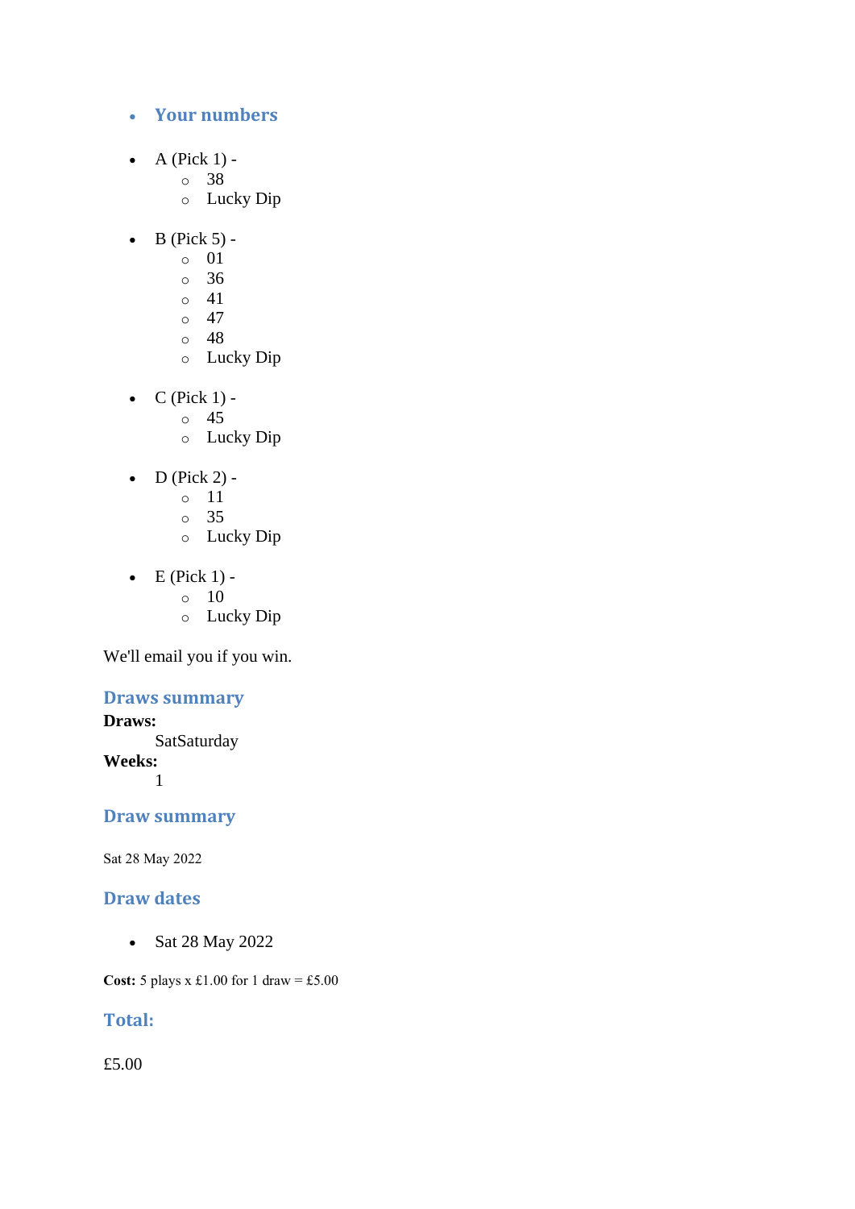- ## Your numbers

- A (Pick 1) -
  - 38
  - Lucky Dip

- B (Pick 5) -
  - 01
  - 36
  - 41
  - 47
  - 48
  - Lucky Dip

- C (Pick 1) -
  - 45
  - Lucky Dip

- D (Pick 2) -
  - 11
  - 35
  - Lucky Dip

- E (Pick 1) -
  - 10
  - Lucky Dip

We'll email you if you win.

## Draws summary

**Draws:**
SatSaturday
**Weeks:**
1

## Draw summary

Sat 28 May 2022

## Draw dates

- Sat 28 May 2022

**Cost:** 5 plays x £1.00 for 1 draw = £5.00

## Total:

£5.00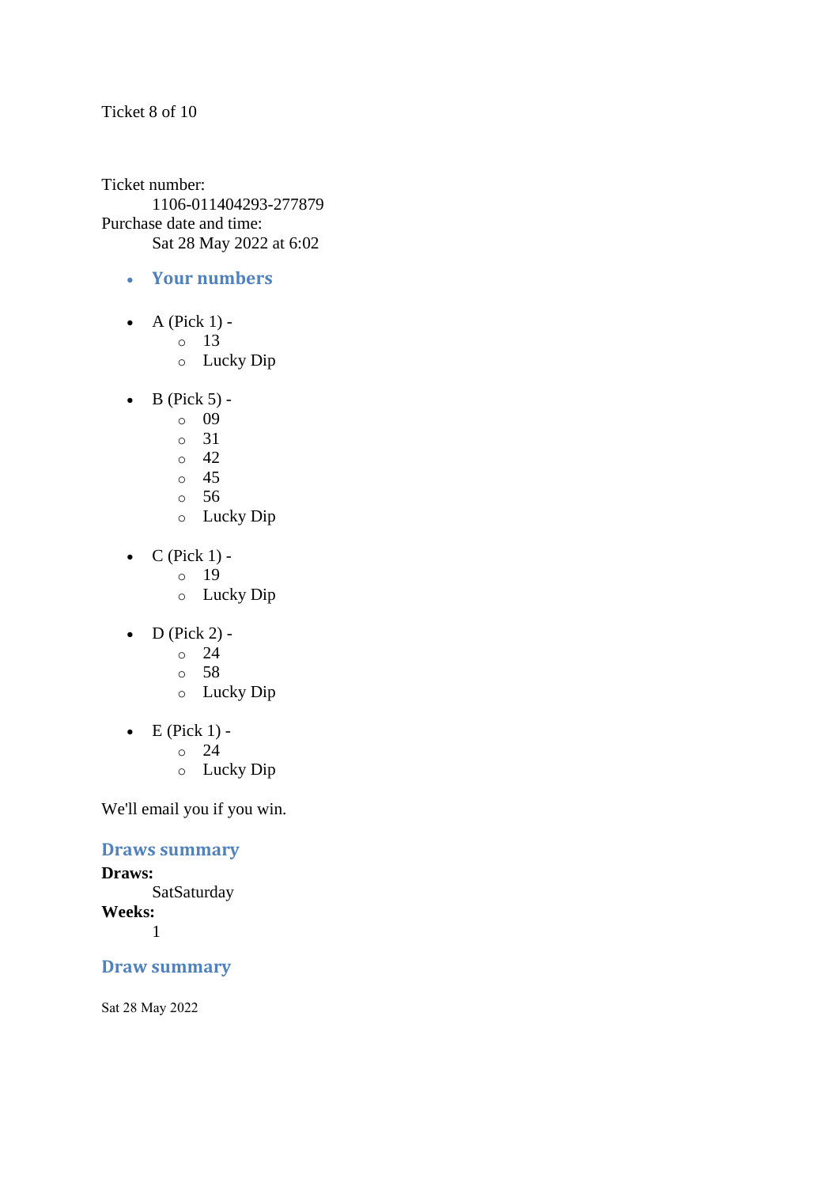Ticket 8 of 10

Ticket number:
    1106-011404293-277879
Purchase date and time:
    Sat 28 May 2022 at 6:02

- **Your numbers**

- A (Pick 1) -
    - 13
    - Lucky Dip

- B (Pick 5) -
    - 09
    - 31
    - 42
    - 45
    - 56
    - Lucky Dip

- C (Pick 1) -
    - 19
    - Lucky Dip

- D (Pick 2) -
    - 24
    - 58
    - Lucky Dip

- E (Pick 1) -
    - 24
    - Lucky Dip

We'll email you if you win.

### Draws summary

**Draws:**
    SatSaturday
**Weeks:**
    1

### Draw summary

Sat 28 May 2022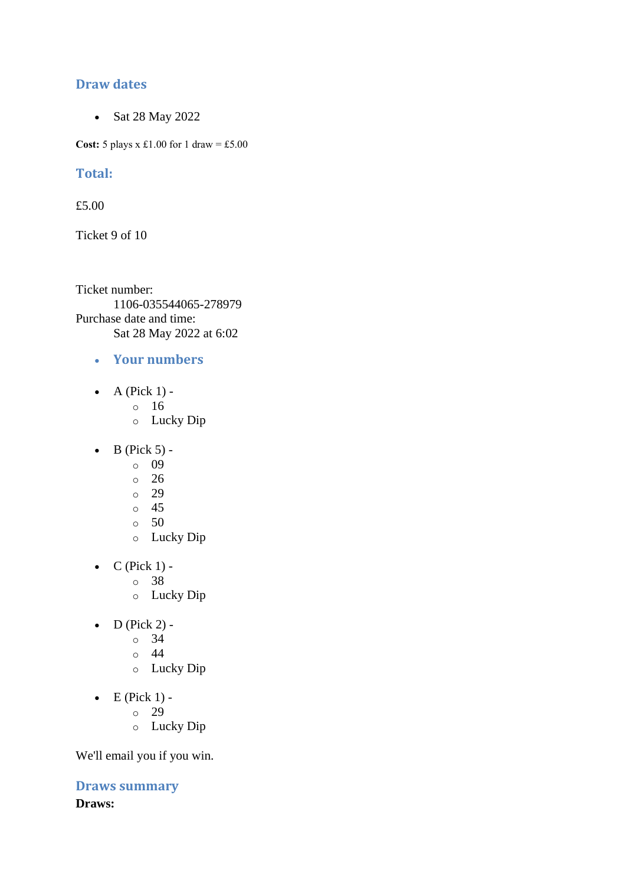## Draw dates

- Sat 28 May 2022

**Cost:** 5 plays x £1.00 for 1 draw = £5.00

## Total:

£5.00

Ticket 9 of 10

Ticket number:
    1106-035544065-278979
Purchase date and time:
    Sat 28 May 2022 at 6:02

- ## Your numbers

- A (Pick 1) -
  - 16
  - Lucky Dip

- B (Pick 5) -
  - 09
  - 26
  - 29
  - 45
  - 50
  - Lucky Dip

- C (Pick 1) -
  - 38
  - Lucky Dip

- D (Pick 2) -
  - 34
  - 44
  - Lucky Dip

- E (Pick 1) -
  - 29
  - Lucky Dip

We'll email you if you win.

## Draws summary

**Draws:**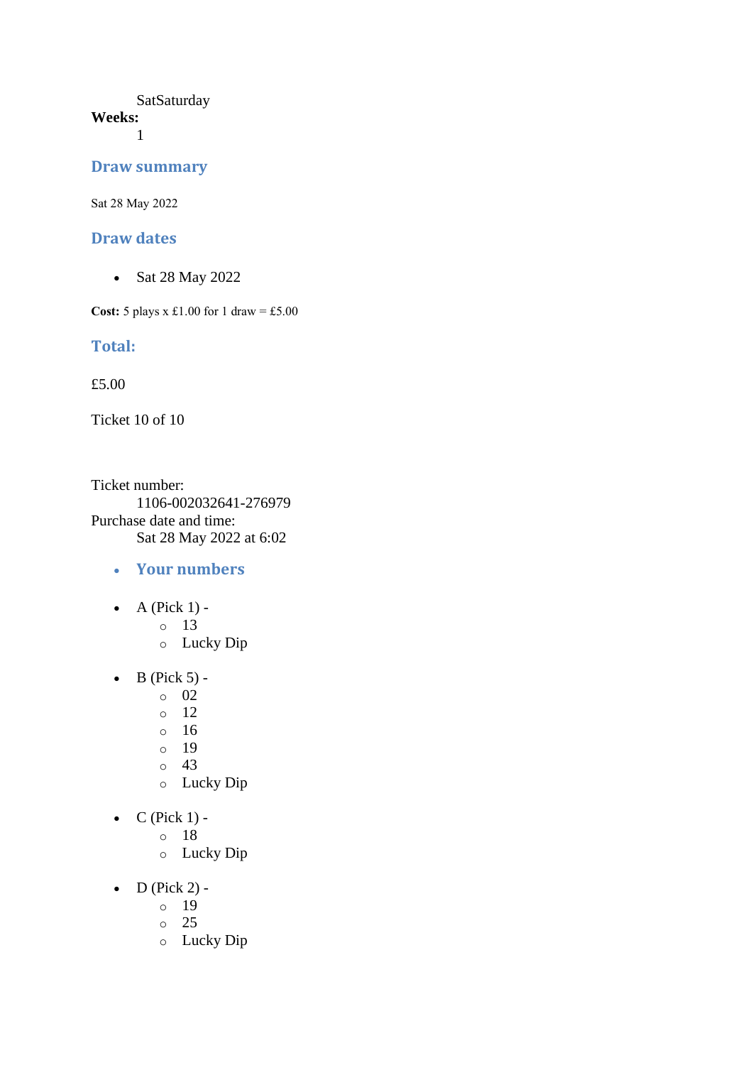SatSaturday

**Weeks:**

1

## Draw summary

Sat 28 May 2022

## Draw dates

- Sat 28 May 2022

**Cost:** 5 plays x £1.00 for 1 draw = £5.00

## Total:

£5.00

Ticket 10 of 10

Ticket number:

1106-002032641-276979

Purchase date and time:

Sat 28 May 2022 at 6:02

- ## Your numbers

- A (Pick 1) -
  - 13
  - Lucky Dip

- B (Pick 5) -
  - 02
  - 12
  - 16
  - 19
  - 43
  - Lucky Dip

- C (Pick 1) -
  - 18
  - Lucky Dip

- D (Pick 2) -
  - 19
  - 25
  - Lucky Dip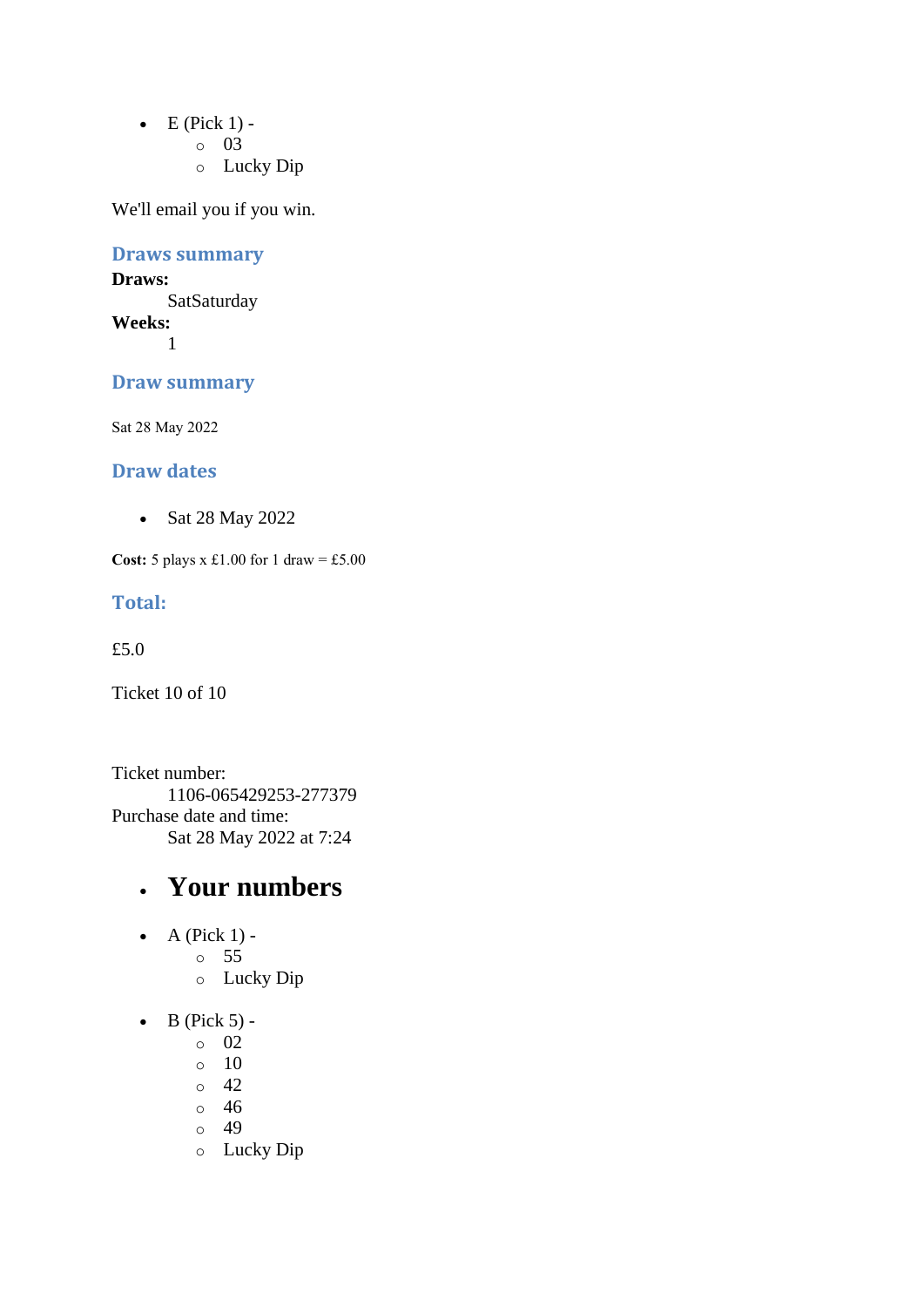- E (Pick 1) -
  - 03
  - Lucky Dip

We'll email you if you win.

### Draws summary

**Draws:**
SatSaturday
**Weeks:**
1

### Draw summary

Sat 28 May 2022

### Draw dates

- Sat 28 May 2022

**Cost:** 5 plays x £1.00 for 1 draw = £5.00

### Total:

£5.0

Ticket 10 of 10

Ticket number:
1106-065429253-277379
Purchase date and time:
Sat 28 May 2022 at 7:24

- ## Your numbers

- A (Pick 1) -
  - 55
  - Lucky Dip

- B (Pick 5) -
  - 02
  - 10
  - 42
  - 46
  - 49
  - Lucky Dip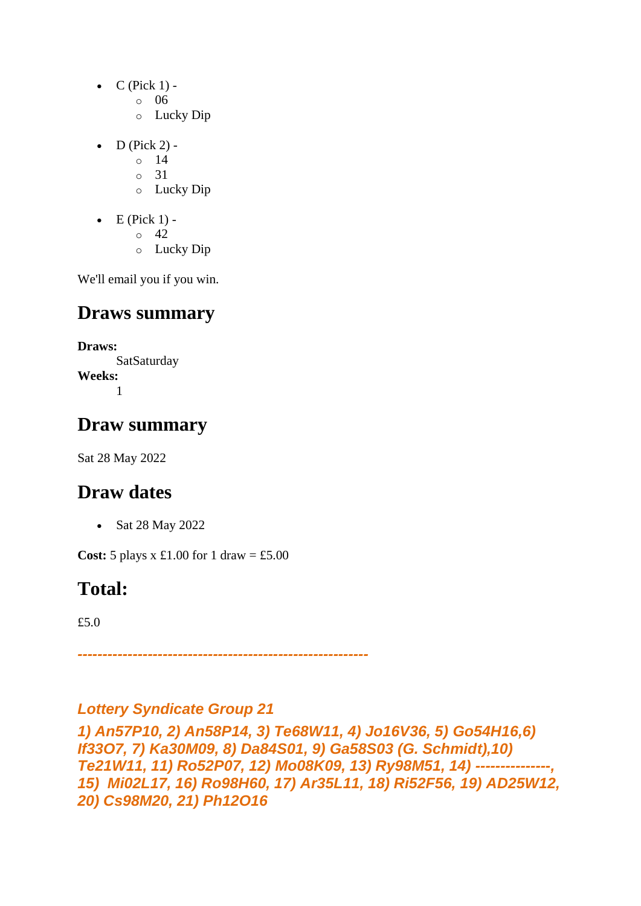- C (Pick 1) -
    - 06
    - Lucky Dip
- D (Pick 2) -
    - 14
    - 31
    - Lucky Dip
- E (Pick 1) -
    - 42
    - Lucky Dip

We'll email you if you win.

## Draws summary

**Draws:**
SatSaturday
**Weeks:**
1

## Draw summary

Sat 28 May 2022

## Draw dates

- Sat 28 May 2022

**Cost:** 5 plays x £1.00 for 1 draw = £5.00

## Total:

£5.0

***----------------------------------------------------------***

***Lottery Syndicate Group 21***

***1) An57P10, 2) An58P14, 3) Te68W11, 4) Jo16V36, 5) Go54H16,6) If33O7, 7) Ka30M09, 8) Da84S01, 9) Ga58S03 (G. Schmidt),10) Te21W11, 11) Ro52P07, 12) Mo08K09, 13) Ry98M51, 14) --------------, 15) Mi02L17, 16) Ro98H60, 17) Ar35L11, 18) Ri52F56, 19) AD25W12, 20) Cs98M20, 21) Ph12O16***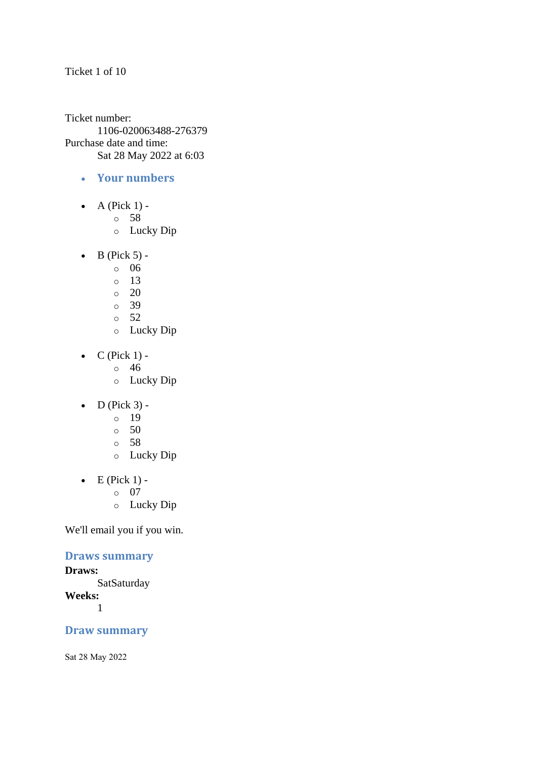Ticket 1 of 10

Ticket number:

1106-020063488-276379

Purchase date and time:

Sat 28 May 2022 at 6:03

- ### Your numbers

- A (Pick 1) -
  - 58
  - Lucky Dip

- B (Pick 5) -
  - 06
  - 13
  - 20
  - 39
  - 52
  - Lucky Dip

- C (Pick 1) -
  - 46
  - Lucky Dip

- D (Pick 3) -
  - 19
  - 50
  - 58
  - Lucky Dip

- E (Pick 1) -
  - 07
  - Lucky Dip

We'll email you if you win.

### Draws summary

**Draws:**

SatSaturday

**Weeks:**

1

### Draw summary

Sat 28 May 2022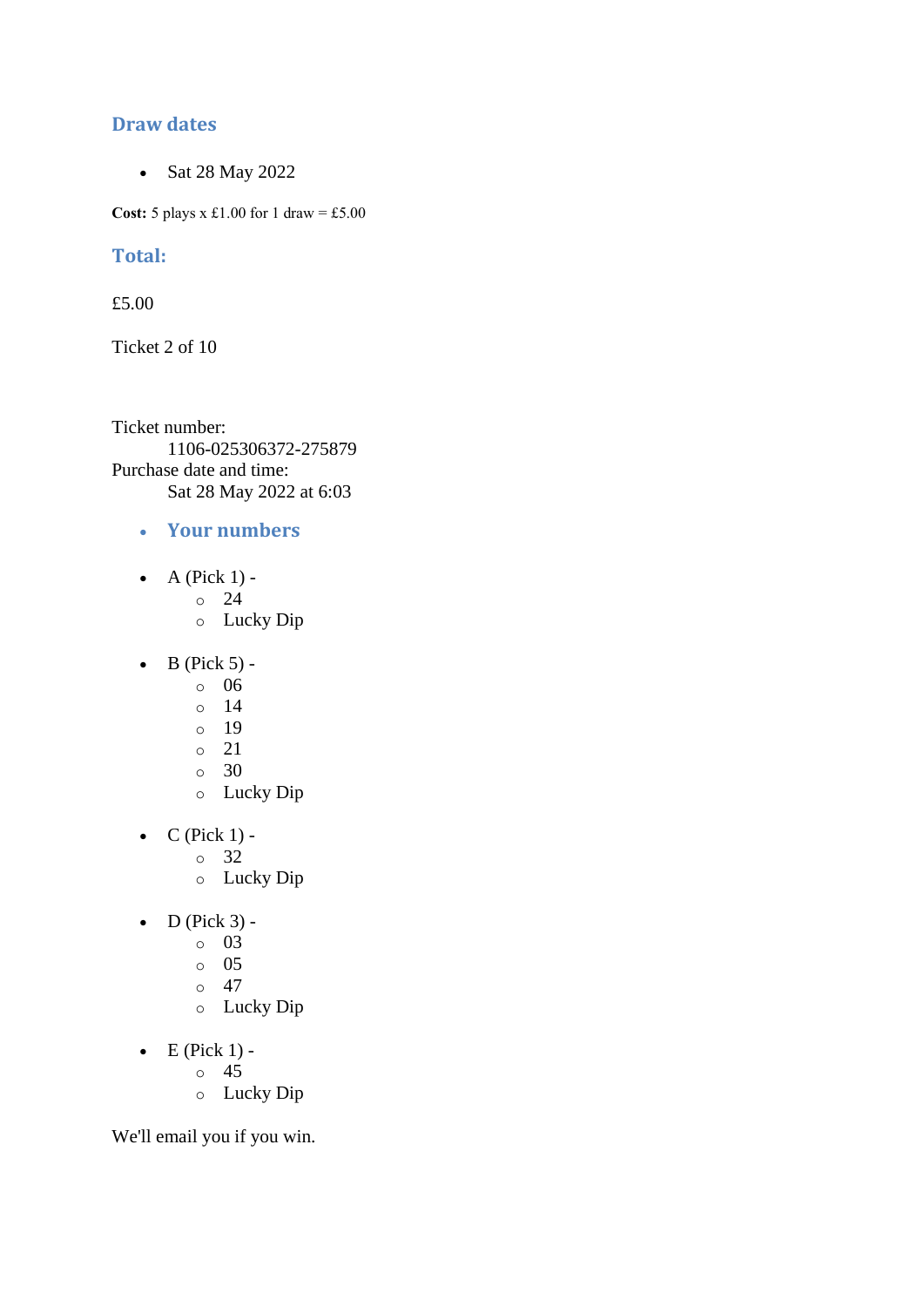## Draw dates

- Sat 28 May 2022

**Cost:** 5 plays x £1.00 for 1 draw = £5.00

## Total:

£5.00

Ticket 2 of 10

Ticket number:
    1106-025306372-275879
Purchase date and time:
    Sat 28 May 2022 at 6:03

- **Your numbers**

- A (Pick 1) -
  - 24
  - Lucky Dip

- B (Pick 5) -
  - 06
  - 14
  - 19
  - 21
  - 30
  - Lucky Dip

- C (Pick 1) -
  - 32
  - Lucky Dip

- D (Pick 3) -
  - 03
  - 05
  - 47
  - Lucky Dip

- E (Pick 1) -
  - 45
  - Lucky Dip

We'll email you if you win.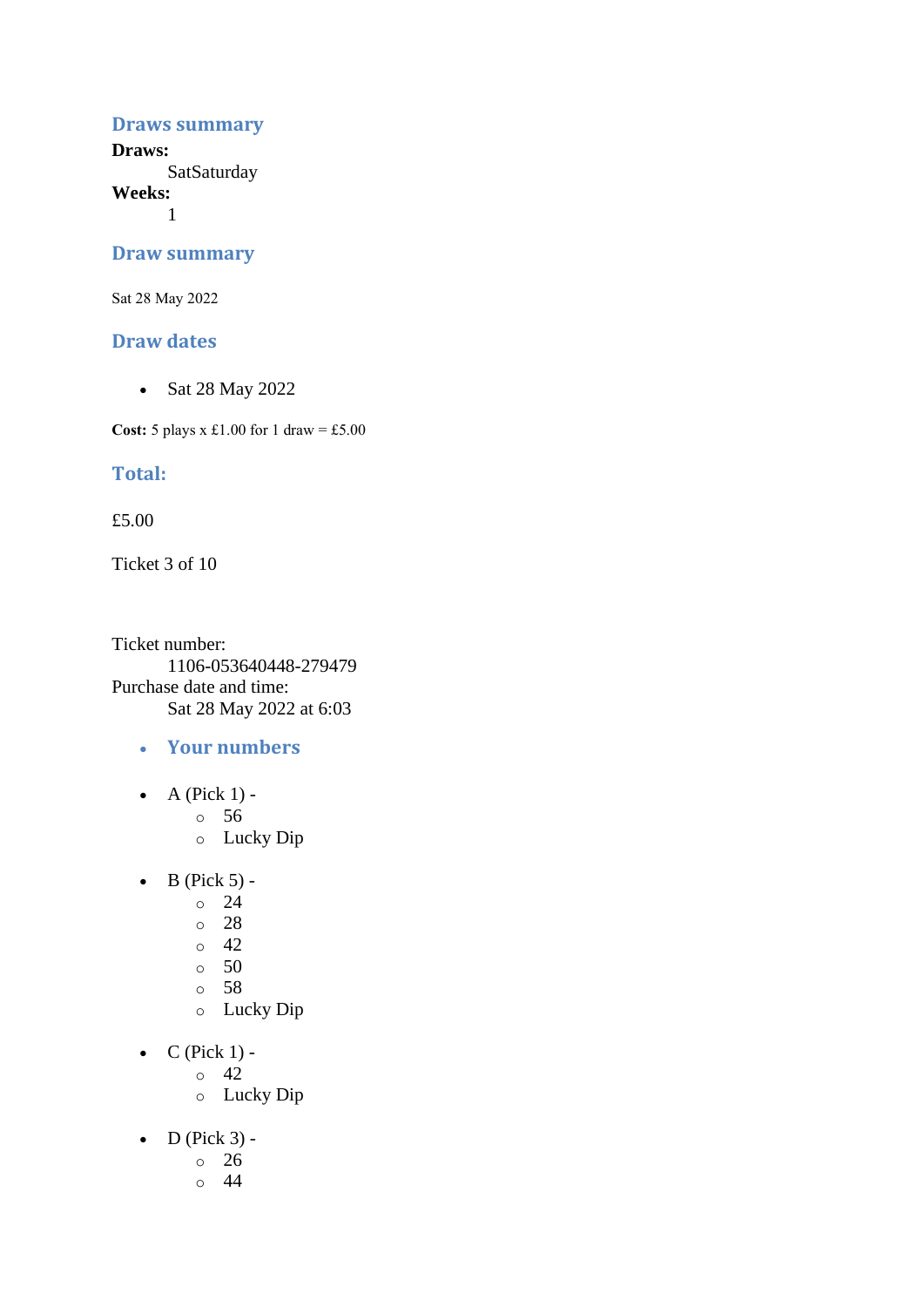## Draws summary

**Draws:**
SatSaturday

**Weeks:**
1

## Draw summary

Sat 28 May 2022

## Draw dates

- Sat 28 May 2022

**Cost:** 5 plays x £1.00 for 1 draw = £5.00

## Total:

£5.00

Ticket 3 of 10

Ticket number:
1106-053640448-279479

Purchase date and time:
Sat 28 May 2022 at 6:03

- **Your numbers**

- A (Pick 1) -
  - 56
  - Lucky Dip

- B (Pick 5) -
  - 24
  - 28
  - 42
  - 50
  - 58
  - Lucky Dip

- C (Pick 1) -
  - 42
  - Lucky Dip

- D (Pick 3) -
  - 26
  - 44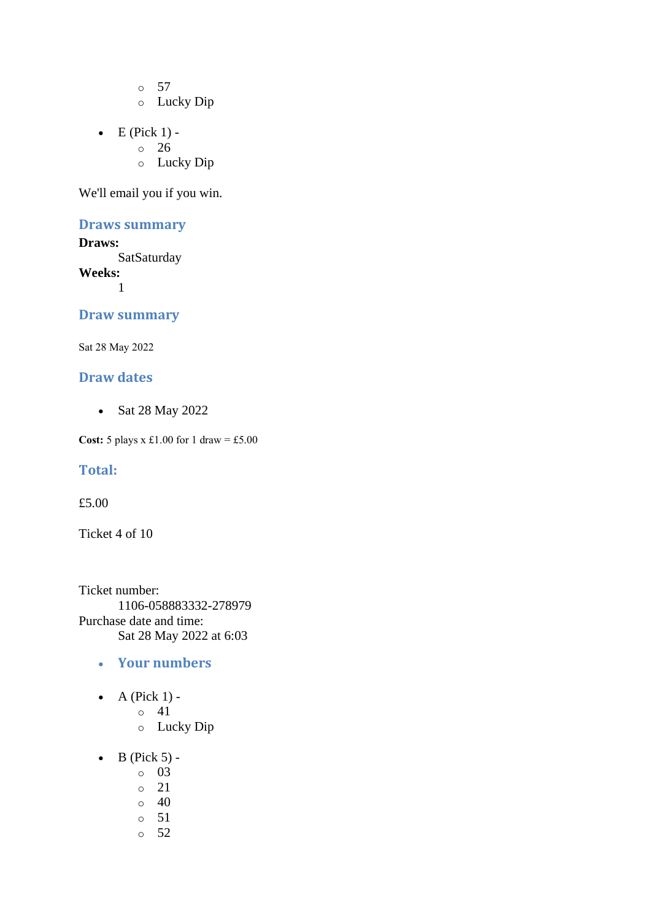- 57
  - Lucky Dip

- E (Pick 1) -
  - 26
  - Lucky Dip

We'll email you if you win.

### Draws summary

**Draws:**
: SatSaturday

**Weeks:**
: 1

### Draw summary

Sat 28 May 2022

### Draw dates

- Sat 28 May 2022

**Cost:** 5 plays x £1.00 for 1 draw = £5.00

### Total:

£5.00

Ticket 4 of 10

Ticket number:
: 1106-058883332-278979

Purchase date and time:
: Sat 28 May 2022 at 6:03

- ### Your numbers

- A (Pick 1) -
  - 41
  - Lucky Dip

- B (Pick 5) -
  - 03
  - 21
  - 40
  - 51
  - 52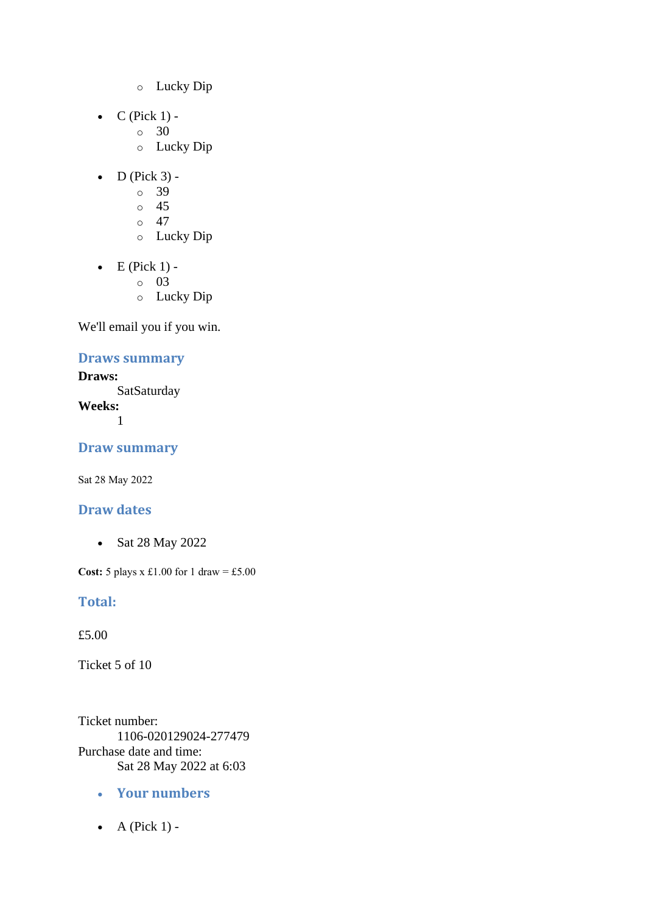- Lucky Dip

- C (Pick 1) -
  - 30
  - Lucky Dip

- D (Pick 3) -
  - 39
  - 45
  - 47
  - Lucky Dip

- E (Pick 1) -
  - 03
  - Lucky Dip

We'll email you if you win.

### Draws summary

**Draws:**
SatSaturday
**Weeks:**
1

### Draw summary

Sat 28 May 2022

### Draw dates

- Sat 28 May 2022

**Cost:** 5 plays x £1.00 for 1 draw = £5.00

### Total:

£5.00

Ticket 5 of 10

Ticket number:
1106-020129024-277479
Purchase date and time:
Sat 28 May 2022 at 6:03

- **Your numbers**

- A (Pick 1) -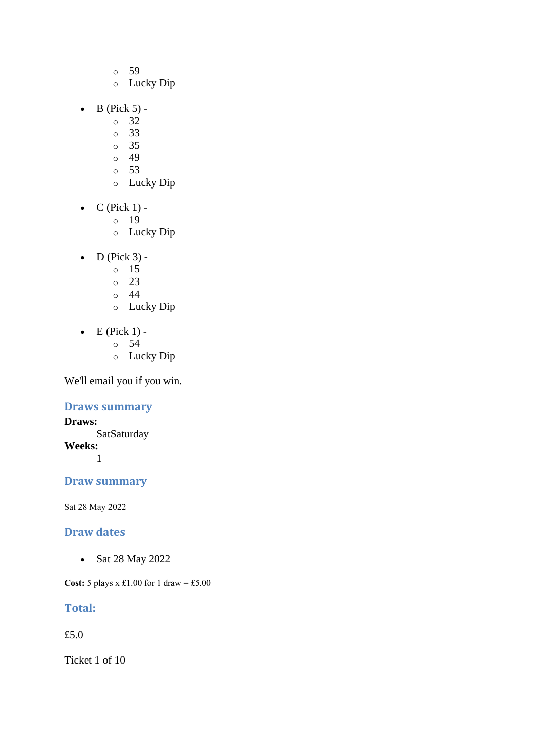- 59
    - Lucky Dip

- B (Pick 5) -
    - 32
    - 33
    - 35
    - 49
    - 53
    - Lucky Dip

- C (Pick 1) -
    - 19
    - Lucky Dip

- D (Pick 3) -
    - 15
    - 23
    - 44
    - Lucky Dip

- E (Pick 1) -
    - 54
    - Lucky Dip

We'll email you if you win.

### Draws summary

**Draws:**
SatSaturday

**Weeks:**
1

### Draw summary

Sat 28 May 2022

### Draw dates

- Sat 28 May 2022

**Cost:** 5 plays x £1.00 for 1 draw = £5.00

### Total:

£5.0

Ticket 1 of 10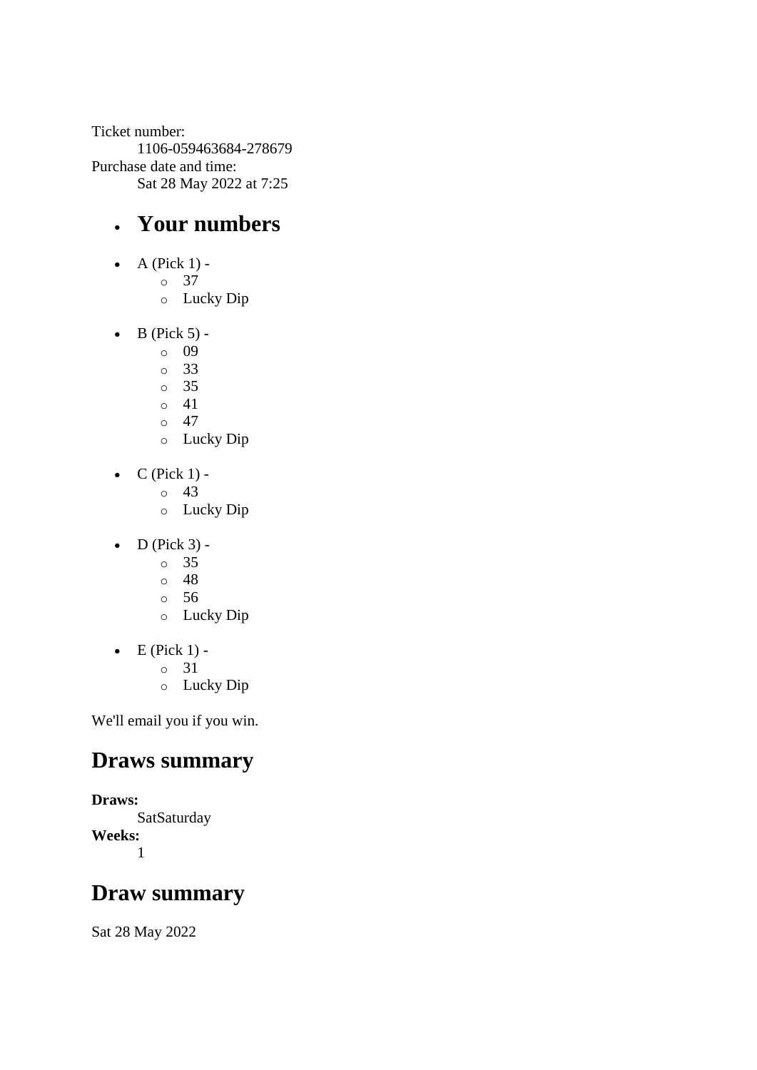Ticket number:
    1106-059463684-278679
Purchase date and time:
    Sat 28 May 2022 at 7:25

- ## Your numbers

- A (Pick 1) -
    - 37
    - Lucky Dip
- B (Pick 5) -
    - 09
    - 33
    - 35
    - 41
    - 47
    - Lucky Dip
- C (Pick 1) -
    - 43
    - Lucky Dip
- D (Pick 3) -
    - 35
    - 48
    - 56
    - Lucky Dip
- E (Pick 1) -
    - 31
    - Lucky Dip

We'll email you if you win.

## Draws summary

**Draws:**
    SatSaturday
**Weeks:**
    1

## Draw summary

Sat 28 May 2022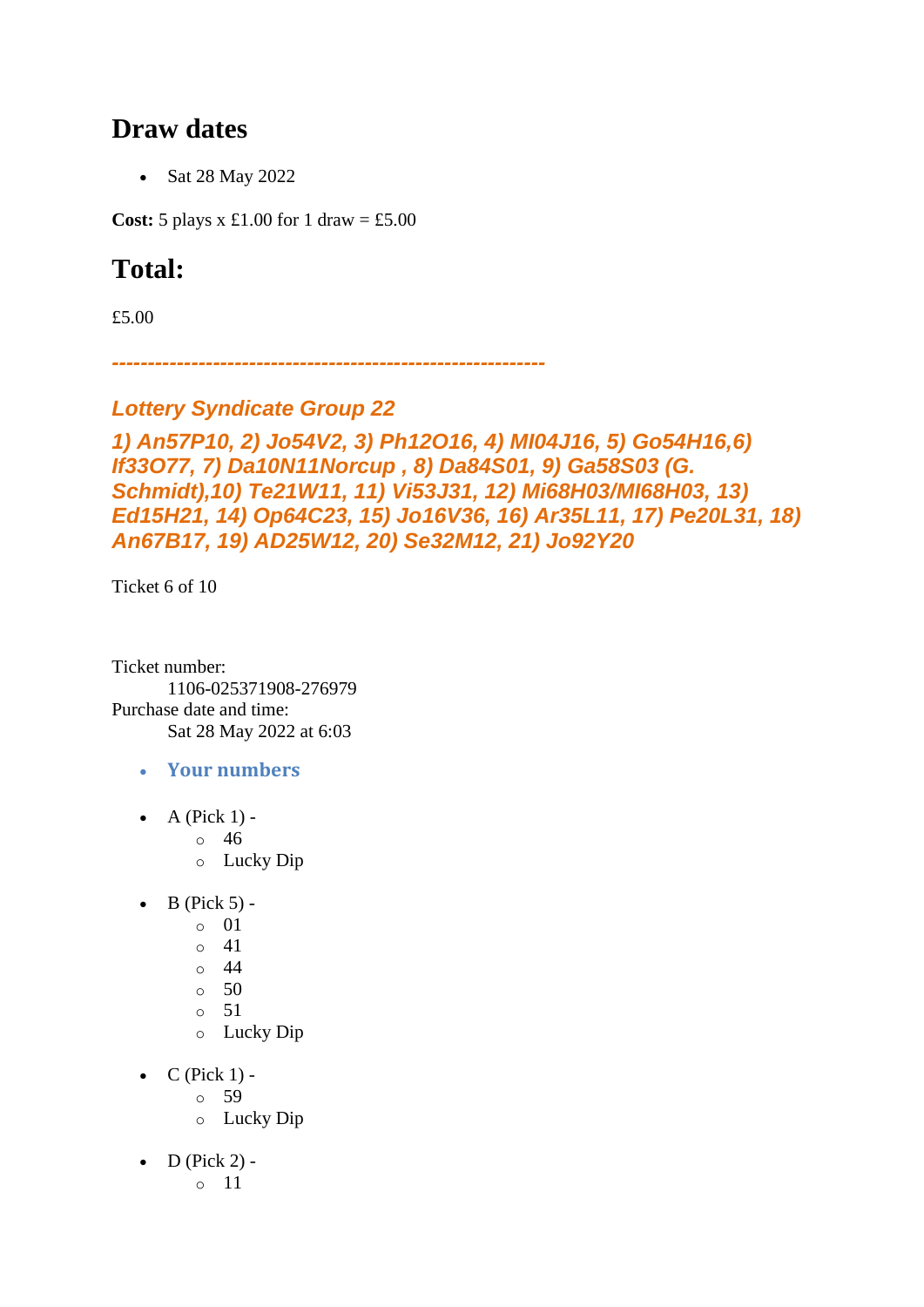## Draw dates

- Sat 28 May 2022

**Cost:** 5 plays x £1.00 for 1 draw = £5.00

## Total:

£5.00

***-----------------------------------------------------------***

### *Lottery Syndicate Group 22*

### *1) An57P10, 2) Jo54V2, 3) Ph12O16, 4) MI04J16, 5) Go54H16,6) If33O77, 7) Da10N11Norcup , 8) Da84S01, 9) Ga58S03 (G. Schmidt),10) Te21W11, 11) Vi53J31, 12) Mi68H03/MI68H03, 13) Ed15H21, 14) Op64C23, 15) Jo16V36, 16) Ar35L11, 17) Pe20L31, 18) An67B17, 19) AD25W12, 20) Se32M12, 21) Jo92Y20*

Ticket 6 of 10

Ticket number:
    1106-025371908-276979
Purchase date and time:
    Sat 28 May 2022 at 6:03

- **Your numbers**

- A (Pick 1) -
  - 46
  - Lucky Dip

- B (Pick 5) -
  - 01
  - 41
  - 44
  - 50
  - 51
  - Lucky Dip

- C (Pick 1) -
  - 59
  - Lucky Dip

- D (Pick 2) -
  - 11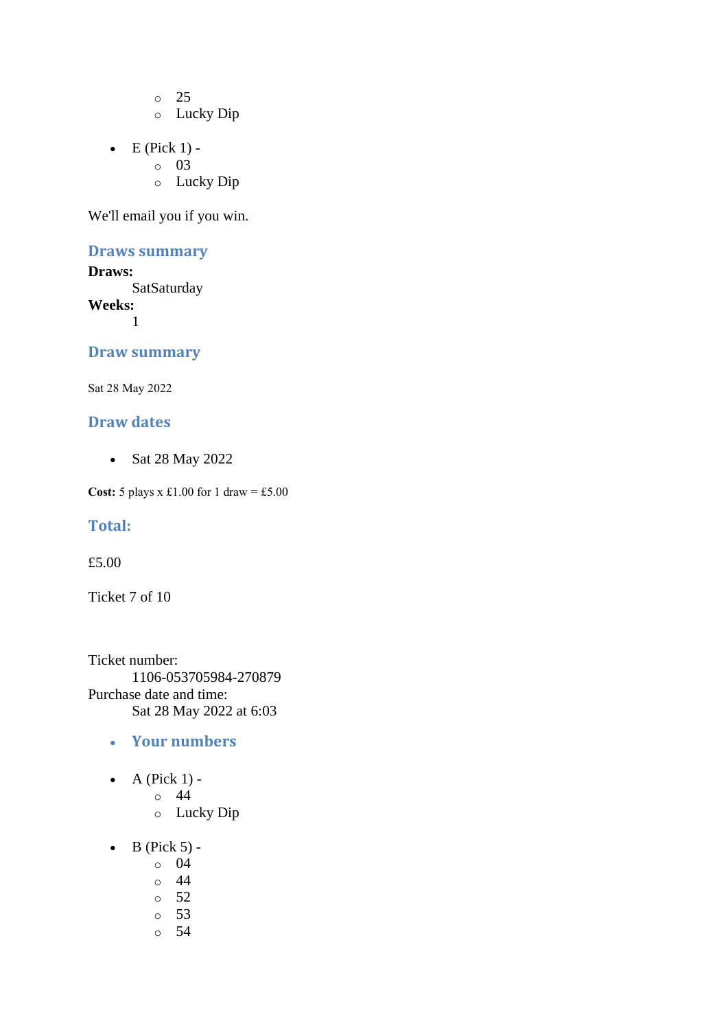- 25
    - Lucky Dip

- E (Pick 1) -
    - 03
    - Lucky Dip

We'll email you if you win.

### Draws summary

**Draws:**
    SatSaturday
**Weeks:**
    1

### Draw summary

Sat 28 May 2022

### Draw dates

- Sat 28 May 2022

**Cost:** 5 plays x £1.00 for 1 draw = £5.00

### Total:

£5.00

Ticket 7 of 10

Ticket number:
    1106-053705984-270879
Purchase date and time:
    Sat 28 May 2022 at 6:03

- ### Your numbers

- A (Pick 1) -
    - 44
    - Lucky Dip

- B (Pick 5) -
    - 04
    - 44
    - 52
    - 53
    - 54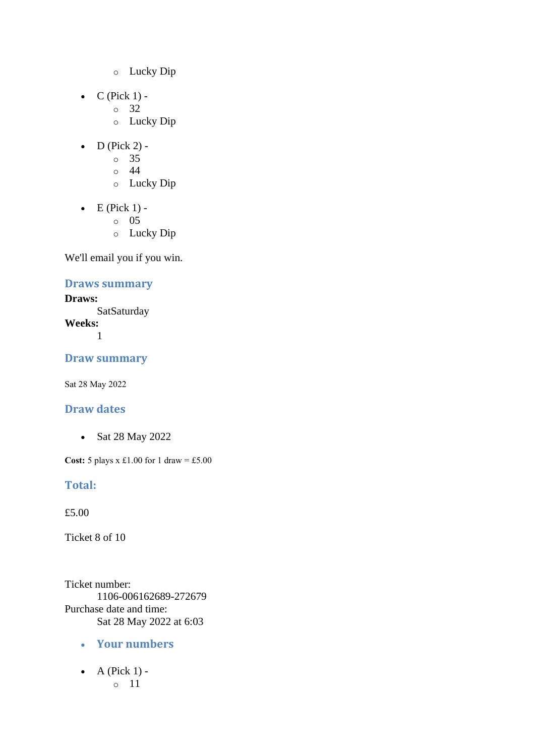- Lucky Dip

- C (Pick 1) -
    - 32
    - Lucky Dip

- D (Pick 2) -
    - 35
    - 44
    - Lucky Dip

- E (Pick 1) -
    - 05
    - Lucky Dip

We'll email you if you win.

### Draws summary

**Draws:**
SatSaturday
**Weeks:**
1

### Draw summary

Sat 28 May 2022

### Draw dates

- Sat 28 May 2022

**Cost:** 5 plays x £1.00 for 1 draw = £5.00

### Total:

£5.00

Ticket 8 of 10

Ticket number:
1106-006162689-272679
Purchase date and time:
Sat 28 May 2022 at 6:03

- **Your numbers**

- A (Pick 1) -
    - 11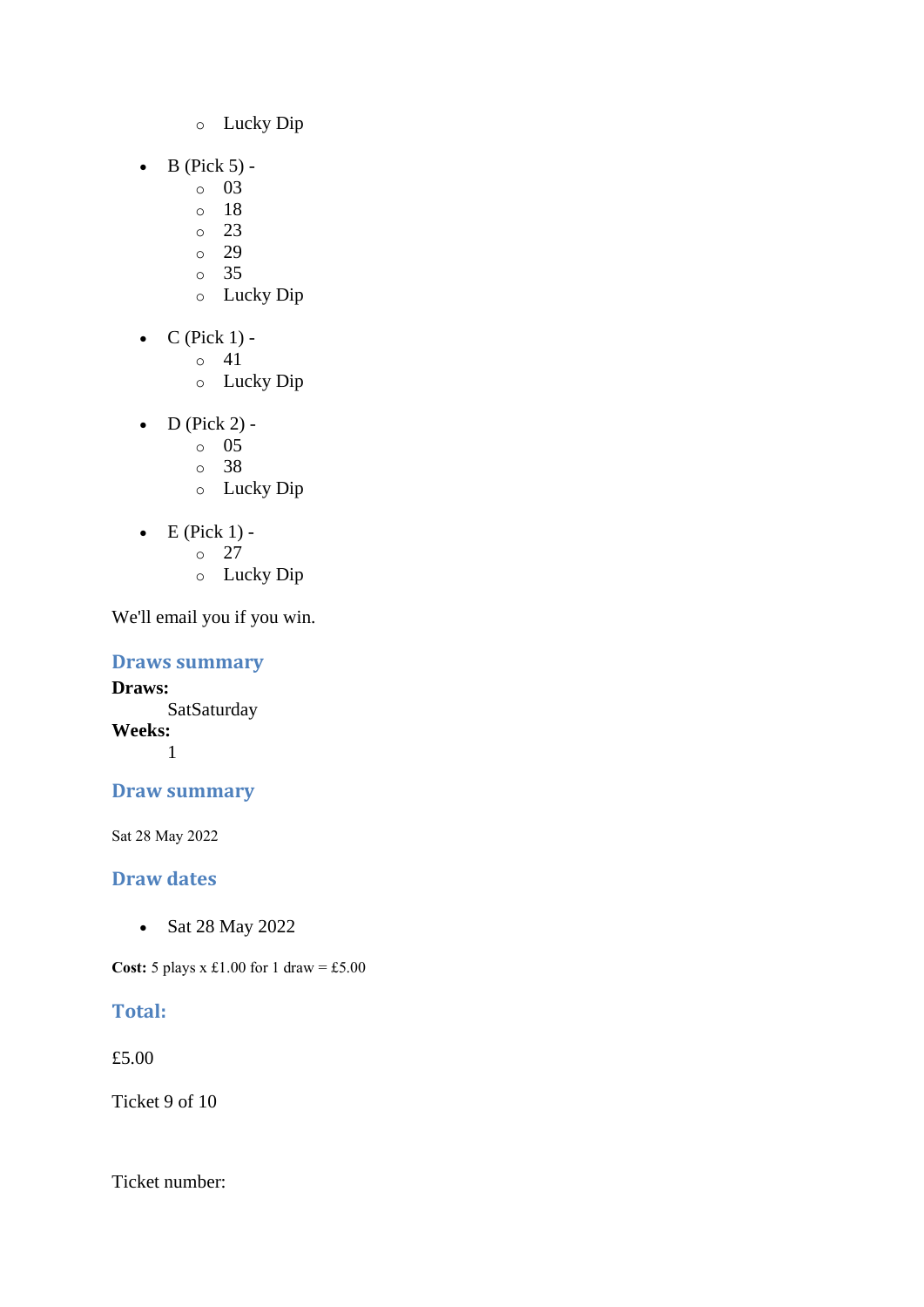- Lucky Dip

- B (Pick 5) -
    - 03
    - 18
    - 23
    - 29
    - 35
    - Lucky Dip

- C (Pick 1) -
    - 41
    - Lucky Dip

- D (Pick 2) -
    - 05
    - 38
    - Lucky Dip

- E (Pick 1) -
    - 27
    - Lucky Dip

We'll email you if you win.

### Draws summary

**Draws:**
: SatSaturday

**Weeks:**
: 1

### Draw summary

Sat 28 May 2022

### Draw dates

- Sat 28 May 2022

**Cost:** 5 plays x £1.00 for 1 draw = £5.00

### Total:

£5.00

Ticket 9 of 10

Ticket number: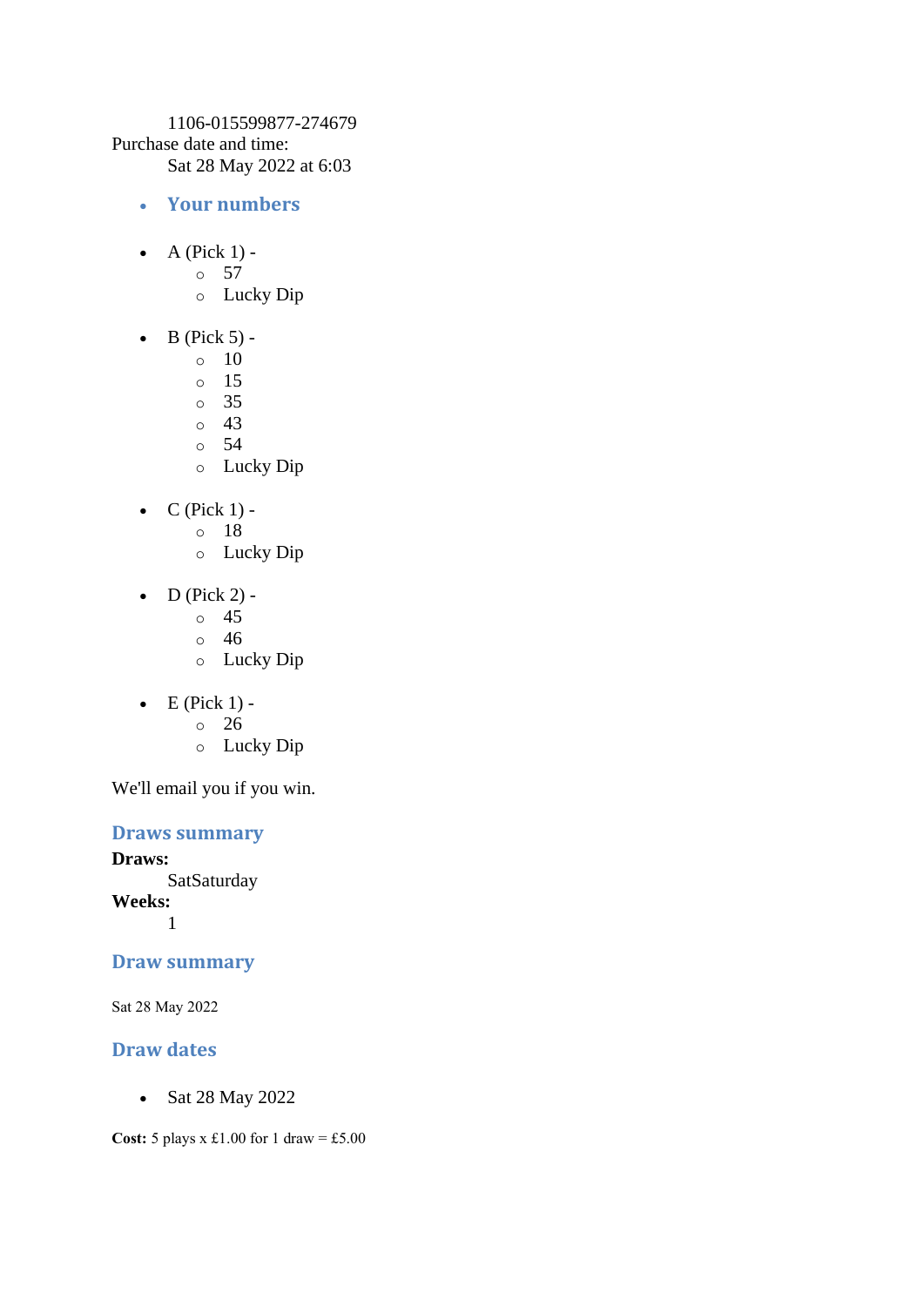1106-015599877-274679

Purchase date and time:

Sat 28 May 2022 at 6:03

- **Your numbers**

- A (Pick 1) -
  - 57
  - Lucky Dip
- B (Pick 5) -
  - 10
  - 15
  - 35
  - 43
  - 54
  - Lucky Dip
- C (Pick 1) -
  - 18
  - Lucky Dip
- D (Pick 2) -
  - 45
  - 46
  - Lucky Dip
- E (Pick 1) -
  - 26
  - Lucky Dip

We'll email you if you win.

## Draws summary

**Draws:**

SatSaturday

**Weeks:**

1

## Draw summary

Sat 28 May 2022

## Draw dates

- Sat 28 May 2022

**Cost:** 5 plays x £1.00 for 1 draw = £5.00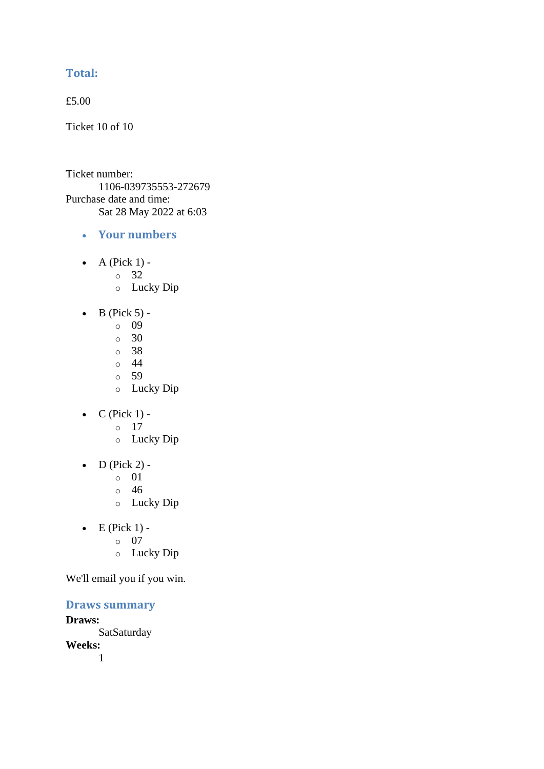### Total:

£5.00

Ticket 10 of 10

Ticket number:
    1106-039735553-272679
Purchase date and time:
    Sat 28 May 2022 at 6:03

- ### Your numbers

- A (Pick 1) -
    - 32
    - Lucky Dip

- B (Pick 5) -
    - 09
    - 30
    - 38
    - 44
    - 59
    - Lucky Dip

- C (Pick 1) -
    - 17
    - Lucky Dip

- D (Pick 2) -
    - 01
    - 46
    - Lucky Dip

- E (Pick 1) -
    - 07
    - Lucky Dip

We'll email you if you win.

### Draws summary

**Draws:**
    SatSaturday
**Weeks:**
    1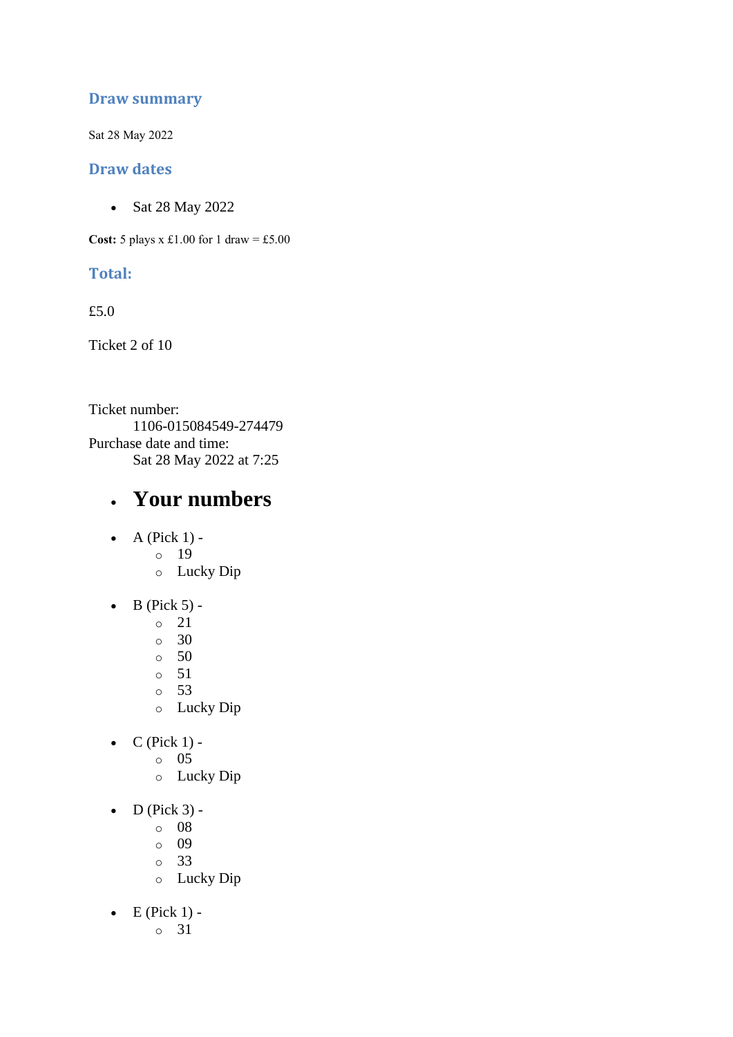### Draw summary

Sat 28 May 2022

### Draw dates

- Sat 28 May 2022

**Cost:** 5 plays x £1.00 for 1 draw = £5.00

### Total:

£5.0

Ticket 2 of 10

Ticket number:
    1106-015084549-274479
Purchase date and time:
    Sat 28 May 2022 at 7:25

- # Your numbers

- A (Pick 1) -
    - 19
    - Lucky Dip

- B (Pick 5) -
    - 21
    - 30
    - 50
    - 51
    - 53
    - Lucky Dip

- C (Pick 1) -
    - 05
    - Lucky Dip

- D (Pick 3) -
    - 08
    - 09
    - 33
    - Lucky Dip

- E (Pick 1) -
    - 31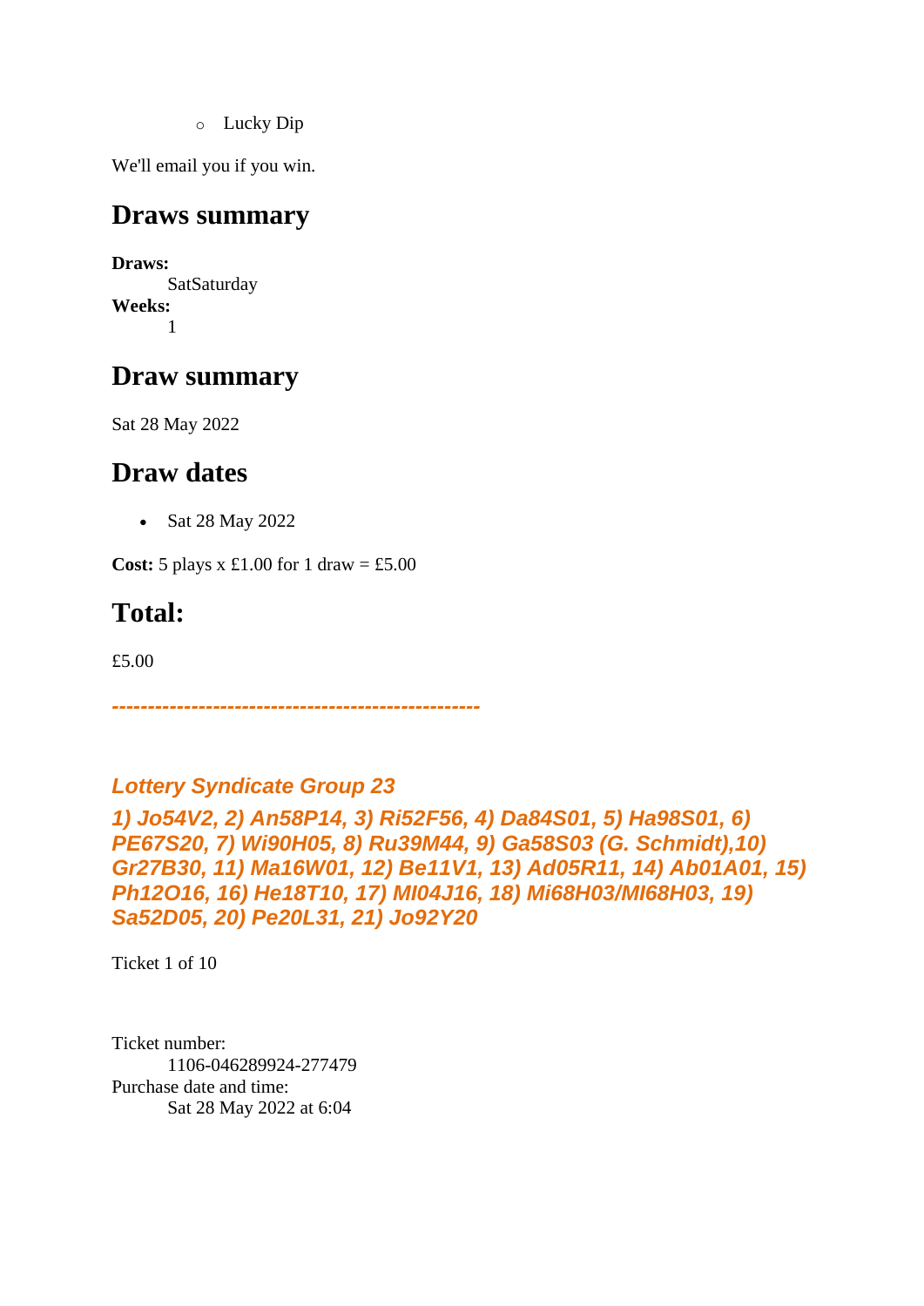- Lucky Dip

We'll email you if you win.

## Draws summary

**Draws:**
SatSaturday
**Weeks:**
1

## Draw summary

Sat 28 May 2022

## Draw dates

- Sat 28 May 2022

**Cost:** 5 plays x £1.00 for 1 draw = £5.00

## Total:

£5.00

*-------------------------------------------------*

### *Lottery Syndicate Group 23*

***1) Jo54V2, 2) An58P14, 3) Ri52F56, 4) Da84S01, 5) Ha98S01, 6) PE67S20, 7) Wi90H05, 8) Ru39M44, 9) Ga58S03 (G. Schmidt),10) Gr27B30, 11) Ma16W01, 12) Be11V1, 13) Ad05R11, 14) Ab01A01, 15) Ph12O16, 16) He18T10, 17) Ml04J16, 18) Mi68H03/MI68H03, 19) Sa52D05, 20) Pe20L31, 21) Jo92Y20***

Ticket 1 of 10

Ticket number:
1106-046289924-277479
Purchase date and time:
Sat 28 May 2022 at 6:04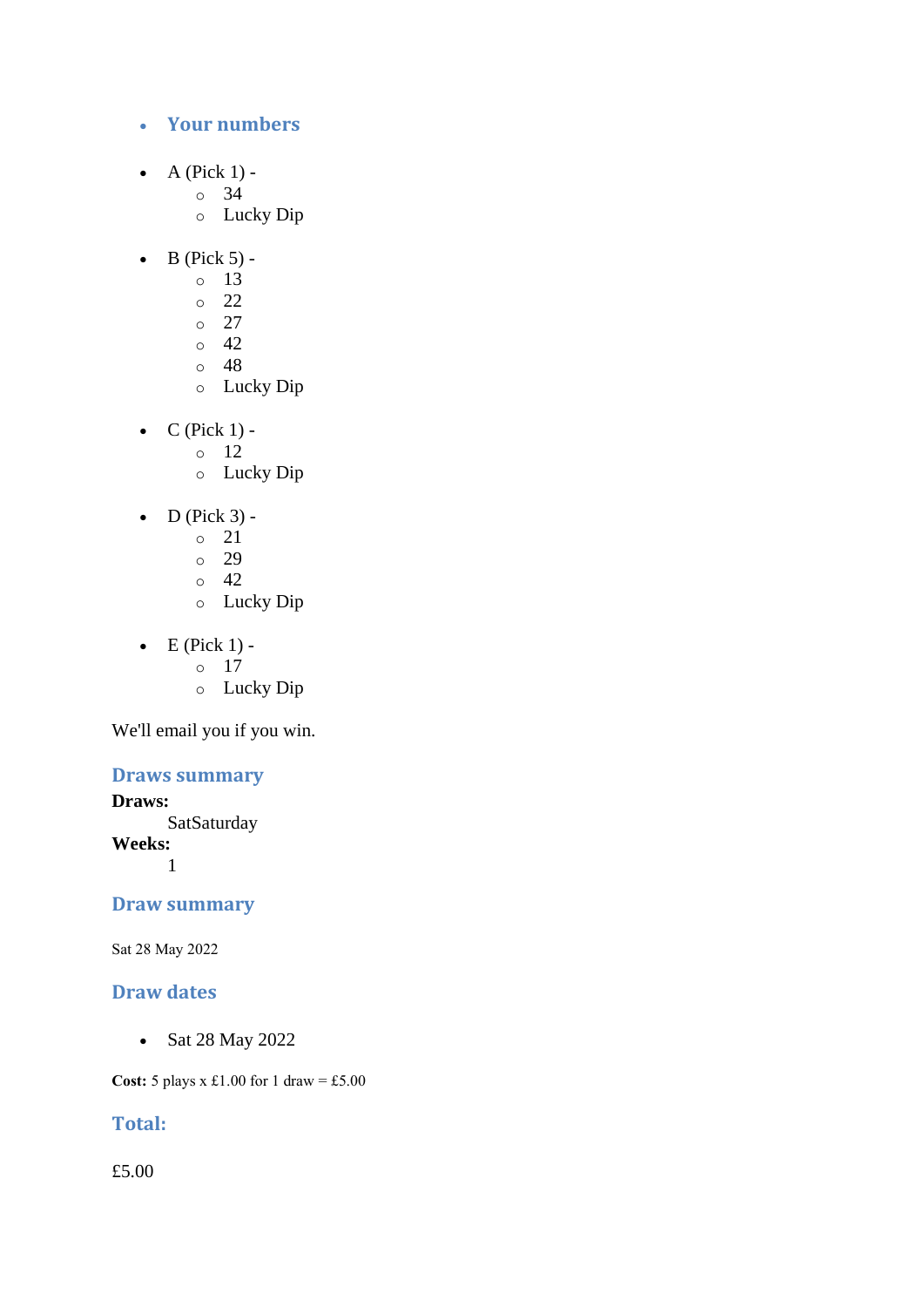- **Your numbers**

- A (Pick 1) -
  - 34
  - Lucky Dip

- B (Pick 5) -
  - 13
  - 22
  - 27
  - 42
  - 48
  - Lucky Dip

- C (Pick 1) -
  - 12
  - Lucky Dip

- D (Pick 3) -
  - 21
  - 29
  - 42
  - Lucky Dip

- E (Pick 1) -
  - 17
  - Lucky Dip

We'll email you if you win.

### Draws summary

**Draws:**
SatSaturday
**Weeks:**
1

### Draw summary

Sat 28 May 2022

### Draw dates

- Sat 28 May 2022

**Cost:** 5 plays x £1.00 for 1 draw = £5.00

### Total:

£5.00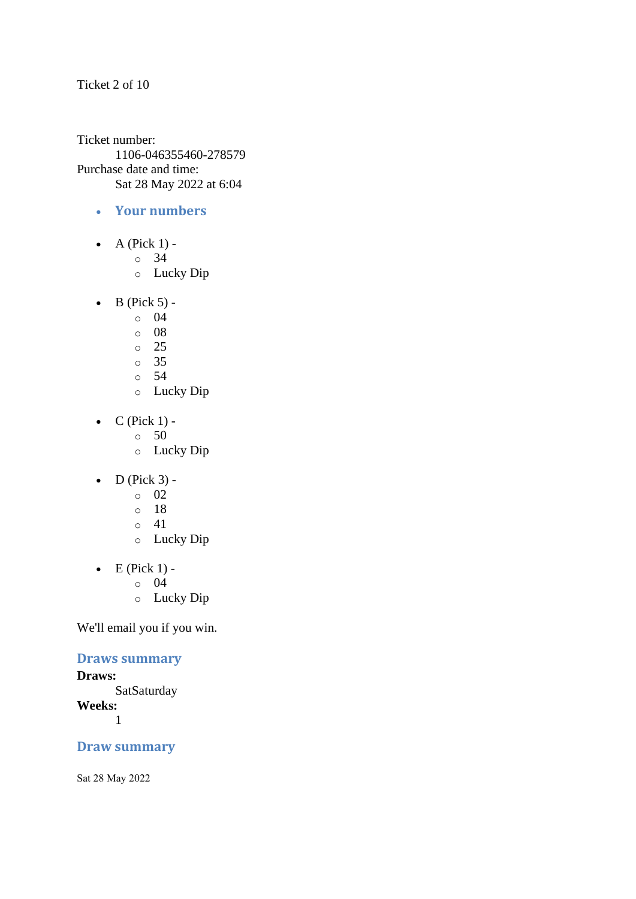Ticket 2 of 10

Ticket number:
    1106-046355460-278579
Purchase date and time:
    Sat 28 May 2022 at 6:04

- **Your numbers**

- A (Pick 1) -
  - 34
  - Lucky Dip

- B (Pick 5) -
  - 04
  - 08
  - 25
  - 35
  - 54
  - Lucky Dip

- C (Pick 1) -
  - 50
  - Lucky Dip

- D (Pick 3) -
  - 02
  - 18
  - 41
  - Lucky Dip

- E (Pick 1) -
  - 04
  - Lucky Dip

We'll email you if you win.

## Draws summary

**Draws:**
    SatSaturday
**Weeks:**
    1

## Draw summary

Sat 28 May 2022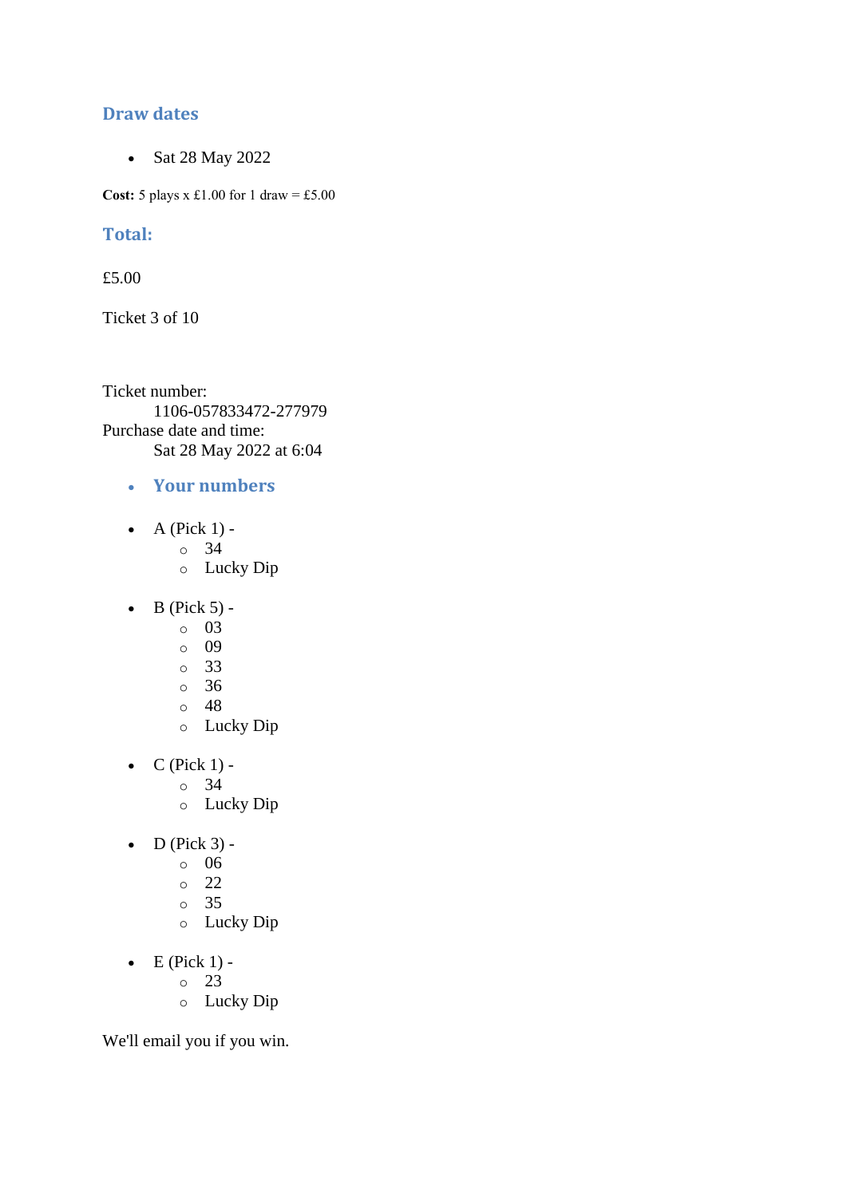## Draw dates

- Sat 28 May 2022

**Cost:** 5 plays x £1.00 for 1 draw = £5.00

## Total:

£5.00

Ticket 3 of 10

Ticket number:
    1106-057833472-277979
Purchase date and time:
    Sat 28 May 2022 at 6:04

- ## Your numbers

- A (Pick 1) -
  - 34
  - Lucky Dip

- B (Pick 5) -
  - 03
  - 09
  - 33
  - 36
  - 48
  - Lucky Dip

- C (Pick 1) -
  - 34
  - Lucky Dip

- D (Pick 3) -
  - 06
  - 22
  - 35
  - Lucky Dip

- E (Pick 1) -
  - 23
  - Lucky Dip

We'll email you if you win.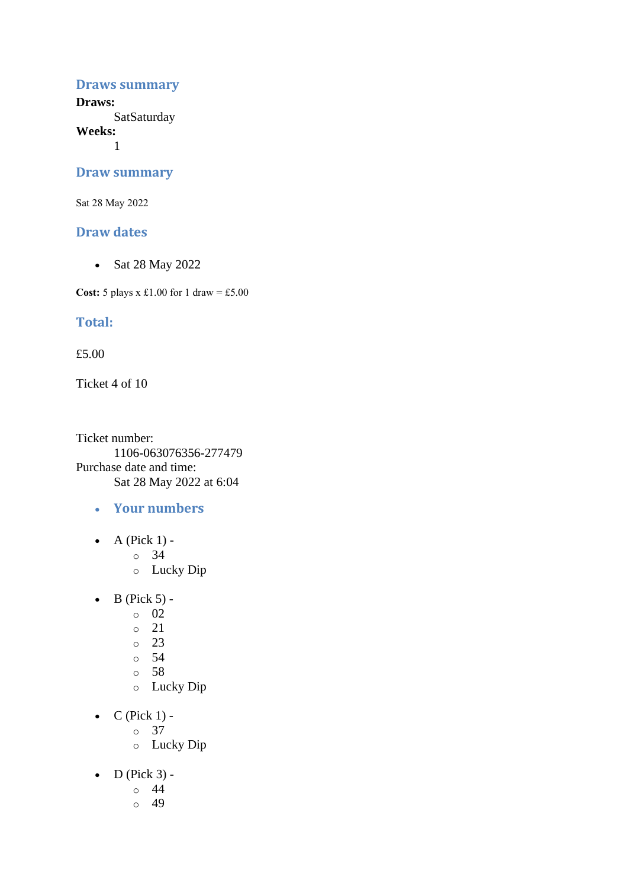## Draws summary

**Draws:**
SatSaturday

**Weeks:**
1

## Draw summary

Sat 28 May 2022

## Draw dates

- Sat 28 May 2022

**Cost:** 5 plays x £1.00 for 1 draw = £5.00

## Total:

£5.00

Ticket 4 of 10

Ticket number:
1106-063076356-277479

Purchase date and time:
Sat 28 May 2022 at 6:04

- **Your numbers**

- A (Pick 1) -
  - 34
  - Lucky Dip
- B (Pick 5) -
  - 02
  - 21
  - 23
  - 54
  - 58
  - Lucky Dip
- C (Pick 1) -
  - 37
  - Lucky Dip
- D (Pick 3) -
  - 44
  - 49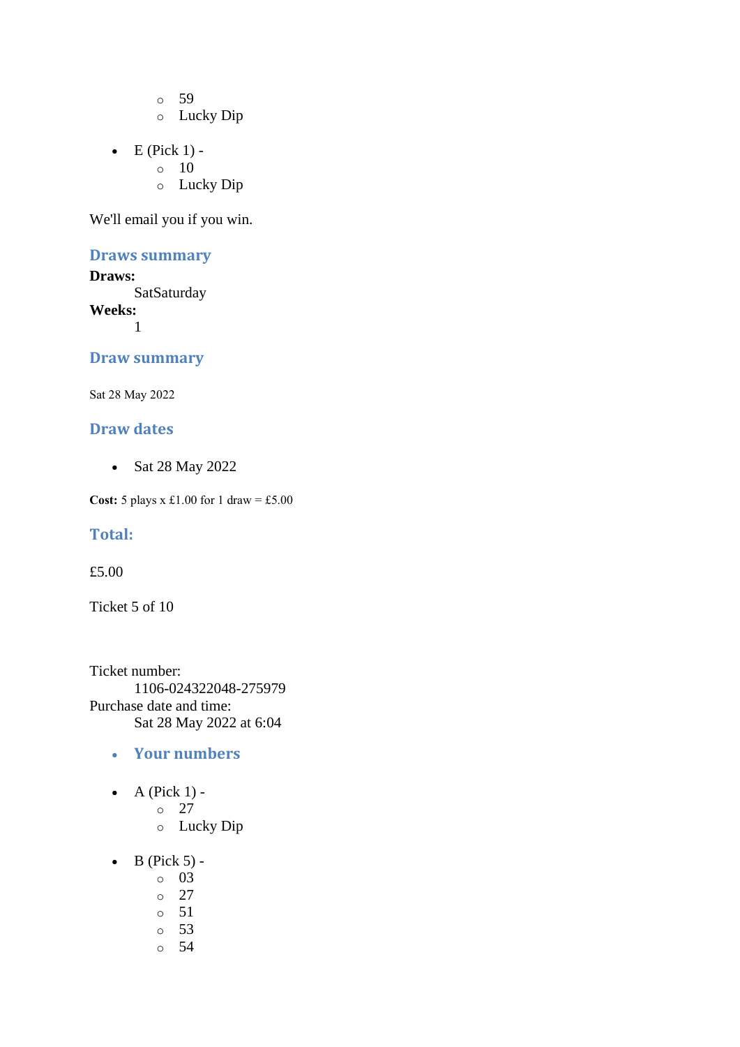- 59
  - Lucky Dip

- E (Pick 1) -
  - 10
  - Lucky Dip

We'll email you if you win.

### Draws summary

**Draws:**
    SatSaturday
**Weeks:**
    1

### Draw summary

Sat 28 May 2022

### Draw dates

- Sat 28 May 2022

**Cost:** 5 plays x £1.00 for 1 draw = £5.00

### Total:

£5.00

Ticket 5 of 10

Ticket number:
    1106-024322048-275979
Purchase date and time:
    Sat 28 May 2022 at 6:04

- **Your numbers**

- A (Pick 1) -
  - 27
  - Lucky Dip

- B (Pick 5) -
  - 03
  - 27
  - 51
  - 53
  - 54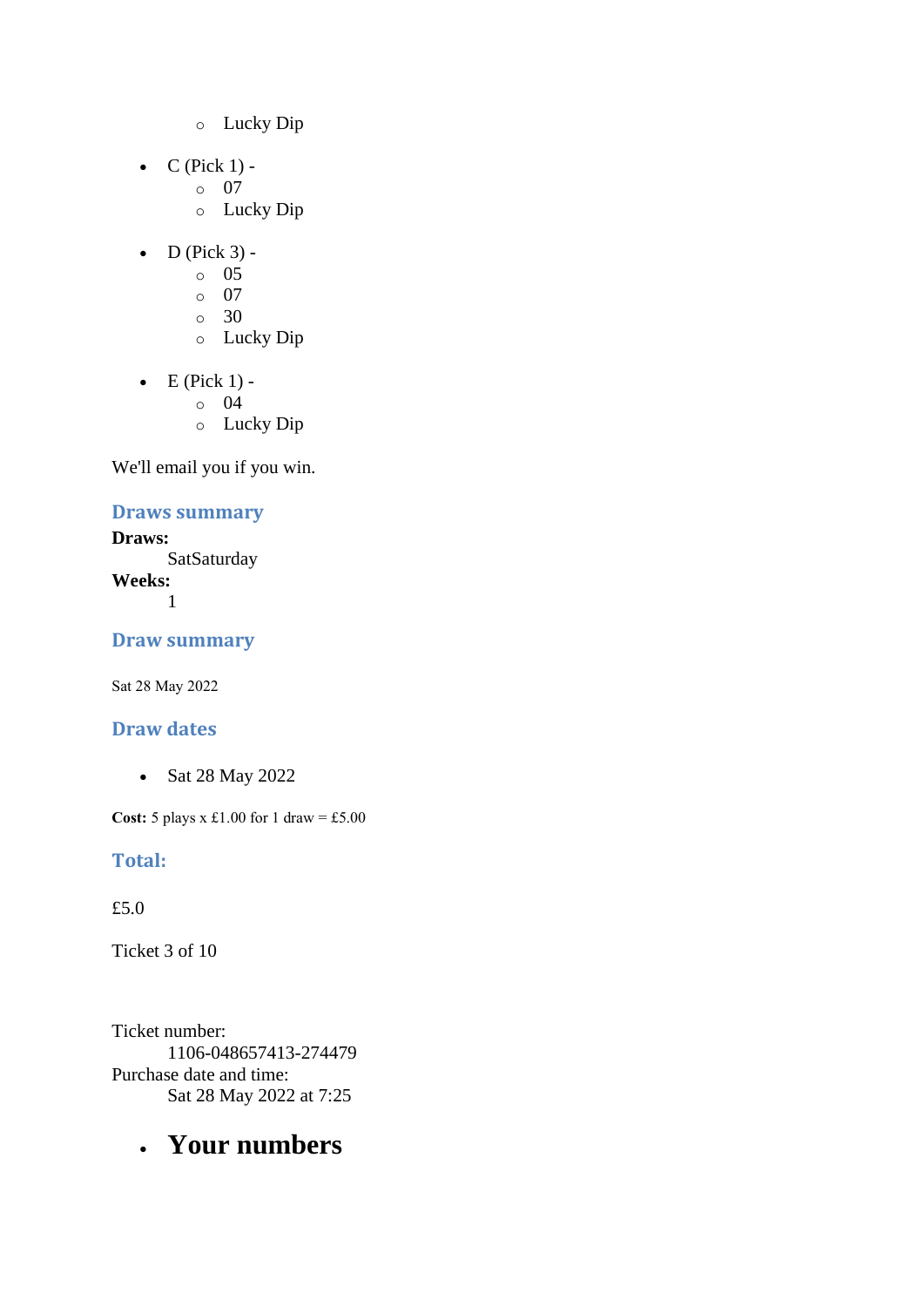- Lucky Dip

- C (Pick 1) -
    - 07
    - Lucky Dip

- D (Pick 3) -
    - 05
    - 07
    - 30
    - Lucky Dip

- E (Pick 1) -
    - 04
    - Lucky Dip

We'll email you if you win.

### Draws summary

**Draws:**
    SatSaturday
**Weeks:**
    1

### Draw summary

Sat 28 May 2022

### Draw dates

- Sat 28 May 2022

**Cost:** 5 plays x £1.00 for 1 draw = £5.00

### Total:

£5.0

Ticket 3 of 10

Ticket number:
    1106-048657413-274479
Purchase date and time:
    Sat 28 May 2022 at 7:25

- # Your numbers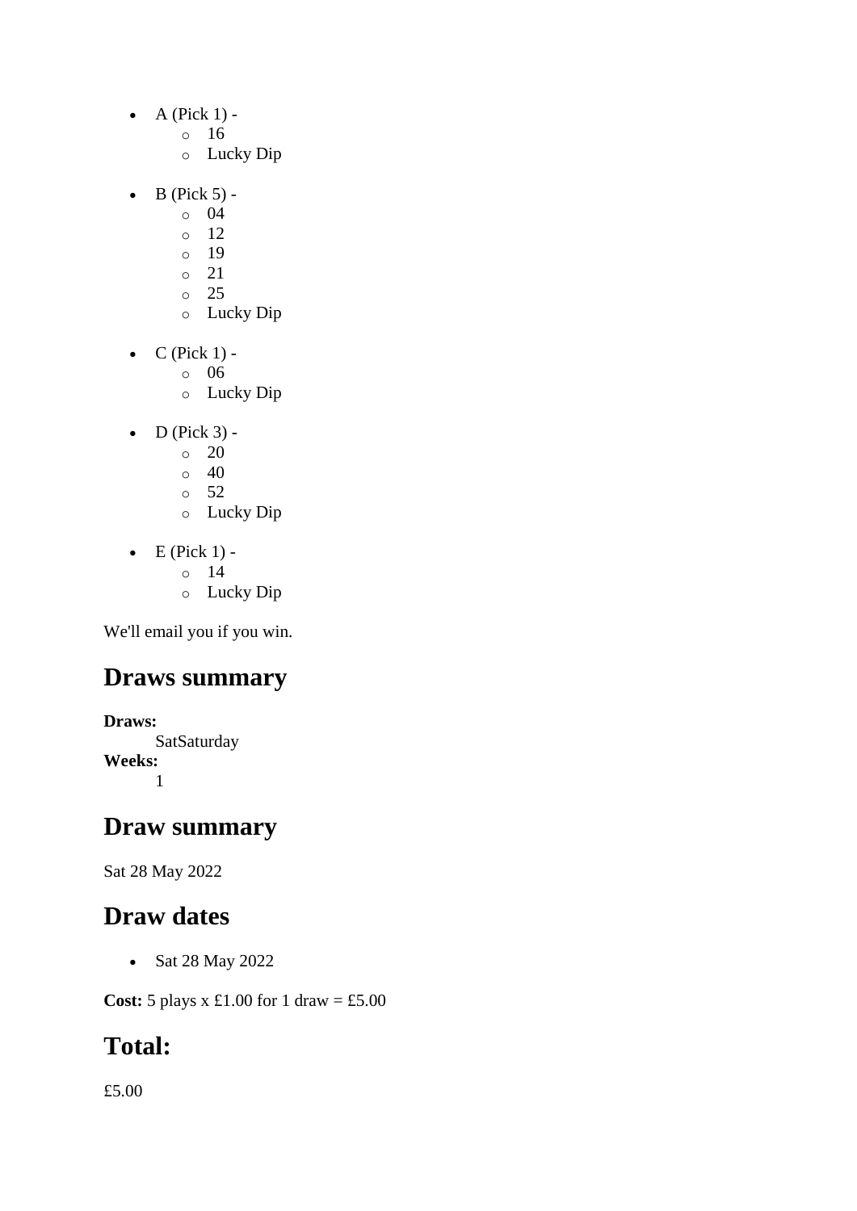- A (Pick 1) -
  - 16
  - Lucky Dip
- B (Pick 5) -
  - 04
  - 12
  - 19
  - 21
  - 25
  - Lucky Dip
- C (Pick 1) -
  - 06
  - Lucky Dip
- D (Pick 3) -
  - 20
  - 40
  - 52
  - Lucky Dip
- E (Pick 1) -
  - 14
  - Lucky Dip

We'll email you if you win.

## Draws summary

**Draws:**
SatSaturday
**Weeks:**
1

## Draw summary

Sat 28 May 2022

## Draw dates

- Sat 28 May 2022

**Cost:** 5 plays x £1.00 for 1 draw = £5.00

## Total:

£5.00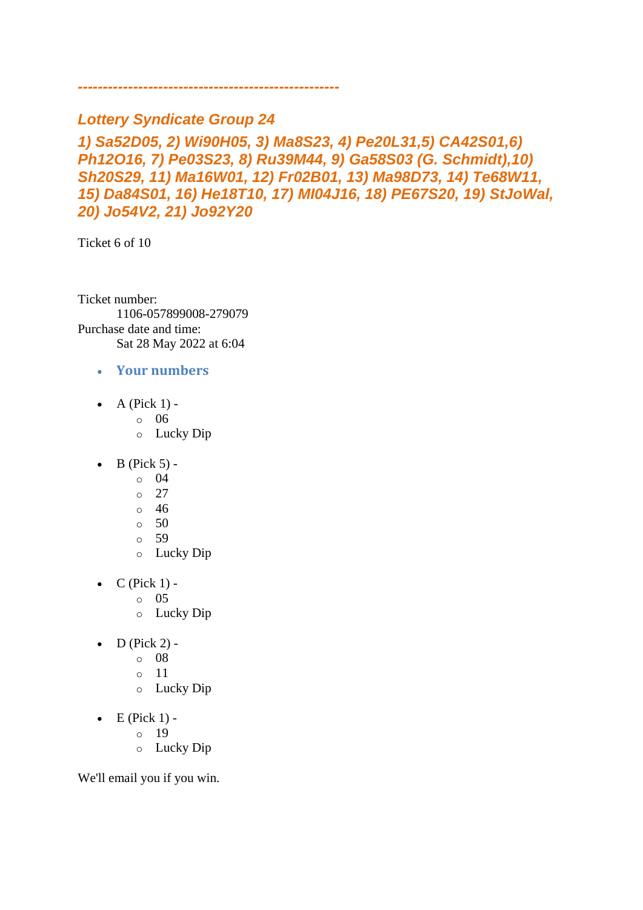---------------------------------------------------

## *Lottery Syndicate Group 24*

### *1) Sa52D05, 2) Wi90H05, 3) Ma8S23, 4) Pe20L31,5) CA42S01,6) Ph12O16, 7) Pe03S23, 8) Ru39M44, 9) Ga58S03 (G. Schmidt),10) Sh20S29, 11) Ma16W01, 12) Fr02B01, 13) Ma98D73, 14) Te68W11, 15) Da84S01, 16) He18T10, 17) Ml04J16, 18) PE67S20, 19) StJoWal, 20) Jo54V2, 21) Jo92Y20*

Ticket 6 of 10

Ticket number:
 1106-057899008-279079
Purchase date and time:
 Sat 28 May 2022 at 6:04

- **Your numbers**

- A (Pick 1) -
  - 06
  - Lucky Dip

- B (Pick 5) -
  - 04
  - 27
  - 46
  - 50
  - 59
  - Lucky Dip

- C (Pick 1) -
  - 05
  - Lucky Dip

- D (Pick 2) -
  - 08
  - 11
  - Lucky Dip

- E (Pick 1) -
  - 19
  - Lucky Dip

We'll email you if you win.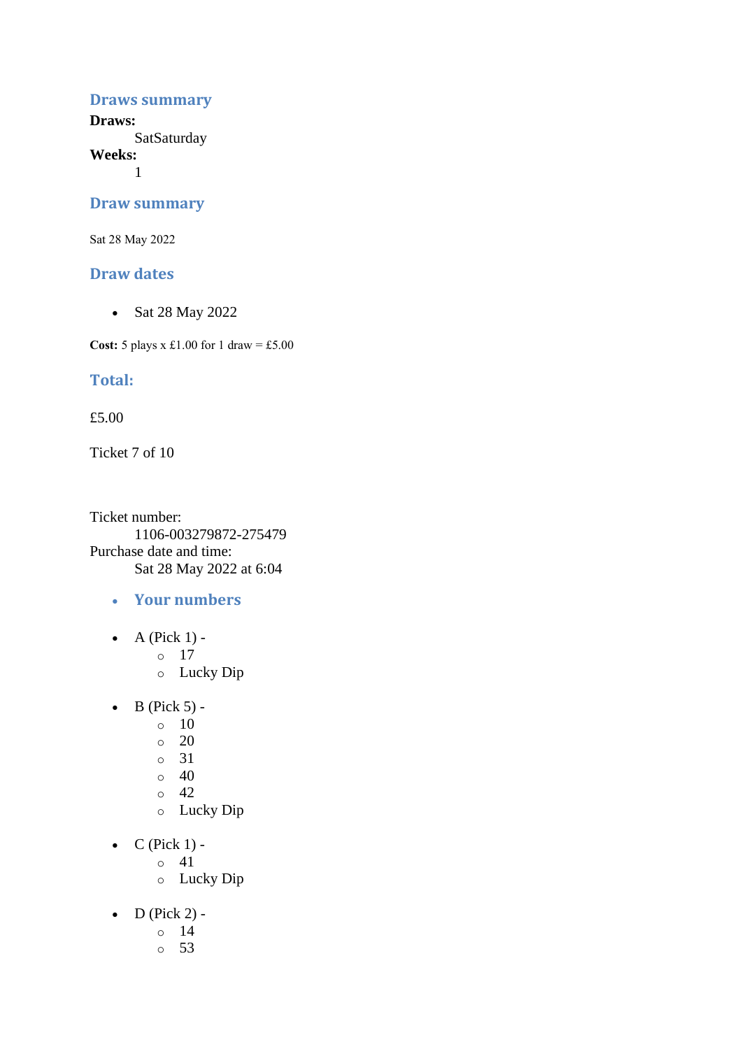## Draws summary

**Draws:**
    SatSaturday
**Weeks:**
    1

## Draw summary

Sat 28 May 2022

## Draw dates

- Sat 28 May 2022

**Cost:** 5 plays x £1.00 for 1 draw = £5.00

## Total:

£5.00

Ticket 7 of 10

Ticket number:
    1106-003279872-275479
Purchase date and time:
    Sat 28 May 2022 at 6:04

- **Your numbers**

- A (Pick 1) -
  - 17
  - Lucky Dip

- B (Pick 5) -
  - 10
  - 20
  - 31
  - 40
  - 42
  - Lucky Dip

- C (Pick 1) -
  - 41
  - Lucky Dip

- D (Pick 2) -
  - 14
  - 53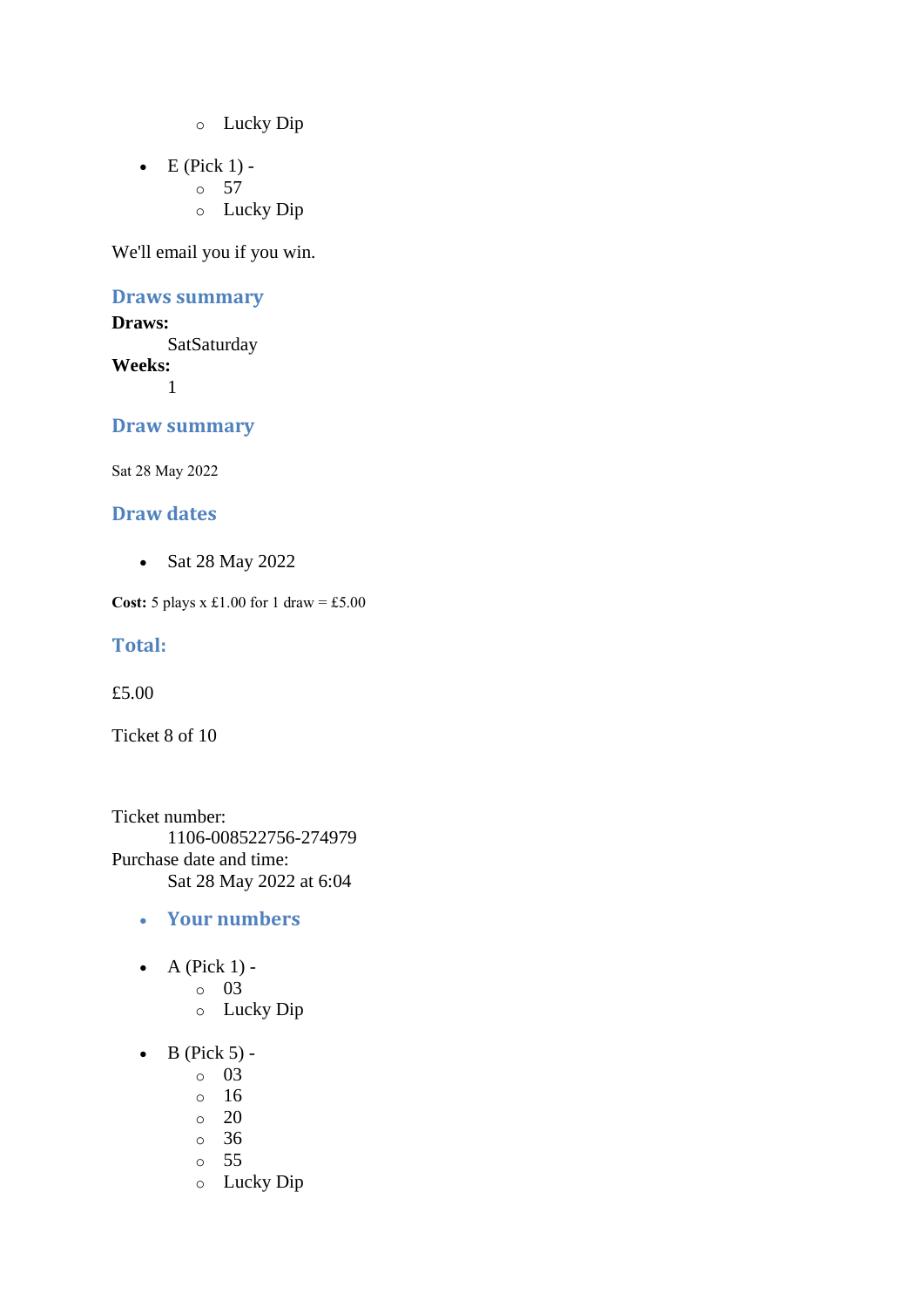- Lucky Dip

- E (Pick 1) -
  - 57
  - Lucky Dip

We'll email you if you win.

### Draws summary

**Draws:**
SatSaturday
**Weeks:**
1

### Draw summary

Sat 28 May 2022

### Draw dates

- Sat 28 May 2022

**Cost:** 5 plays x £1.00 for 1 draw = £5.00

### Total:

£5.00

Ticket 8 of 10

Ticket number:
1106-008522756-274979
Purchase date and time:
Sat 28 May 2022 at 6:04

- **Your numbers**

- A (Pick 1) -
  - 03
  - Lucky Dip

- B (Pick 5) -
  - 03
  - 16
  - 20
  - 36
  - 55
  - Lucky Dip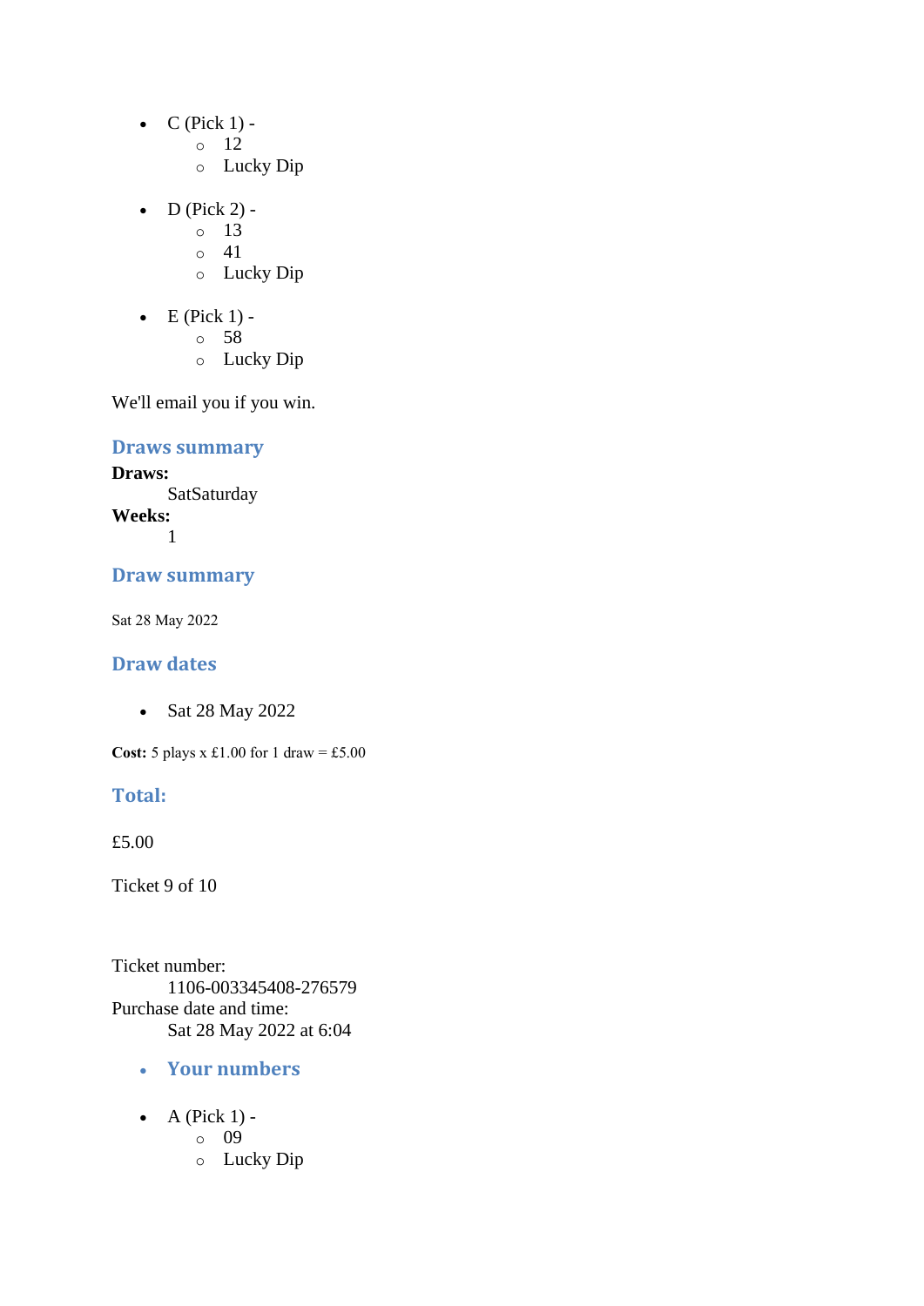- C (Pick 1) -
    - 12
    - Lucky Dip

- D (Pick 2) -
    - 13
    - 41
    - Lucky Dip

- E (Pick 1) -
    - 58
    - Lucky Dip

We'll email you if you win.

## Draws summary

**Draws:**
SatSaturday
**Weeks:**
1

## Draw summary

Sat 28 May 2022

## Draw dates

- Sat 28 May 2022

**Cost:** 5 plays x £1.00 for 1 draw = £5.00

## Total:

£5.00

Ticket 9 of 10

Ticket number:
1106-003345408-276579
Purchase date and time:
Sat 28 May 2022 at 6:04

- ## Your numbers

- A (Pick 1) -
    - 09
    - Lucky Dip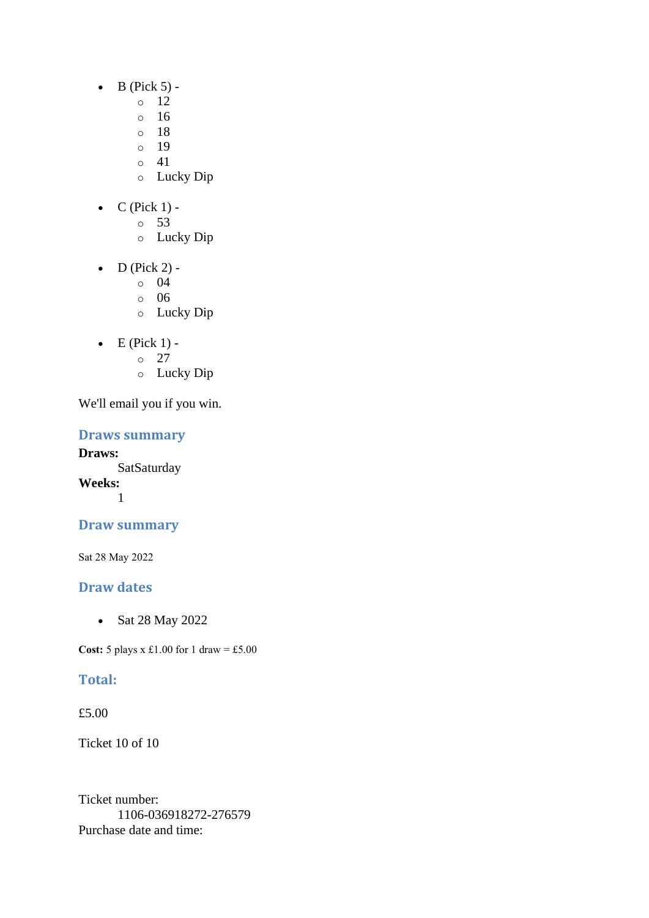- B (Pick 5) -
    - 12
    - 16
    - 18
    - 19
    - 41
    - Lucky Dip

- C (Pick 1) -
    - 53
    - Lucky Dip

- D (Pick 2) -
    - 04
    - 06
    - Lucky Dip

- E (Pick 1) -
    - 27
    - Lucky Dip

We'll email you if you win.

### Draws summary

**Draws:**
SatSaturday
**Weeks:**
1

### Draw summary

Sat 28 May 2022

### Draw dates

- Sat 28 May 2022

**Cost:** 5 plays x £1.00 for 1 draw = £5.00

### Total:

£5.00

Ticket 10 of 10

Ticket number:
1106-036918272-276579
Purchase date and time: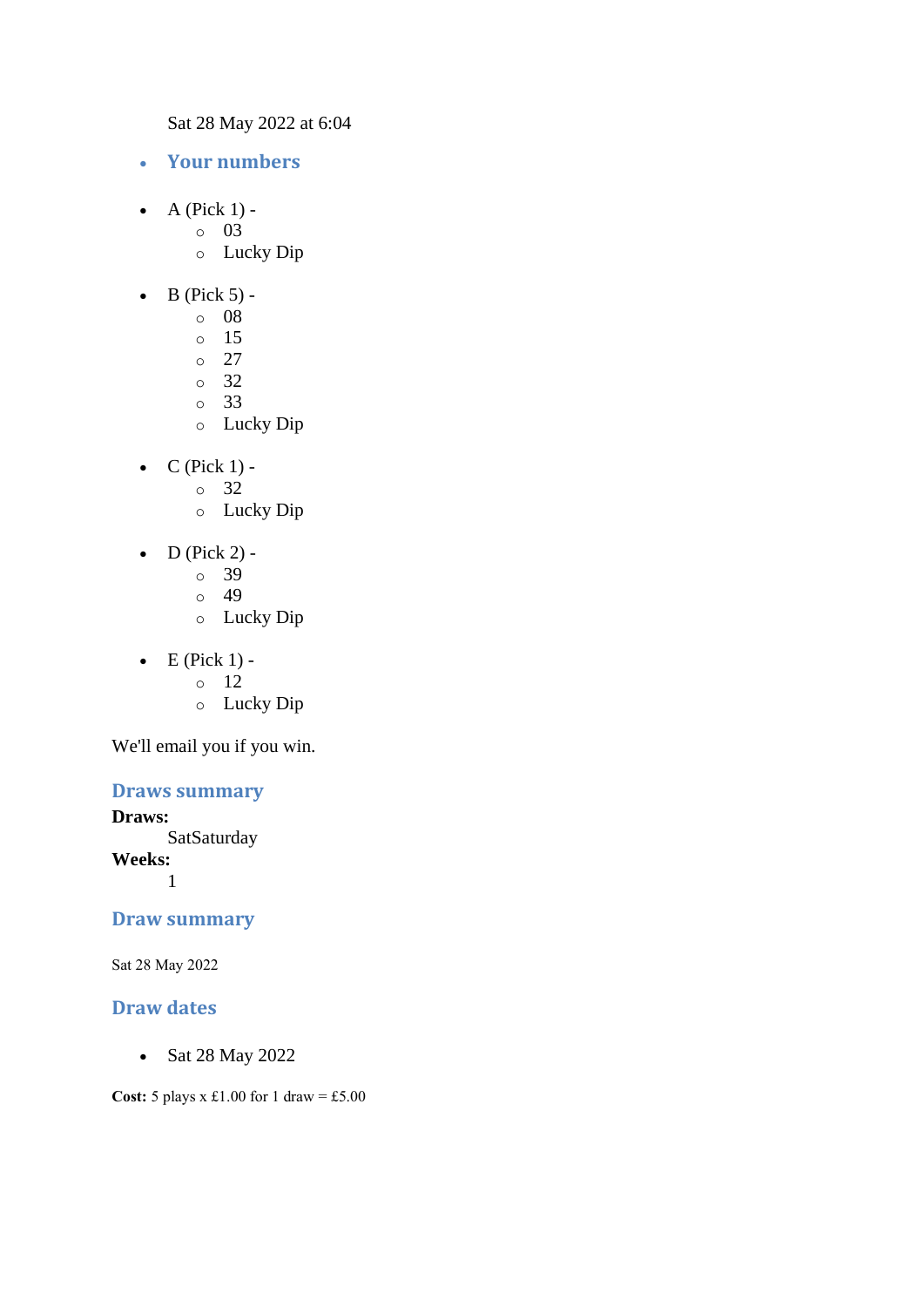Sat 28 May 2022 at 6:04

- **Your numbers**

- A (Pick 1) -
  - 03
  - Lucky Dip
- B (Pick 5) -
  - 08
  - 15
  - 27
  - 32
  - 33
  - Lucky Dip
- C (Pick 1) -
  - 32
  - Lucky Dip
- D (Pick 2) -
  - 39
  - 49
  - Lucky Dip
- E (Pick 1) -
  - 12
  - Lucky Dip

We'll email you if you win.

## Draws summary

**Draws:**
SatSaturday

**Weeks:**
1

## Draw summary

Sat 28 May 2022

## Draw dates

- Sat 28 May 2022

**Cost:** 5 plays x £1.00 for 1 draw = £5.00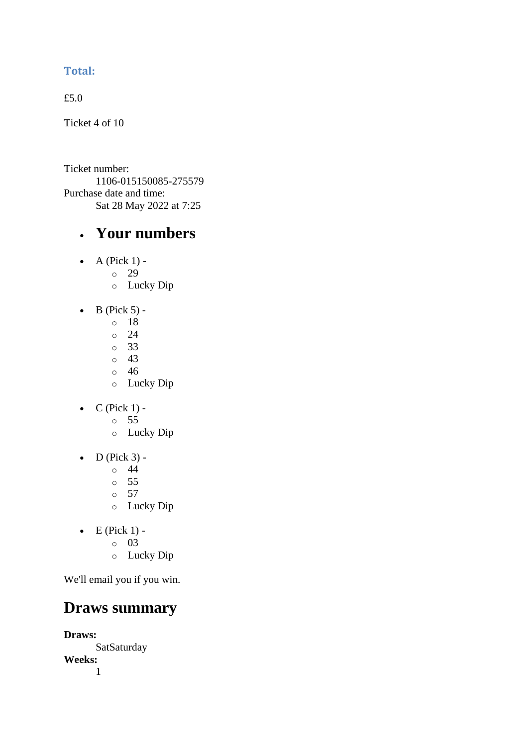### Total:

£5.0

Ticket 4 of 10

Ticket number:
    1106-015150085-275579
Purchase date and time:
    Sat 28 May 2022 at 7:25

- ## Your numbers

- A (Pick 1) -
    - 29
    - Lucky Dip

- B (Pick 5) -
    - 18
    - 24
    - 33
    - 43
    - 46
    - Lucky Dip

- C (Pick 1) -
    - 55
    - Lucky Dip

- D (Pick 3) -
    - 44
    - 55
    - 57
    - Lucky Dip

- E (Pick 1) -
    - 03
    - Lucky Dip

We'll email you if you win.

## Draws summary

**Draws:**
    SatSaturday
**Weeks:**
    1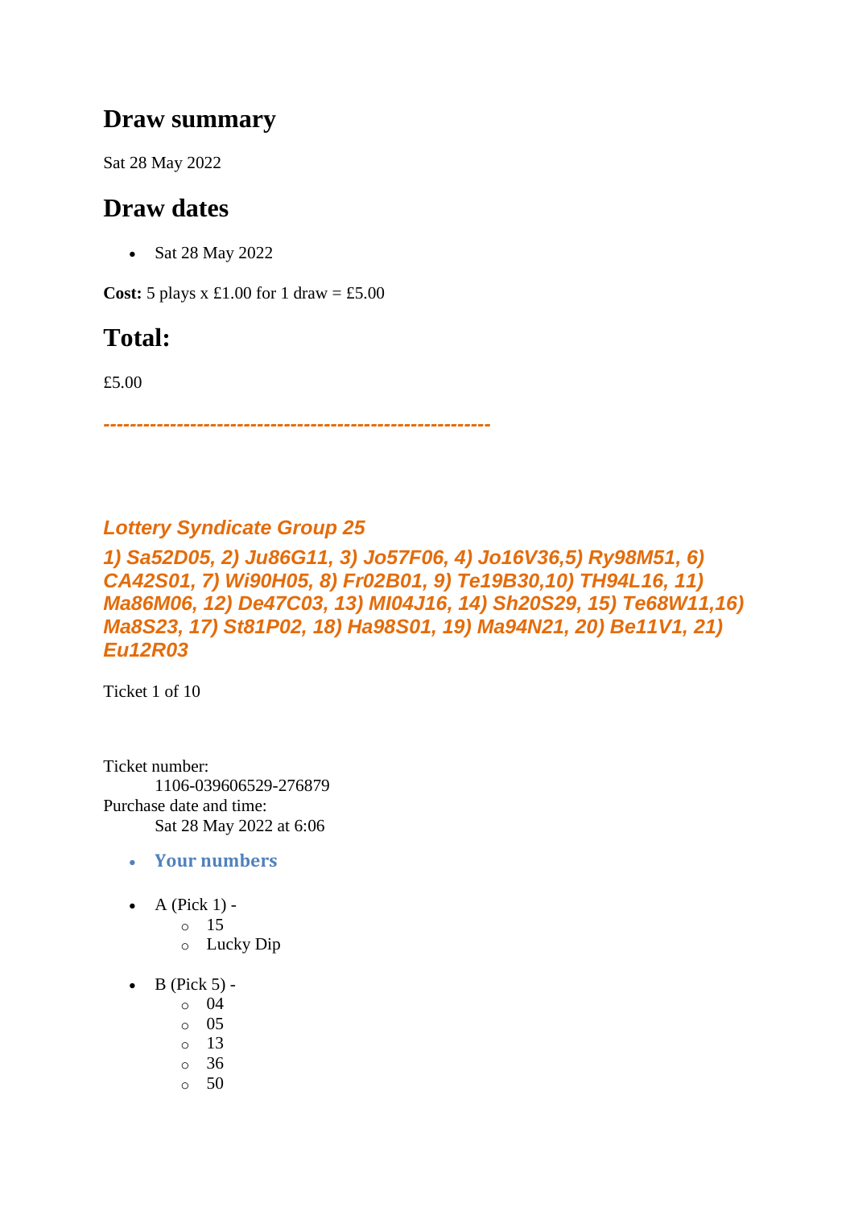## Draw summary

Sat 28 May 2022

## Draw dates

- Sat 28 May 2022

**Cost:** 5 plays x £1.00 for 1 draw = £5.00

## Total:

£5.00

***---------------------------------------------------------***

***Lottery Syndicate Group 25***

***1) Sa52D05, 2) Ju86G11, 3) Jo57F06, 4) Jo16V36,5) Ry98M51, 6) CA42S01, 7) Wi90H05, 8) Fr02B01, 9) Te19B30,10) TH94L16, 11) Ma86M06, 12) De47C03, 13) Ml04J16, 14) Sh20S29, 15) Te68W11,16) Ma8S23, 17) St81P02, 18) Ha98S01, 19) Ma94N21, 20) Be11V1, 21) Eu12R03***

Ticket 1 of 10

Ticket number:
    1106-039606529-276879
Purchase date and time:
    Sat 28 May 2022 at 6:06

- **Your numbers**

- A (Pick 1) -
  - 15
  - Lucky Dip

- B (Pick 5) -
  - 04
  - 05
  - 13
  - 36
  - 50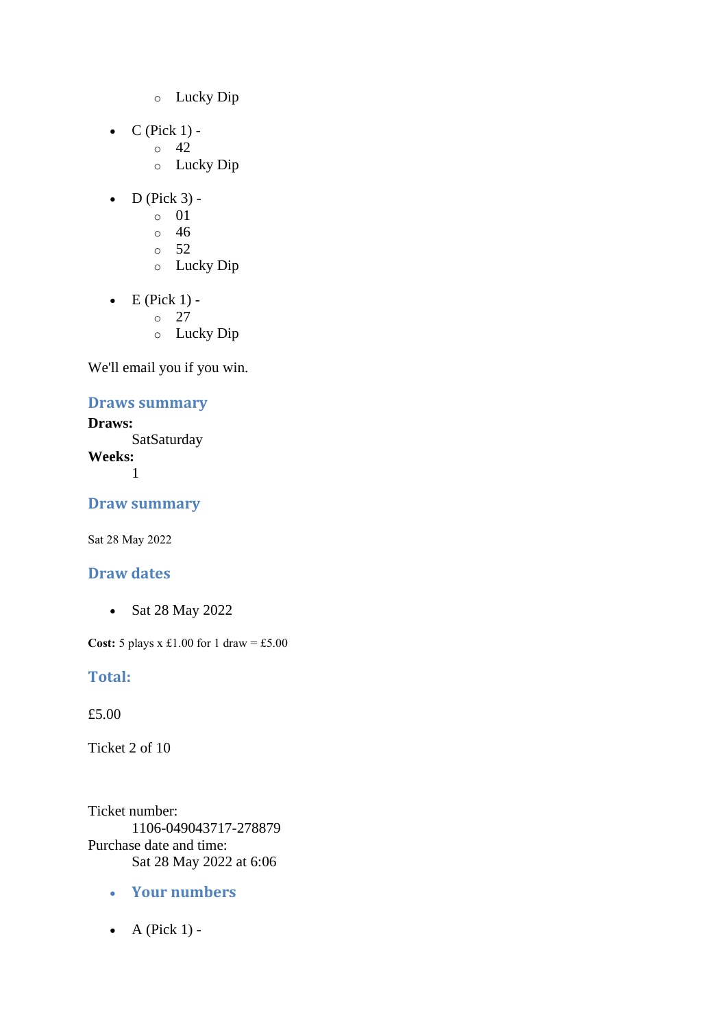- Lucky Dip

- C (Pick 1) -
    - 42
    - Lucky Dip

- D (Pick 3) -
    - 01
    - 46
    - 52
    - Lucky Dip

- E (Pick 1) -
    - 27
    - Lucky Dip

We'll email you if you win.

### Draws summary

**Draws:**
SatSaturday
**Weeks:**
1

### Draw summary

Sat 28 May 2022

### Draw dates

- Sat 28 May 2022

**Cost:** 5 plays x £1.00 for 1 draw = £5.00

### Total:

£5.00

Ticket 2 of 10

Ticket number:
1106-049043717-278879
Purchase date and time:
Sat 28 May 2022 at 6:06

- **Your numbers**

- A (Pick 1) -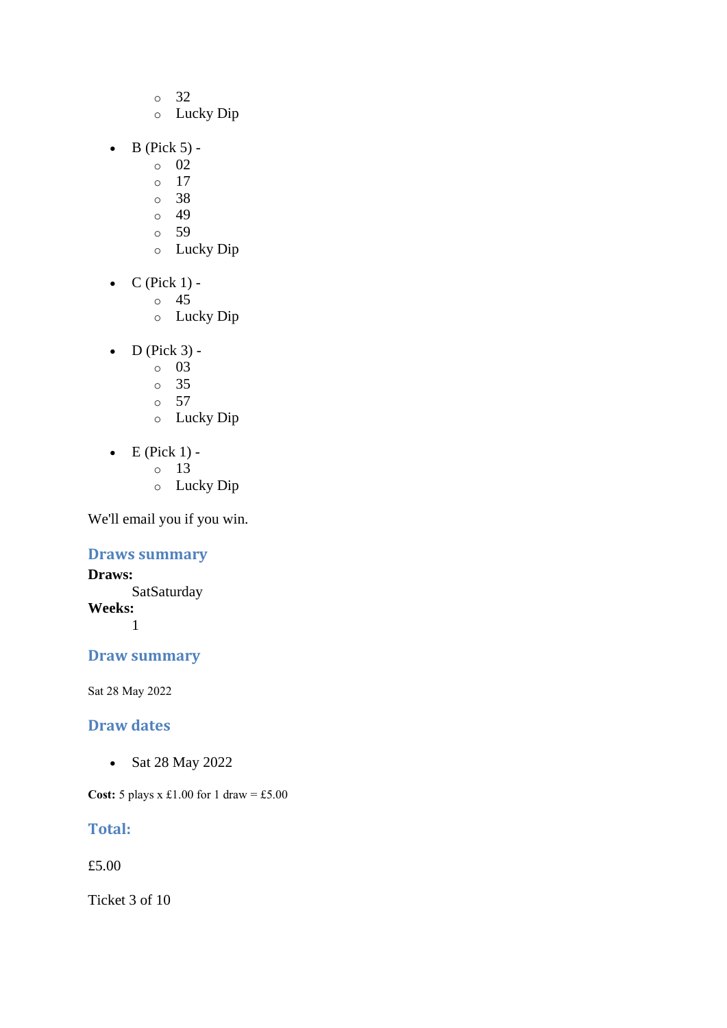- 32
  - Lucky Dip

- B (Pick 5) -
  - 02
  - 17
  - 38
  - 49
  - 59
  - Lucky Dip

- C (Pick 1) -
  - 45
  - Lucky Dip

- D (Pick 3) -
  - 03
  - 35
  - 57
  - Lucky Dip

- E (Pick 1) -
  - 13
  - Lucky Dip

We'll email you if you win.

## Draws summary

**Draws:**
SatSaturday

**Weeks:**
1

## Draw summary

Sat 28 May 2022

## Draw dates

- Sat 28 May 2022

**Cost:** 5 plays x £1.00 for 1 draw = £5.00

## Total:

£5.00

Ticket 3 of 10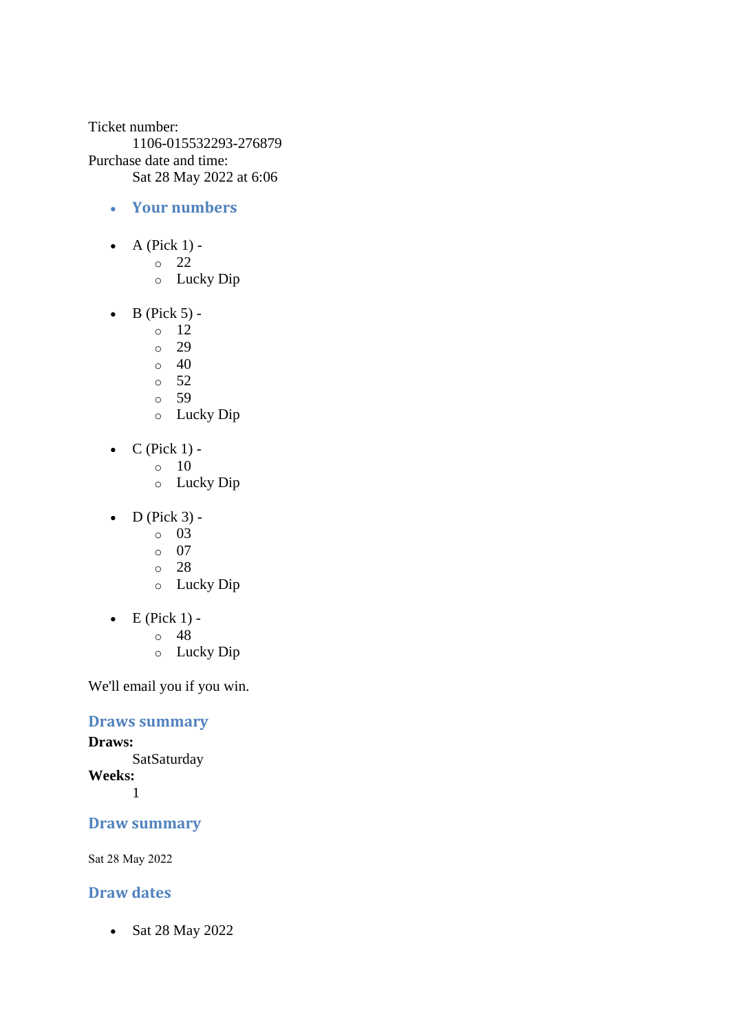Ticket number:
    1106-015532293-276879
Purchase date and time:
    Sat 28 May 2022 at 6:06

- ## Your numbers

- A (Pick 1) -
    - 22
    - Lucky Dip

- B (Pick 5) -
    - 12
    - 29
    - 40
    - 52
    - 59
    - Lucky Dip

- C (Pick 1) -
    - 10
    - Lucky Dip

- D (Pick 3) -
    - 03
    - 07
    - 28
    - Lucky Dip

- E (Pick 1) -
    - 48
    - Lucky Dip

We'll email you if you win.

## Draws summary

**Draws:**
    SatSaturday
**Weeks:**
    1

## Draw summary

Sat 28 May 2022

## Draw dates

- Sat 28 May 2022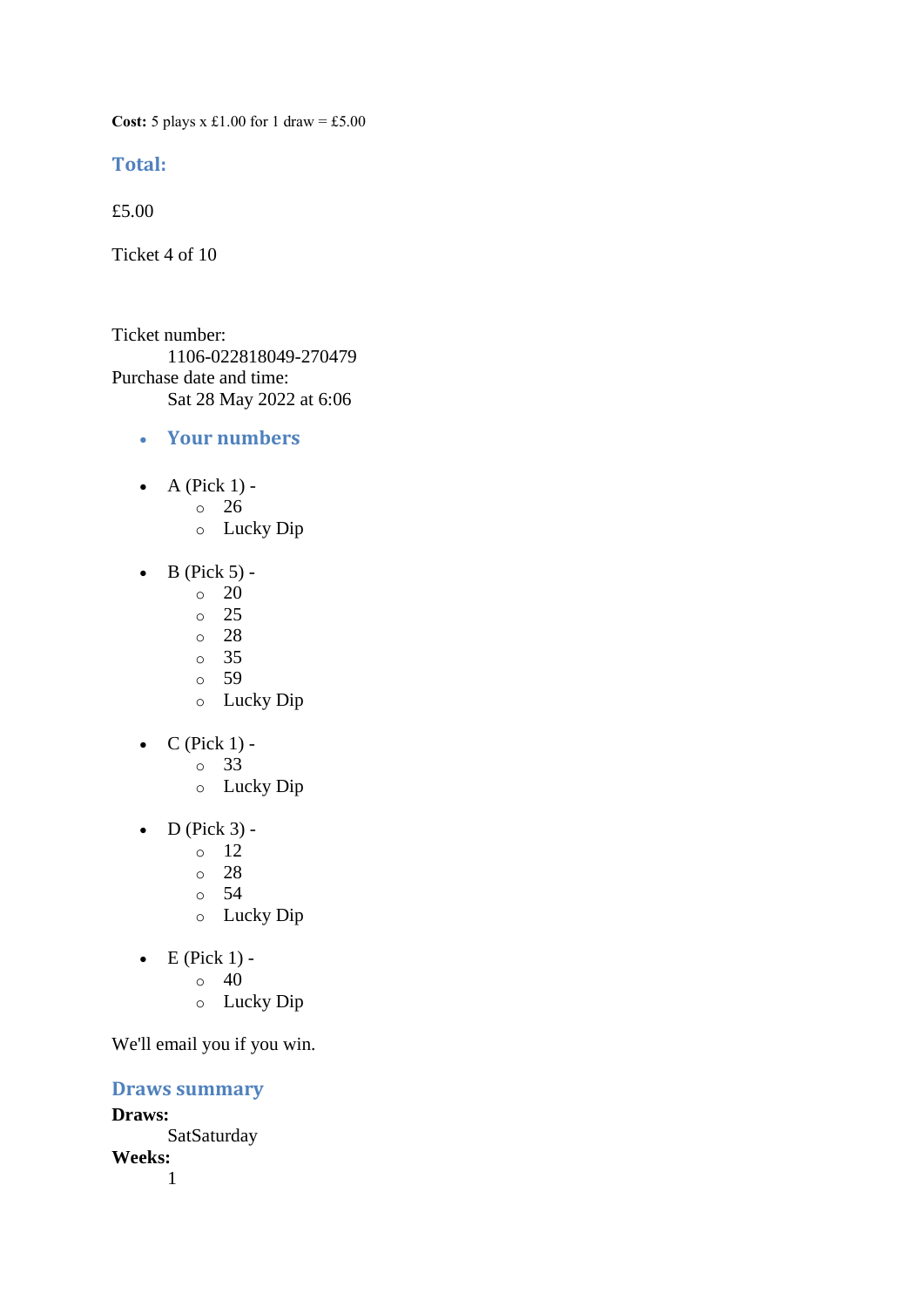**Cost:** 5 plays x £1.00 for 1 draw = £5.00

### Total:

£5.00

Ticket 4 of 10

Ticket number:
    1106-022818049-270479
Purchase date and time:
    Sat 28 May 2022 at 6:06

- ### Your numbers

- A (Pick 1) -
  - 26
  - Lucky Dip
- B (Pick 5) -
  - 20
  - 25
  - 28
  - 35
  - 59
  - Lucky Dip
- C (Pick 1) -
  - 33
  - Lucky Dip
- D (Pick 3) -
  - 12
  - 28
  - 54
  - Lucky Dip
- E (Pick 1) -
  - 40
  - Lucky Dip

We'll email you if you win.

### Draws summary

**Draws:**
    SatSaturday
**Weeks:**
    1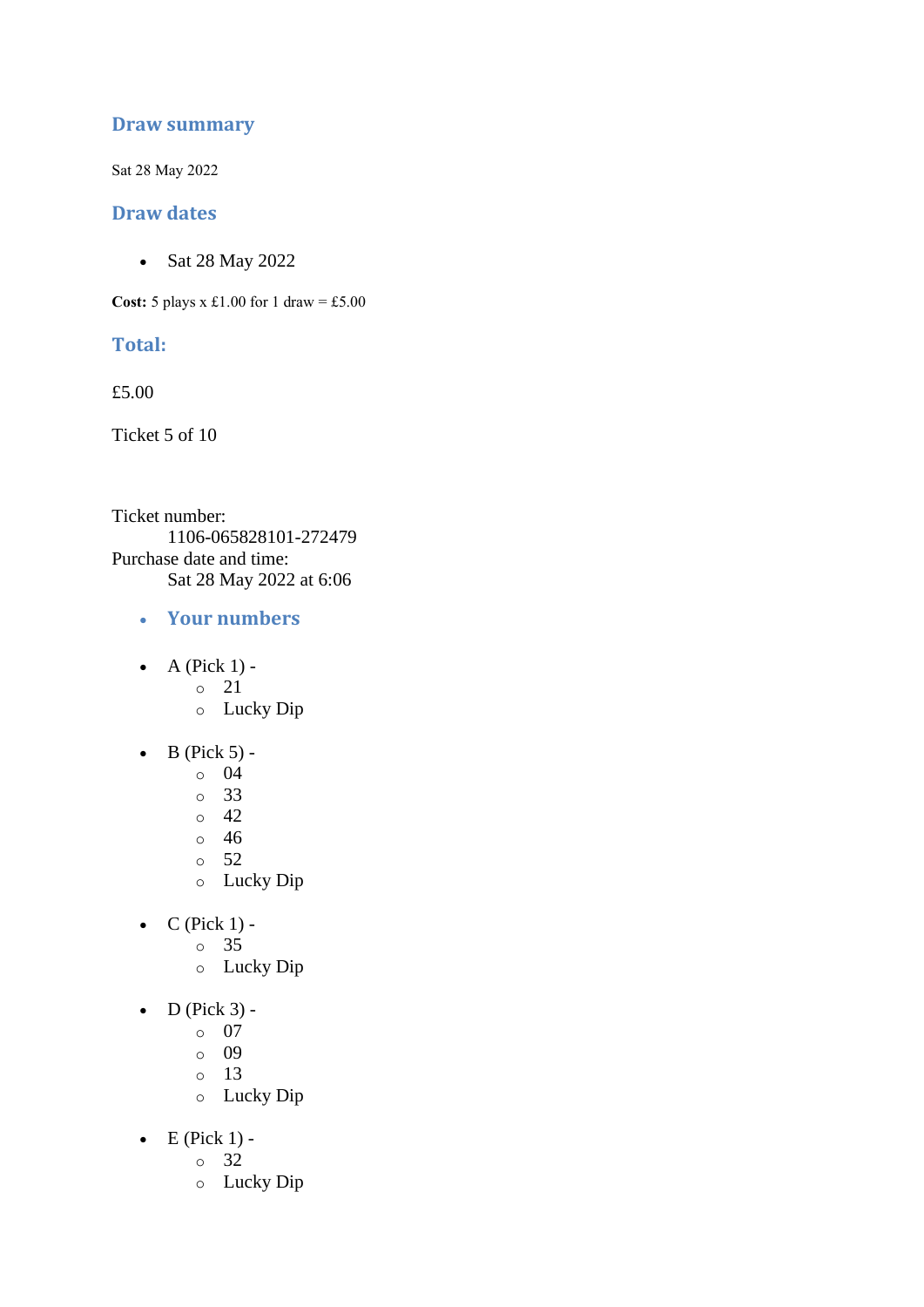## Draw summary

Sat 28 May 2022

## Draw dates

- Sat 28 May 2022

**Cost:** 5 plays x £1.00 for 1 draw = £5.00

## Total:

£5.00

Ticket 5 of 10

Ticket number:
    1106-065828101-272479
Purchase date and time:
    Sat 28 May 2022 at 6:06

- ### Your numbers

- A (Pick 1) -
    - 21
    - Lucky Dip

- B (Pick 5) -
    - 04
    - 33
    - 42
    - 46
    - 52
    - Lucky Dip

- C (Pick 1) -
    - 35
    - Lucky Dip

- D (Pick 3) -
    - 07
    - 09
    - 13
    - Lucky Dip

- E (Pick 1) -
    - 32
    - Lucky Dip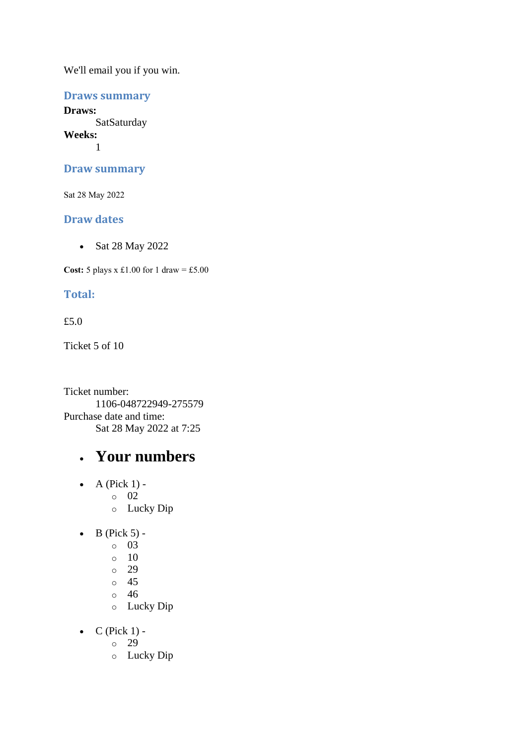We'll email you if you win.

### Draws summary

**Draws:**
    SatSaturday
**Weeks:**
    1

### Draw summary

Sat 28 May 2022

### Draw dates

- Sat 28 May 2022

**Cost:** 5 plays x £1.00 for 1 draw = £5.00

### Total:

£5.0

Ticket 5 of 10

Ticket number:
    1106-048722949-275579
Purchase date and time:
    Sat 28 May 2022 at 7:25

- # Your numbers

- A (Pick 1) -
  - 02
  - Lucky Dip
- B (Pick 5) -
  - 03
  - 10
  - 29
  - 45
  - 46
  - Lucky Dip
- C (Pick 1) -
  - 29
  - Lucky Dip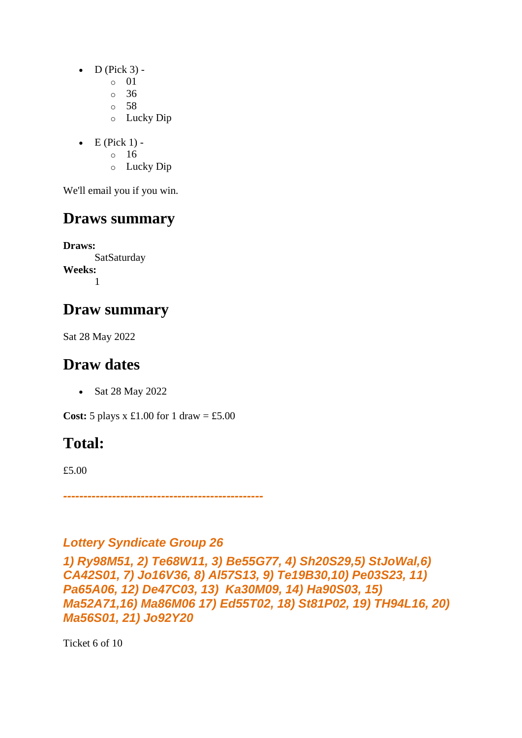- D (Pick 3) -
    - 01
    - 36
    - 58
    - Lucky Dip

- E (Pick 1) -
    - 16
    - Lucky Dip

We'll email you if you win.

## Draws summary

**Draws:**
SatSaturday
**Weeks:**
1

## Draw summary

Sat 28 May 2022

## Draw dates

- Sat 28 May 2022

**Cost:** 5 plays x £1.00 for 1 draw = £5.00

## Total:

£5.00

***------------------------------------------------***

***Lottery Syndicate Group 26***

***1) Ry98M51, 2) Te68W11, 3) Be55G77, 4) Sh20S29,5) StJoWal,6) CA42S01, 7) Jo16V36, 8) Al57S13, 9) Te19B30,10) Pe03S23, 11) Pa65A06, 12) De47C03, 13) Ka30M09, 14) Ha90S03, 15) Ma52A71,16) Ma86M06 17) Ed55T02, 18) St81P02, 19) TH94L16, 20) Ma56S01, 21) Jo92Y20***

Ticket 6 of 10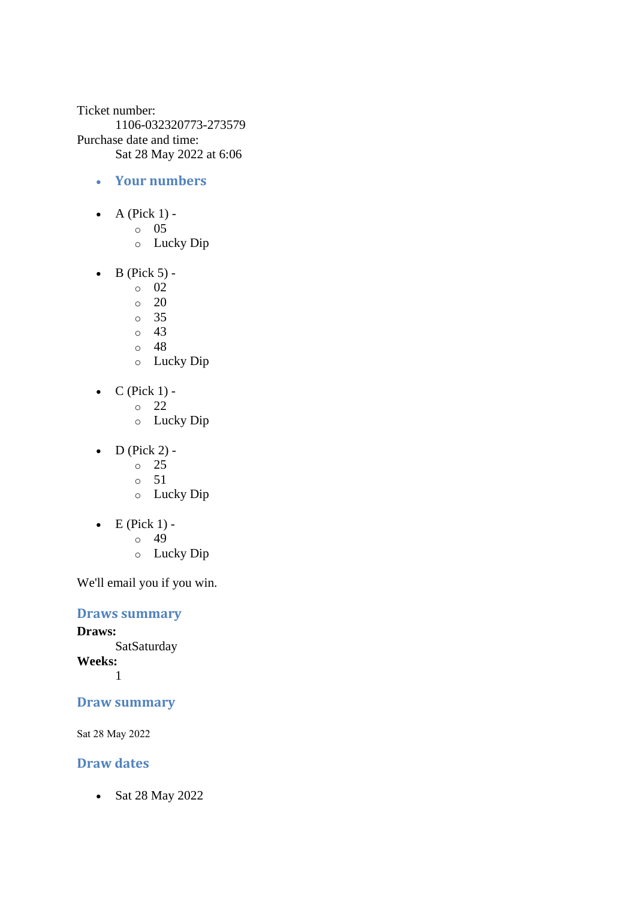Ticket number:

1106-032320773-273579

Purchase date and time:

Sat 28 May 2022 at 6:06

- ### Your numbers

- A (Pick 1) -
  - 05
  - Lucky Dip
- B (Pick 5) -
  - 02
  - 20
  - 35
  - 43
  - 48
  - Lucky Dip
- C (Pick 1) -
  - 22
  - Lucky Dip
- D (Pick 2) -
  - 25
  - 51
  - Lucky Dip
- E (Pick 1) -
  - 49
  - Lucky Dip

We'll email you if you win.

### Draws summary

**Draws:**

SatSaturday

**Weeks:**

1

### Draw summary

Sat 28 May 2022

### Draw dates

- Sat 28 May 2022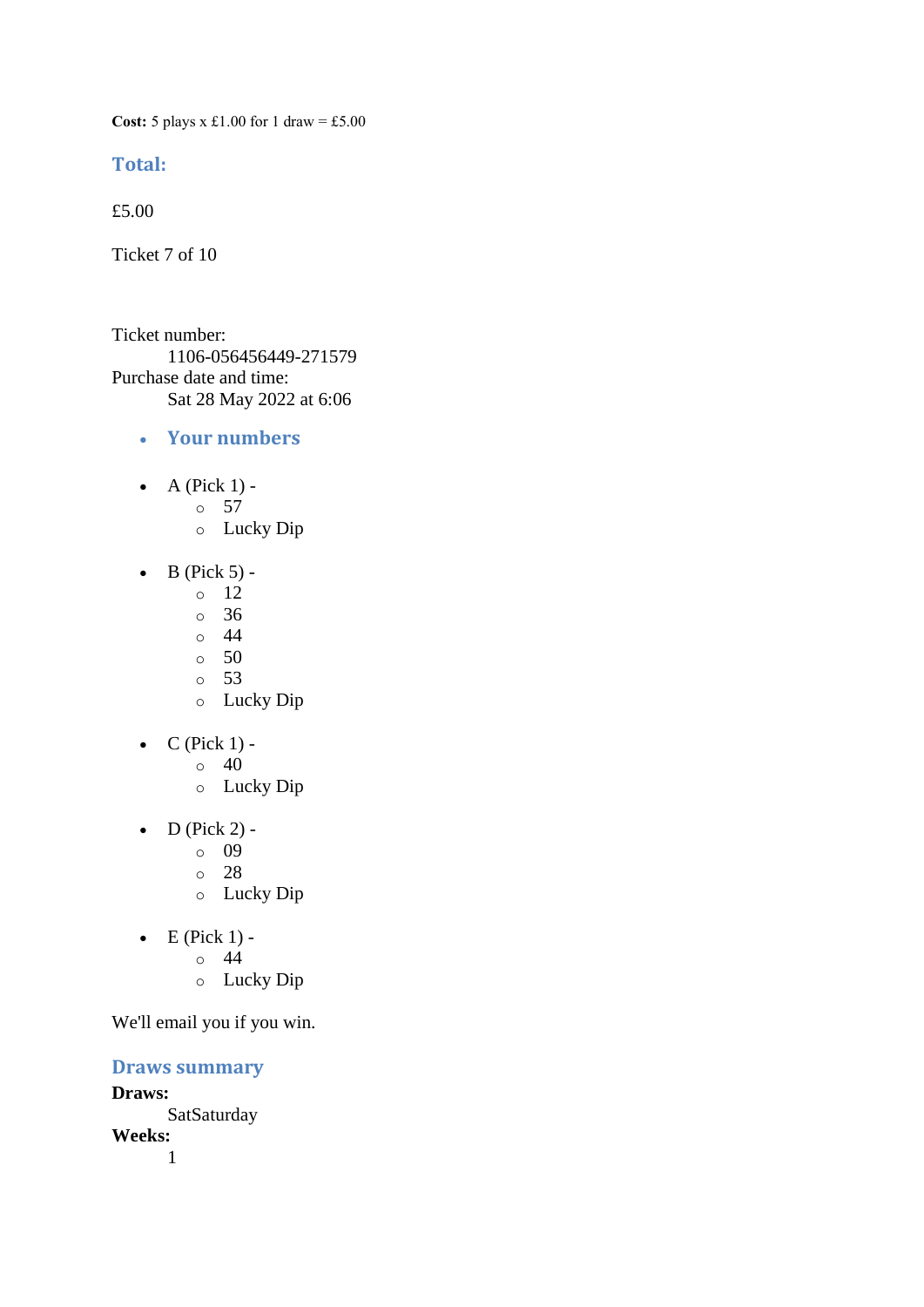**Cost:** 5 plays x £1.00 for 1 draw = £5.00

## Total:

£5.00

Ticket 7 of 10

Ticket number:
    1106-056456449-271579
Purchase date and time:
    Sat 28 May 2022 at 6:06

- ### Your numbers

- A (Pick 1) -
  - 57
  - Lucky Dip

- B (Pick 5) -
  - 12
  - 36
  - 44
  - 50
  - 53
  - Lucky Dip

- C (Pick 1) -
  - 40
  - Lucky Dip

- D (Pick 2) -
  - 09
  - 28
  - Lucky Dip

- E (Pick 1) -
  - 44
  - Lucky Dip

We'll email you if you win.

## Draws summary

**Draws:**
    SatSaturday
**Weeks:**
    1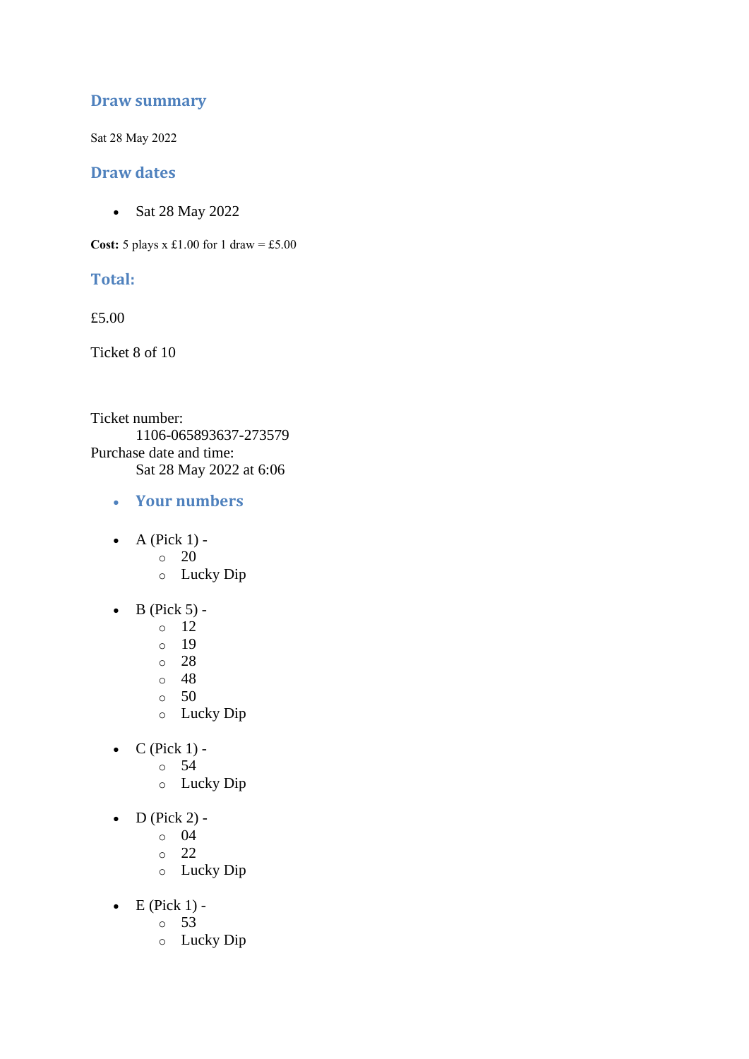## Draw summary

Sat 28 May 2022

## Draw dates

- Sat 28 May 2022

**Cost:** 5 plays x £1.00 for 1 draw = £5.00

## Total:

£5.00

Ticket 8 of 10

Ticket number:
    1106-065893637-273579
Purchase date and time:
    Sat 28 May 2022 at 6:06

- ### Your numbers

- A (Pick 1) -
  - 20
  - Lucky Dip

- B (Pick 5) -
  - 12
  - 19
  - 28
  - 48
  - 50
  - Lucky Dip

- C (Pick 1) -
  - 54
  - Lucky Dip

- D (Pick 2) -
  - 04
  - 22
  - Lucky Dip

- E (Pick 1) -
  - 53
  - Lucky Dip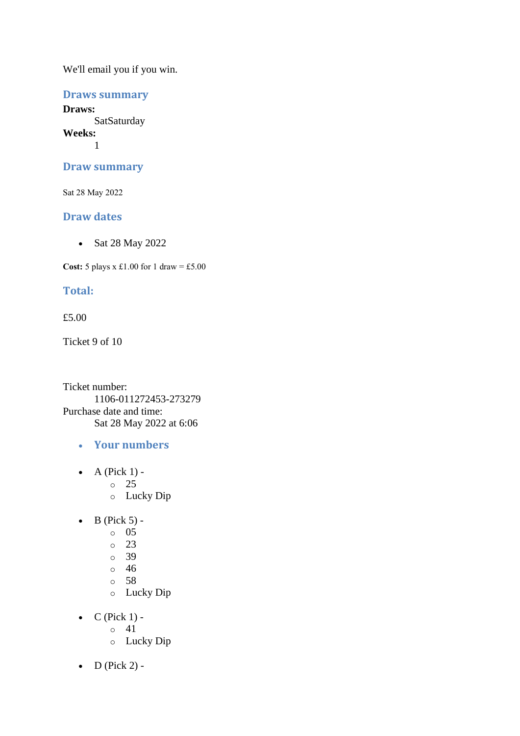We'll email you if you win.

## Draws summary

**Draws:**
SatSaturday

**Weeks:**
1

## Draw summary

Sat 28 May 2022

## Draw dates

- Sat 28 May 2022

**Cost:** 5 plays x £1.00 for 1 draw = £5.00

## Total:

£5.00

Ticket 9 of 10

Ticket number:
1106-011272453-273279

Purchase date and time:
Sat 28 May 2022 at 6:06

- **Your numbers**

- A (Pick 1) -
  - 25
  - Lucky Dip

- B (Pick 5) -
  - 05
  - 23
  - 39
  - 46
  - 58
  - Lucky Dip

- C (Pick 1) -
  - 41
  - Lucky Dip

- D (Pick 2) -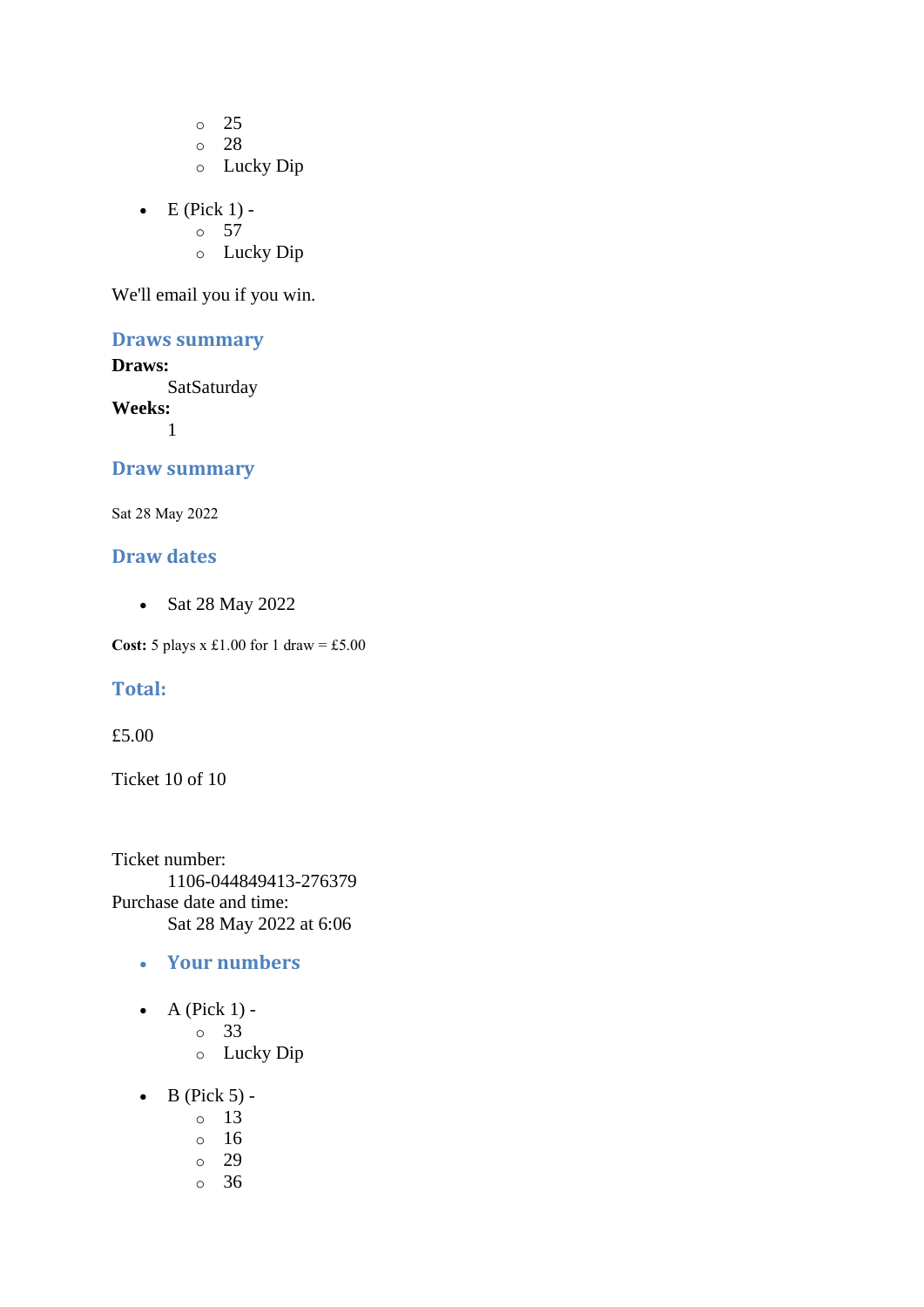- 25
  - 28
  - Lucky Dip

- E (Pick 1) -
  - 57
  - Lucky Dip

We'll email you if you win.

### Draws summary

**Draws:**
: SatSaturday

**Weeks:**
: 1

### Draw summary

Sat 28 May 2022

### Draw dates

- Sat 28 May 2022

**Cost:** 5 plays x £1.00 for 1 draw = £5.00

### Total:

£5.00

Ticket 10 of 10

Ticket number:
: 1106-044849413-276379

Purchase date and time:
: Sat 28 May 2022 at 6:06

- ### Your numbers

- A (Pick 1) -
  - 33
  - Lucky Dip

- B (Pick 5) -
  - 13
  - 16
  - 29
  - 36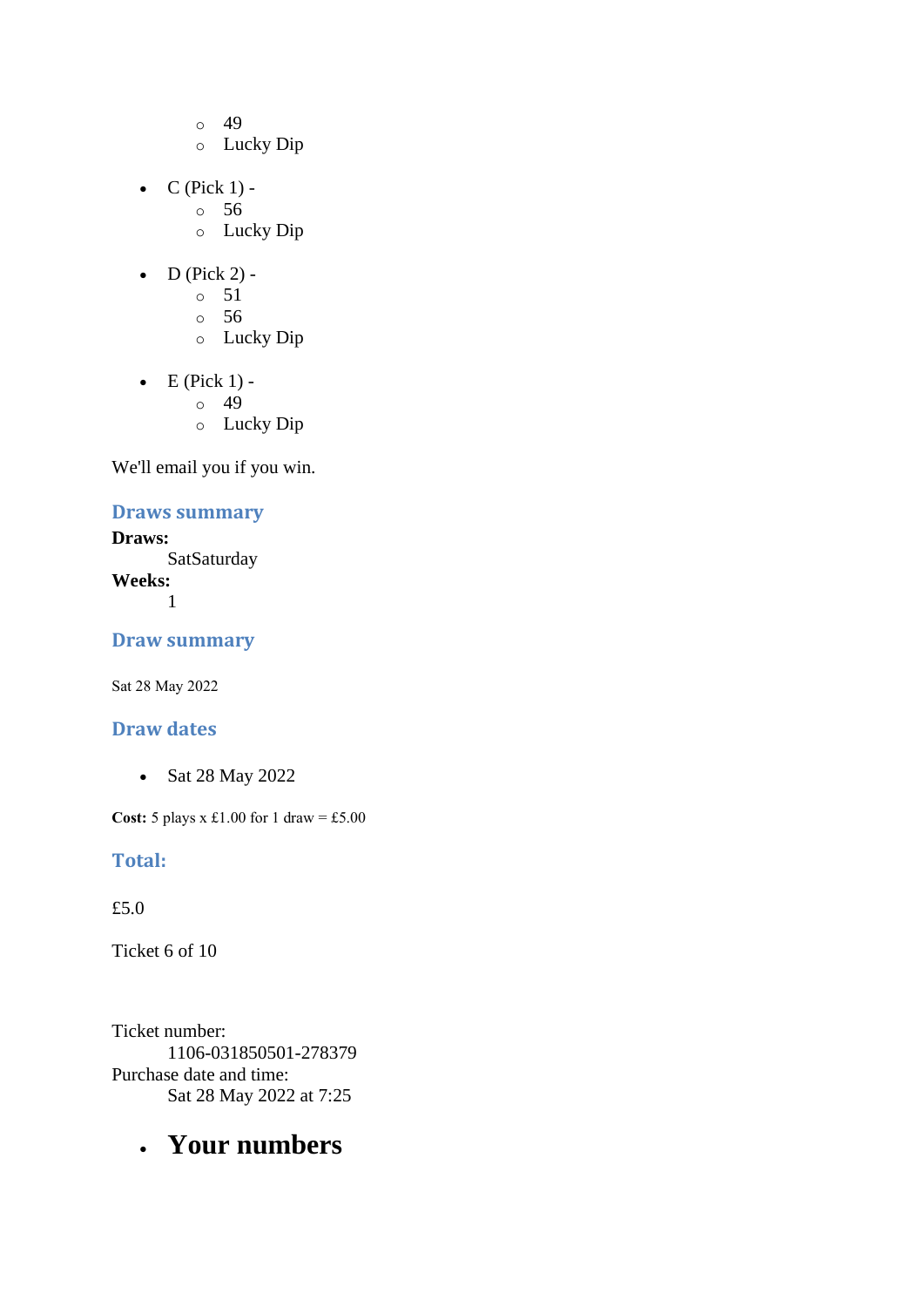- 49
  - Lucky Dip

- C (Pick 1) -
  - 56
  - Lucky Dip

- D (Pick 2) -
  - 51
  - 56
  - Lucky Dip

- E (Pick 1) -
  - 49
  - Lucky Dip

We'll email you if you win.

### Draws summary

**Draws:**
SatSaturday
**Weeks:**
1

### Draw summary

Sat 28 May 2022

### Draw dates

- Sat 28 May 2022

**Cost:** 5 plays x £1.00 for 1 draw = £5.00

### Total:

£5.0

Ticket 6 of 10

Ticket number:
1106-031850501-278379
Purchase date and time:
Sat 28 May 2022 at 7:25

- ## Your numbers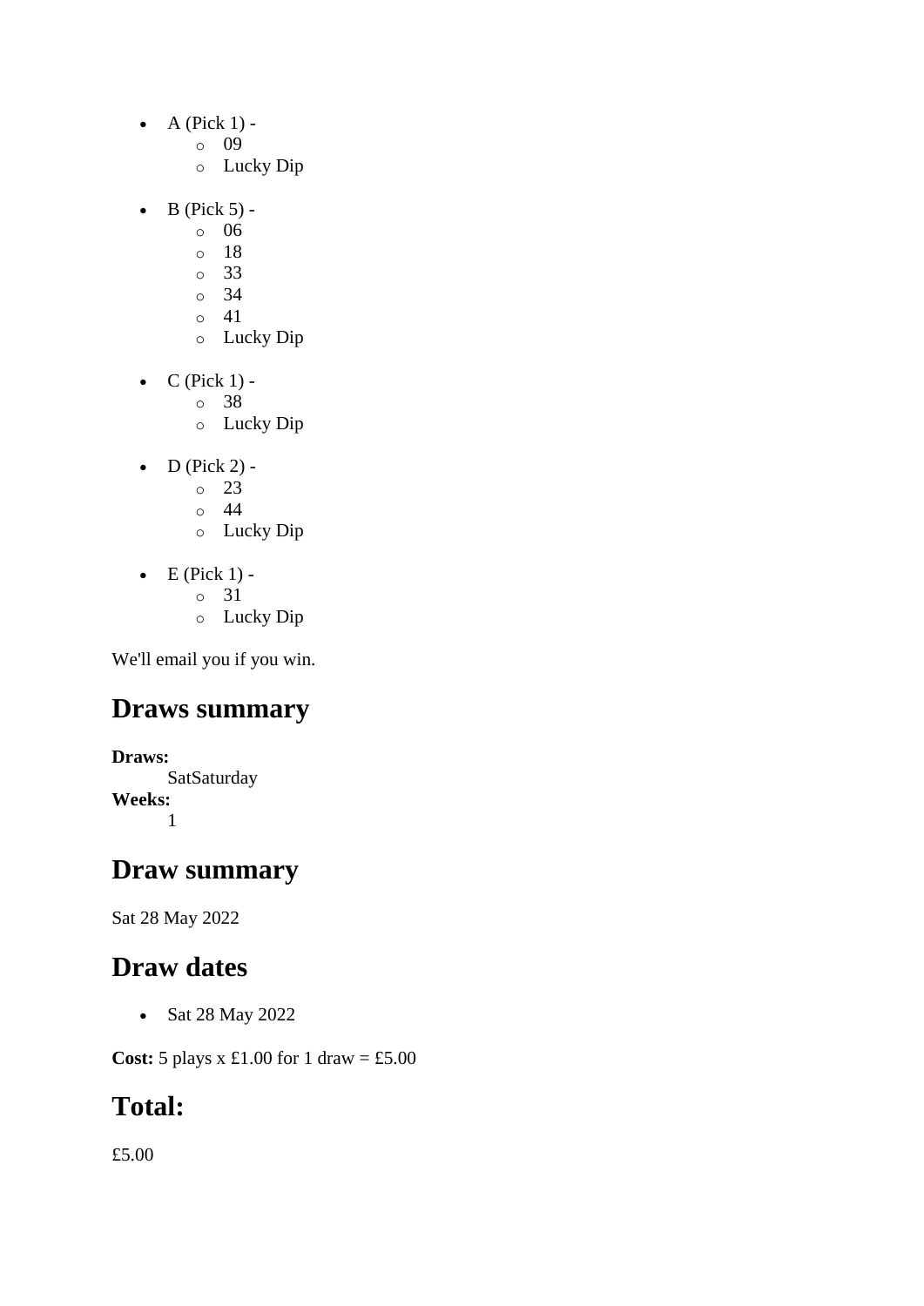- A (Pick 1) -
  - 09
  - Lucky Dip
- B (Pick 5) -
  - 06
  - 18
  - 33
  - 34
  - 41
  - Lucky Dip
- C (Pick 1) -
  - 38
  - Lucky Dip
- D (Pick 2) -
  - 23
  - 44
  - Lucky Dip
- E (Pick 1) -
  - 31
  - Lucky Dip

We'll email you if you win.

## Draws summary

**Draws:**
SatSaturday
**Weeks:**
1

## Draw summary

Sat 28 May 2022

## Draw dates

- Sat 28 May 2022

**Cost:** 5 plays x £1.00 for 1 draw = £5.00

## Total:

£5.00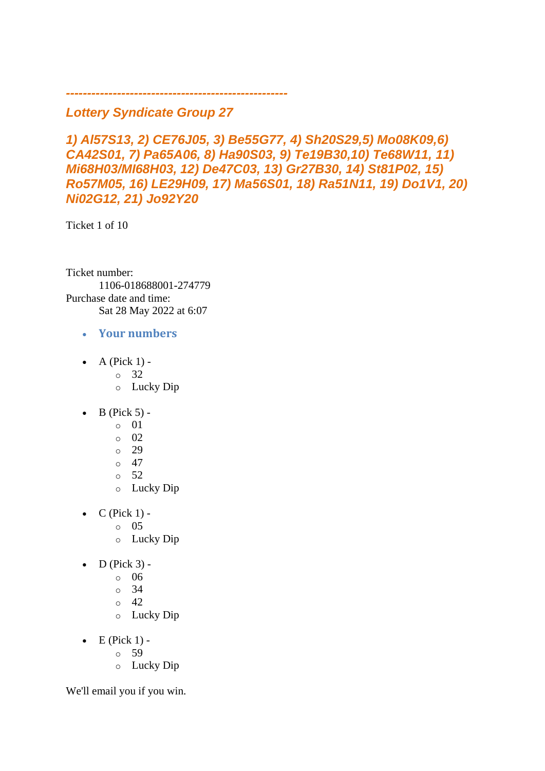*--------------------------------------------------*

## *Lottery Syndicate Group 27*

### *1) Al57S13, 2) CE76J05, 3) Be55G77, 4) Sh20S29,5) Mo08K09,6) CA42S01, 7) Pa65A06, 8) Ha90S03, 9) Te19B30,10) Te68W11, 11) Mi68H03/MI68H03, 12) De47C03, 13) Gr27B30, 14) St81P02, 15) Ro57M05, 16) LE29H09, 17) Ma56S01, 18) Ra51N11, 19) Do1V1, 20) Ni02G12, 21) Jo92Y20*

Ticket 1 of 10

Ticket number:
    1106-018688001-274779
Purchase date and time:
    Sat 28 May 2022 at 6:07

- **Your numbers**

- A (Pick 1) -
  - 32
  - Lucky Dip

- B (Pick 5) -
  - 01
  - 02
  - 29
  - 47
  - 52
  - Lucky Dip

- C (Pick 1) -
  - 05
  - Lucky Dip

- D (Pick 3) -
  - 06
  - 34
  - 42
  - Lucky Dip

- E (Pick 1) -
  - 59
  - Lucky Dip

We'll email you if you win.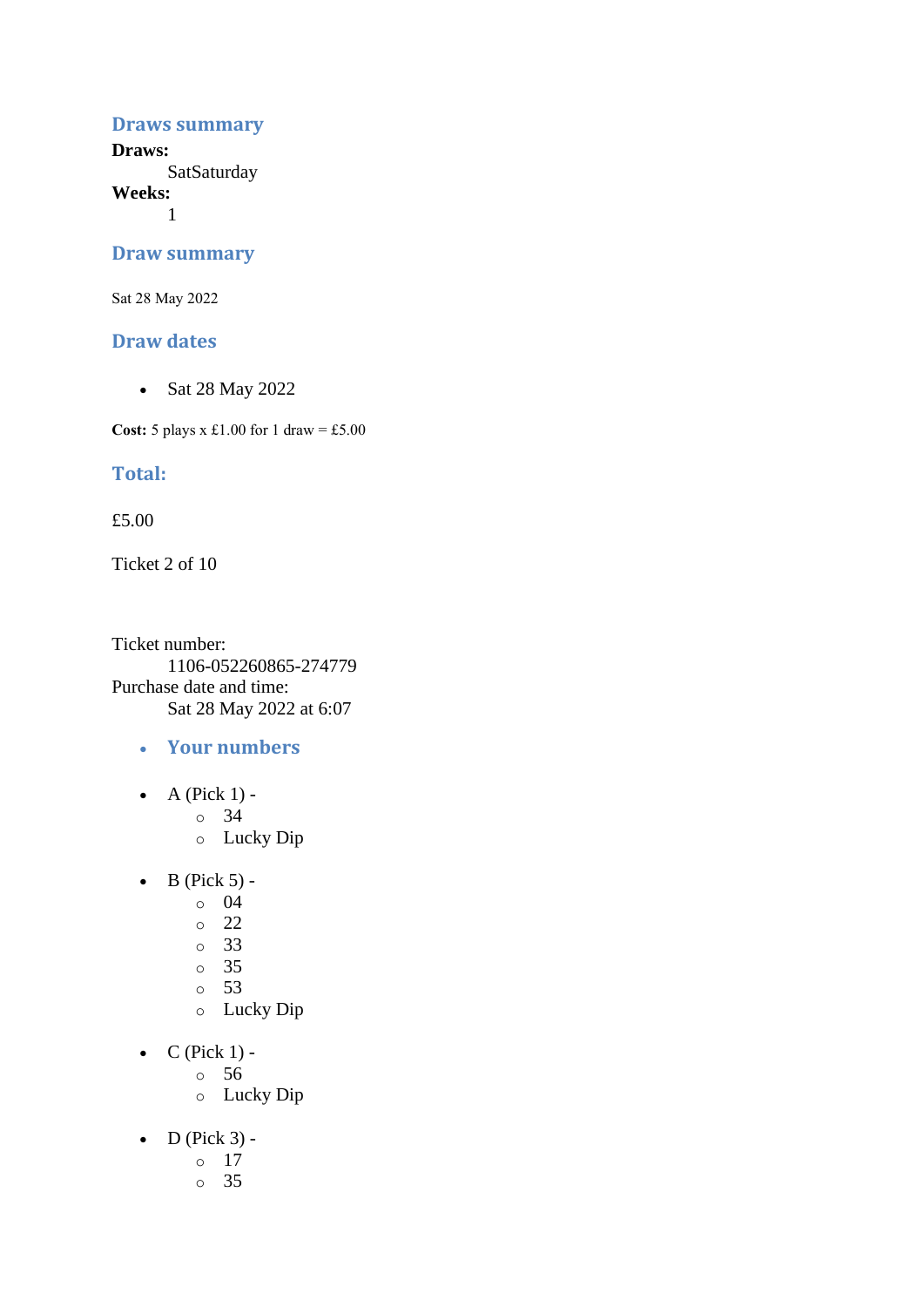### Draws summary

**Draws:**
SatSaturday

**Weeks:**
1

### Draw summary

Sat 28 May 2022

### Draw dates

- Sat 28 May 2022

**Cost:** 5 plays x £1.00 for 1 draw = £5.00

### Total:

£5.00

Ticket 2 of 10

Ticket number:
1106-052260865-274779

Purchase date and time:
Sat 28 May 2022 at 6:07

- **Your numbers**

- A (Pick 1) -
  - 34
  - Lucky Dip

- B (Pick 5) -
  - 04
  - 22
  - 33
  - 35
  - 53
  - Lucky Dip

- C (Pick 1) -
  - 56
  - Lucky Dip

- D (Pick 3) -
  - 17
  - 35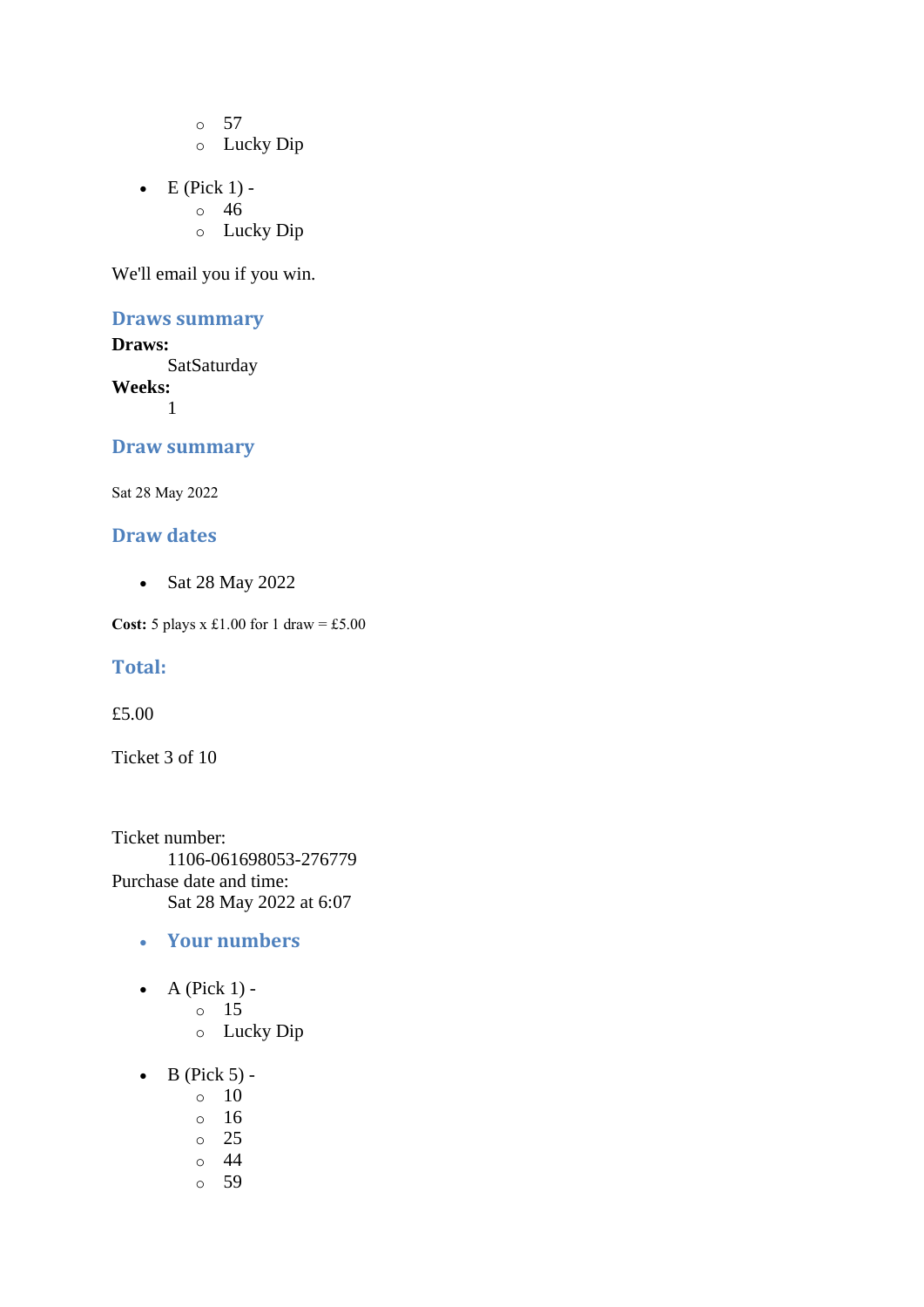- 57
  - Lucky Dip

- E (Pick 1) -
  - 46
  - Lucky Dip

We'll email you if you win.

### Draws summary

**Draws:**
SatSaturday
**Weeks:**
1

### Draw summary

Sat 28 May 2022

### Draw dates

- Sat 28 May 2022

**Cost:** 5 plays x £1.00 for 1 draw = £5.00

### Total:

£5.00

Ticket 3 of 10

Ticket number:
1106-061698053-276779
Purchase date and time:
Sat 28 May 2022 at 6:07

- **Your numbers**

- A (Pick 1) -
  - 15
  - Lucky Dip

- B (Pick 5) -
  - 10
  - 16
  - 25
  - 44
  - 59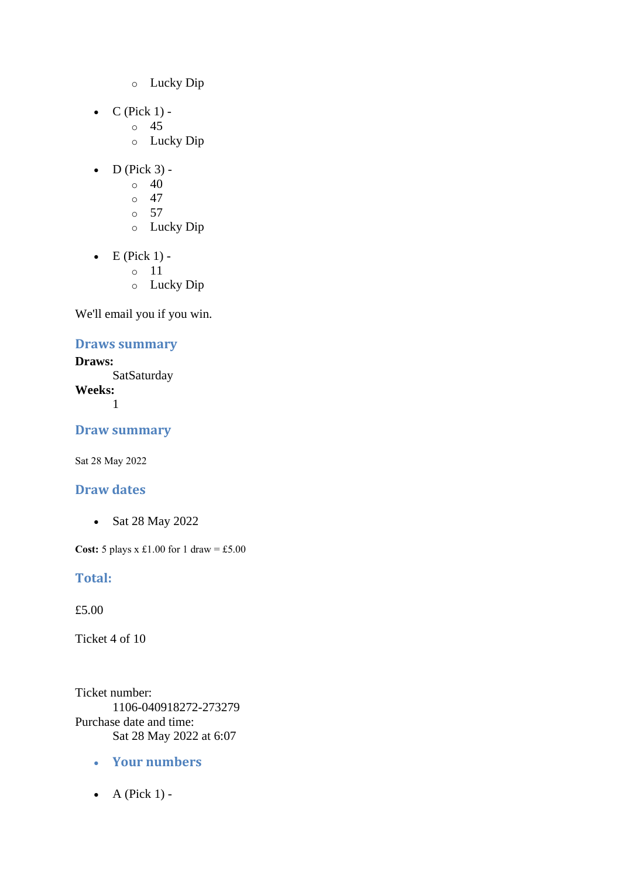- Lucky Dip

- C (Pick 1) -
  - 45
  - Lucky Dip

- D (Pick 3) -
  - 40
  - 47
  - 57
  - Lucky Dip

- E (Pick 1) -
  - 11
  - Lucky Dip

We'll email you if you win.

### Draws summary

**Draws:**
SatSaturday
**Weeks:**
1

### Draw summary

Sat 28 May 2022

### Draw dates

- Sat 28 May 2022

**Cost:** 5 plays x £1.00 for 1 draw = £5.00

### Total:

£5.00

Ticket 4 of 10

Ticket number:
1106-040918272-273279
Purchase date and time:
Sat 28 May 2022 at 6:07

- **Your numbers**

- A (Pick 1) -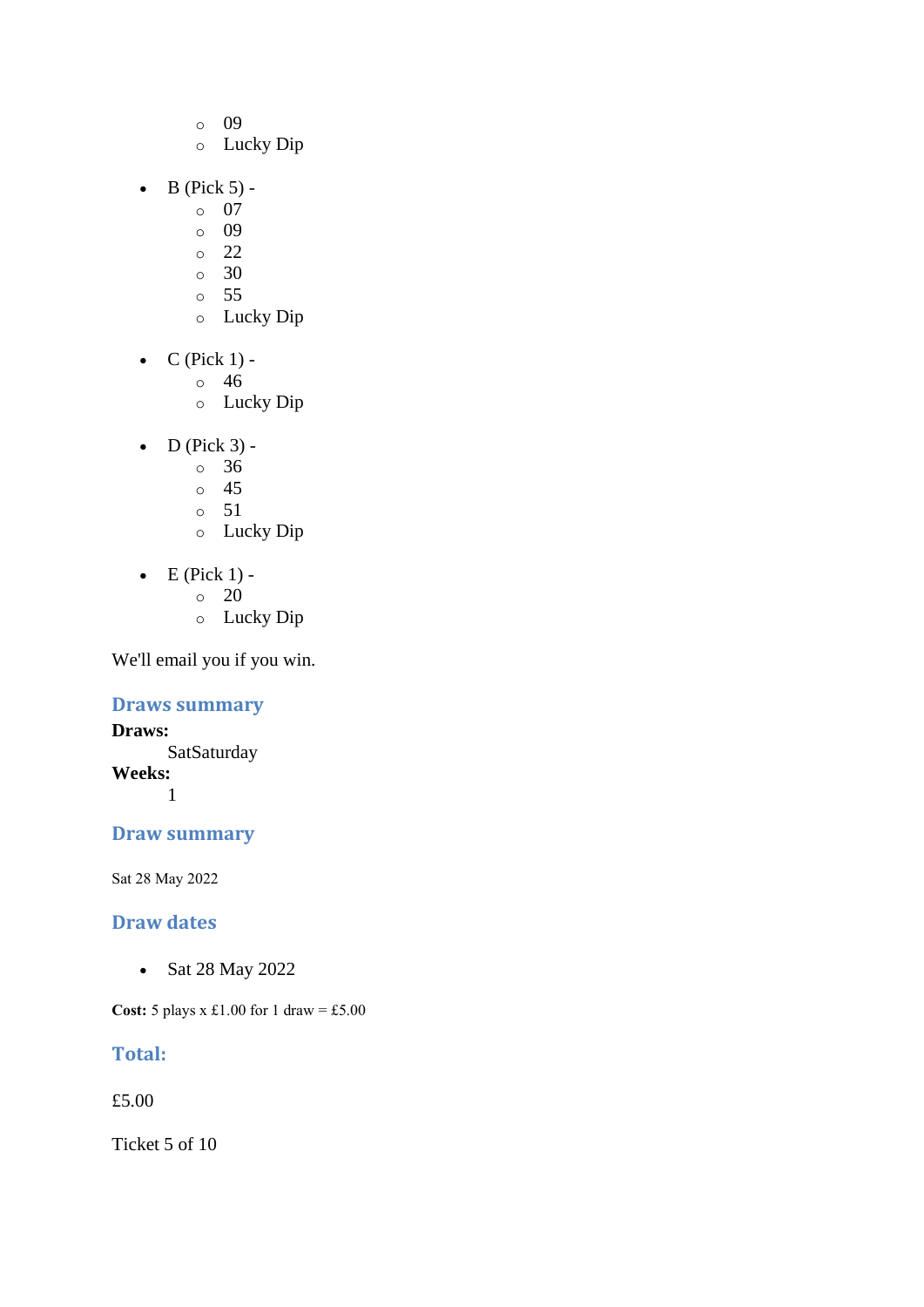- 09
    - Lucky Dip

- B (Pick 5) -
    - 07
    - 09
    - 22
    - 30
    - 55
    - Lucky Dip

- C (Pick 1) -
    - 46
    - Lucky Dip

- D (Pick 3) -
    - 36
    - 45
    - 51
    - Lucky Dip

- E (Pick 1) -
    - 20
    - Lucky Dip

We'll email you if you win.

## Draws summary

**Draws:**
    SatSaturday
**Weeks:**
    1

## Draw summary

Sat 28 May 2022

## Draw dates

- Sat 28 May 2022

**Cost:** 5 plays x £1.00 for 1 draw = £5.00

## Total:

£5.00

Ticket 5 of 10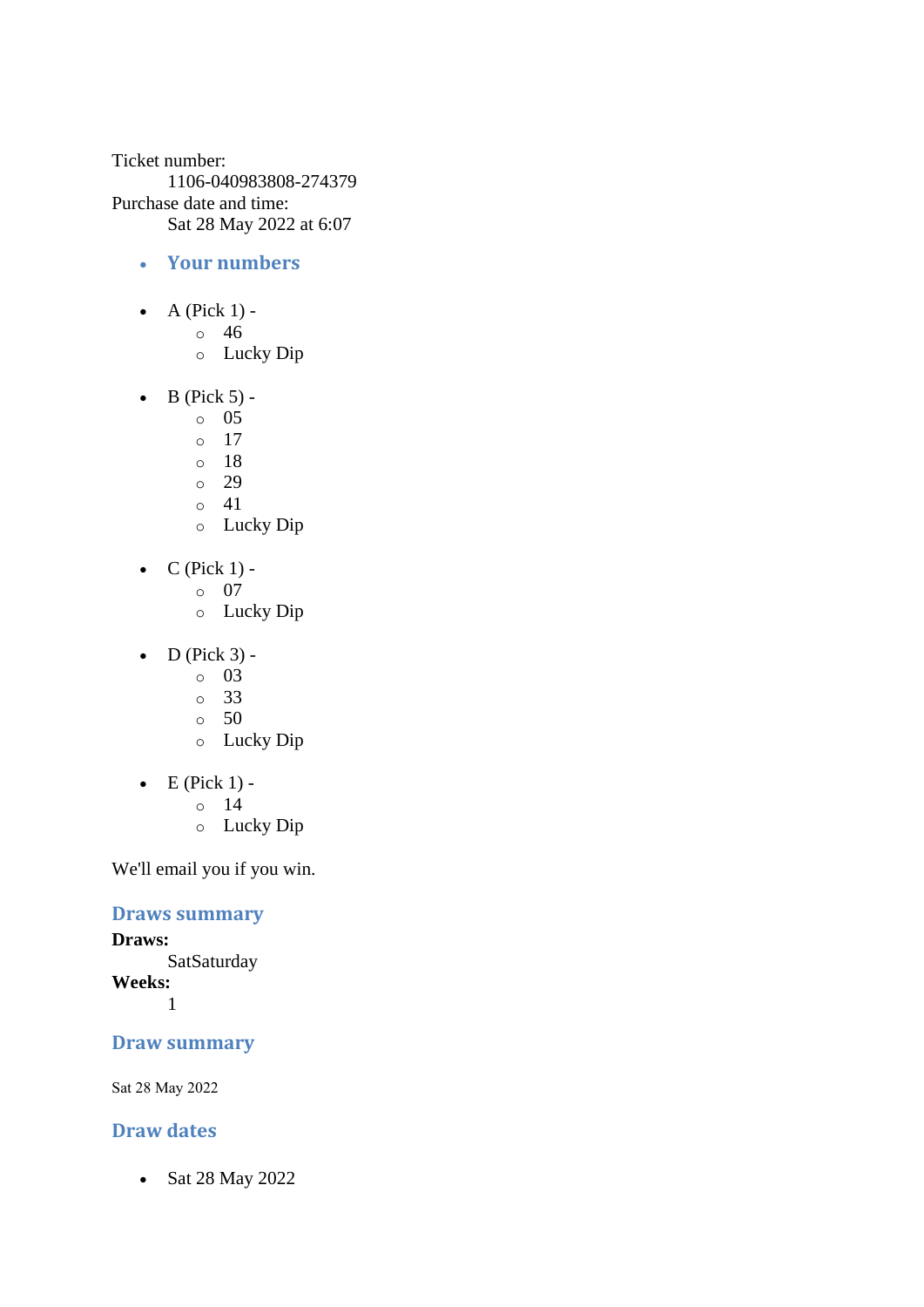Ticket number:
: 1106-040983808-274379

Purchase date and time:
: Sat 28 May 2022 at 6:07

- ## Your numbers

- A (Pick 1) -
    - 46
    - Lucky Dip

- B (Pick 5) -
    - 05
    - 17
    - 18
    - 29
    - 41
    - Lucky Dip

- C (Pick 1) -
    - 07
    - Lucky Dip

- D (Pick 3) -
    - 03
    - 33
    - 50
    - Lucky Dip

- E (Pick 1) -
    - 14
    - Lucky Dip

We'll email you if you win.

## Draws summary

**Draws:**
: SatSaturday

**Weeks:**
: 1

## Draw summary

Sat 28 May 2022

## Draw dates

- Sat 28 May 2022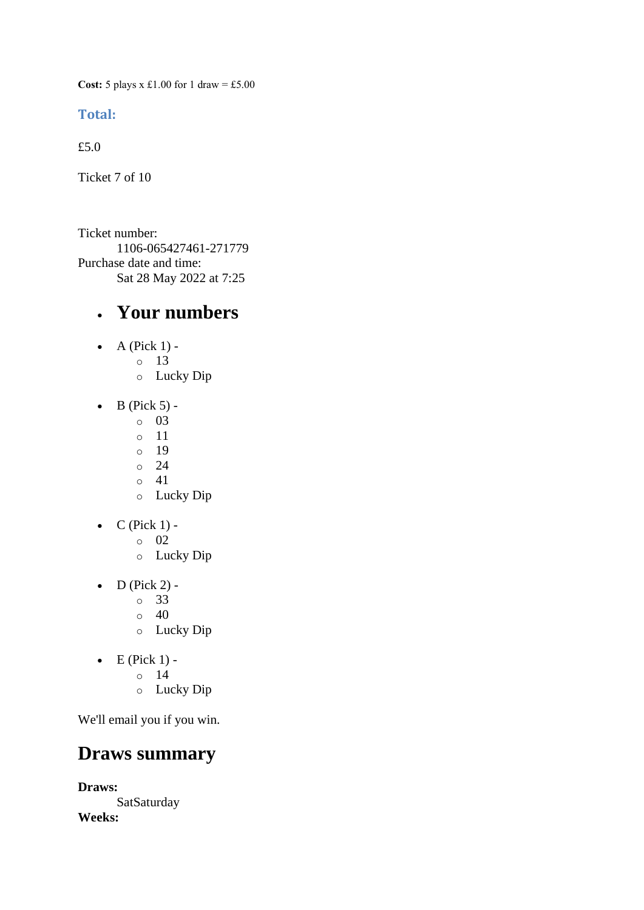**Cost:** 5 plays x £1.00 for 1 draw = £5.00

### Total:

£5.0

Ticket 7 of 10

Ticket number:
 1106-065427461-271779
Purchase date and time:
 Sat 28 May 2022 at 7:25

- ## Your numbers

- A (Pick 1) -
  - 13
  - Lucky Dip

- B (Pick 5) -
  - 03
  - 11
  - 19
  - 24
  - 41
  - Lucky Dip

- C (Pick 1) -
  - 02
  - Lucky Dip

- D (Pick 2) -
  - 33
  - 40
  - Lucky Dip

- E (Pick 1) -
  - 14
  - Lucky Dip

We'll email you if you win.

## Draws summary

**Draws:**
 SatSaturday
**Weeks:**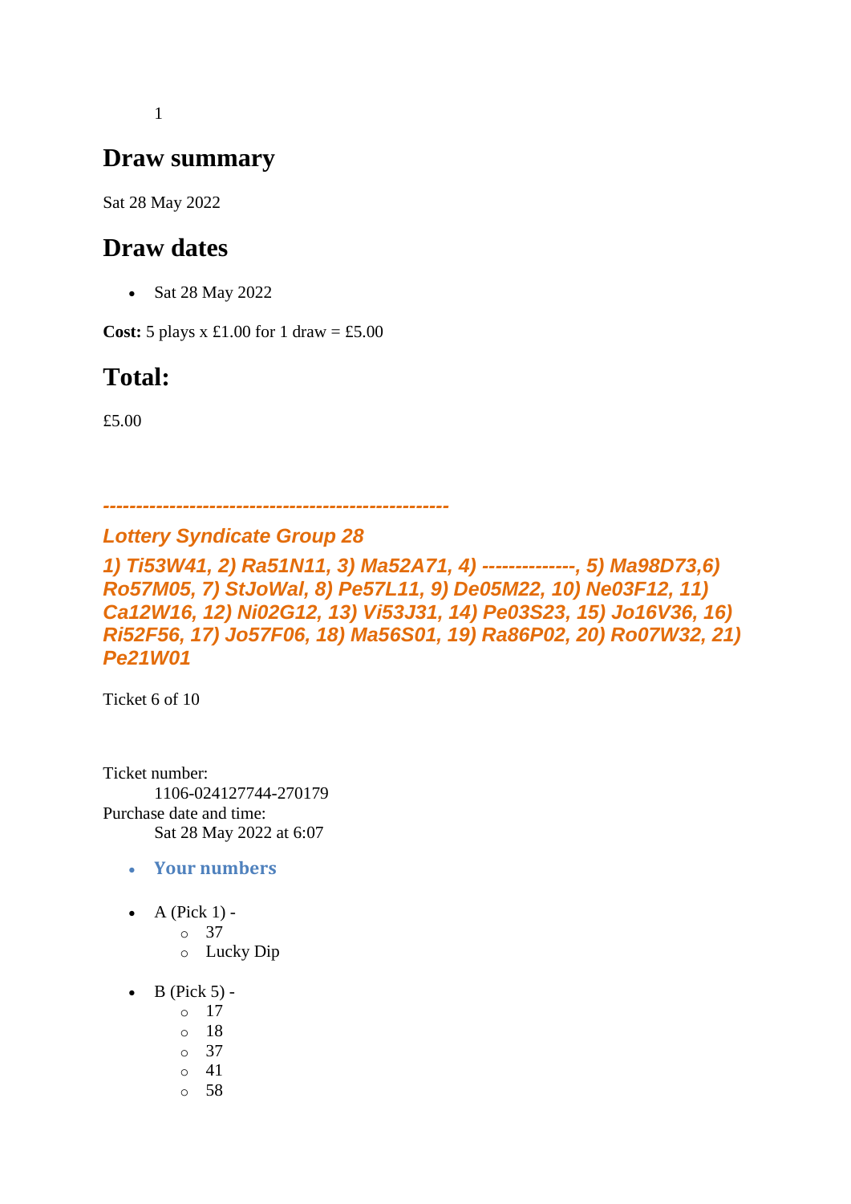1

## Draw summary

Sat 28 May 2022

## Draw dates

- Sat 28 May 2022

**Cost:** 5 plays x £1.00 for 1 draw = £5.00

## Total:

£5.00

***---------------------------------------------------***

### *Lottery Syndicate Group 28*

### *1) Ti53W41, 2) Ra51N11, 3) Ma52A71, 4) --------------, 5) Ma98D73,6) Ro57M05, 7) StJoWal, 8) Pe57L11, 9) De05M22, 10) Ne03F12, 11) Ca12W16, 12) Ni02G12, 13) Vi53J31, 14) Pe03S23, 15) Jo16V36, 16) Ri52F56, 17) Jo57F06, 18) Ma56S01, 19) Ra86P02, 20) Ro07W32, 21) Pe21W01*

Ticket 6 of 10

Ticket number:
    1106-024127744-270179
Purchase date and time:
    Sat 28 May 2022 at 6:07

- **Your numbers**

- A (Pick 1) -
    - 37
    - Lucky Dip

- B (Pick 5) -
    - 17
    - 18
    - 37
    - 41
    - 58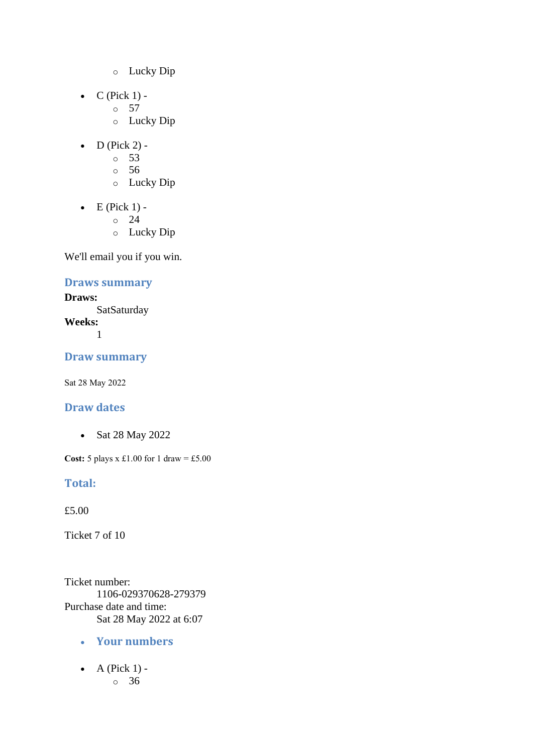- Lucky Dip

- C (Pick 1) -
    - 57
    - Lucky Dip

- D (Pick 2) -
    - 53
    - 56
    - Lucky Dip

- E (Pick 1) -
    - 24
    - Lucky Dip

We'll email you if you win.

### Draws summary

**Draws:**
    SatSaturday
**Weeks:**
    1

### Draw summary

Sat 28 May 2022

### Draw dates

- Sat 28 May 2022

**Cost:** 5 plays x £1.00 for 1 draw = £5.00

### Total:

£5.00

Ticket 7 of 10

Ticket number:
    1106-029370628-279379
Purchase date and time:
    Sat 28 May 2022 at 6:07

- ### Your numbers

- A (Pick 1) -
    - 36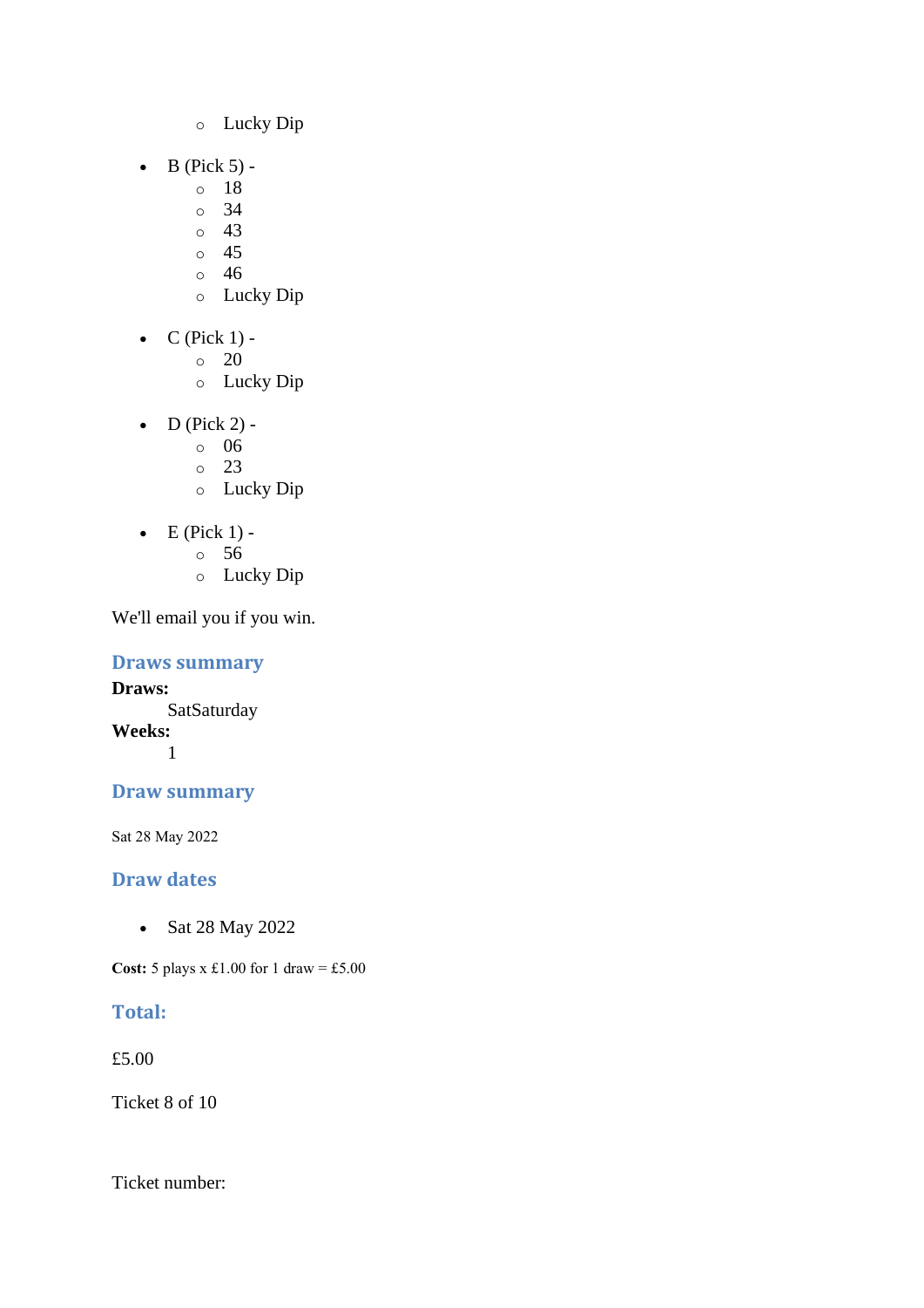- Lucky Dip

- B (Pick 5) -
    - 18
    - 34
    - 43
    - 45
    - 46
    - Lucky Dip

- C (Pick 1) -
    - 20
    - Lucky Dip

- D (Pick 2) -
    - 06
    - 23
    - Lucky Dip

- E (Pick 1) -
    - 56
    - Lucky Dip

We'll email you if you win.

## Draws summary

**Draws:**
SatSaturday

**Weeks:**
1

## Draw summary

Sat 28 May 2022

## Draw dates

- Sat 28 May 2022

**Cost:** 5 plays x £1.00 for 1 draw = £5.00

## Total:

£5.00

Ticket 8 of 10

Ticket number: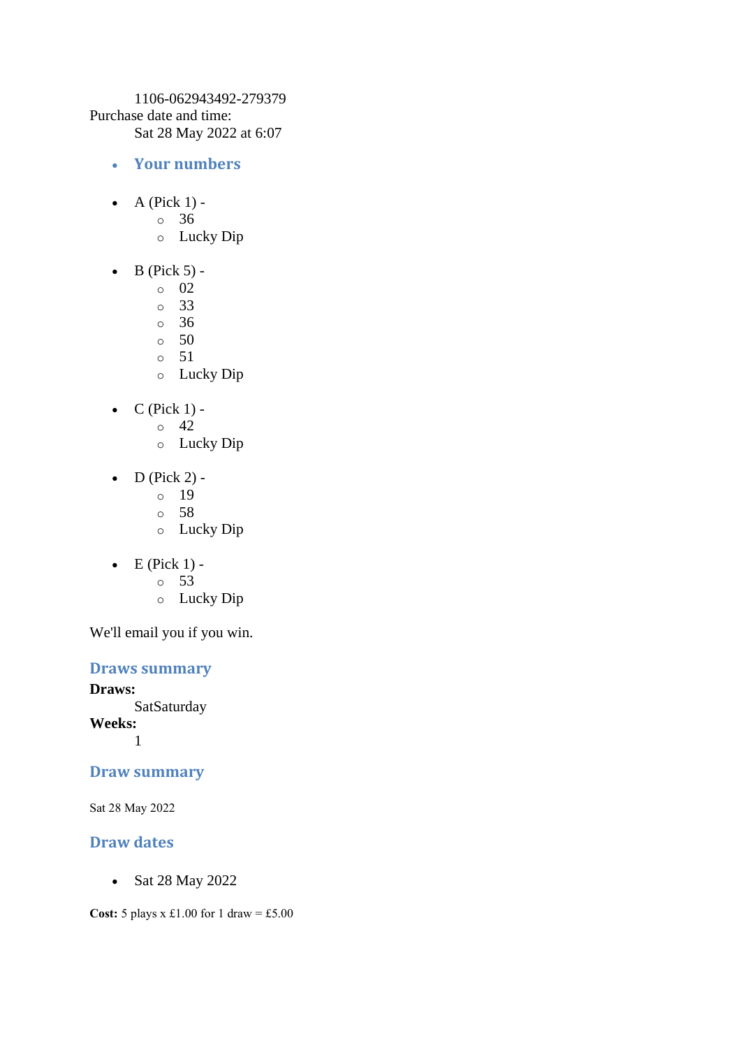1106-062943492-279379

Purchase date and time:

Sat 28 May 2022 at 6:07

- **Your numbers**

- A (Pick 1) -
  - 36
  - Lucky Dip

- B (Pick 5) -
  - 02
  - 33
  - 36
  - 50
  - 51
  - Lucky Dip

- C (Pick 1) -
  - 42
  - Lucky Dip

- D (Pick 2) -
  - 19
  - 58
  - Lucky Dip

- E (Pick 1) -
  - 53
  - Lucky Dip

We'll email you if you win.

## Draws summary

**Draws:**

SatSaturday

**Weeks:**

1

## Draw summary

Sat 28 May 2022

## Draw dates

- Sat 28 May 2022

**Cost:** 5 plays x £1.00 for 1 draw = £5.00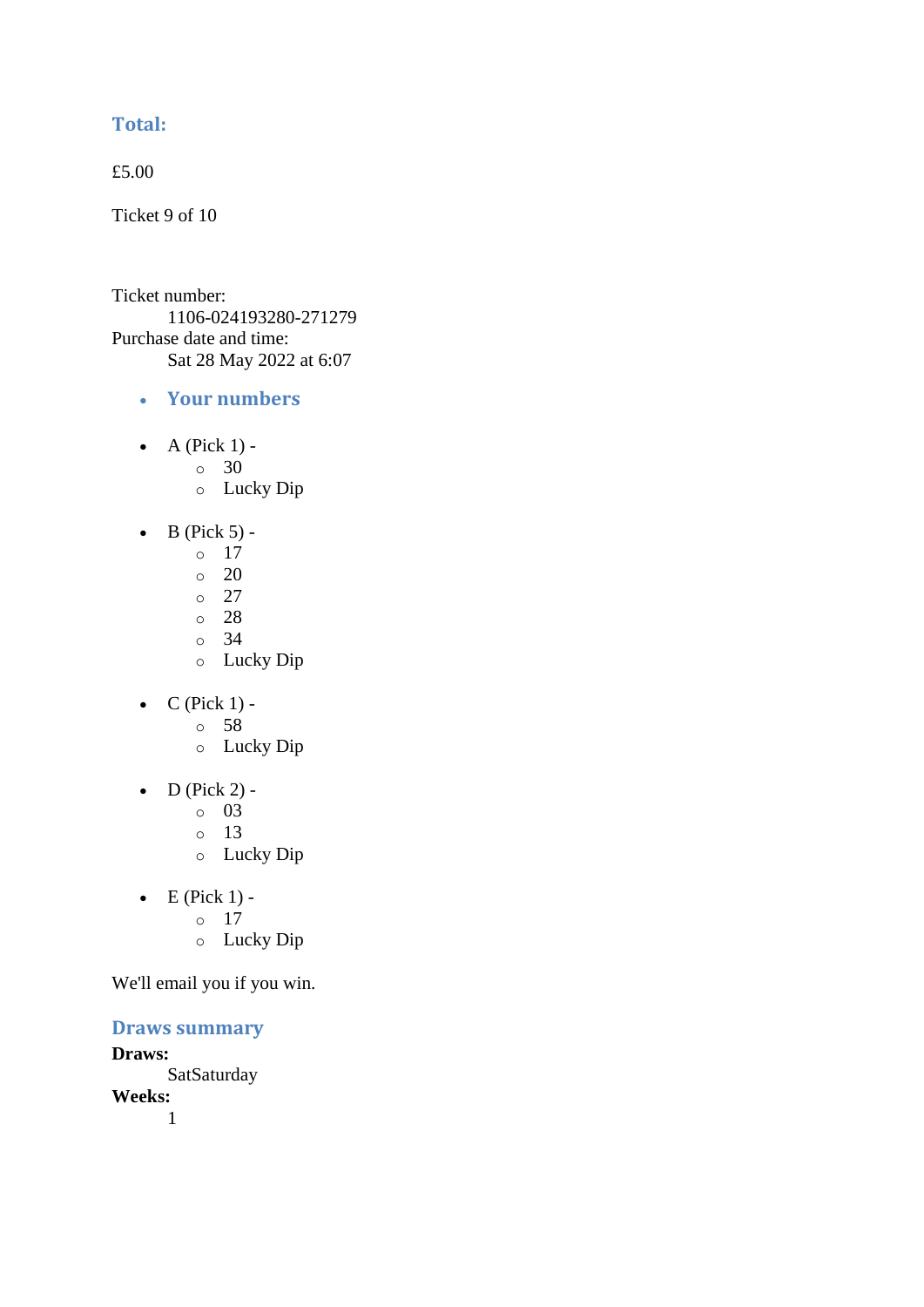### Total:

£5.00

Ticket 9 of 10

Ticket number:
    1106-024193280-271279
Purchase date and time:
    Sat 28 May 2022 at 6:07

- ### Your numbers

- A (Pick 1) -
  - 30
  - Lucky Dip

- B (Pick 5) -
  - 17
  - 20
  - 27
  - 28
  - 34
  - Lucky Dip

- C (Pick 1) -
  - 58
  - Lucky Dip

- D (Pick 2) -
  - 03
  - 13
  - Lucky Dip

- E (Pick 1) -
  - 17
  - Lucky Dip

We'll email you if you win.

### Draws summary

**Draws:**
    SatSaturday
**Weeks:**
    1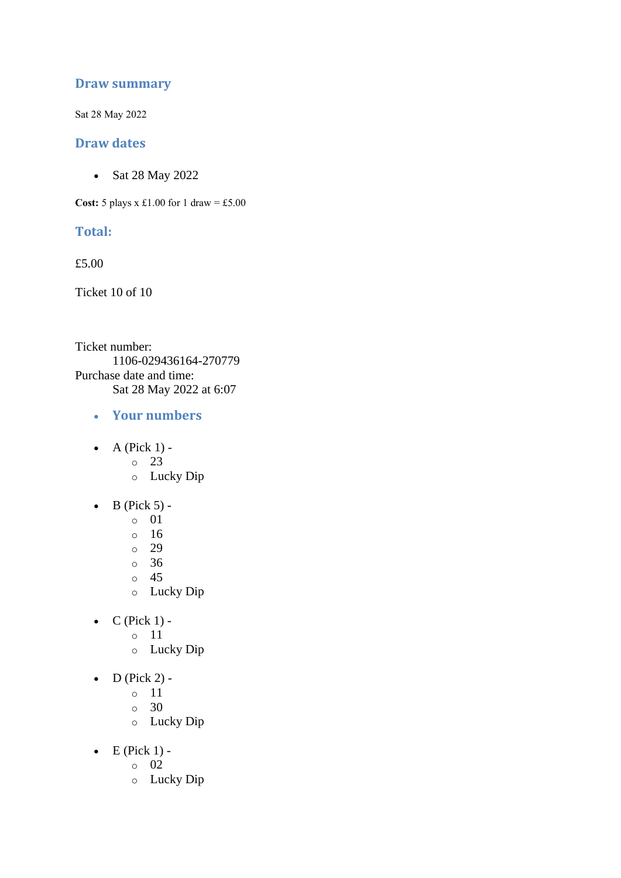## Draw summary

Sat 28 May 2022

## Draw dates

- Sat 28 May 2022

**Cost:** 5 plays x £1.00 for 1 draw = £5.00

## Total:

£5.00

Ticket 10 of 10

Ticket number:
    1106-029436164-270779
Purchase date and time:
    Sat 28 May 2022 at 6:07

- **Your numbers**

- A (Pick 1) -
  - 23
  - Lucky Dip

- B (Pick 5) -
  - 01
  - 16
  - 29
  - 36
  - 45
  - Lucky Dip

- C (Pick 1) -
  - 11
  - Lucky Dip

- D (Pick 2) -
  - 11
  - 30
  - Lucky Dip

- E (Pick 1) -
  - 02
  - Lucky Dip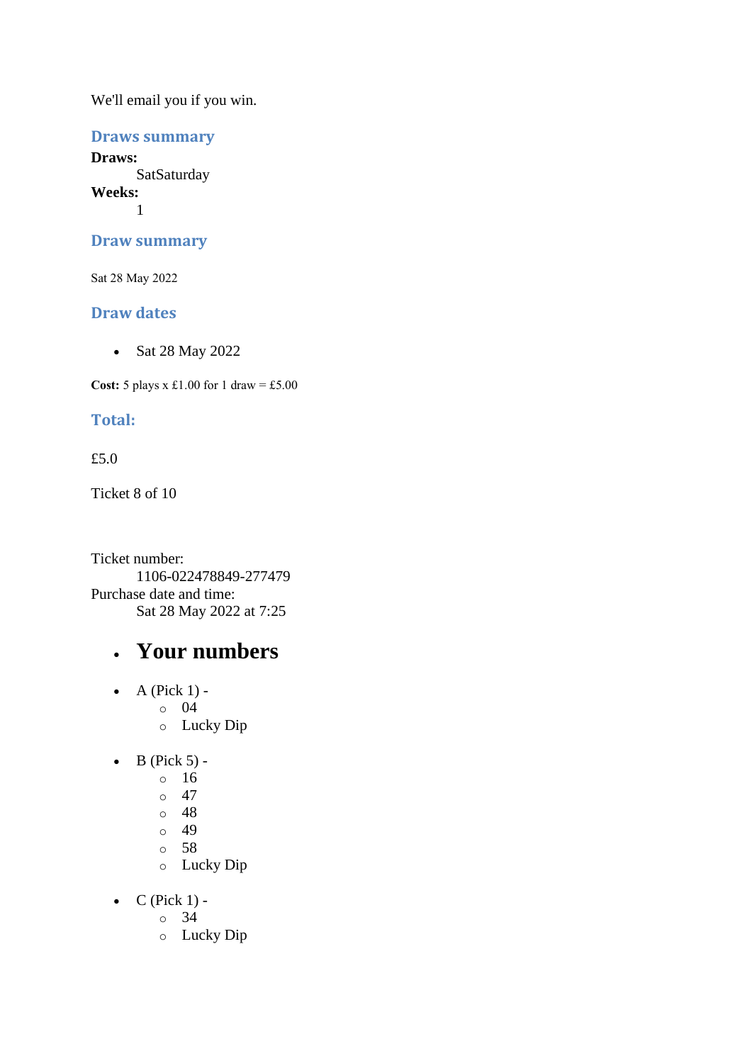We'll email you if you win.

### Draws summary

**Draws:**
: SatSaturday

**Weeks:**
: 1

### Draw summary

Sat 28 May 2022

### Draw dates

- Sat 28 May 2022

**Cost:** 5 plays x £1.00 for 1 draw = £5.00

### Total:

£5.0

Ticket 8 of 10

Ticket number:
: 1106-022478849-277479

Purchase date and time:
: Sat 28 May 2022 at 7:25

- # Your numbers

- A (Pick 1) -
  - 04
  - Lucky Dip
- B (Pick 5) -
  - 16
  - 47
  - 48
  - 49
  - 58
  - Lucky Dip
- C (Pick 1) -
  - 34
  - Lucky Dip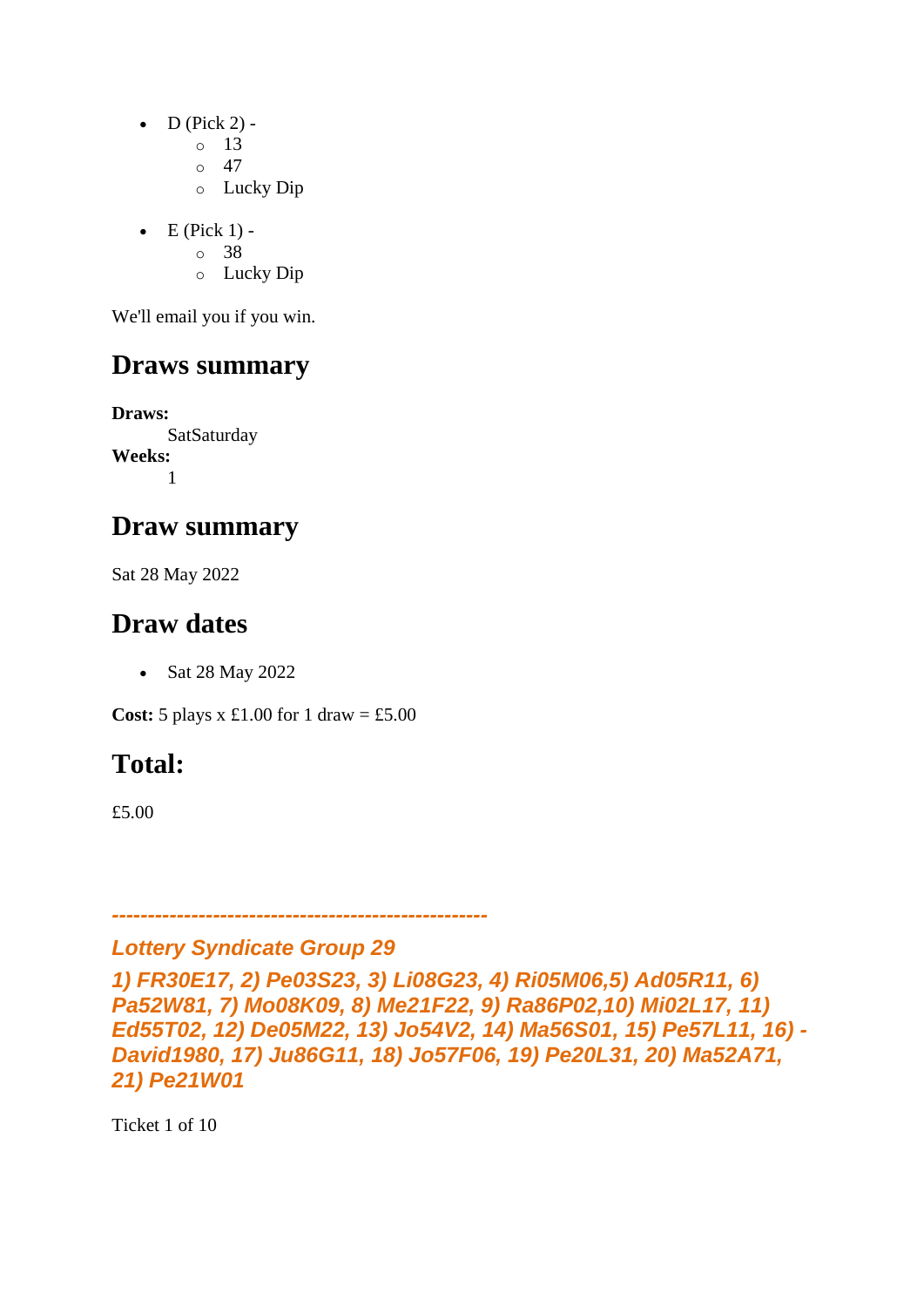- D (Pick 2) -
    - 13
    - 47
    - Lucky Dip
- E (Pick 1) -
    - 38
    - Lucky Dip

We'll email you if you win.

## Draws summary

**Draws:**
SatSaturday
**Weeks:**
1

## Draw summary

Sat 28 May 2022

## Draw dates

- Sat 28 May 2022

**Cost:** 5 plays x £1.00 for 1 draw = £5.00

## Total:

£5.00

*----------------------------------------------------*

***Lottery Syndicate Group 29***

***1) FR30E17, 2) Pe03S23, 3) Li08G23, 4) Ri05M06,5) Ad05R11, 6) Pa52W81, 7) Mo08K09, 8) Me21F22, 9) Ra86P02,10) Mi02L17, 11) Ed55T02, 12) De05M22, 13) Jo54V2, 14) Ma56S01, 15) Pe57L11, 16) -David1980, 17) Ju86G11, 18) Jo57F06, 19) Pe20L31, 20) Ma52A71, 21) Pe21W01***

Ticket 1 of 10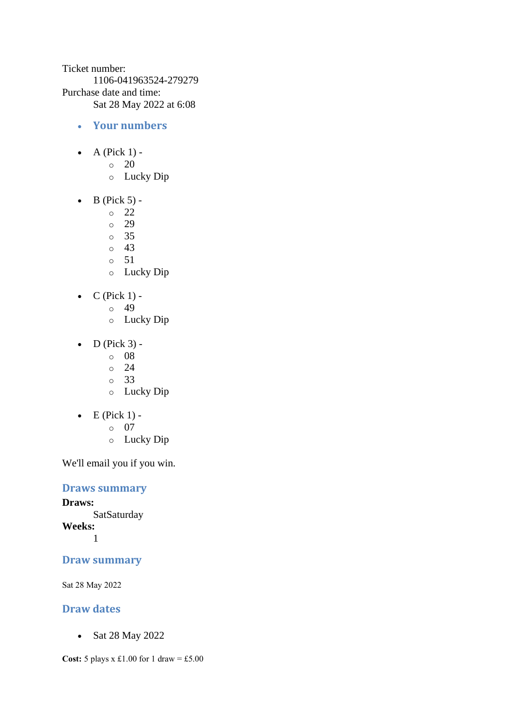Ticket number:

1106-041963524-279279

Purchase date and time:

Sat 28 May 2022 at 6:08

- ### Your numbers

- A (Pick 1) -
  - 20
  - Lucky Dip

- B (Pick 5) -
  - 22
  - 29
  - 35
  - 43
  - 51
  - Lucky Dip

- C (Pick 1) -
  - 49
  - Lucky Dip

- D (Pick 3) -
  - 08
  - 24
  - 33
  - Lucky Dip

- E (Pick 1) -
  - 07
  - Lucky Dip

We'll email you if you win.

### Draws summary

**Draws:**

SatSaturday

**Weeks:**

1

### Draw summary

Sat 28 May 2022

### Draw dates

- Sat 28 May 2022

**Cost:** 5 plays x £1.00 for 1 draw = £5.00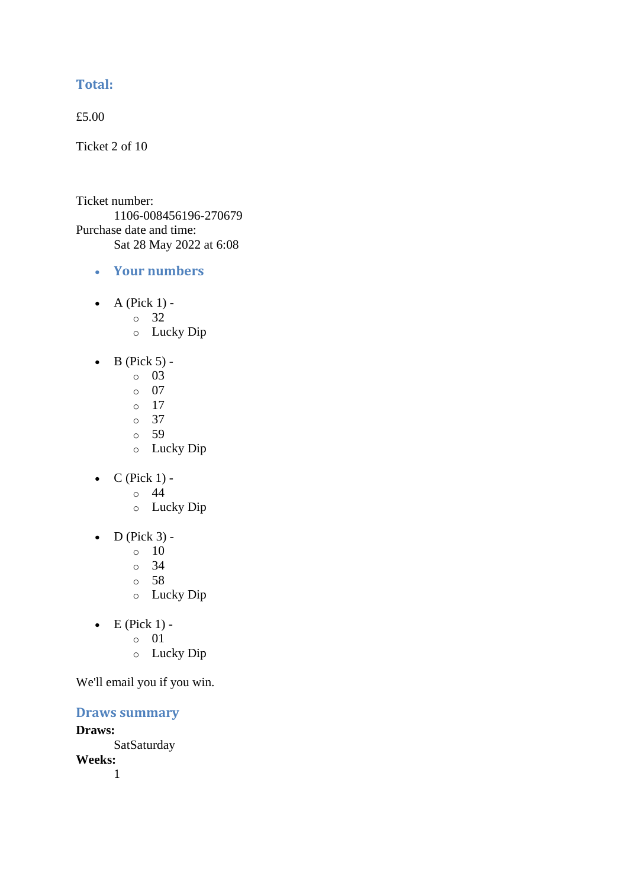### Total:

£5.00

Ticket 2 of 10

Ticket number:
    1106-008456196-270679
Purchase date and time:
    Sat 28 May 2022 at 6:08

- ### Your numbers

- A (Pick 1) -
  - 32
  - Lucky Dip

- B (Pick 5) -
  - 03
  - 07
  - 17
  - 37
  - 59
  - Lucky Dip

- C (Pick 1) -
  - 44
  - Lucky Dip

- D (Pick 3) -
  - 10
  - 34
  - 58
  - Lucky Dip

- E (Pick 1) -
  - 01
  - Lucky Dip

We'll email you if you win.

### Draws summary

**Draws:**
    SatSaturday
**Weeks:**
    1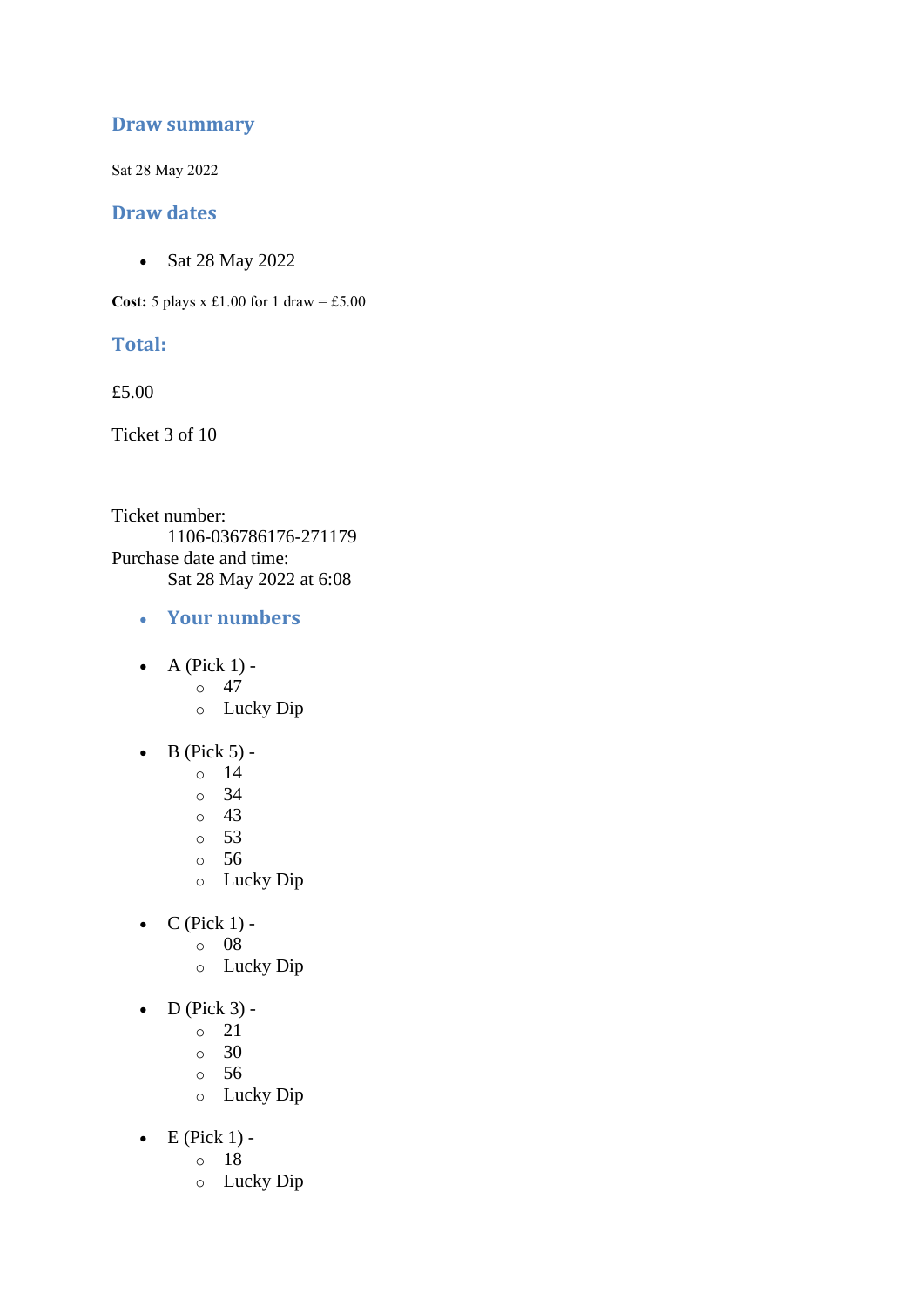## Draw summary

Sat 28 May 2022

## Draw dates

- Sat 28 May 2022

**Cost:** 5 plays x £1.00 for 1 draw = £5.00

## Total:

£5.00

Ticket 3 of 10

Ticket number:
    1106-036786176-271179
Purchase date and time:
    Sat 28 May 2022 at 6:08

- ### Your numbers

- A (Pick 1) -
  - 47
  - Lucky Dip

- B (Pick 5) -
  - 14
  - 34
  - 43
  - 53
  - 56
  - Lucky Dip

- C (Pick 1) -
  - 08
  - Lucky Dip

- D (Pick 3) -
  - 21
  - 30
  - 56
  - Lucky Dip

- E (Pick 1) -
  - 18
  - Lucky Dip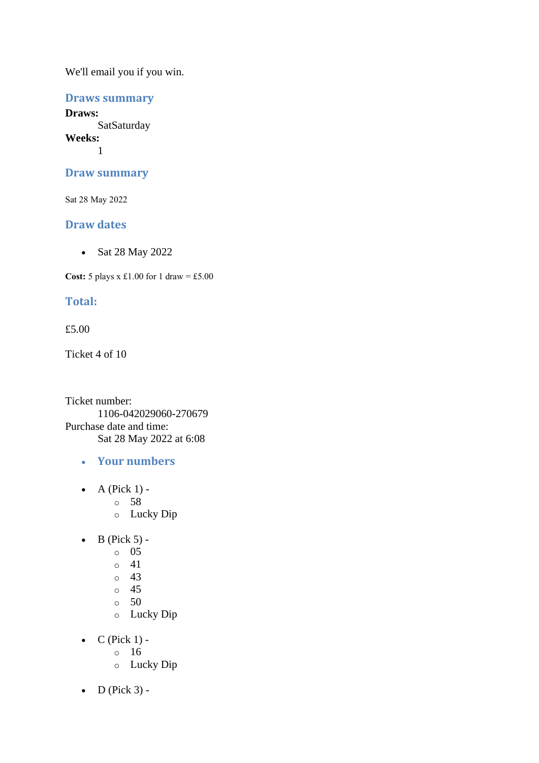We'll email you if you win.

### Draws summary

**Draws:**
: SatSaturday

**Weeks:**
: 1

### Draw summary

Sat 28 May 2022

### Draw dates

- Sat 28 May 2022

**Cost:** 5 plays x £1.00 for 1 draw = £5.00

### Total:

£5.00

Ticket 4 of 10

Ticket number:
: 1106-042029060-270679

Purchase date and time:
: Sat 28 May 2022 at 6:08

- **Your numbers**

- A (Pick 1) -
  - 58
  - Lucky Dip

- B (Pick 5) -
  - 05
  - 41
  - 43
  - 45
  - 50
  - Lucky Dip

- C (Pick 1) -
  - 16
  - Lucky Dip

- D (Pick 3) -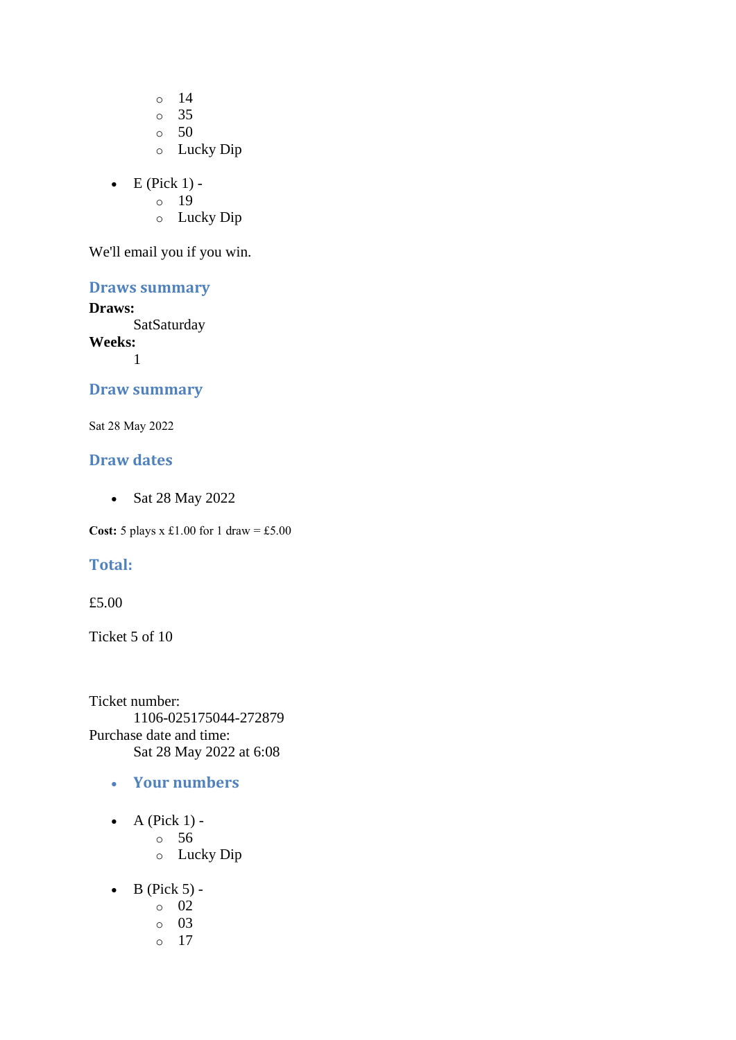- 14
- 35
- 50
- Lucky Dip

- E (Pick 1) -
  - 19
  - Lucky Dip

We'll email you if you win.

## Draws summary

**Draws:**
SatSaturday
**Weeks:**
1

## Draw summary

Sat 28 May 2022

## Draw dates

- Sat 28 May 2022

**Cost:** 5 plays x £1.00 for 1 draw = £5.00

## Total:

£5.00

Ticket 5 of 10

Ticket number:
1106-025175044-272879
Purchase date and time:
Sat 28 May 2022 at 6:08

- **Your numbers**

- A (Pick 1) -
  - 56
  - Lucky Dip

- B (Pick 5) -
  - 02
  - 03
  - 17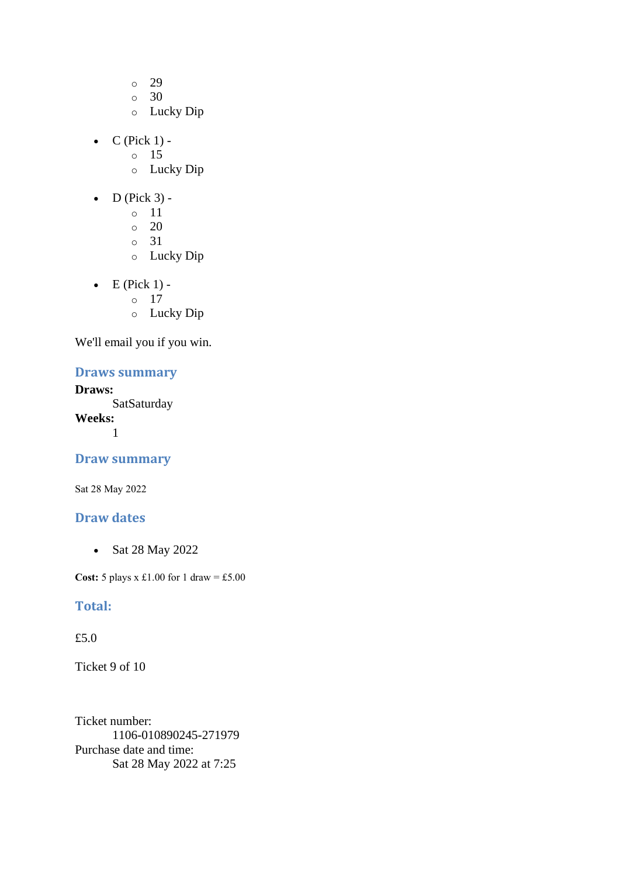- 29
    - 30
    - Lucky Dip

- C (Pick 1) -
    - 15
    - Lucky Dip

- D (Pick 3) -
    - 11
    - 20
    - 31
    - Lucky Dip

- E (Pick 1) -
    - 17
    - Lucky Dip

We'll email you if you win.

### Draws summary

**Draws:**
    SatSaturday
**Weeks:**
    1

### Draw summary

Sat 28 May 2022

### Draw dates

- Sat 28 May 2022

**Cost:** 5 plays x £1.00 for 1 draw = £5.00

### Total:

£5.0

Ticket 9 of 10

Ticket number:
    1106-010890245-271979
Purchase date and time:
    Sat 28 May 2022 at 7:25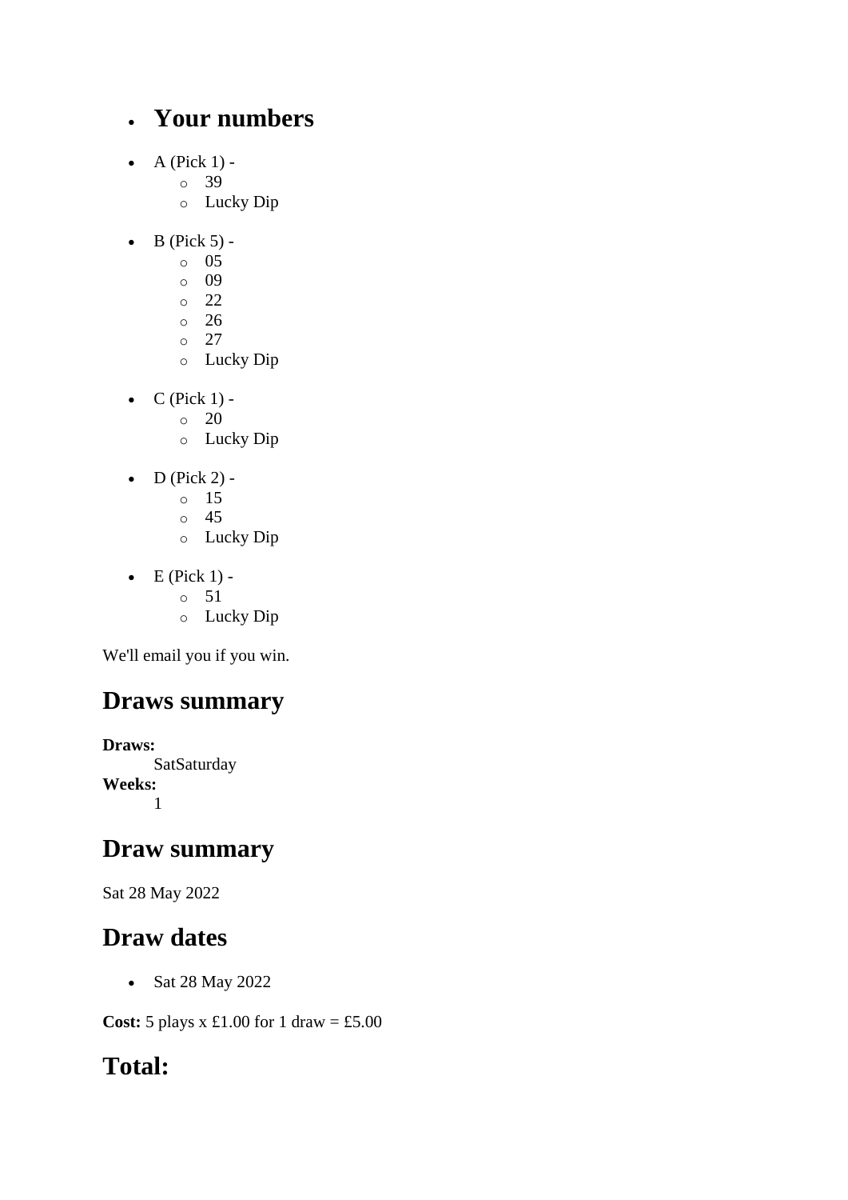- ## Your numbers

- A (Pick 1) -
  - 39
  - Lucky Dip

- B (Pick 5) -
  - 05
  - 09
  - 22
  - 26
  - 27
  - Lucky Dip

- C (Pick 1) -
  - 20
  - Lucky Dip

- D (Pick 2) -
  - 15
  - 45
  - Lucky Dip

- E (Pick 1) -
  - 51
  - Lucky Dip

We'll email you if you win.

## Draws summary

**Draws:**
SatSaturday
**Weeks:**
1

## Draw summary

Sat 28 May 2022

## Draw dates

- Sat 28 May 2022

**Cost:** 5 plays x £1.00 for 1 draw = £5.00

## Total: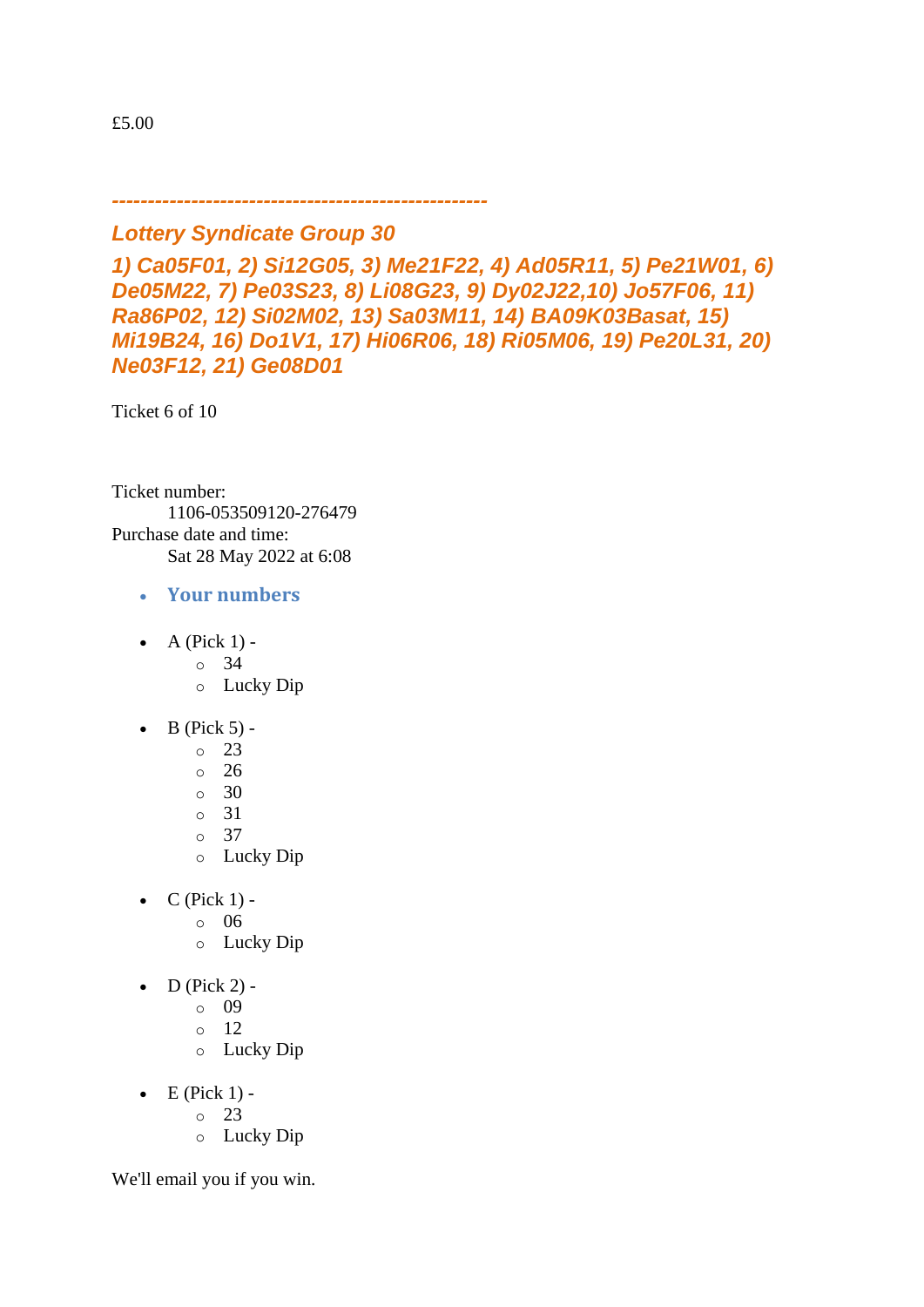£5.00

*---------------------------------------------------*

### *Lottery Syndicate Group 30*

### *1) Ca05F01, 2) Si12G05, 3) Me21F22, 4) Ad05R11, 5) Pe21W01, 6) De05M22, 7) Pe03S23, 8) Li08G23, 9) Dy02J22,10) Jo57F06, 11) Ra86P02, 12) Si02M02, 13) Sa03M11, 14) BA09K03Basat, 15) Mi19B24, 16) Do1V1, 17) Hi06R06, 18) Ri05M06, 19) Pe20L31, 20) Ne03F12, 21) Ge08D01*

Ticket 6 of 10

Ticket number:
 1106-053509120-276479
Purchase date and time:
 Sat 28 May 2022 at 6:08

- **Your numbers**

- A (Pick 1) -
  - 34
  - Lucky Dip
- B (Pick 5) -
  - 23
  - 26
  - 30
  - 31
  - 37
  - Lucky Dip
- C (Pick 1) -
  - 06
  - Lucky Dip
- D (Pick 2) -
  - 09
  - 12
  - Lucky Dip
- E (Pick 1) -
  - 23
  - Lucky Dip

We'll email you if you win.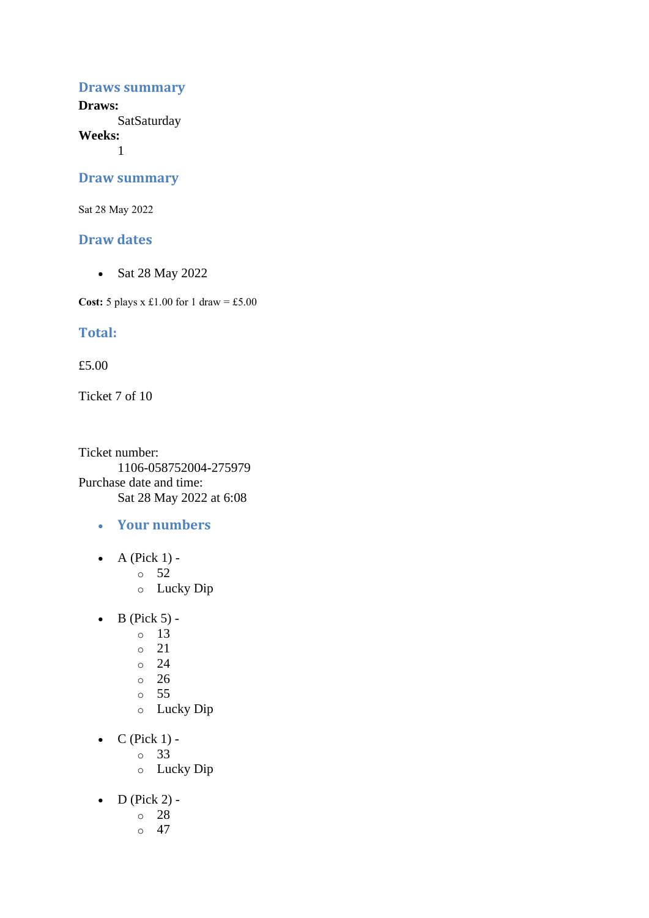### Draws summary

**Draws:**
: SatSaturday

**Weeks:**
: 1

### Draw summary

Sat 28 May 2022

### Draw dates

- Sat 28 May 2022

**Cost:** 5 plays x £1.00 for 1 draw = £5.00

### Total:

£5.00

Ticket 7 of 10

Ticket number:
: 1106-058752004-275979

Purchase date and time:
: Sat 28 May 2022 at 6:08

- **Your numbers**

- A (Pick 1) -
  - 52
  - Lucky Dip

- B (Pick 5) -
  - 13
  - 21
  - 24
  - 26
  - 55
  - Lucky Dip

- C (Pick 1) -
  - 33
  - Lucky Dip

- D (Pick 2) -
  - 28
  - 47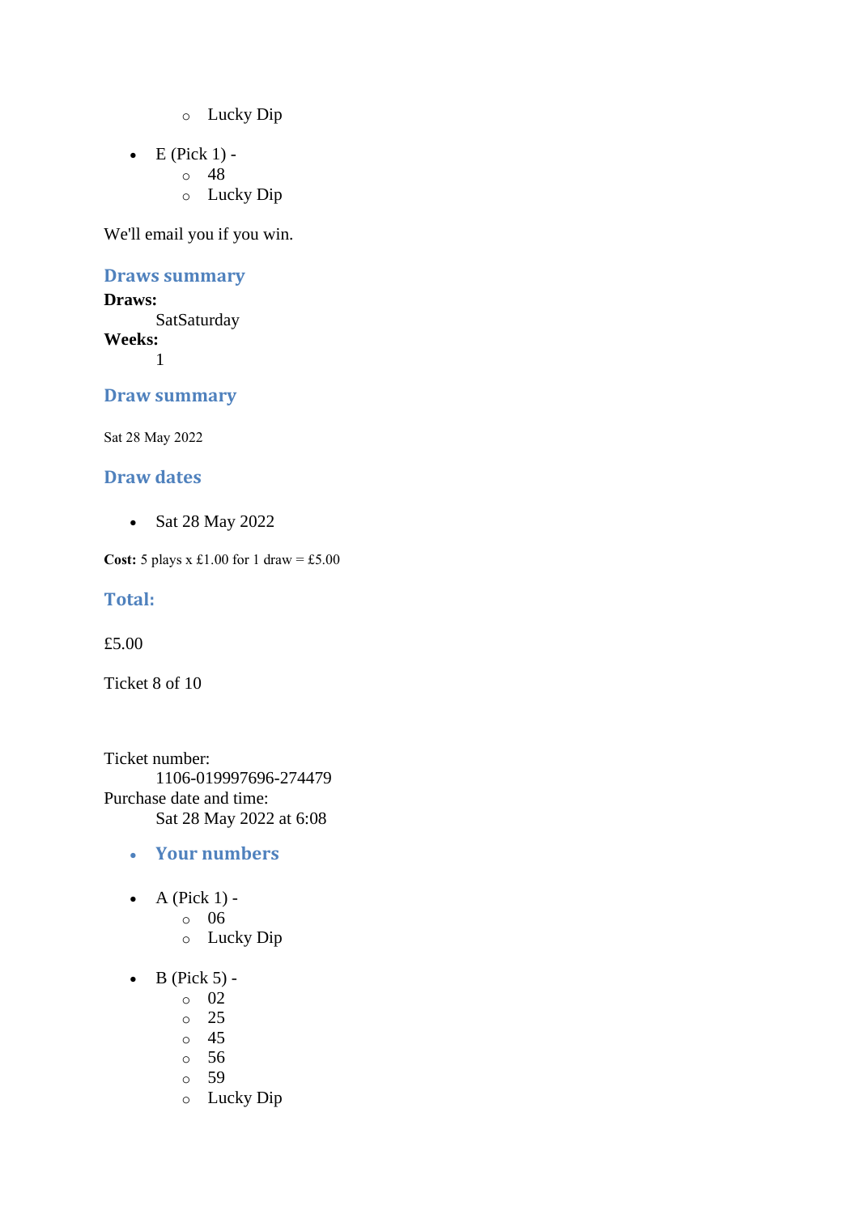- Lucky Dip

- E (Pick 1) -
  - 48
  - Lucky Dip

We'll email you if you win.

### Draws summary

**Draws:**
: SatSaturday

**Weeks:**
: 1

### Draw summary

Sat 28 May 2022

### Draw dates

- Sat 28 May 2022

**Cost:** 5 plays x £1.00 for 1 draw = £5.00

### Total:

£5.00

Ticket 8 of 10

Ticket number:
: 1106-019997696-274479

Purchase date and time:
: Sat 28 May 2022 at 6:08

- ### Your numbers

- A (Pick 1) -
  - 06
  - Lucky Dip

- B (Pick 5) -
  - 02
  - 25
  - 45
  - 56
  - 59
  - Lucky Dip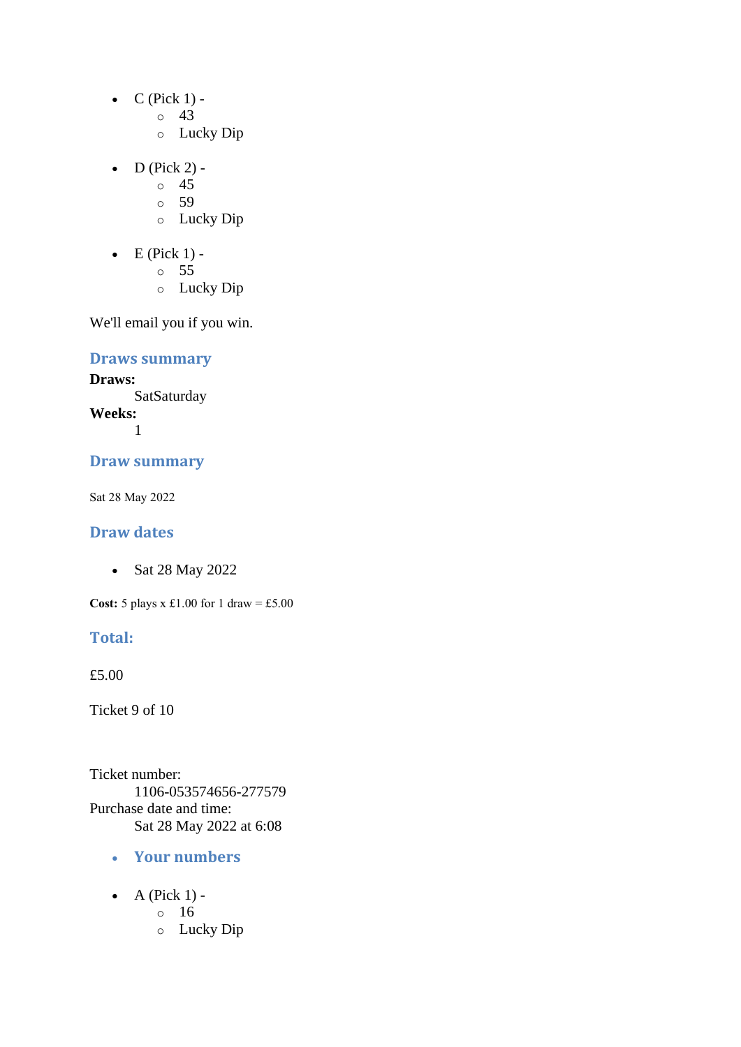- C (Pick 1) -
  - 43
  - Lucky Dip

- D (Pick 2) -
  - 45
  - 59
  - Lucky Dip

- E (Pick 1) -
  - 55
  - Lucky Dip

We'll email you if you win.

### Draws summary

**Draws:**
SatSaturday
**Weeks:**
1

### Draw summary

Sat 28 May 2022

### Draw dates

- Sat 28 May 2022

**Cost:** 5 plays x £1.00 for 1 draw = £5.00

### Total:

£5.00

Ticket 9 of 10

Ticket number:
1106-053574656-277579
Purchase date and time:
Sat 28 May 2022 at 6:08

- **Your numbers**

- A (Pick 1) -
  - 16
  - Lucky Dip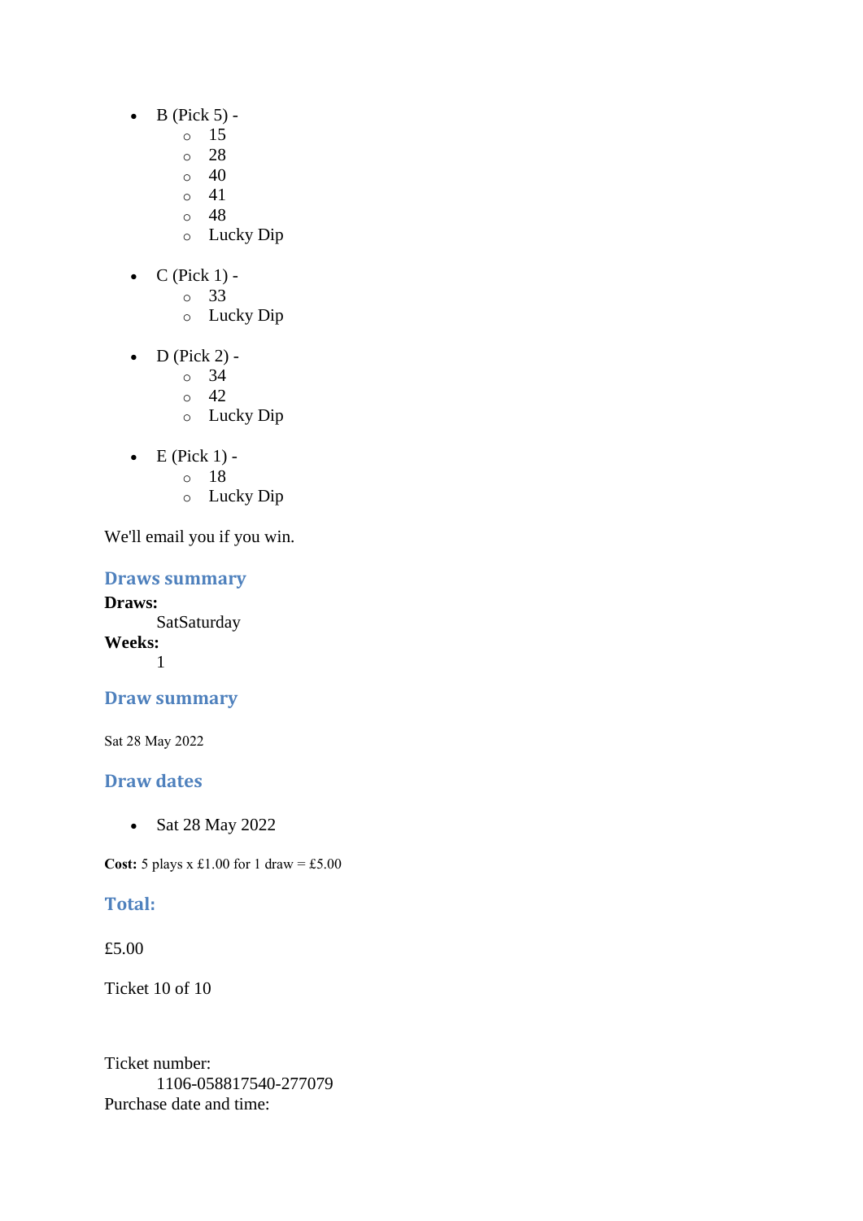- B (Pick 5) -
    - 15
    - 28
    - 40
    - 41
    - 48
    - Lucky Dip

- C (Pick 1) -
    - 33
    - Lucky Dip

- D (Pick 2) -
    - 34
    - 42
    - Lucky Dip

- E (Pick 1) -
    - 18
    - Lucky Dip

We'll email you if you win.

### Draws summary

**Draws:**
SatSaturday
**Weeks:**
1

### Draw summary

Sat 28 May 2022

### Draw dates

- Sat 28 May 2022

**Cost:** 5 plays x £1.00 for 1 draw = £5.00

### Total:

£5.00

Ticket 10 of 10

Ticket number:
1106-058817540-277079
Purchase date and time: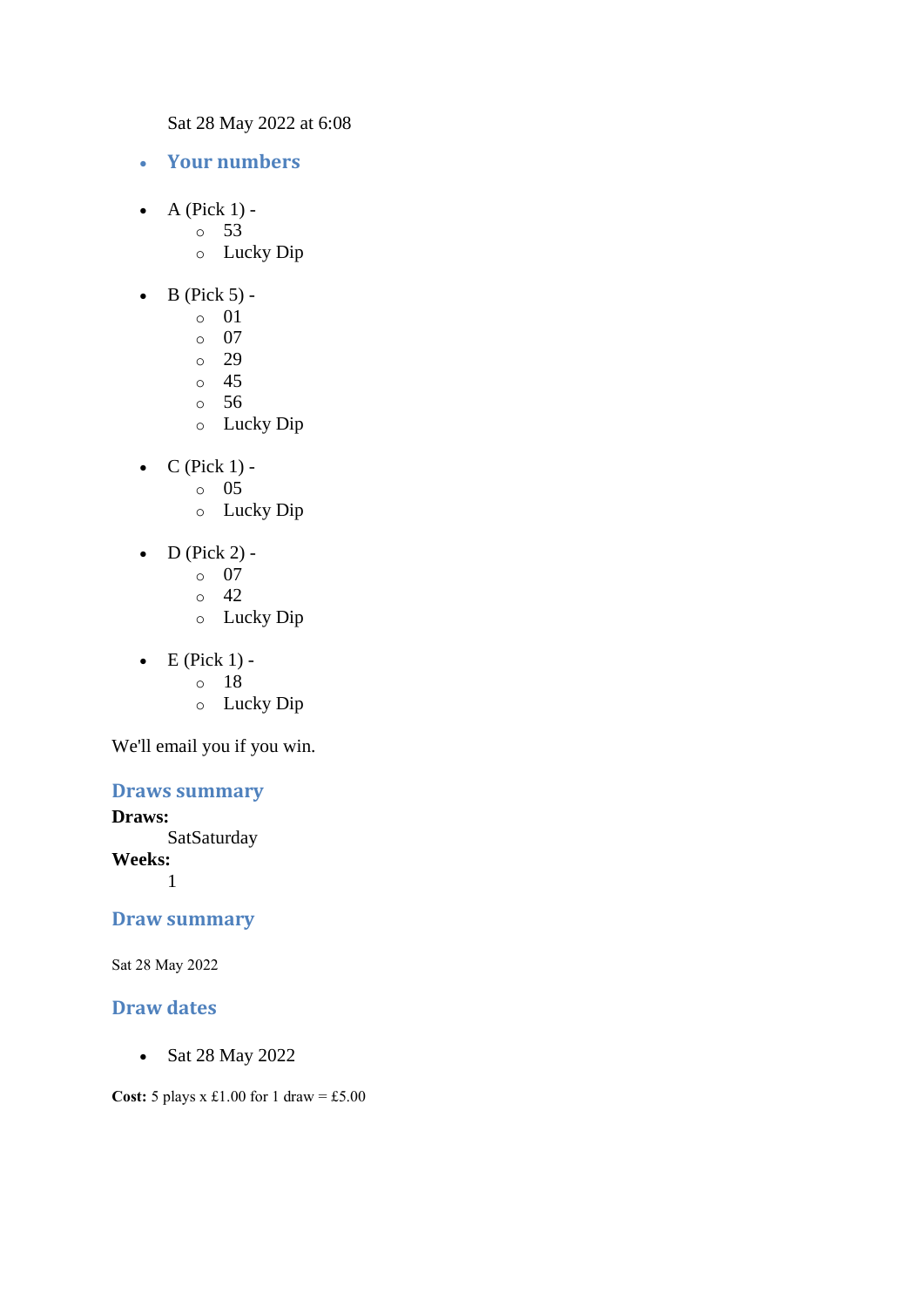Sat 28 May 2022 at 6:08

- **Your numbers**

- A (Pick 1) -
  - 53
  - Lucky Dip

- B (Pick 5) -
  - 01
  - 07
  - 29
  - 45
  - 56
  - Lucky Dip

- C (Pick 1) -
  - 05
  - Lucky Dip

- D (Pick 2) -
  - 07
  - 42
  - Lucky Dip

- E (Pick 1) -
  - 18
  - Lucky Dip

We'll email you if you win.

## Draws summary

**Draws:**
SatSaturday
**Weeks:**
1

## Draw summary

Sat 28 May 2022

## Draw dates

- Sat 28 May 2022

**Cost:** 5 plays x £1.00 for 1 draw = £5.00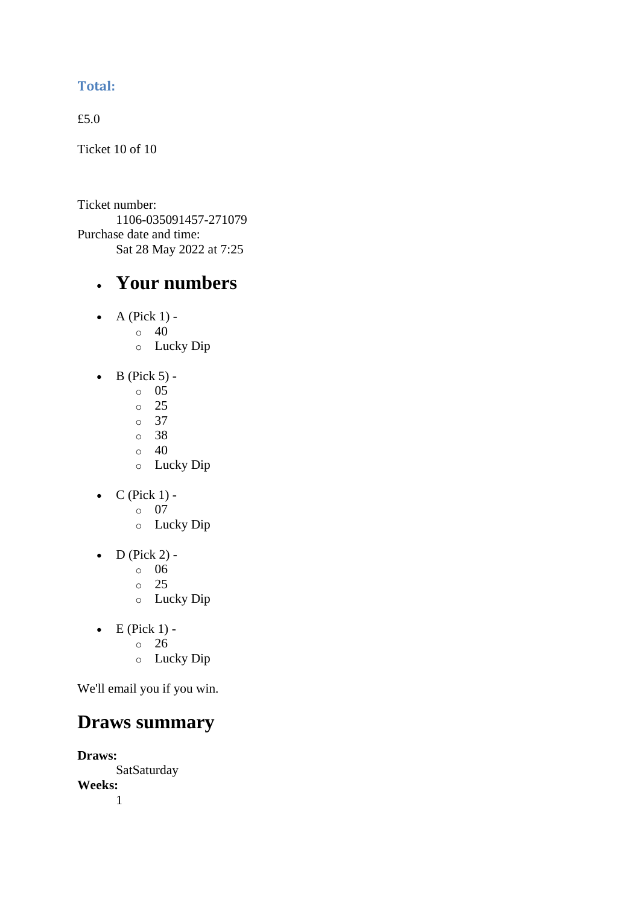### Total:

£5.0

Ticket 10 of 10

Ticket number:
: 1106-035091457-271079

Purchase date and time:
: Sat 28 May 2022 at 7:25

- ## Your numbers

- A (Pick 1) -
  - 40
  - Lucky Dip

- B (Pick 5) -
  - 05
  - 25
  - 37
  - 38
  - 40
  - Lucky Dip

- C (Pick 1) -
  - 07
  - Lucky Dip

- D (Pick 2) -
  - 06
  - 25
  - Lucky Dip

- E (Pick 1) -
  - 26
  - Lucky Dip

We'll email you if you win.

## Draws summary

**Draws:**
: SatSaturday

**Weeks:**
: 1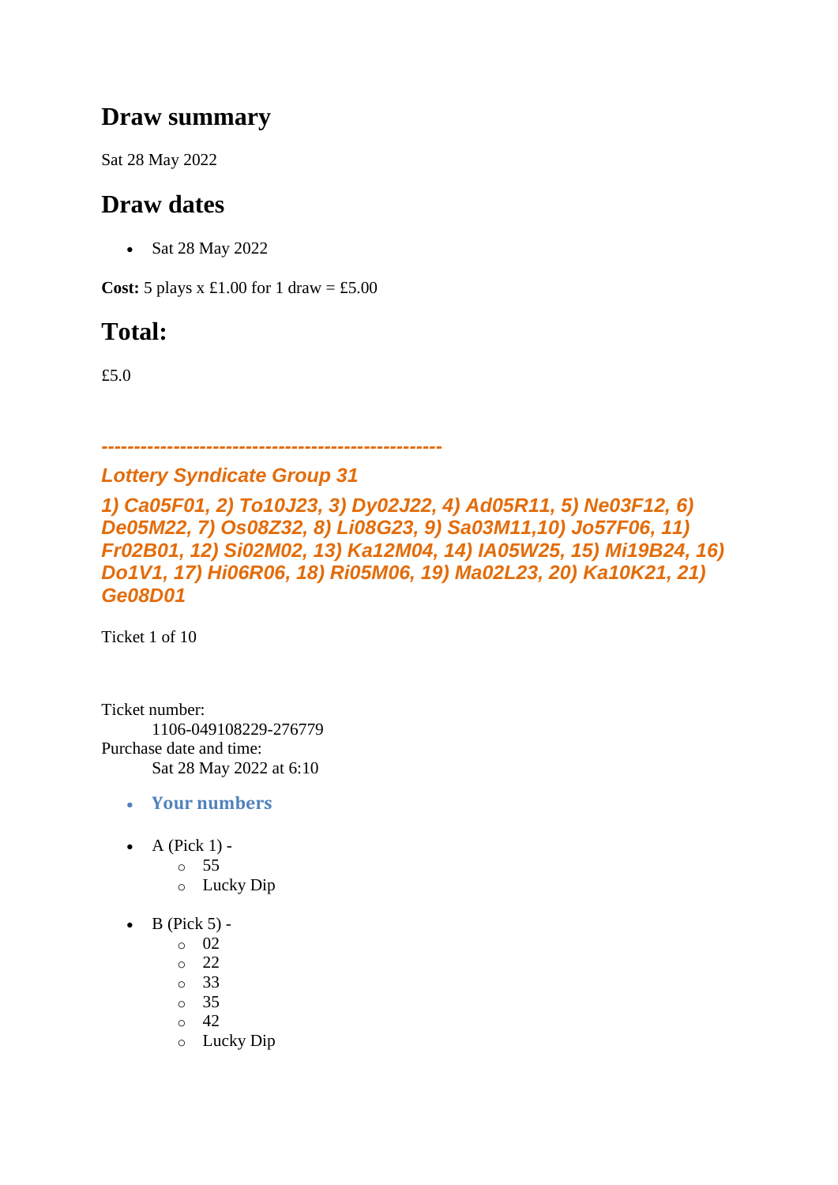## Draw summary

Sat 28 May 2022

## Draw dates

- Sat 28 May 2022

**Cost:** 5 plays x £1.00 for 1 draw = £5.00

## Total:

£5.0

***----------------------------------------------------***

### *Lottery Syndicate Group 31*

### *1) Ca05F01, 2) To10J23, 3) Dy02J22, 4) Ad05R11, 5) Ne03F12, 6) De05M22, 7) Os08Z32, 8) Li08G23, 9) Sa03M11,10) Jo57F06, 11) Fr02B01, 12) Si02M02, 13) Ka12M04, 14) IA05W25, 15) Mi19B24, 16) Do1V1, 17) Hi06R06, 18) Ri05M06, 19) Ma02L23, 20) Ka10K21, 21) Ge08D01*

Ticket 1 of 10

Ticket number:
    1106-049108229-276779
Purchase date and time:
    Sat 28 May 2022 at 6:10

- **Your numbers**

- A (Pick 1) -
  - 55
  - Lucky Dip

- B (Pick 5) -
  - 02
  - 22
  - 33
  - 35
  - 42
  - Lucky Dip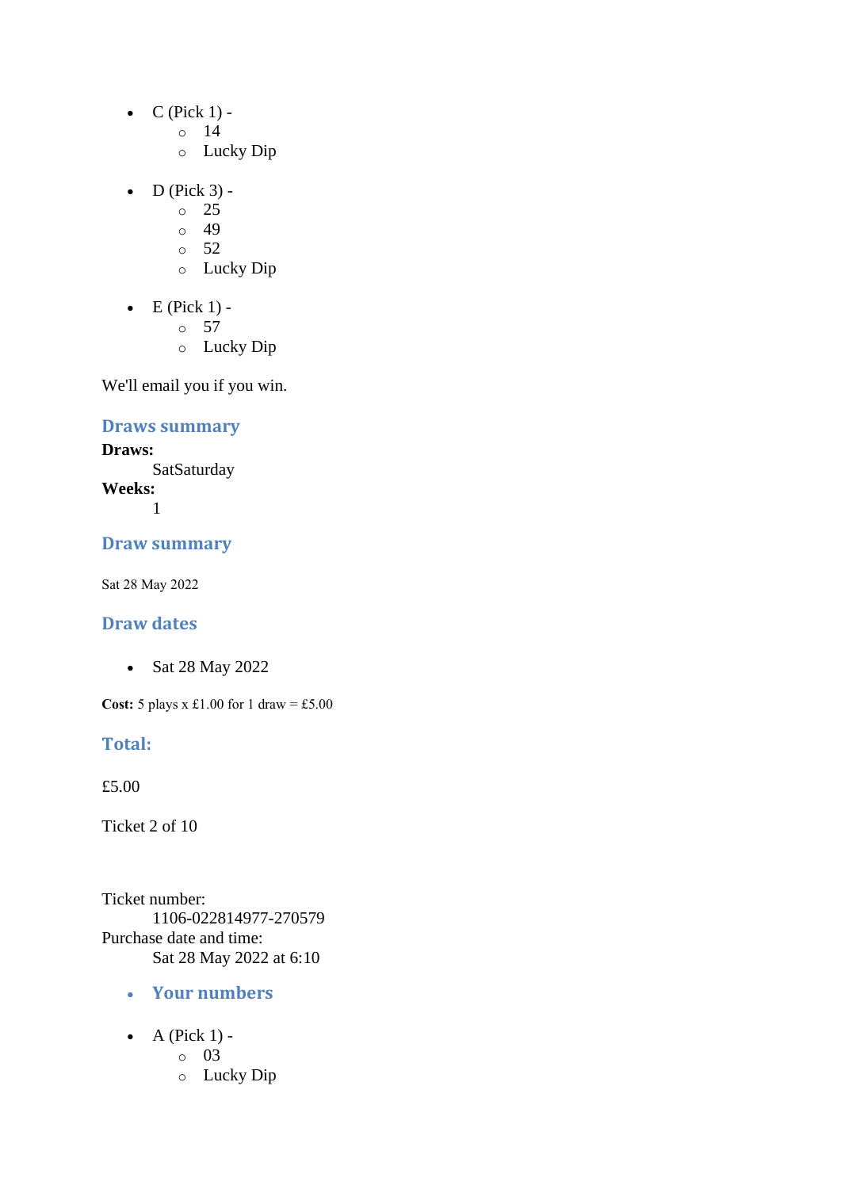- C (Pick 1) -
  - 14
  - Lucky Dip

- D (Pick 3) -
  - 25
  - 49
  - 52
  - Lucky Dip

- E (Pick 1) -
  - 57
  - Lucky Dip

We'll email you if you win.

### Draws summary

**Draws:**
SatSaturday
**Weeks:**
1

### Draw summary

Sat 28 May 2022

### Draw dates

- Sat 28 May 2022

**Cost:** 5 plays x £1.00 for 1 draw = £5.00

### Total:

£5.00

Ticket 2 of 10

Ticket number:
1106-022814977-270579
Purchase date and time:
Sat 28 May 2022 at 6:10

- ### Your numbers

- A (Pick 1) -
  - 03
  - Lucky Dip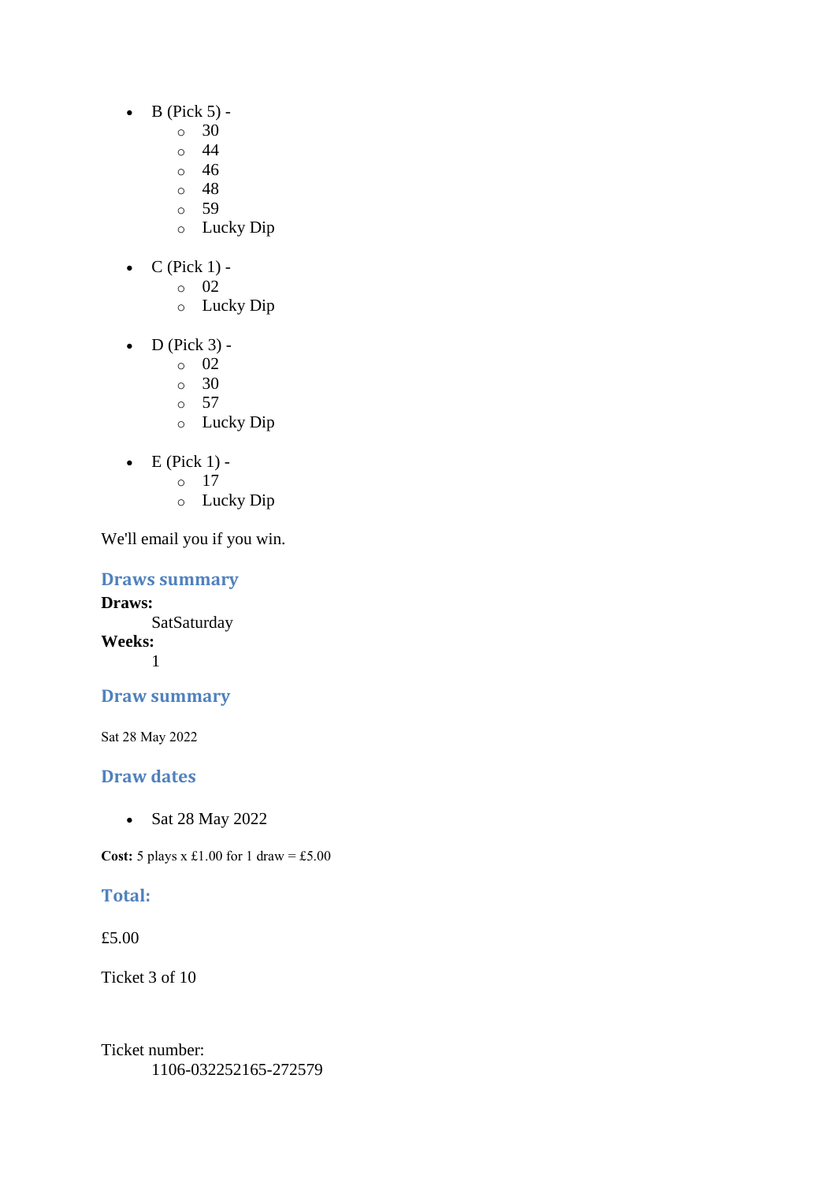- B (Pick 5) -
  - 30
  - 44
  - 46
  - 48
  - 59
  - Lucky Dip

- C (Pick 1) -
  - 02
  - Lucky Dip

- D (Pick 3) -
  - 02
  - 30
  - 57
  - Lucky Dip

- E (Pick 1) -
  - 17
  - Lucky Dip

We'll email you if you win.

## Draws summary

**Draws:**
SatSaturday
**Weeks:**
1

## Draw summary

Sat 28 May 2022

## Draw dates

- Sat 28 May 2022

**Cost:** 5 plays x £1.00 for 1 draw = £5.00

## Total:

£5.00

Ticket 3 of 10

Ticket number:
1106-032252165-272579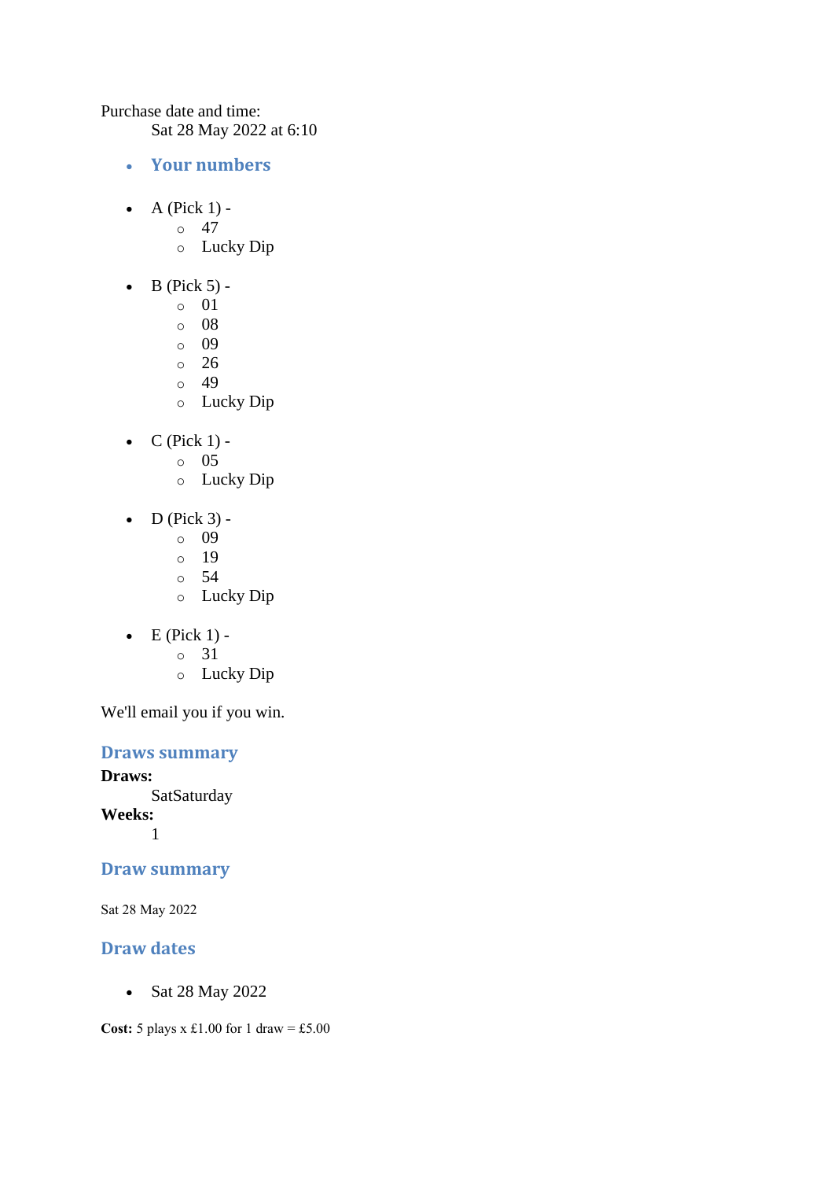Purchase date and time:

Sat 28 May 2022 at 6:10

- ### Your numbers

- A (Pick 1) -
  - 47
  - Lucky Dip

- B (Pick 5) -
  - 01
  - 08
  - 09
  - 26
  - 49
  - Lucky Dip

- C (Pick 1) -
  - 05
  - Lucky Dip

- D (Pick 3) -
  - 09
  - 19
  - 54
  - Lucky Dip

- E (Pick 1) -
  - 31
  - Lucky Dip

We'll email you if you win.

### Draws summary

**Draws:**

SatSaturday

**Weeks:**

1

### Draw summary

Sat 28 May 2022

### Draw dates

- Sat 28 May 2022

**Cost:** 5 plays x £1.00 for 1 draw = £5.00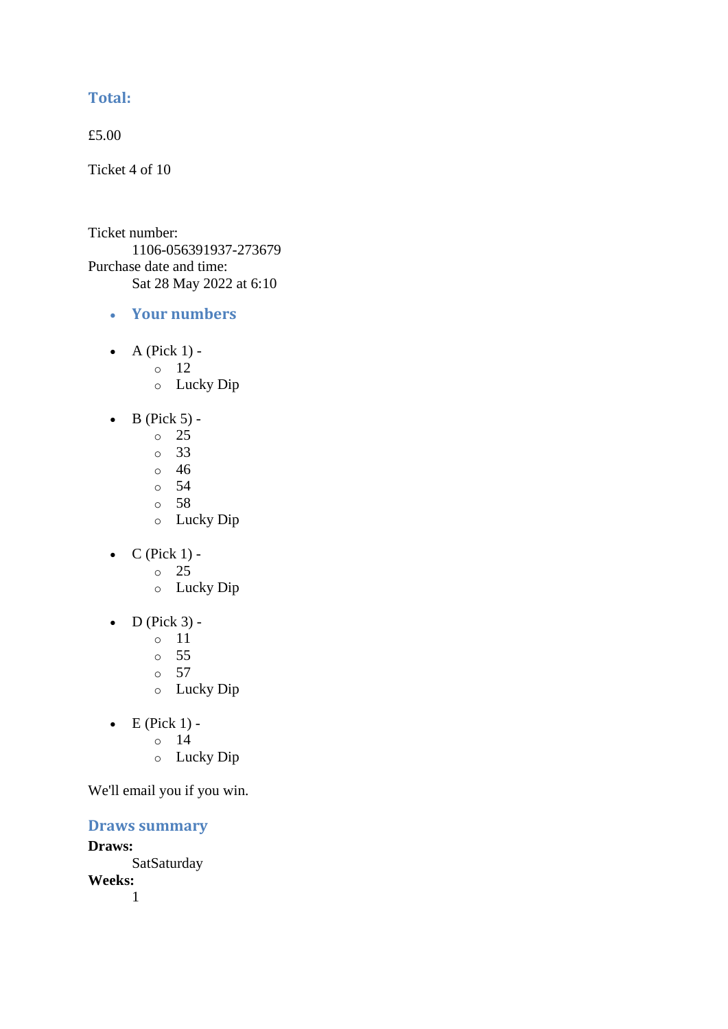### Total:

£5.00

Ticket 4 of 10

Ticket number:
    1106-056391937-273679
Purchase date and time:
    Sat 28 May 2022 at 6:10

- ### Your numbers

- A (Pick 1) -
    - 12
    - Lucky Dip

- B (Pick 5) -
    - 25
    - 33
    - 46
    - 54
    - 58
    - Lucky Dip

- C (Pick 1) -
    - 25
    - Lucky Dip

- D (Pick 3) -
    - 11
    - 55
    - 57
    - Lucky Dip

- E (Pick 1) -
    - 14
    - Lucky Dip

We'll email you if you win.

### Draws summary

**Draws:**
    SatSaturday
**Weeks:**
    1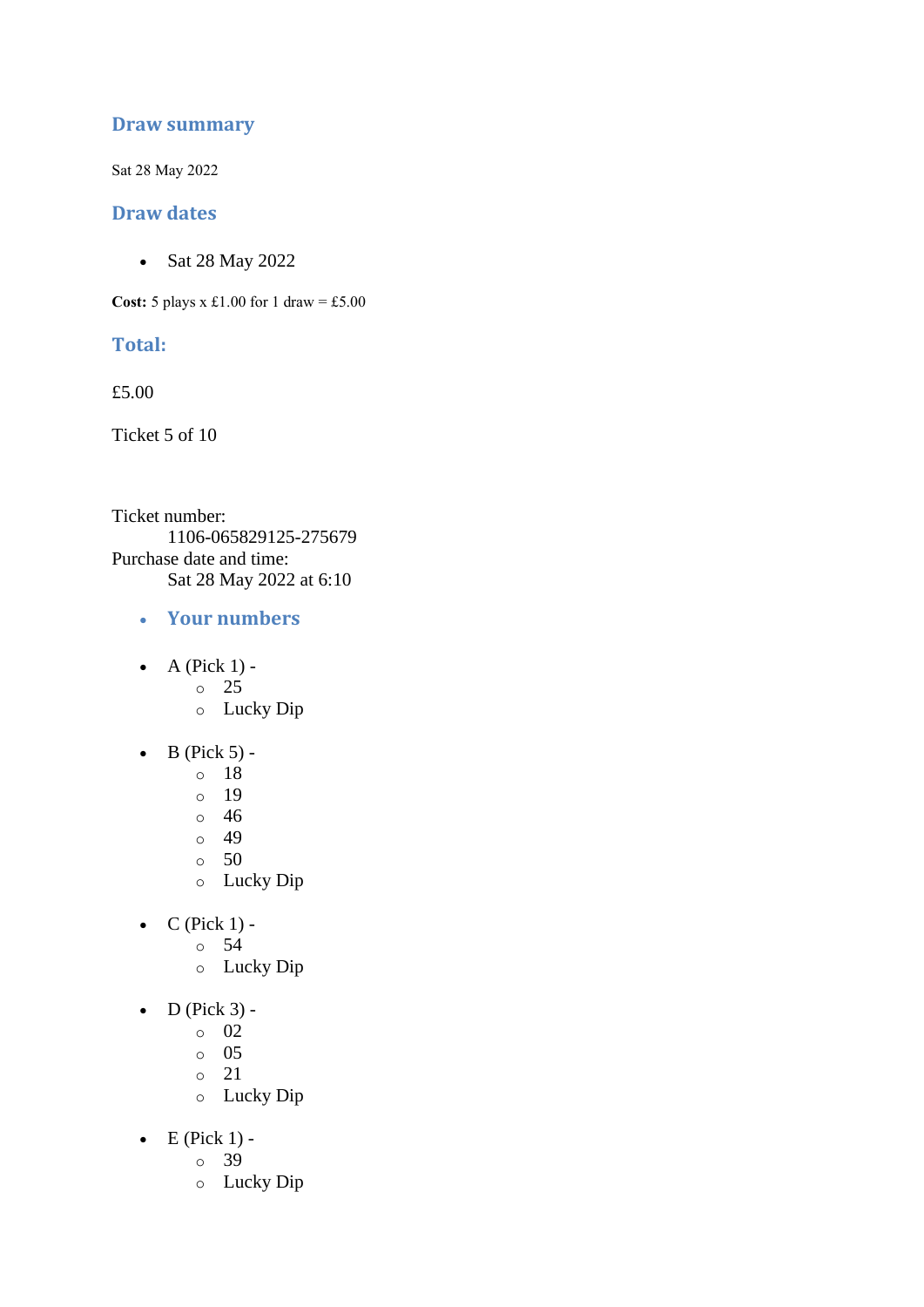## Draw summary

Sat 28 May 2022

## Draw dates

- Sat 28 May 2022

**Cost:** 5 plays x £1.00 for 1 draw = £5.00

## Total:

£5.00

Ticket 5 of 10

Ticket number:
    1106-065829125-275679
Purchase date and time:
    Sat 28 May 2022 at 6:10

- ## Your numbers

- A (Pick 1) -
    - 25
    - Lucky Dip
- B (Pick 5) -
    - 18
    - 19
    - 46
    - 49
    - 50
    - Lucky Dip
- C (Pick 1) -
    - 54
    - Lucky Dip
- D (Pick 3) -
    - 02
    - 05
    - 21
    - Lucky Dip
- E (Pick 1) -
    - 39
    - Lucky Dip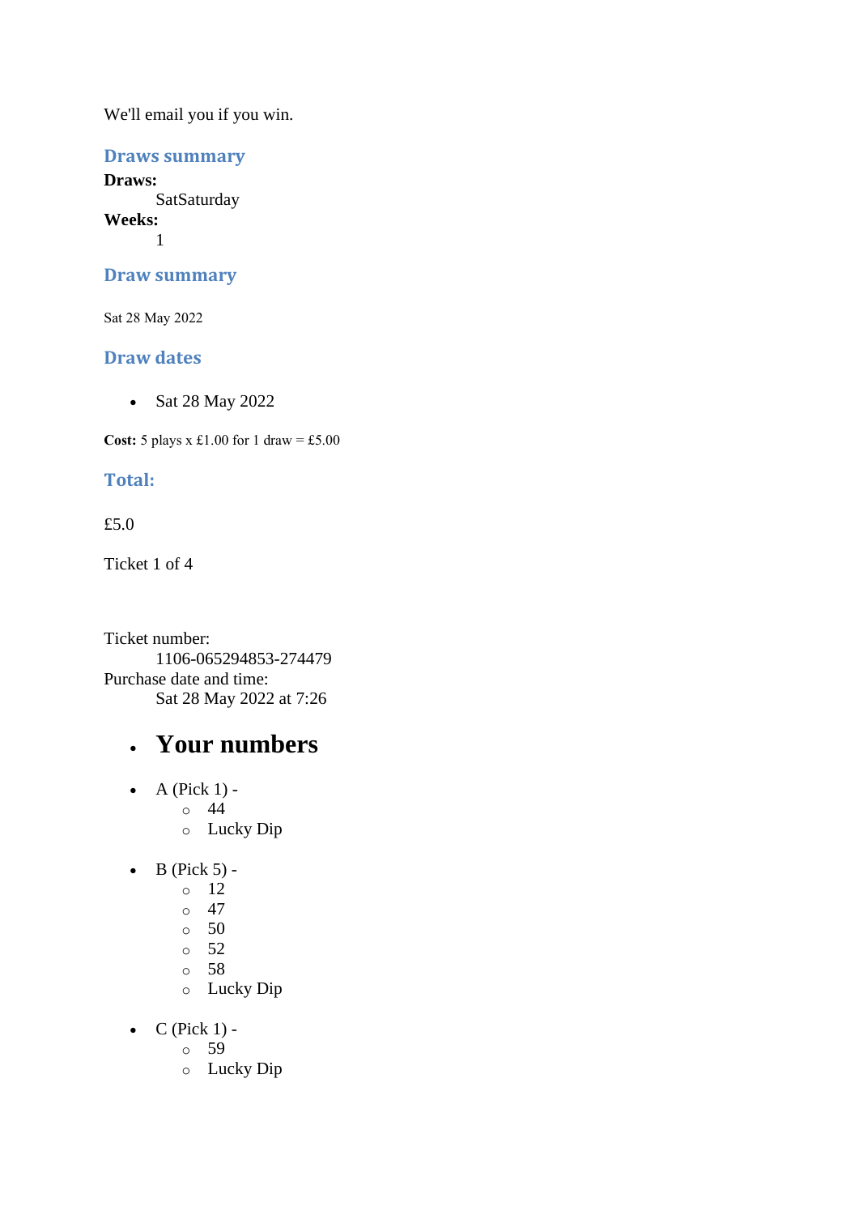We'll email you if you win.

### Draws summary

**Draws:**
: SatSaturday

**Weeks:**
: 1

### Draw summary

Sat 28 May 2022

### Draw dates

- Sat 28 May 2022

**Cost:** 5 plays x £1.00 for 1 draw = £5.00

### Total:

£5.0

Ticket 1 of 4

Ticket number:
: 1106-065294853-274479

Purchase date and time:
: Sat 28 May 2022 at 7:26

- # Your numbers

- A (Pick 1) -
  - 44
  - Lucky Dip

- B (Pick 5) -
  - 12
  - 47
  - 50
  - 52
  - 58
  - Lucky Dip

- C (Pick 1) -
  - 59
  - Lucky Dip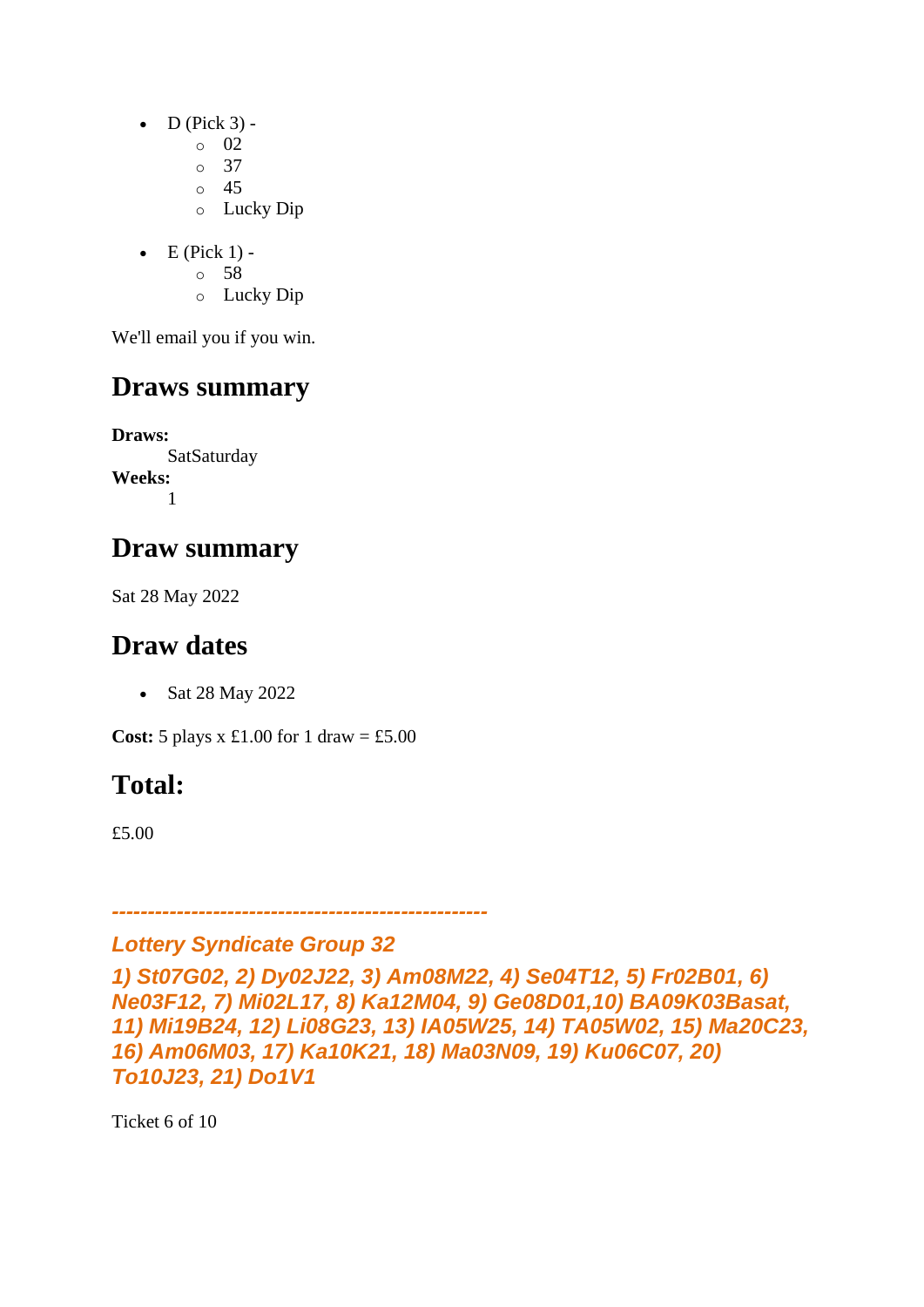- D (Pick 3) -
  - 02
  - 37
  - 45
  - Lucky Dip

- E (Pick 1) -
  - 58
  - Lucky Dip

We'll email you if you win.

## Draws summary

**Draws:**
SatSaturday
**Weeks:**
1

## Draw summary

Sat 28 May 2022

## Draw dates

- Sat 28 May 2022

**Cost:** 5 plays x £1.00 for 1 draw = £5.00

## Total:

£5.00

***----------------------------------------------------***

***Lottery Syndicate Group 32***

***1) St07G02, 2) Dy02J22, 3) Am08M22, 4) Se04T12, 5) Fr02B01, 6) Ne03F12, 7) Mi02L17, 8) Ka12M04, 9) Ge08D01,10) BA09K03Basat, 11) Mi19B24, 12) Li08G23, 13) IA05W25, 14) TA05W02, 15) Ma20C23, 16) Am06M03, 17) Ka10K21, 18) Ma03N09, 19) Ku06C07, 20) To10J23, 21) Do1V1***

Ticket 6 of 10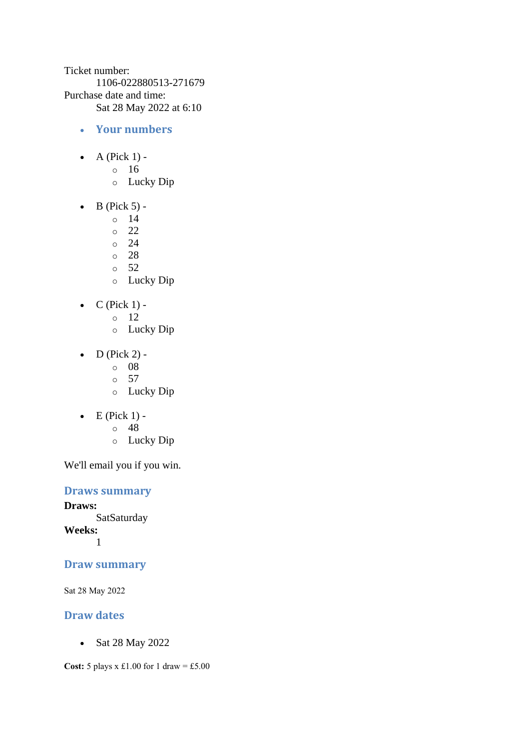Ticket number:
1106-022880513-271679
Purchase date and time:
Sat 28 May 2022 at 6:10

- ### Your numbers

- A (Pick 1) -
  - 16
  - Lucky Dip

- B (Pick 5) -
  - 14
  - 22
  - 24
  - 28
  - 52
  - Lucky Dip

- C (Pick 1) -
  - 12
  - Lucky Dip

- D (Pick 2) -
  - 08
  - 57
  - Lucky Dip

- E (Pick 1) -
  - 48
  - Lucky Dip

We'll email you if you win.

### Draws summary

**Draws:**
SatSaturday
**Weeks:**
1

### Draw summary

Sat 28 May 2022

### Draw dates

- Sat 28 May 2022

**Cost:** 5 plays x £1.00 for 1 draw = £5.00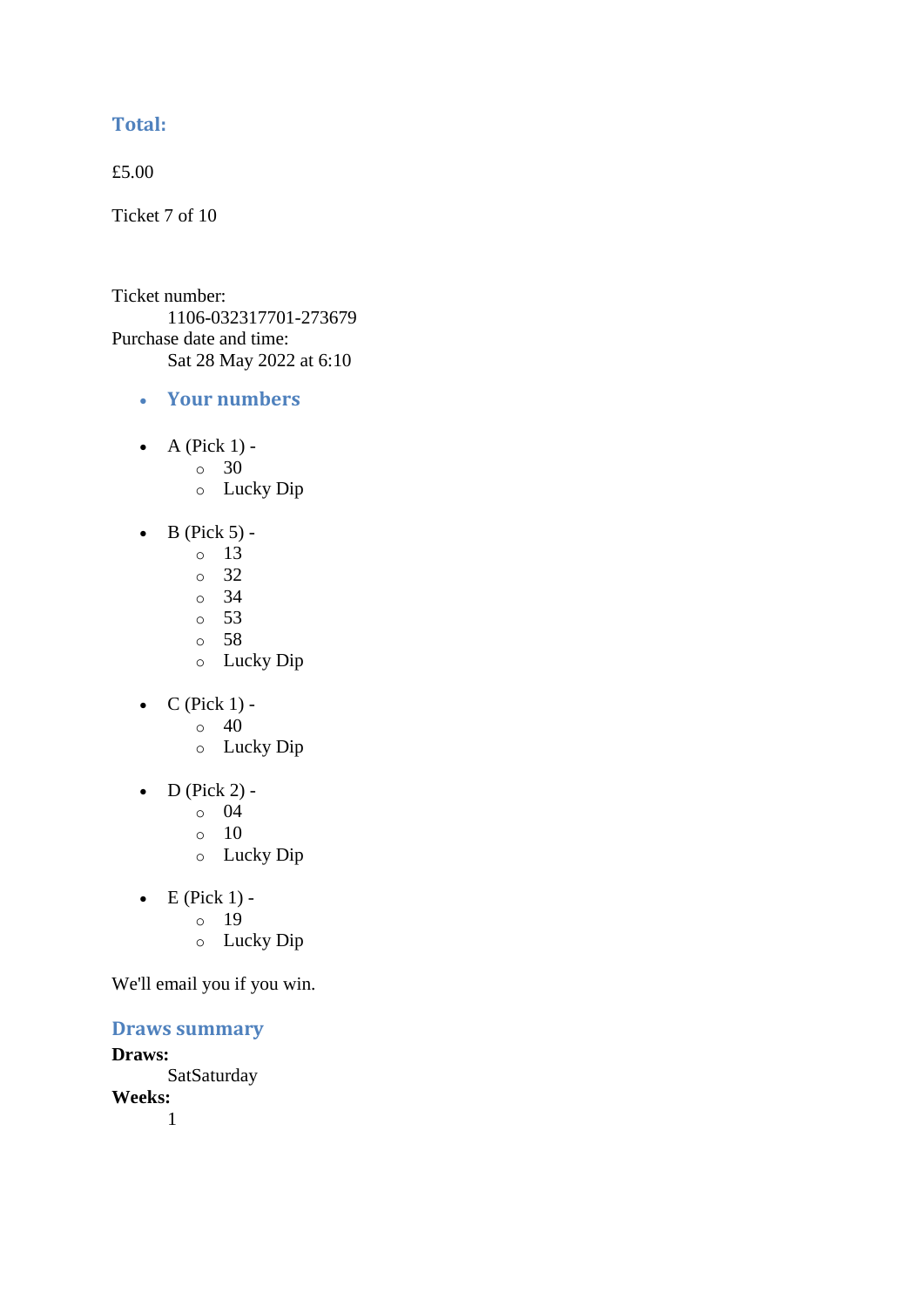### Total:

£5.00

Ticket 7 of 10

Ticket number:
    1106-032317701-273679
Purchase date and time:
    Sat 28 May 2022 at 6:10

- ### Your numbers

- A (Pick 1) -
  - 30
  - Lucky Dip

- B (Pick 5) -
  - 13
  - 32
  - 34
  - 53
  - 58
  - Lucky Dip

- C (Pick 1) -
  - 40
  - Lucky Dip

- D (Pick 2) -
  - 04
  - 10
  - Lucky Dip

- E (Pick 1) -
  - 19
  - Lucky Dip

We'll email you if you win.

### Draws summary

**Draws:**
    SatSaturday
**Weeks:**
    1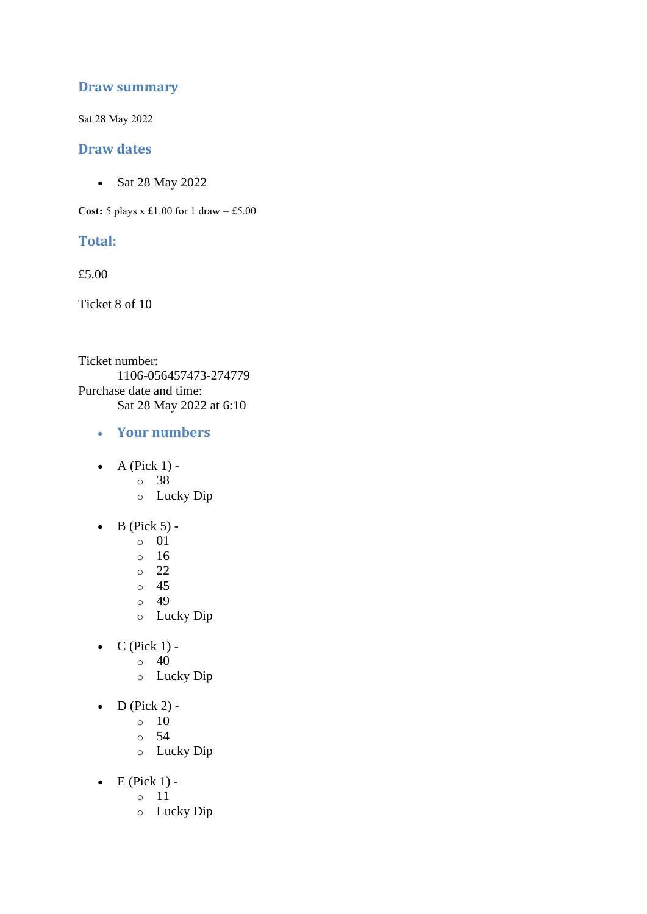## Draw summary

Sat 28 May 2022

## Draw dates

- Sat 28 May 2022

**Cost:** 5 plays x £1.00 for 1 draw = £5.00

## Total:

£5.00

Ticket 8 of 10

Ticket number:
    1106-056457473-274779
Purchase date and time:
    Sat 28 May 2022 at 6:10

- **Your numbers**

- A (Pick 1) -
  - 38
  - Lucky Dip

- B (Pick 5) -
  - 01
  - 16
  - 22
  - 45
  - 49
  - Lucky Dip

- C (Pick 1) -
  - 40
  - Lucky Dip

- D (Pick 2) -
  - 10
  - 54
  - Lucky Dip

- E (Pick 1) -
  - 11
  - Lucky Dip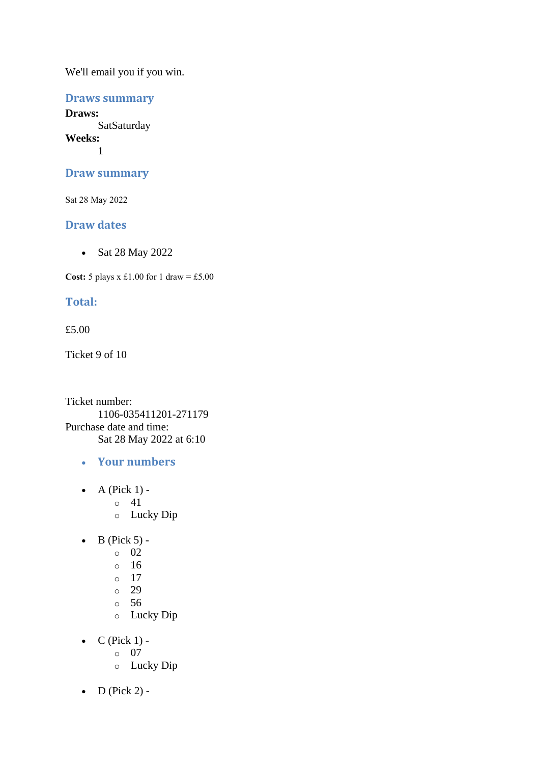We'll email you if you win.

## Draws summary

**Draws:**
  SatSaturday
**Weeks:**
  1

## Draw summary

Sat 28 May 2022

## Draw dates

- Sat 28 May 2022

**Cost:** 5 plays x £1.00 for 1 draw = £5.00

## Total:

£5.00

Ticket 9 of 10

Ticket number:
  1106-035411201-271179
Purchase date and time:
  Sat 28 May 2022 at 6:10

- ### Your numbers

- A (Pick 1) -
    - 41
    - Lucky Dip

- B (Pick 5) -
    - 02
    - 16
    - 17
    - 29
    - 56
    - Lucky Dip

- C (Pick 1) -
    - 07
    - Lucky Dip

- D (Pick 2) -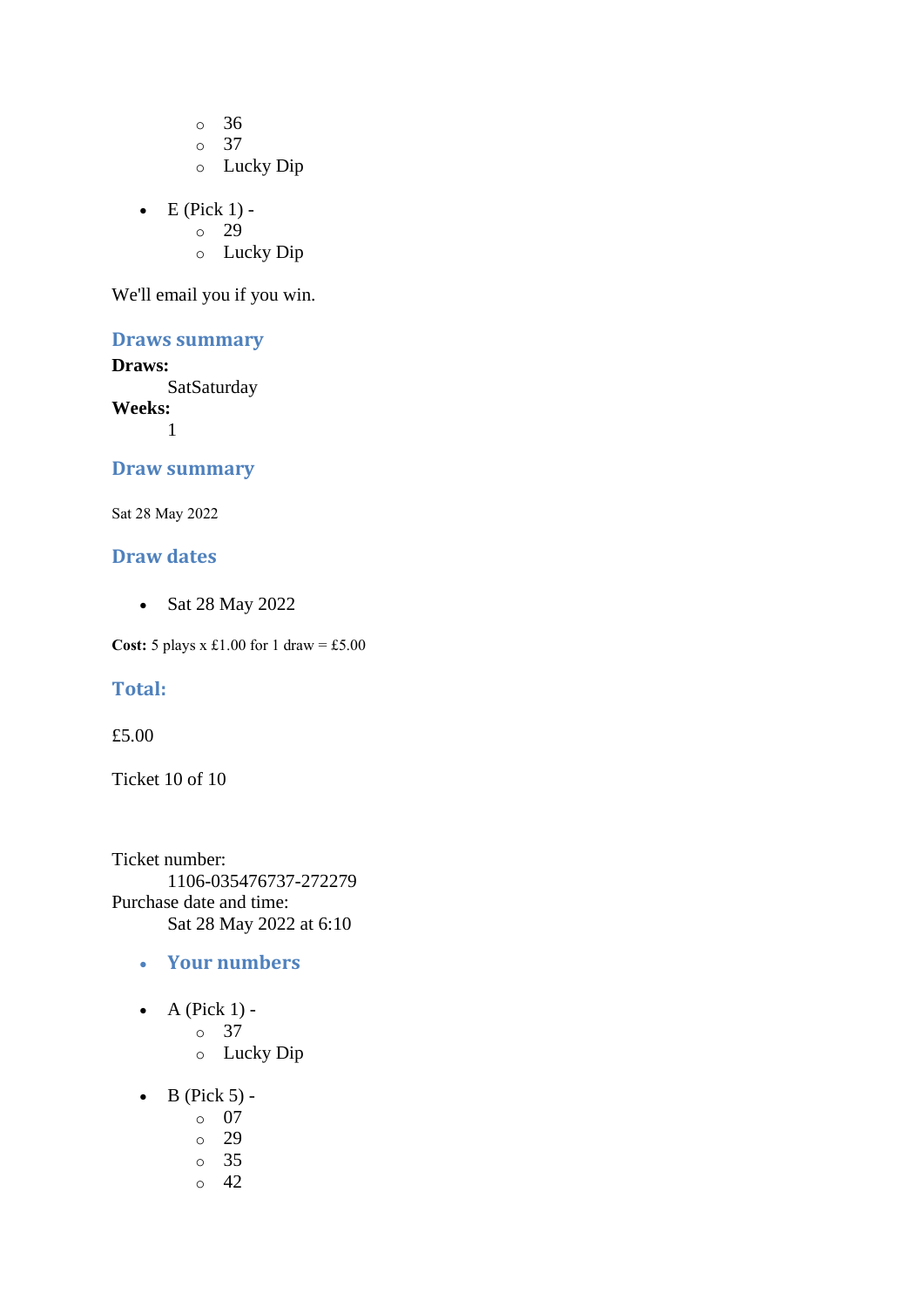- 36
    - 37
    - Lucky Dip

- E (Pick 1) -
    - 29
    - Lucky Dip

We'll email you if you win.

### Draws summary

**Draws:**
: SatSaturday

**Weeks:**
: 1

### Draw summary

Sat 28 May 2022

### Draw dates

- Sat 28 May 2022

**Cost:** 5 plays x £1.00 for 1 draw = £5.00

### Total:

£5.00

Ticket 10 of 10

Ticket number:
: 1106-035476737-272279

Purchase date and time:
: Sat 28 May 2022 at 6:10

- ### Your numbers

- A (Pick 1) -
    - 37
    - Lucky Dip

- B (Pick 5) -
    - 07
    - 29
    - 35
    - 42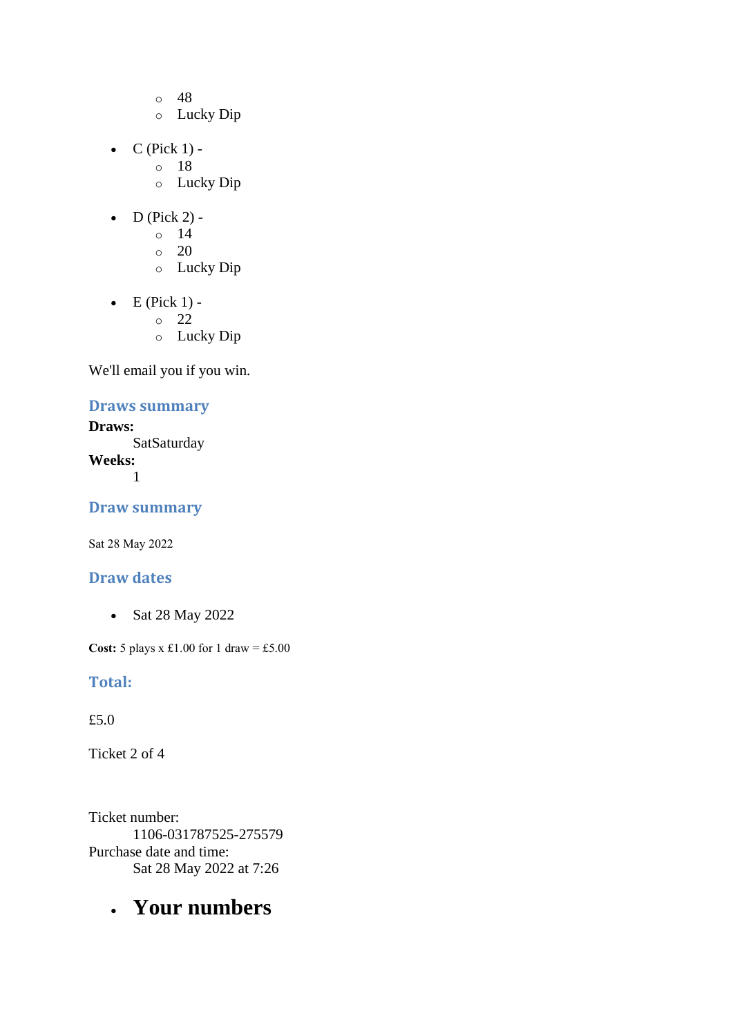- 48
    - Lucky Dip

- C (Pick 1) -
    - 18
    - Lucky Dip

- D (Pick 2) -
    - 14
    - 20
    - Lucky Dip

- E (Pick 1) -
    - 22
    - Lucky Dip

We'll email you if you win.

### Draws summary

**Draws:**
SatSaturday

**Weeks:**
1

### Draw summary

Sat 28 May 2022

### Draw dates

- Sat 28 May 2022

**Cost:** 5 plays x £1.00 for 1 draw = £5.00

### Total:

£5.0

Ticket 2 of 4

Ticket number:
1106-031787525-275579

Purchase date and time:
Sat 28 May 2022 at 7:26

- # Your numbers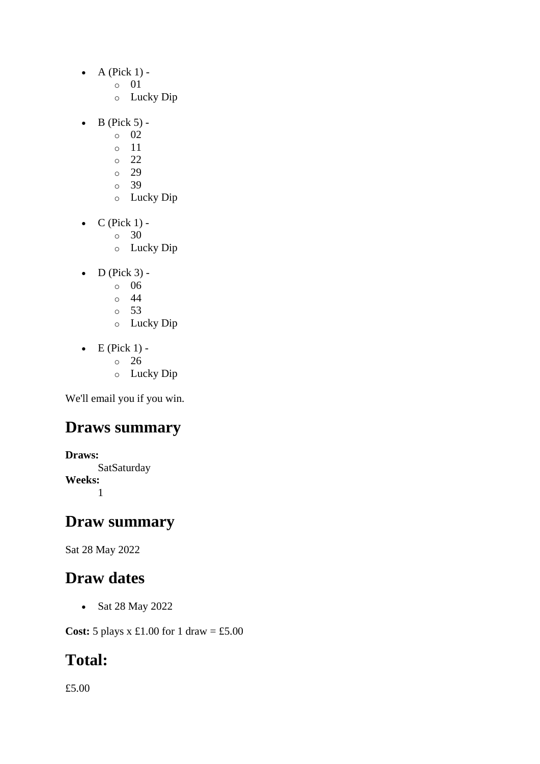- A (Pick 1) -
  - 01
  - Lucky Dip
- B (Pick 5) -
  - 02
  - 11
  - 22
  - 29
  - 39
  - Lucky Dip
- C (Pick 1) -
  - 30
  - Lucky Dip
- D (Pick 3) -
  - 06
  - 44
  - 53
  - Lucky Dip
- E (Pick 1) -
  - 26
  - Lucky Dip

We'll email you if you win.

## Draws summary

**Draws:**
SatSaturday
**Weeks:**
1

## Draw summary

Sat 28 May 2022

## Draw dates

- Sat 28 May 2022

**Cost:** 5 plays x £1.00 for 1 draw = £5.00

## Total:

£5.00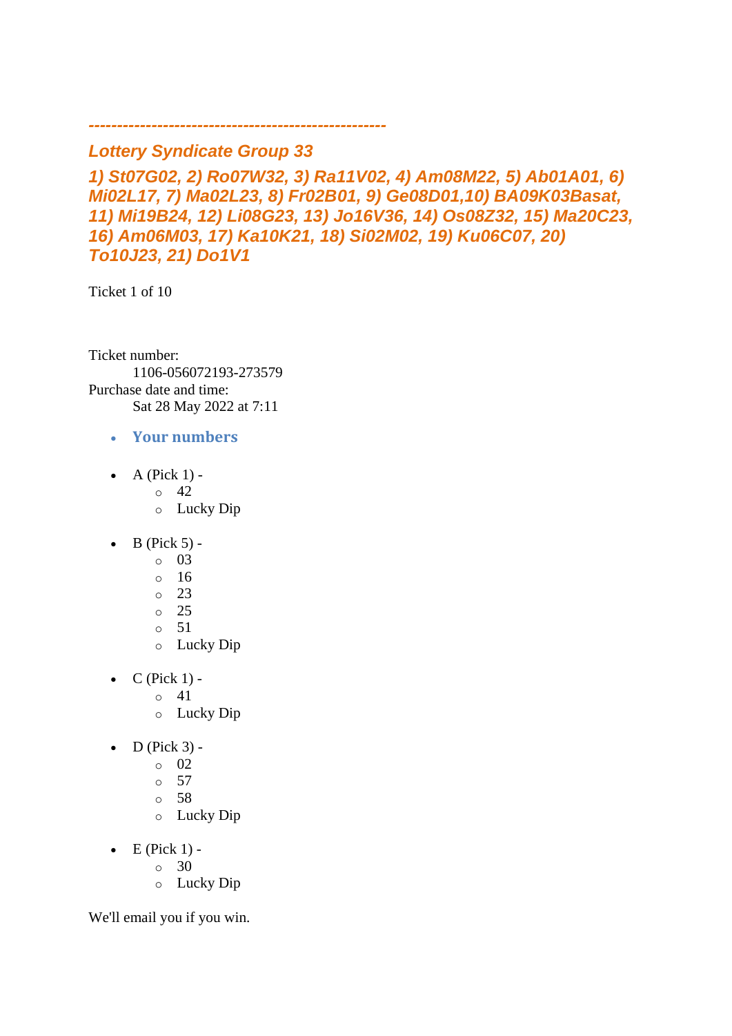---------------------------------------------------

## *Lottery Syndicate Group 33*

***1) St07G02, 2) Ro07W32, 3) Ra11V02, 4) Am08M22, 5) Ab01A01, 6) Mi02L17, 7) Ma02L23, 8) Fr02B01, 9) Ge08D01,10) BA09K03Basat, 11) Mi19B24, 12) Li08G23, 13) Jo16V36, 14) Os08Z32, 15) Ma20C23, 16) Am06M03, 17) Ka10K21, 18) Si02M02, 19) Ku06C07, 20) To10J23, 21) Do1V1***

Ticket 1 of 10

Ticket number:
 1106-056072193-273579
Purchase date and time:
 Sat 28 May 2022 at 7:11

- **Your numbers**

- A (Pick 1) -
  - 42
  - Lucky Dip

- B (Pick 5) -
  - 03
  - 16
  - 23
  - 25
  - 51
  - Lucky Dip

- C (Pick 1) -
  - 41
  - Lucky Dip

- D (Pick 3) -
  - 02
  - 57
  - 58
  - Lucky Dip

- E (Pick 1) -
  - 30
  - Lucky Dip

We'll email you if you win.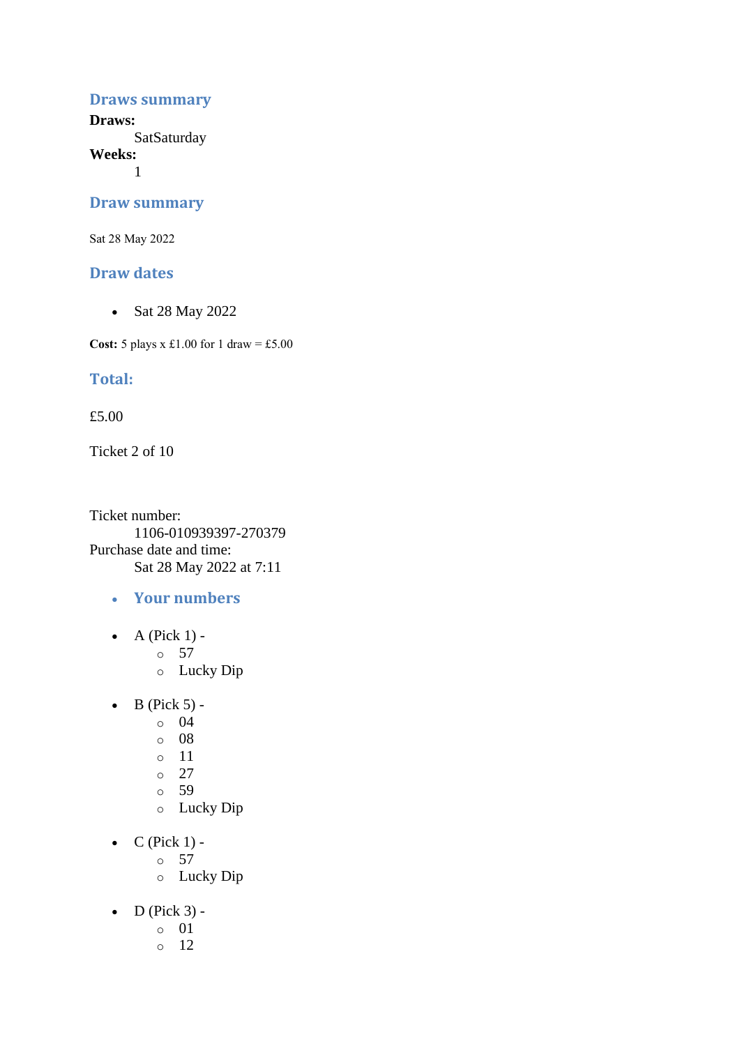## Draws summary

**Draws:**
: SatSaturday

**Weeks:**
: 1

## Draw summary

Sat 28 May 2022

## Draw dates

- Sat 28 May 2022

**Cost:** 5 plays x £1.00 for 1 draw = £5.00

## Total:

£5.00

Ticket 2 of 10

Ticket number:
: 1106-010939397-270379

Purchase date and time:
: Sat 28 May 2022 at 7:11

- ### Your numbers

- A (Pick 1) -
  - 57
  - Lucky Dip

- B (Pick 5) -
  - 04
  - 08
  - 11
  - 27
  - 59
  - Lucky Dip

- C (Pick 1) -
  - 57
  - Lucky Dip

- D (Pick 3) -
  - 01
  - 12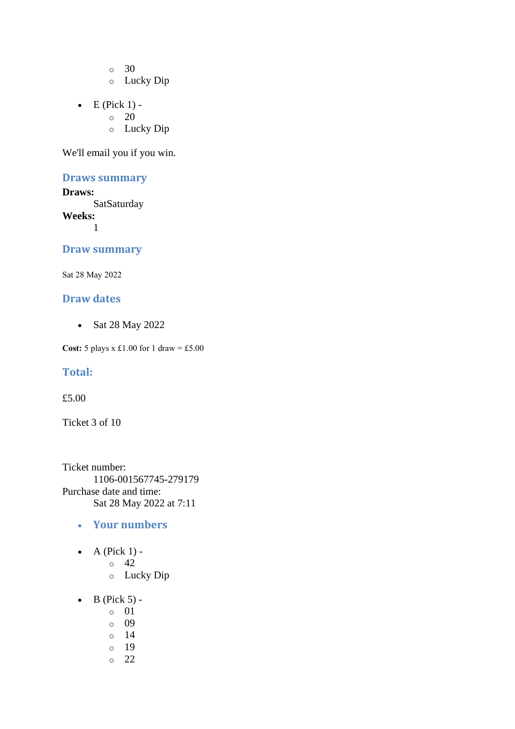- 30
  - Lucky Dip

- E (Pick 1) -
  - 20
  - Lucky Dip

We'll email you if you win.

### Draws summary

**Draws:**
SatSaturday
**Weeks:**
1

### Draw summary

Sat 28 May 2022

### Draw dates

- Sat 28 May 2022

**Cost:** 5 plays x £1.00 for 1 draw = £5.00

### Total:

£5.00

Ticket 3 of 10

Ticket number:
1106-001567745-279179
Purchase date and time:
Sat 28 May 2022 at 7:11

- ### Your numbers

- A (Pick 1) -
  - 42
  - Lucky Dip

- B (Pick 5) -
  - 01
  - 09
  - 14
  - 19
  - 22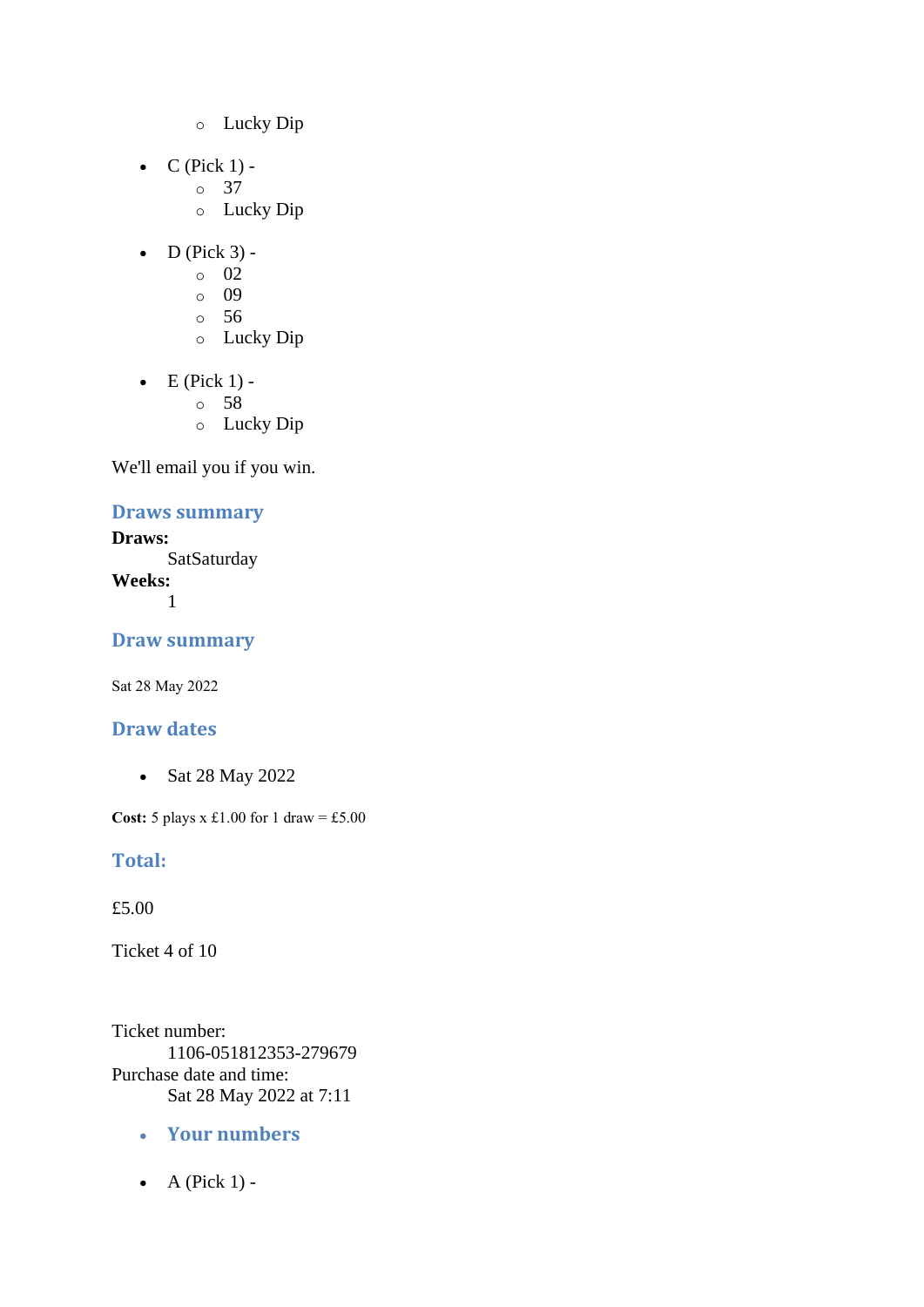- Lucky Dip

- C (Pick 1) -
  - 37
  - Lucky Dip

- D (Pick 3) -
  - 02
  - 09
  - 56
  - Lucky Dip

- E (Pick 1) -
  - 58
  - Lucky Dip

We'll email you if you win.

### Draws summary

**Draws:**
SatSaturday
**Weeks:**
1

### Draw summary

Sat 28 May 2022

### Draw dates

- Sat 28 May 2022

**Cost:** 5 plays x £1.00 for 1 draw = £5.00

### Total:

£5.00

Ticket 4 of 10

Ticket number:
1106-051812353-279679
Purchase date and time:
Sat 28 May 2022 at 7:11

- ### Your numbers

- A (Pick 1) -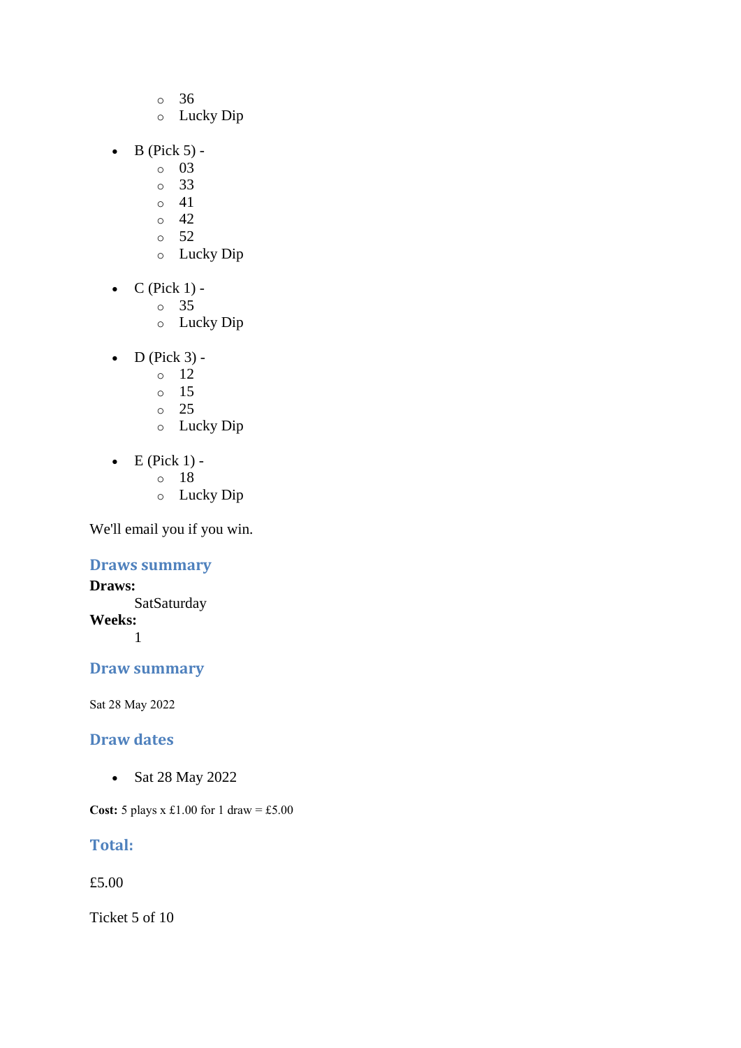- 36
  - Lucky Dip

- B (Pick 5) -
  - 03
  - 33
  - 41
  - 42
  - 52
  - Lucky Dip

- C (Pick 1) -
  - 35
  - Lucky Dip

- D (Pick 3) -
  - 12
  - 15
  - 25
  - Lucky Dip

- E (Pick 1) -
  - 18
  - Lucky Dip

We'll email you if you win.

### Draws summary

**Draws:**
: SatSaturday

**Weeks:**
: 1

### Draw summary

Sat 28 May 2022

### Draw dates

- Sat 28 May 2022

**Cost:** 5 plays x £1.00 for 1 draw = £5.00

### Total:

£5.00

Ticket 5 of 10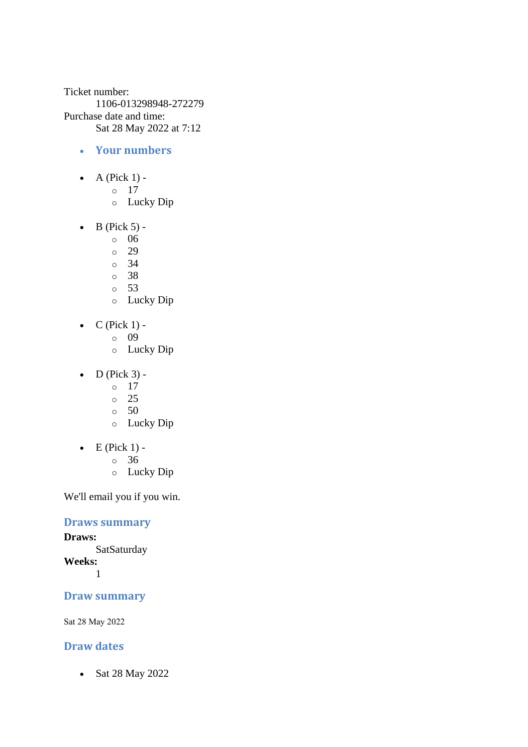Ticket number:

1106-013298948-272279

Purchase date and time:

Sat 28 May 2022 at 7:12

- ## Your numbers

- A (Pick 1) -
  - 17
  - Lucky Dip

- B (Pick 5) -
  - 06
  - 29
  - 34
  - 38
  - 53
  - Lucky Dip

- C (Pick 1) -
  - 09
  - Lucky Dip

- D (Pick 3) -
  - 17
  - 25
  - 50
  - Lucky Dip

- E (Pick 1) -
  - 36
  - Lucky Dip

We'll email you if you win.

## Draws summary

**Draws:**

SatSaturday

**Weeks:**

1

## Draw summary

Sat 28 May 2022

## Draw dates

- Sat 28 May 2022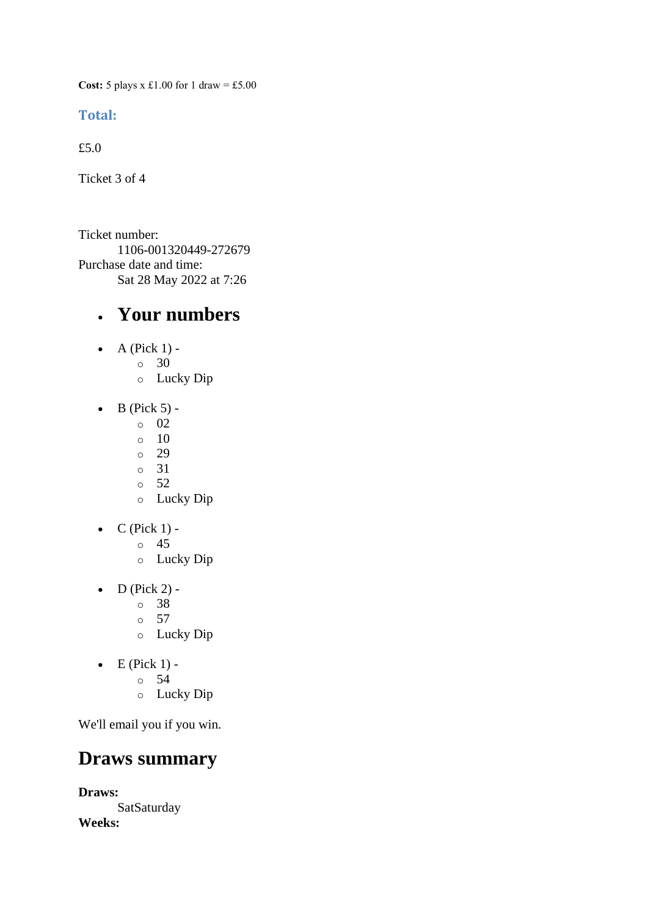**Cost:** 5 plays x £1.00 for 1 draw = £5.00

### Total:

£5.0

Ticket 3 of 4

Ticket number:
    1106-001320449-272679
Purchase date and time:
    Sat 28 May 2022 at 7:26

- ## Your numbers

- A (Pick 1) -
  - 30
  - Lucky Dip

- B (Pick 5) -
  - 02
  - 10
  - 29
  - 31
  - 52
  - Lucky Dip

- C (Pick 1) -
  - 45
  - Lucky Dip

- D (Pick 2) -
  - 38
  - 57
  - Lucky Dip

- E (Pick 1) -
  - 54
  - Lucky Dip

We'll email you if you win.

## Draws summary

**Draws:**
    SatSaturday
**Weeks:**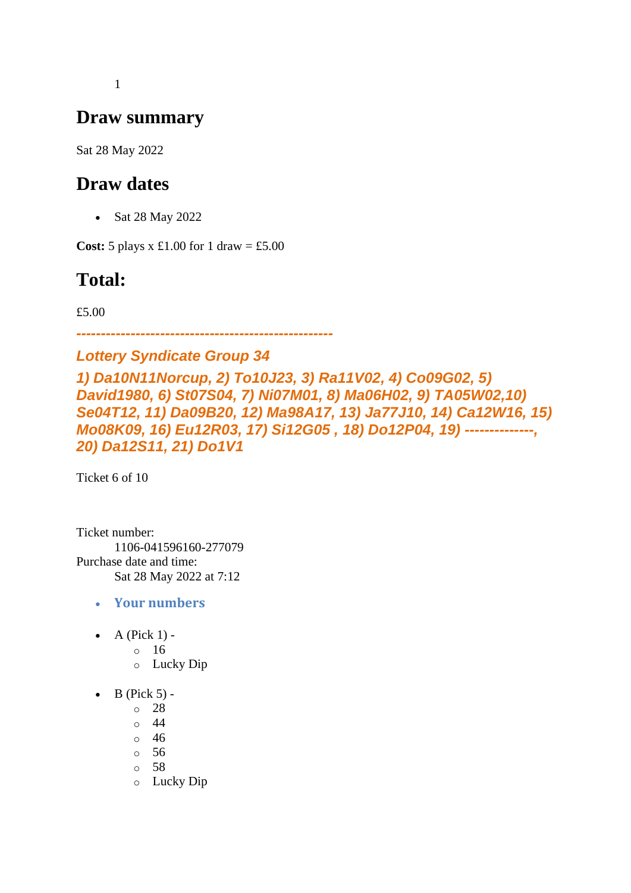1

## Draw summary

Sat 28 May 2022

## Draw dates

- Sat 28 May 2022

**Cost:** 5 plays x £1.00 for 1 draw = £5.00

## Total:

£5.00

***---------------------------------------------------***

***Lottery Syndicate Group 34***

***1) Da10N11Norcup, 2) To10J23, 3) Ra11V02, 4) Co09G02, 5) David1980, 6) St07S04, 7) Ni07M01, 8) Ma06H02, 9) TA05W02,10) Se04T12, 11) Da09B20, 12) Ma98A17, 13) Ja77J10, 14) Ca12W16, 15) Mo08K09, 16) Eu12R03, 17) Si12G05 , 18) Do12P04, 19) -------------, 20) Da12S11, 21) Do1V1***

Ticket 6 of 10

Ticket number:
    1106-041596160-277079
Purchase date and time:
    Sat 28 May 2022 at 7:12

- **Your numbers**

- A (Pick 1) -
  - 16
  - Lucky Dip

- B (Pick 5) -
  - 28
  - 44
  - 46
  - 56
  - 58
  - Lucky Dip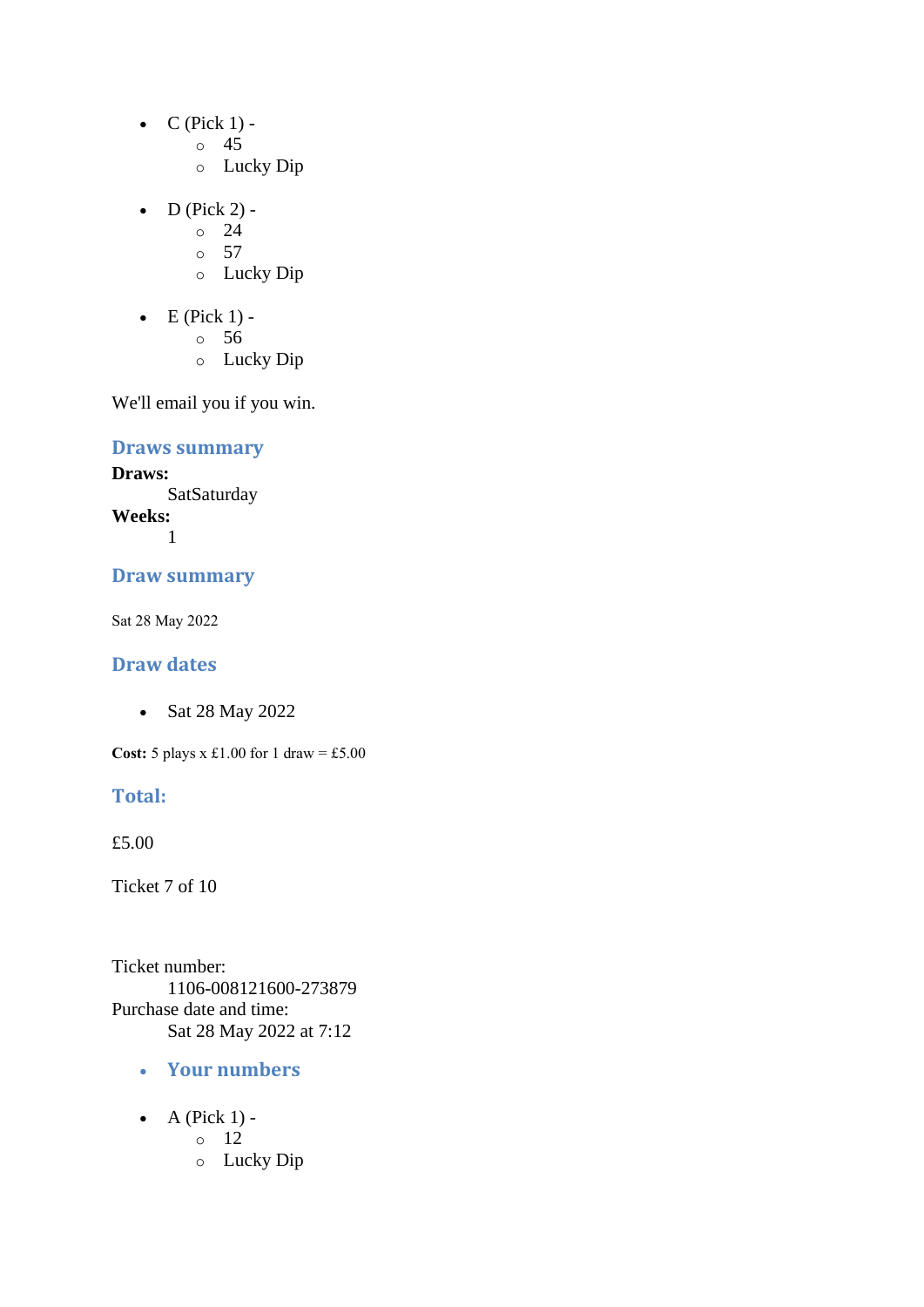- C (Pick 1) -
    - 45
    - Lucky Dip

- D (Pick 2) -
    - 24
    - 57
    - Lucky Dip

- E (Pick 1) -
    - 56
    - Lucky Dip

We'll email you if you win.

### Draws summary

**Draws:**
    SatSaturday
**Weeks:**
    1

### Draw summary

Sat 28 May 2022

### Draw dates

- Sat 28 May 2022

**Cost:** 5 plays x £1.00 for 1 draw = £5.00

### Total:

£5.00

Ticket 7 of 10

Ticket number:
    1106-008121600-273879
Purchase date and time:
    Sat 28 May 2022 at 7:12

- ### Your numbers

- A (Pick 1) -
    - 12
    - Lucky Dip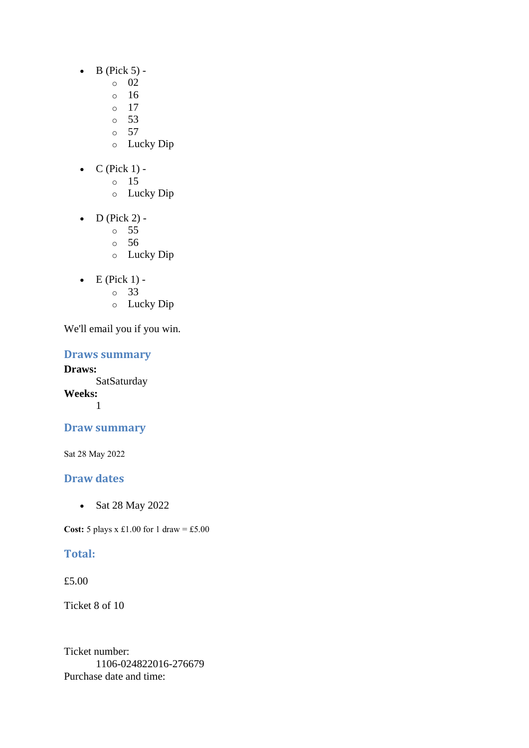- B (Pick 5) -
  - 02
  - 16
  - 17
  - 53
  - 57
  - Lucky Dip

- C (Pick 1) -
  - 15
  - Lucky Dip

- D (Pick 2) -
  - 55
  - 56
  - Lucky Dip

- E (Pick 1) -
  - 33
  - Lucky Dip

We'll email you if you win.

### Draws summary

**Draws:**
SatSaturday

**Weeks:**
1

### Draw summary

Sat 28 May 2022

### Draw dates

- Sat 28 May 2022

**Cost:** 5 plays x £1.00 for 1 draw = £5.00

### Total:

£5.00

Ticket 8 of 10

Ticket number:
1106-024822016-276679

Purchase date and time: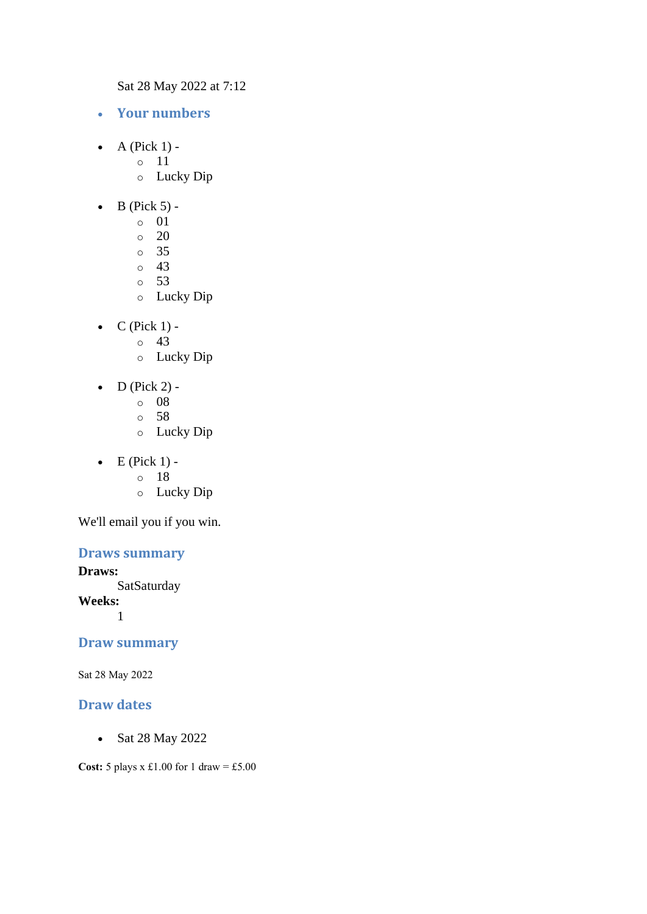Sat 28 May 2022 at 7:12

- **Your numbers**

- A (Pick 1) -
  - 11
  - Lucky Dip

- B (Pick 5) -
  - 01
  - 20
  - 35
  - 43
  - 53
  - Lucky Dip

- C (Pick 1) -
  - 43
  - Lucky Dip

- D (Pick 2) -
  - 08
  - 58
  - Lucky Dip

- E (Pick 1) -
  - 18
  - Lucky Dip

We'll email you if you win.

## Draws summary

**Draws:**
SatSaturday
**Weeks:**
1

## Draw summary

Sat 28 May 2022

## Draw dates

- Sat 28 May 2022

**Cost:** 5 plays x £1.00 for 1 draw = £5.00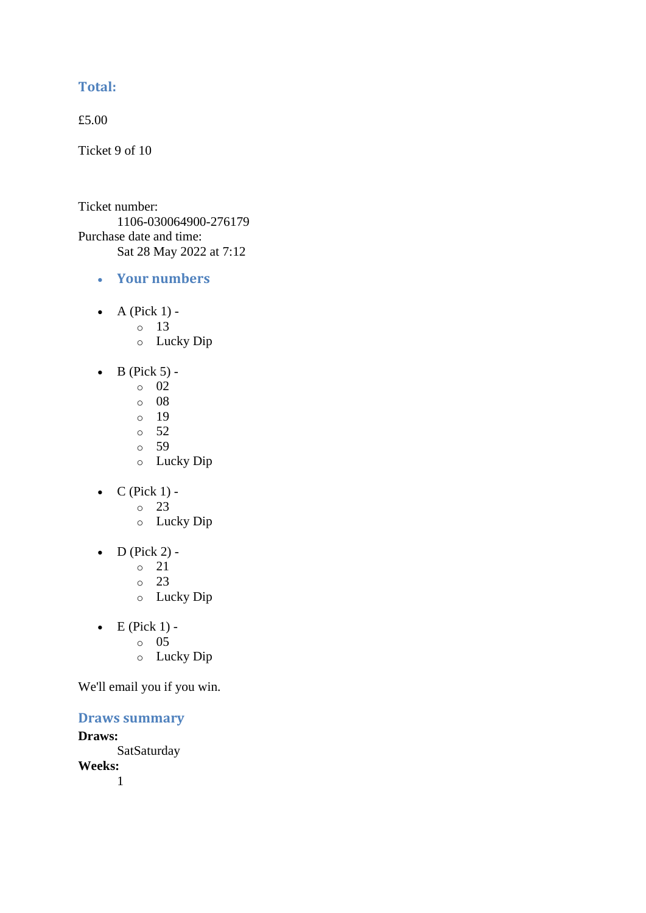### Total:

£5.00

Ticket 9 of 10

Ticket number:
    1106-030064900-276179
Purchase date and time:
    Sat 28 May 2022 at 7:12

- ### Your numbers

- A (Pick 1) -
  - 13
  - Lucky Dip

- B (Pick 5) -
  - 02
  - 08
  - 19
  - 52
  - 59
  - Lucky Dip

- C (Pick 1) -
  - 23
  - Lucky Dip

- D (Pick 2) -
  - 21
  - 23
  - Lucky Dip

- E (Pick 1) -
  - 05
  - Lucky Dip

We'll email you if you win.

### Draws summary

**Draws:**
    SatSaturday
**Weeks:**
    1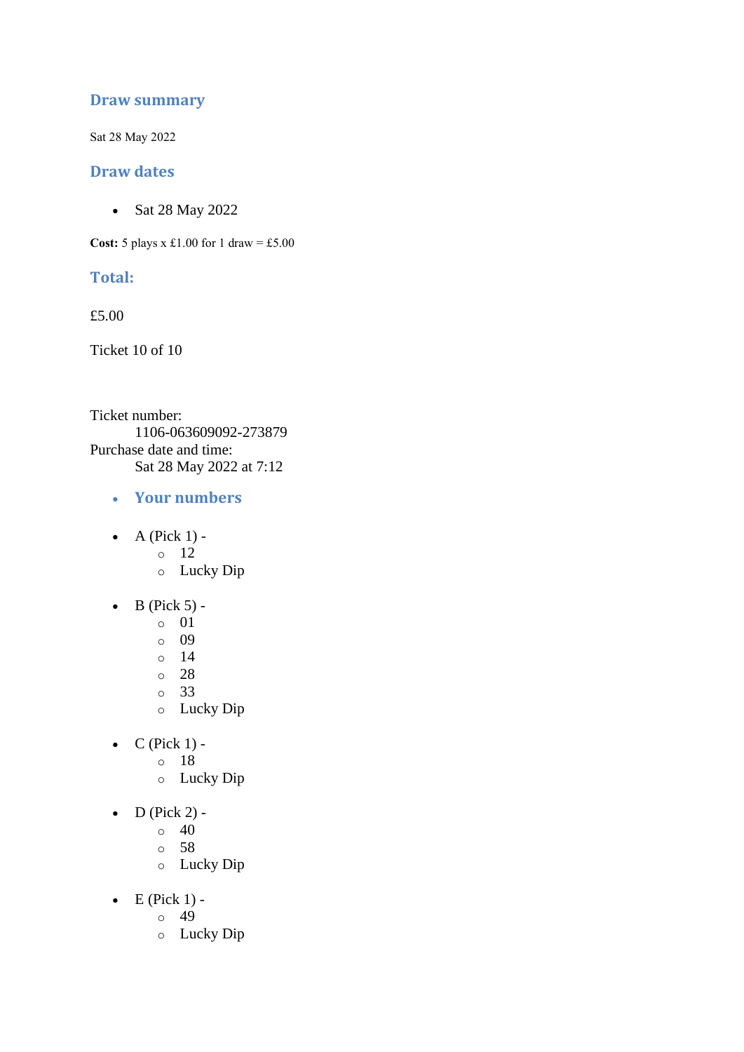## Draw summary

Sat 28 May 2022

## Draw dates

- Sat 28 May 2022

**Cost:** 5 plays x £1.00 for 1 draw = £5.00

## Total:

£5.00

Ticket 10 of 10

Ticket number:
    1106-063609092-273879
Purchase date and time:
    Sat 28 May 2022 at 7:12

- ### Your numbers

- A (Pick 1) -
    - 12
    - Lucky Dip
- B (Pick 5) -
    - 01
    - 09
    - 14
    - 28
    - 33
    - Lucky Dip
- C (Pick 1) -
    - 18
    - Lucky Dip
- D (Pick 2) -
    - 40
    - 58
    - Lucky Dip
- E (Pick 1) -
    - 49
    - Lucky Dip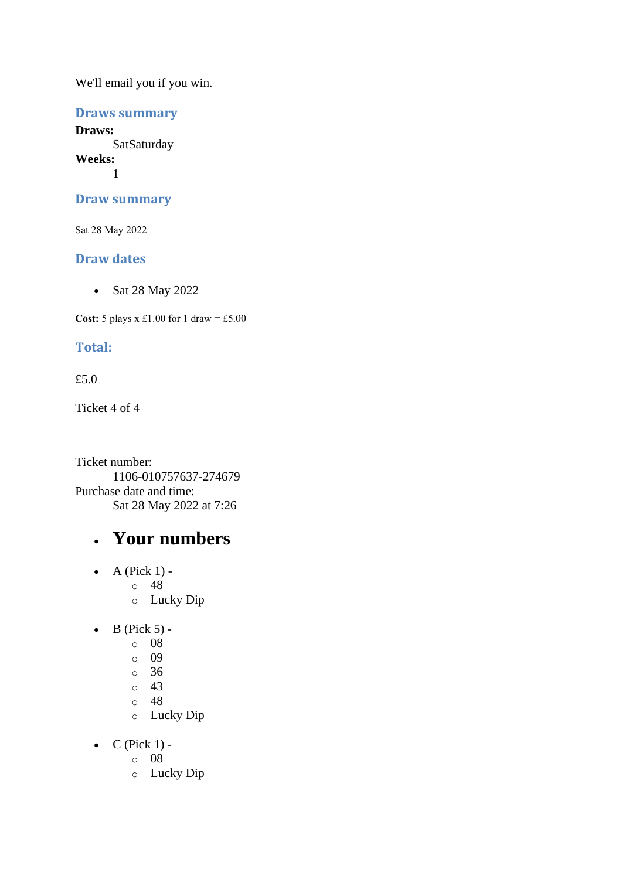We'll email you if you win.

### Draws summary

**Draws:**
    SatSaturday
**Weeks:**
    1

### Draw summary

Sat 28 May 2022

### Draw dates

- Sat 28 May 2022

**Cost:** 5 plays x £1.00 for 1 draw = £5.00

### Total:

£5.0

Ticket 4 of 4

Ticket number:
    1106-010757637-274679
Purchase date and time:
    Sat 28 May 2022 at 7:26

- # Your numbers

- A (Pick 1) -
    - 48
    - Lucky Dip

- B (Pick 5) -
    - 08
    - 09
    - 36
    - 43
    - 48
    - Lucky Dip

- C (Pick 1) -
    - 08
    - Lucky Dip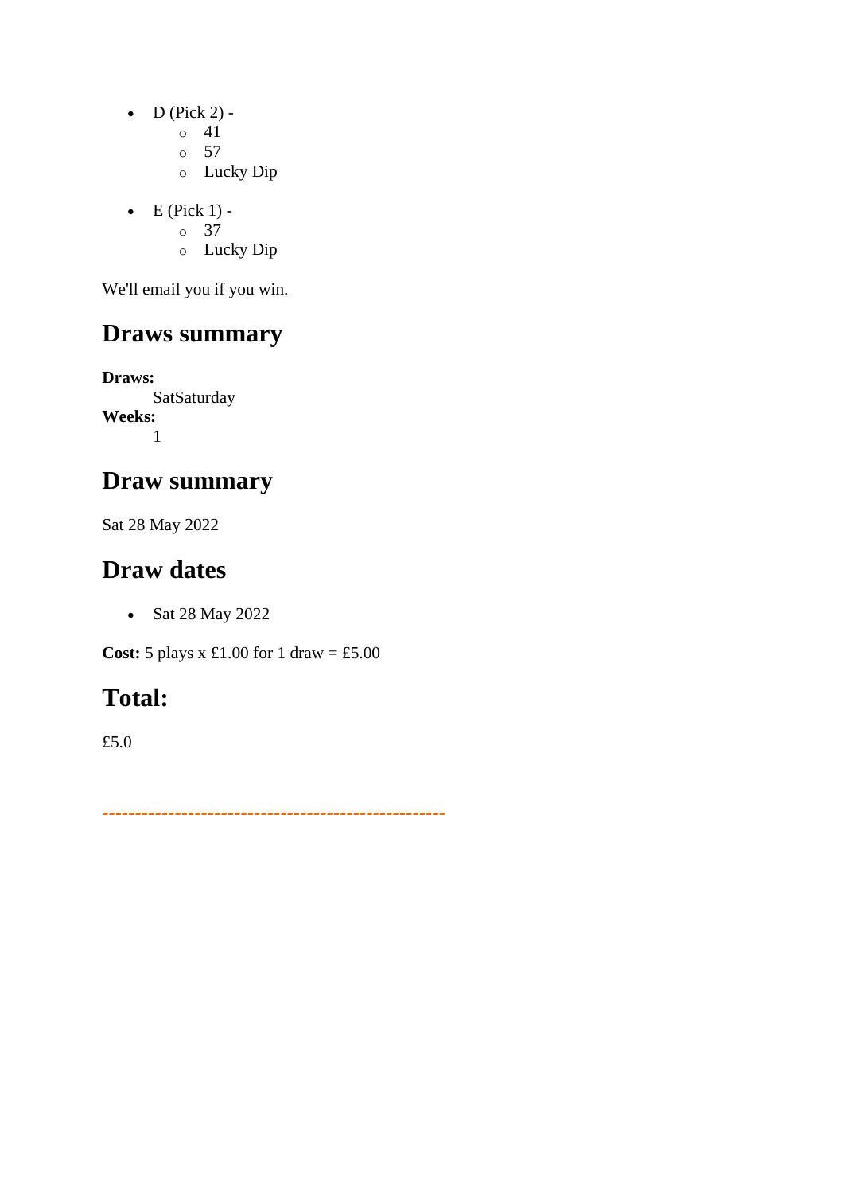- D (Pick 2) -
  - 41
  - 57
  - Lucky Dip

- E (Pick 1) -
  - 37
  - Lucky Dip

We'll email you if you win.

## Draws summary

**Draws:**
SatSaturday
**Weeks:**
1

## Draw summary

Sat 28 May 2022

## Draw dates

- Sat 28 May 2022

**Cost:** 5 plays x £1.00 for 1 draw = £5.00

## Total:

£5.0

--------------------------------------------------